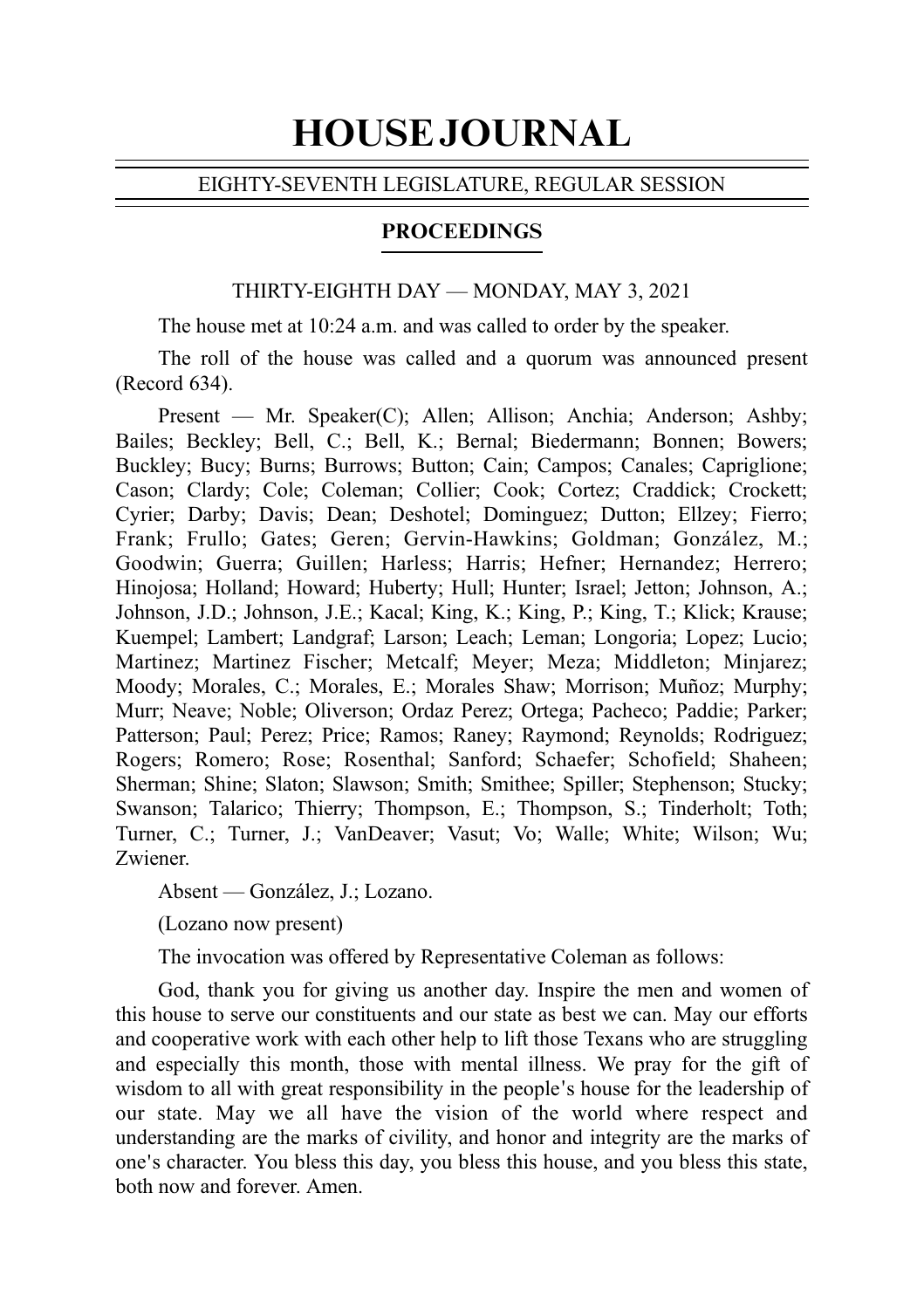# HOUSE JOURNAL

EIGHTY-SEVENTH LEGISLATURE, REGULAR SESSION

## PROCEEDINGS

THIRTY-EIGHTH DAY — MONDAY, MAY 3, 2021

The house met at 10:24 a.m. and was called to order by the speaker.

The roll of the house was called and a quorum was announced present (Record 634).

Present — Mr. Speaker(C); Allen; Allison; Anchia; Anderson; Ashby; Bailes; Beckley; Bell, C.; Bell, K.; Bernal; Biedermann; Bonnen; Bowers; Buckley; Bucy; Burns; Burrows; Button; Cain; Campos; Canales; Capriglione; Cason; Clardy; Cole; Coleman; Collier; Cook; Cortez; Craddick; Crockett; Cyrier; Darby; Davis; Dean; Deshotel; Dominguez; Dutton; Ellzey; Fierro; Frank; Frullo; Gates; Geren; Gervin-Hawkins; Goldman; González, M.; Goodwin; Guerra; Guillen; Harless; Harris; Hefner; Hernandez; Herrero; Hinojosa; Holland; Howard; Huberty; Hull; Hunter; Israel; Jetton; Johnson, A.; Johnson, J.D.; Johnson, J.E.; Kacal; King, K.; King, P.; King, T.; Klick; Krause; Kuempel; Lambert; Landgraf; Larson; Leach; Leman; Longoria; Lopez; Lucio; Martinez; Martinez Fischer; Metcalf; Meyer; Meza; Middleton; Minjarez; Moody; Morales, C.; Morales, E.; Morales Shaw; Morrison; Muñoz; Murphy; Murr; Neave; Noble; Oliverson; Ordaz Perez; Ortega; Pacheco; Paddie; Parker; Patterson; Paul; Perez; Price; Ramos; Raney; Raymond; Reynolds; Rodriguez; Rogers; Romero; Rose; Rosenthal; Sanford; Schaefer; Schofield; Shaheen; Sherman; Shine; Slaton; Slawson; Smith; Smithee; Spiller; Stephenson; Stucky; Swanson; Talarico; Thierry; Thompson, E.; Thompson, S.; Tinderholt; Toth; Turner, C.; Turner, J.; VanDeaver; Vasut; Vo; Walle; White; Wilson; Wu; Zwiener.

Absent — González, J.; Lozano.

(Lozano now present)

The invocation was offered by Representative Coleman as follows:

God, thank you for giving us another day. Inspire the men and women of this house to serve our constituents and our state as best we can. May our efforts and cooperative work with each other help to lift those Texans who are struggling and especially this month, those with mental illness. We pray for the gift of wisdom to all with great responsibility in the people's house for the leadership of our state. May we all have the vision of the world where respect and understanding are the marks of civility, and honor and integrity are the marks of one's character. You bless this day, you bless this house, and you bless this state, both now and forever. Amen.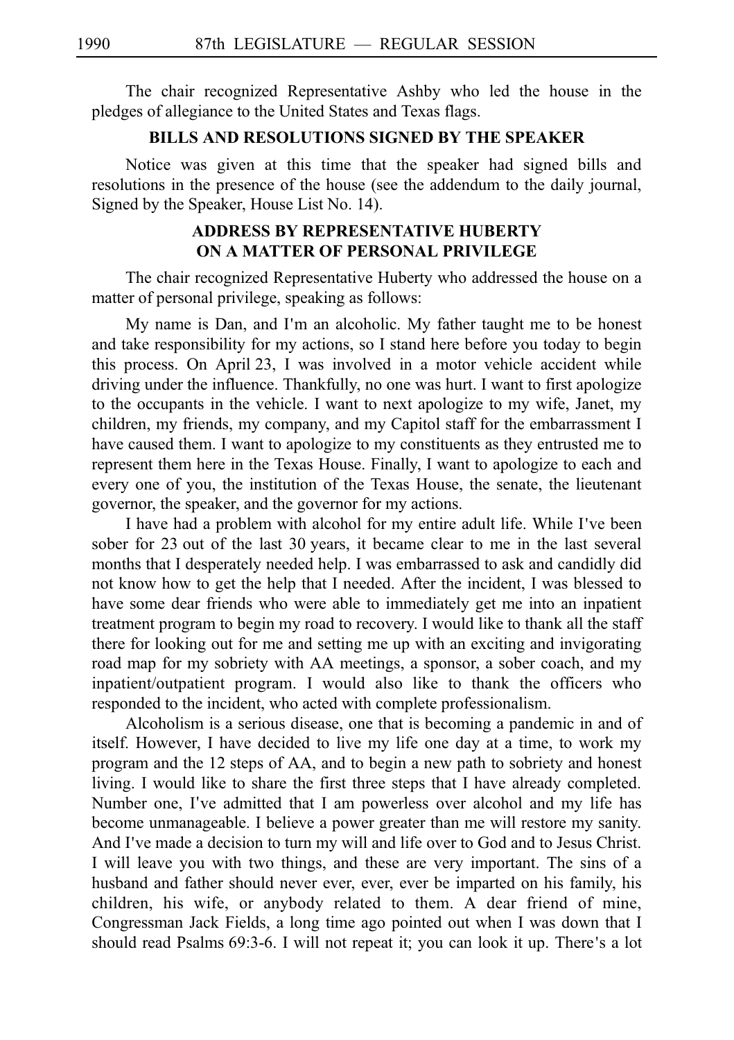The chair recognized Representative Ashby who led the house in the pledges of allegiance to the United States and Texas flags.

## BILLS AND RESOLUTIONS SIGNED BY THE SPEAKER

Notice was given at this time that the speaker had signed bills and resolutions in the presence of the house (see the addendum to the daily journal, Signed by the Speaker, House List No. 14).

## ADDRESS BY REPRESENTATIVE HUBERTY ON A MATTER OF PERSONAL PRIVILEGE

The chair recognized Representative Huberty who addressed the house on a matter of personal privilege, speaking as follows:

My name is Dan, and I'm an alcoholic. My father taught me to be honest and take responsibility for my actions, so I stand here before you today to begin this process. On April 23, I was involved in a motor vehicle accident while driving under the influence. Thankfully, no one was hurt. I want to first apologize to the occupants in the vehicle. I want to next apologize to my wife, Janet, my children, my friends, my company, and my Capitol staff for the embarrassment I have caused them. I want to apologize to my constituents as they entrusted me to represent them here in the Texas House. Finally, I want to apologize to each and every one of you, the institution of the Texas House, the senate, the lieutenant governor, the speaker, and the governor for my actions.

I have had a problem with alcohol for my entire adult life. While I've been sober for 23 out of the last 30 years, it became clear to me in the last several months that I desperately needed help. I was embarrassed to ask and candidly did not know how to get the help that I needed. After the incident, I was blessed to have some dear friends who were able to immediately get me into an inpatient treatment program to begin my road to recovery. I would like to thank all the staff there for looking out for me and setting me up with an exciting and invigorating road map for my sobriety with AA meetings, a sponsor, a sober coach, and my inpatient/outpatient program. I would also like to thank the officers who responded to the incident, who acted with complete professionalism.

Alcoholism is a serious disease, one that is becoming a pandemic in and of itself. However, I have decided to live my life one day at a time, to work my program and the 12 steps of AA, and to begin a new path to sobriety and honest living. I would like to share the first three steps that I have already completed. Number one, I've admitted that I am powerless over alcohol and my life has become unmanageable. I believe a power greater than me will restore my sanity. And I've made a decision to turn my will and life over to God and to Jesus Christ. I will leave you with two things, and these are very important. The sins of a husband and father should never ever, ever, ever be imparted on his family, his children, his wife, or anybody related to them. A dear friend of mine, Congressman Jack Fields, a long time ago pointed out when I was down that I should read Psalms 69:3-6. I will not repeat it; you can look it up. There's a lot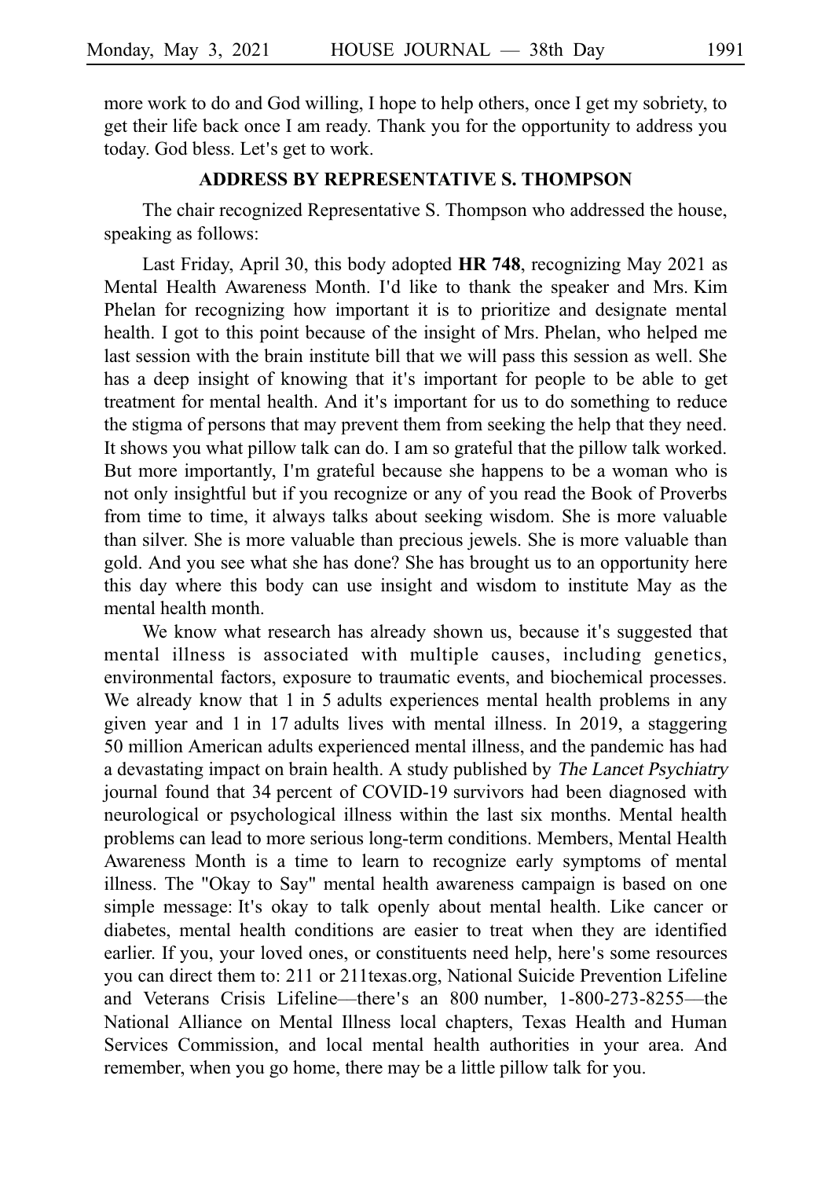more work to do and God willing, I hope to help others, once I get my sobriety, to get their life back once I am ready. Thank you for the opportunity to address you today. God bless. Let's get to work.

## ADDRESS BY REPRESENTATIVE S. THOMPSON

The chair recognized Representative S. Thompson who addressed the house, speaking as follows:

Last Friday, April 30, this body adopted **HR 748**, recognizing May 2021 as Mental Health Awareness Month. I'd like to thank the speaker and Mrs. Kim Phelan for recognizing how important it is to prioritize and designate mental health. I got to this point because of the insight of Mrs. Phelan, who helped me last session with the brain institute bill that we will pass this session as well. She has a deep insight of knowing that it's important for people to be able to get treatment for mental health. And it's important for us to do something to reduce the stigma of persons that may prevent them from seeking the help that they need. It shows you what pillow talk can do. I am so grateful that the pillow talk worked. But more importantly, I'm grateful because she happens to be a woman who is not only insightful but if you recognize or any of you read the Book of Proverbs from time to time, it always talks about seeking wisdom. She is more valuable than silver. She is more valuable than precious jewels. She is more valuable than gold. And you see what she has done? She has brought us to an opportunity here this day where this body can use insight and wisdom to institute May as the mental health month.

We know what research has already shown us, because it's suggested that mental illness is associated with multiple causes, including genetics, environmental factors, exposure to traumatic events, and biochemical processes. We already know that 1 in 5 adults experiences mental health problems in any given year and 1 in 17 adults lives with mental illness. In 2019, a staggering 50 million American adults experienced mental illness, and the pandemic has had a devastating impact on brain health. A study published by *The Lancet Psychiatry* journal found that 34 percent of COVID-19 survivors had been diagnosed with neurological or psychological illness within the last six months. Mental health problems can lead to more serious long-term conditions. Members, Mental Health Awareness Month is a time to learn to recognize early symptoms of mental illness. The "Okay to Say" mental health awareness campaign is based on one simple message: It's okay to talk openly about mental health. Like cancer or diabetes, mental health conditions are easier to treat when they are identified earlier. If you, your loved ones, or constituents need help, here's some resources you can direct them to: 211 or 211texas.org, National Suicide Prevention Lifeline and Veterans Crisis Lifeline—there's an 800 number, 1-800-273-8255—the National Alliance on Mental Illness local chapters, Texas Health and Human Services Commission, and local mental health authorities in your area. And remember, when you go home, there may be a little pillow talk for you.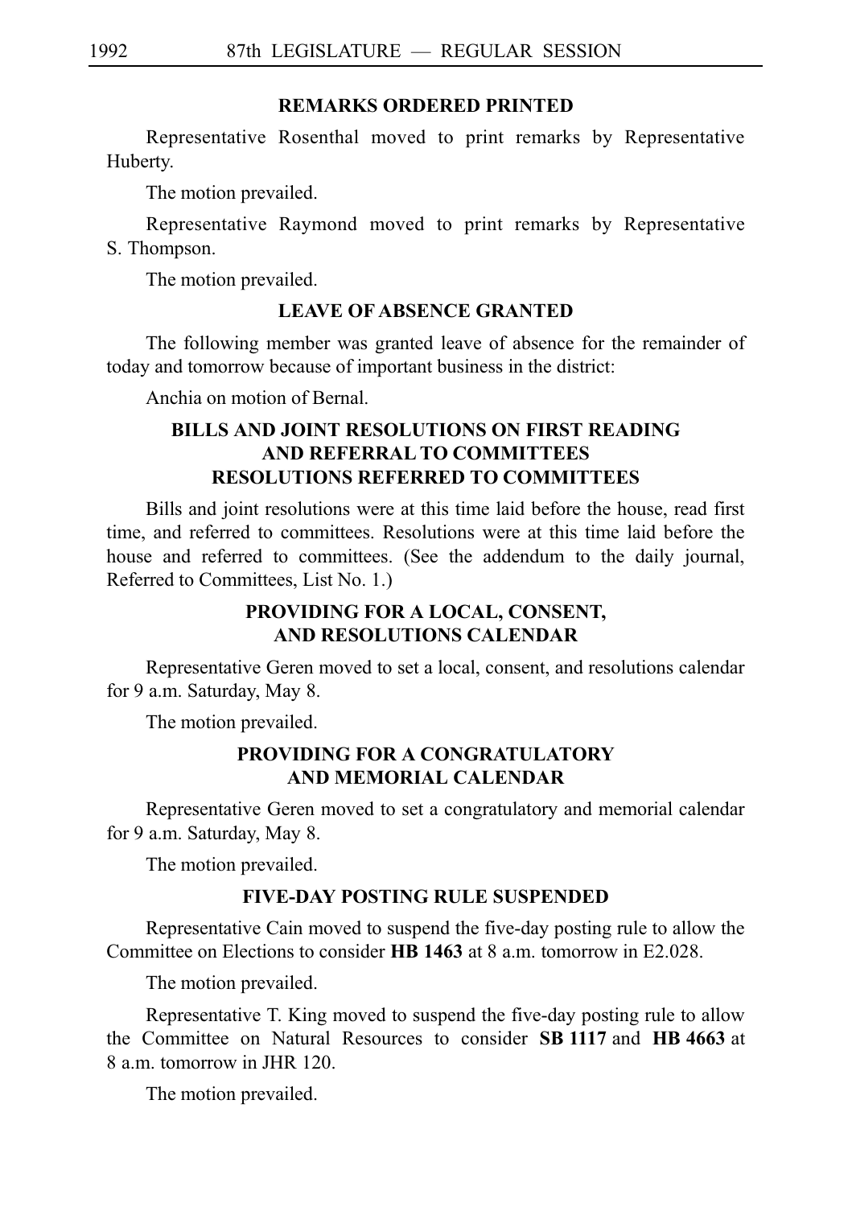## REMARKS ORDERED PRINTED

Representative Rosenthal moved to print remarks by Representative Huberty.

The motion prevailed.

Representative Raymond moved to print remarks by Representative S. Thompson.

The motion prevailed.

## LEAVE OF ABSENCE GRANTED

The following member was granted leave of absence for the remainder of today and tomorrow because of important business in the district:

Anchia on motion of Bernal.

## BILLS AND JOINT RESOLUTIONS ON FIRST READING AND REFERRAL TO COMMITTEES RESOLUTIONS REFERRED TO COMMITTEES

Bills and joint resolutions were at this time laid before the house, read first time, and referred to committees. Resolutions were at this time laid before the house and referred to committees. (See the addendum to the daily journal, Referred to Committees, List No. 1.)

## PROVIDING FOR A LOCAL, CONSENT, AND RESOLUTIONS CALENDAR

Representative Geren moved to set a local, consent, and resolutions calendar for 9 a.m. Saturday, May 8.

The motion prevailed.

## PROVIDING FOR A CONGRATULATORY AND MEMORIAL CALENDAR

Representative Geren moved to set a congratulatory and memorial calendar for 9 a.m. Saturday, May 8.

The motion prevailed.

## FIVE-DAY POSTING RULE SUSPENDED

Representative Cain moved to suspend the five-day posting rule to allow the Committee on Elections to consider **HB 1463** at 8 a.m. tomorrow in E2.028.

The motion prevailed.

Representative T. King moved to suspend the five-day posting rule to allow the Committee on Natural Resources to consider **SB 1117** and **HB 4663** at 8 a.m. tomorrow in JHR 120.

The motion prevailed.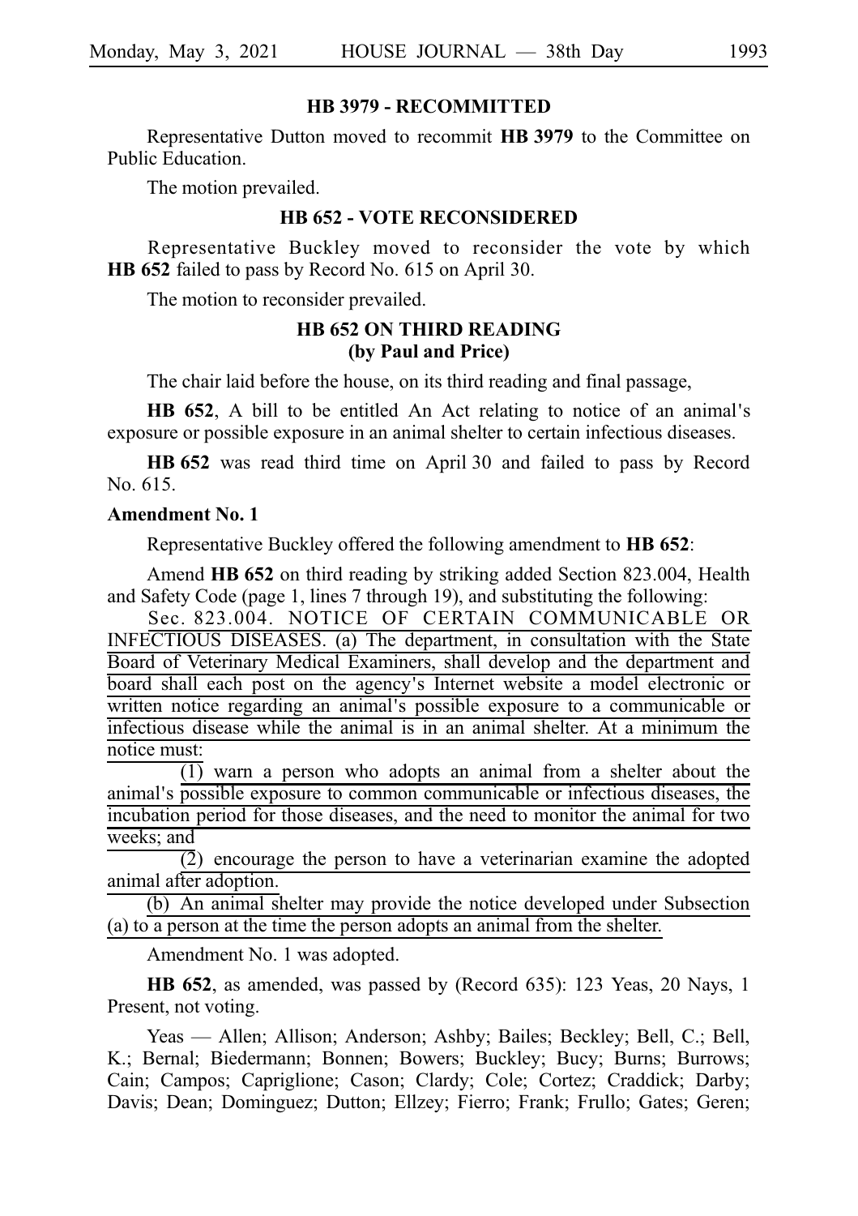## HB 3979 - RECOMMITTED

Representative Dutton moved to recommit **HB 3979** to the Committee on Public Education.

The motion prevailed.

## HB 652 - VOTE RECONSIDERED

Representative Buckley moved to reconsider the vote by which **HB 652** failed to pass by Record No. 615 on April 30.

The motion to reconsider prevailed.

## HB 652 ON THIRD READING (by Paul and Price)

The chair laid before the house, on its third reading and final passage,

**HB 652**, A bill to be entitled An Act relating to notice of an animal's exposure or possible exposure in an animal shelter to certain infectious diseases.

**HB 652** was read third time on April 30 and failed to pass by Record No. 615.

**Amendment No. 1**

Representative Buckley offered the following amendment to **HB 652**:

Amend **HB 652** on third reading by striking added Section 823.004, Health and Safety Code (page 1, lines 7 through 19), and substituting the following:

Sec. 823.004. NOTICE OF CERTAIN COMMUNICABLE OR INFECTIOUS DISEASES. (a) The department, in consultation with the State Board of Veterinary Medical Examiners, shall develop and the department and board shall each post on the agency's Internet website a model electronic or written notice regarding an animal's possible exposure to a communicable or infectious disease while the animal is in an animal shelter. At a minimum the notice must:

(1) warn a person who adopts an animal from a shelter about the animal's possible exposure to common communicable or infectious diseases, the incubation period for those diseases, and the need to monitor the animal for two weeks; and

(2) encourage the person to have a veterinarian examine the adopted animal after adoption.

(b) An animal shelter may provide the notice developed under Subsection (a) to a person at the time the person adopts an animal from the shelter.

Amendment No. 1 was adopted.

**HB 652**, as amended, was passed by (Record 635): 123 Yeas, 20 Nays, 1 Present, not voting.

Yeas — Allen; Allison; Anderson; Ashby; Bailes; Beckley; Bell, C.; Bell, K.; Bernal; Biedermann; Bonnen; Bowers; Buckley; Bucy; Burns; Burrows; Cain; Campos; Capriglione; Cason; Clardy; Cole; Cortez; Craddick; Darby; Davis; Dean; Dominguez; Dutton; Ellzey; Fierro; Frank; Frullo; Gates; Geren;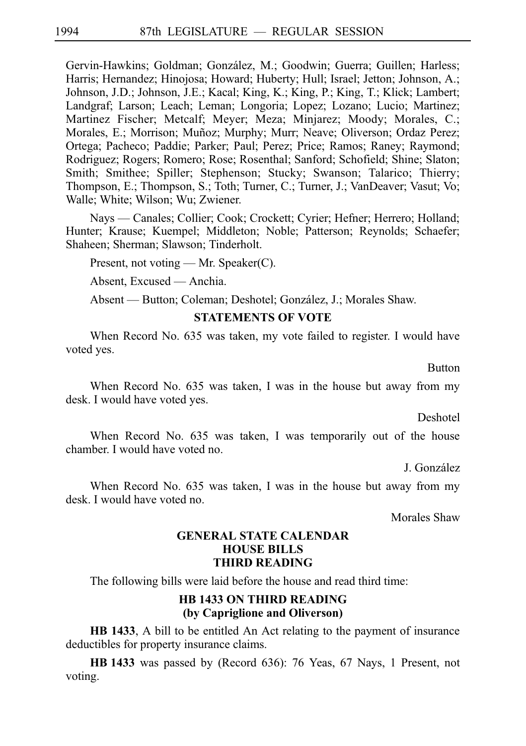Gervin-Hawkins; Goldman; González, M.; Goodwin; Guerra; Guillen; Harless; Harris; Hernandez; Hinojosa; Howard; Huberty; Hull; Israel; Jetton; Johnson, A.; Johnson, J.D.; Johnson, J.E.; Kacal; King, K.; King, P.; King, T.; Klick; Lambert; Landgraf; Larson; Leach; Leman; Longoria; Lopez; Lozano; Lucio; Martinez; Martinez Fischer; Metcalf; Meyer; Meza; Minjarez; Moody; Morales, C.; Morales, E.; Morrison; Muñoz; Murphy; Murr; Neave; Oliverson; Ordaz Perez; Ortega; Pacheco; Paddie; Parker; Paul; Perez; Price; Ramos; Raney; Raymond; Rodriguez; Rogers; Romero; Rose; Rosenthal; Sanford; Schofield; Shine; Slaton; Smith; Smithee; Spiller; Stephenson; Stucky; Swanson; Talarico; Thierry; Thompson, E.; Thompson, S.; Toth; Turner, C.; Turner, J.; VanDeaver; Vasut; Vo; Walle; White; Wilson; Wu; Zwiener.

Nays — Canales; Collier; Cook; Crockett; Cyrier; Hefner; Herrero; Holland; Hunter; Krause; Kuempel; Middleton; Noble; Patterson; Reynolds; Schaefer; Shaheen; Sherman; Slawson; Tinderholt.

Present, not voting — Mr. Speaker(C).

Absent, Excused — Anchia.

Absent — Button; Coleman; Deshotel; González, J.; Morales Shaw.

### STATEMENTS OF VOTE

When Record No. 635 was taken, my vote failed to register. I would have voted yes.

Button

When Record No. 635 was taken, I was in the house but away from my desk. I would have voted yes.

Deshotel

When Record No. 635 was taken, I was temporarily out of the house chamber. I would have voted no.

J. González

When Record No. 635 was taken, I was in the house but away from my desk. I would have voted no.

Morales Shaw

### GENERAL STATE CALENDAR HOUSE BILLS THIRD READING

The following bills were laid before the house and read third time:

### HB 1433 ON THIRD READING (by Capriglione and Oliverson)

**HB 1433**, A bill to be entitled An Act relating to the payment of insurance deductibles for property insurance claims.

**HB 1433** was passed by (Record 636): 76 Yeas, 67 Nays, 1 Present, not voting.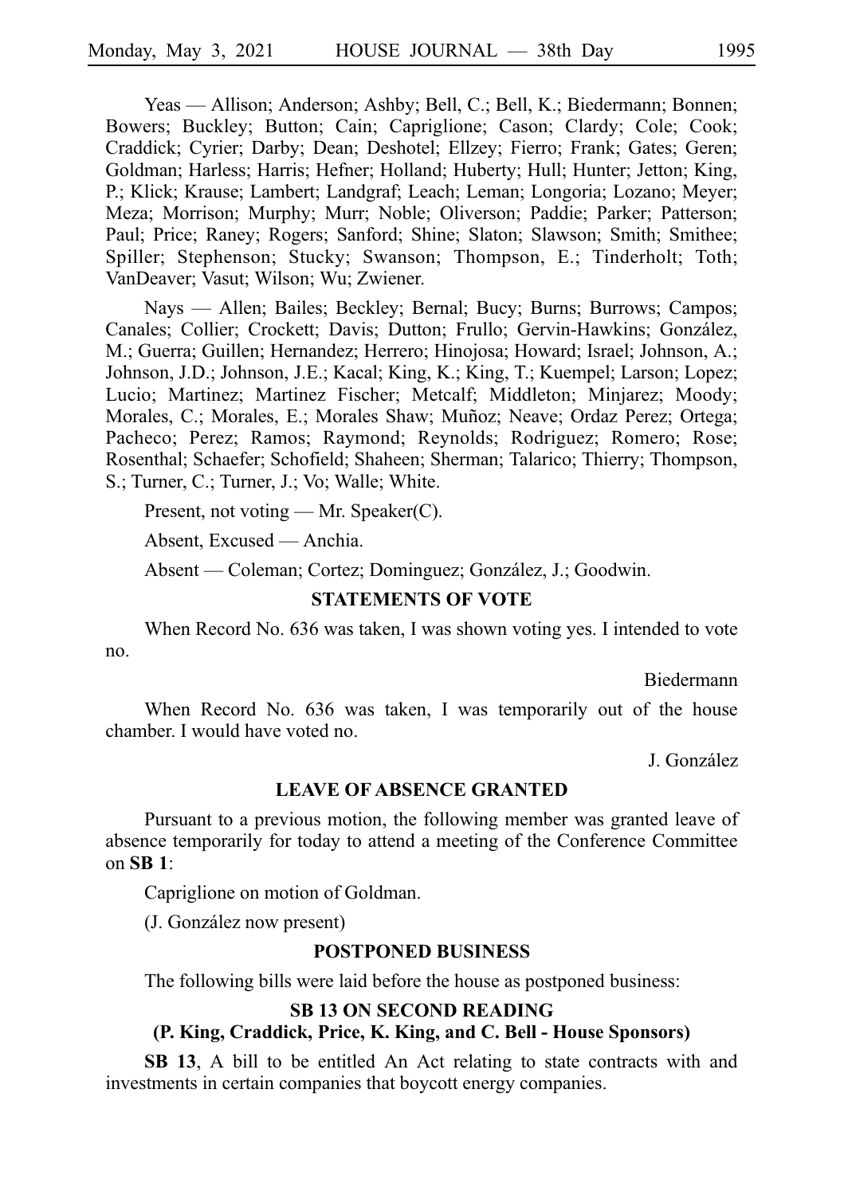Yeas — Allison; Anderson; Ashby; Bell, C.; Bell, K.; Biedermann; Bonnen; Bowers; Buckley; Button; Cain; Capriglione; Cason; Clardy; Cole; Cook; Craddick; Cyrier; Darby; Dean; Deshotel; Ellzey; Fierro; Frank; Gates; Geren; Goldman; Harless; Harris; Hefner; Holland; Huberty; Hull; Hunter; Jetton; King, P.; Klick; Krause; Lambert; Landgraf; Leach; Leman; Longoria; Lozano; Meyer; Meza; Morrison; Murphy; Murr; Noble; Oliverson; Paddie; Parker; Patterson; Paul; Price; Raney; Rogers; Sanford; Shine; Slaton; Slawson; Smith; Smithee; Spiller; Stephenson; Stucky; Swanson; Thompson, E.; Tinderholt; Toth; VanDeaver; Vasut; Wilson; Wu; Zwiener.

Nays — Allen; Bailes; Beckley; Bernal; Bucy; Burns; Burrows; Campos; Canales; Collier; Crockett; Davis; Dutton; Frullo; Gervin-Hawkins; González, M.; Guerra; Guillen; Hernandez; Herrero; Hinojosa; Howard; Israel; Johnson, A.; Johnson, J.D.; Johnson, J.E.; Kacal; King, K.; King, T.; Kuempel; Larson; Lopez; Lucio; Martinez; Martinez Fischer; Metcalf; Middleton; Minjarez; Moody; Morales, C.; Morales, E.; Morales Shaw; Muñoz; Neave; Ordaz Perez; Ortega; Pacheco; Perez; Ramos; Raymond; Reynolds; Rodriguez; Romero; Rose; Rosenthal; Schaefer; Schofield; Shaheen; Sherman; Talarico; Thierry; Thompson, S.; Turner, C.; Turner, J.; Vo; Walle; White.

Present, not voting — Mr. Speaker(C).

Absent, Excused — Anchia.

Absent — Coleman; Cortez; Dominguez; González, J.; Goodwin.

## STATEMENTS OF VOTE

When Record No. 636 was taken, I was shown voting yes. I intended to vote no.

Biedermann

When Record No. 636 was taken, I was temporarily out of the house chamber. I would have voted no.

J. González

## LEAVE OF ABSENCE GRANTED

Pursuant to a previous motion, the following member was granted leave of absence temporarily for today to attend a meeting of the Conference Committee on **SB 1**:

Capriglione on motion of Goldman.

(J. González now present)

## POSTPONED BUSINESS

The following bills were laid before the house as postponed business:

## SB 13 ON SECOND READING
### (P. King, Craddick, Price, K. King, and C. Bell - House Sponsors)

**SB 13**, A bill to be entitled An Act relating to state contracts with and investments in certain companies that boycott energy companies.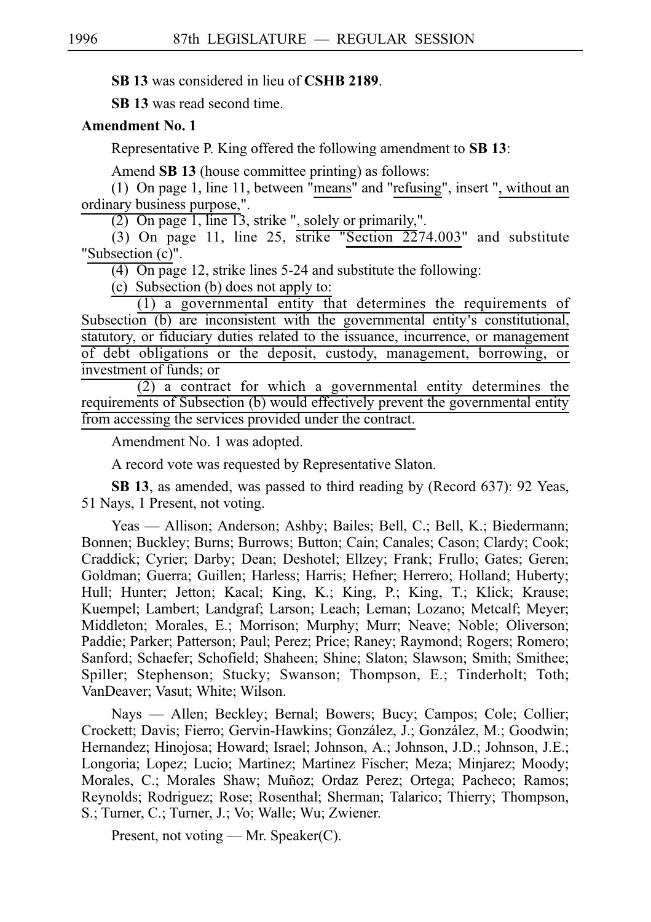**SB 13** was considered in lieu of **CSHB 2189**.

**SB 13** was read second time.

**Amendment No. 1**

Representative P. King offered the following amendment to **SB 13**:

Amend **SB 13** (house committee printing) as follows:

(1) On page 1, line 11, between "means" and "refusing", insert ", without an ordinary business purpose,".

(2) On page 1, line 13, strike ", solely or primarily,".

(3) On page 11, line 25, strike "Section 2274.003" and substitute "Subsection (c)".

(4) On page 12, strike lines 5-24 and substitute the following:

(c) Subsection (b) does not apply to:

(1) a governmental entity that determines the requirements of Subsection (b) are inconsistent with the governmental entity's constitutional, statutory, or fiduciary duties related to the issuance, incurrence, or management of debt obligations or the deposit, custody, management, borrowing, or investment of funds; or

(2) a contract for which a governmental entity determines the requirements of Subsection (b) would effectively prevent the governmental entity from accessing the services provided under the contract.

Amendment No. 1 was adopted.

A record vote was requested by Representative Slaton.

**SB 13**, as amended, was passed to third reading by (Record 637): 92 Yeas, 51 Nays, 1 Present, not voting.

Yeas — Allison; Anderson; Ashby; Bailes; Bell, C.; Bell, K.; Biedermann; Bonnen; Buckley; Burns; Burrows; Button; Cain; Canales; Cason; Clardy; Cook; Craddick; Cyrier; Darby; Dean; Deshotel; Ellzey; Frank; Frullo; Gates; Geren; Goldman; Guerra; Guillen; Harless; Harris; Hefner; Herrero; Holland; Huberty; Hull; Hunter; Jetton; Kacal; King, K.; King, P.; King, T.; Klick; Krause; Kuempel; Lambert; Landgraf; Larson; Leach; Leman; Lozano; Metcalf; Meyer; Middleton; Morales, E.; Morrison; Murphy; Murr; Neave; Noble; Oliverson; Paddie; Parker; Patterson; Paul; Perez; Price; Raney; Raymond; Rogers; Romero; Sanford; Schaefer; Schofield; Shaheen; Shine; Slaton; Slawson; Smith; Smithee; Spiller; Stephenson; Stucky; Swanson; Thompson, E.; Tinderholt; Toth; VanDeaver; Vasut; White; Wilson.

Nays — Allen; Beckley; Bernal; Bowers; Bucy; Campos; Cole; Collier; Crockett; Davis; Fierro; Gervin-Hawkins; González, J.; González, M.; Goodwin; Hernandez; Hinojosa; Howard; Israel; Johnson, A.; Johnson, J.D.; Johnson, J.E.; Longoria; Lopez; Lucio; Martinez; Martinez Fischer; Meza; Minjarez; Moody; Morales, C.; Morales Shaw; Muñoz; Ordaz Perez; Ortega; Pacheco; Ramos; Reynolds; Rodriguez; Rose; Rosenthal; Sherman; Talarico; Thierry; Thompson, S.; Turner, C.; Turner, J.; Vo; Walle; Wu; Zwiener.

Present, not voting — Mr. Speaker(C).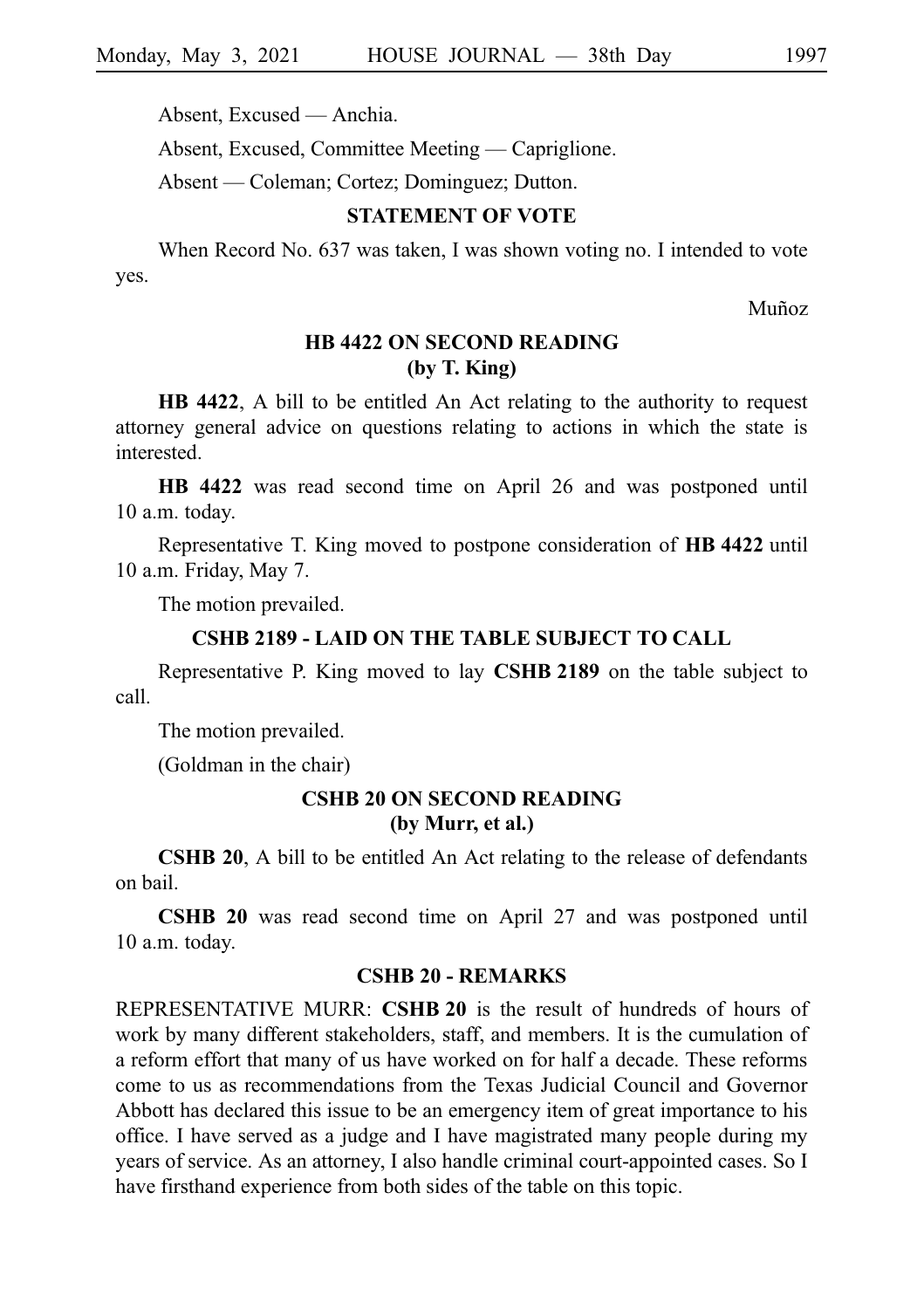Absent, Excused — Anchia.

Absent, Excused, Committee Meeting — Capriglione.

Absent — Coleman; Cortez; Dominguez; Dutton.

## STATEMENT OF VOTE

When Record No. 637 was taken, I was shown voting no. I intended to vote yes.

Muñoz

## HB 4422 ON SECOND READING (by T. King)

**HB 4422**, A bill to be entitled An Act relating to the authority to request attorney general advice on questions relating to actions in which the state is interested.

**HB 4422** was read second time on April 26 and was postponed until 10 a.m. today.

Representative T. King moved to postpone consideration of **HB 4422** until 10 a.m. Friday, May 7.

The motion prevailed.

## CSHB 2189 - LAID ON THE TABLE SUBJECT TO CALL

Representative P. King moved to lay **CSHB 2189** on the table subject to call.

The motion prevailed.

(Goldman in the chair)

## CSHB 20 ON SECOND READING (by Murr, et al.)

**CSHB 20**, A bill to be entitled An Act relating to the release of defendants on bail.

**CSHB 20** was read second time on April 27 and was postponed until 10 a.m. today.

## CSHB 20 - REMARKS

REPRESENTATIVE MURR: **CSHB 20** is the result of hundreds of hours of work by many different stakeholders, staff, and members. It is the cumulation of a reform effort that many of us have worked on for half a decade. These reforms come to us as recommendations from the Texas Judicial Council and Governor Abbott has declared this issue to be an emergency item of great importance to his office. I have served as a judge and I have magistrated many people during my years of service. As an attorney, I also handle criminal court-appointed cases. So I have firsthand experience from both sides of the table on this topic.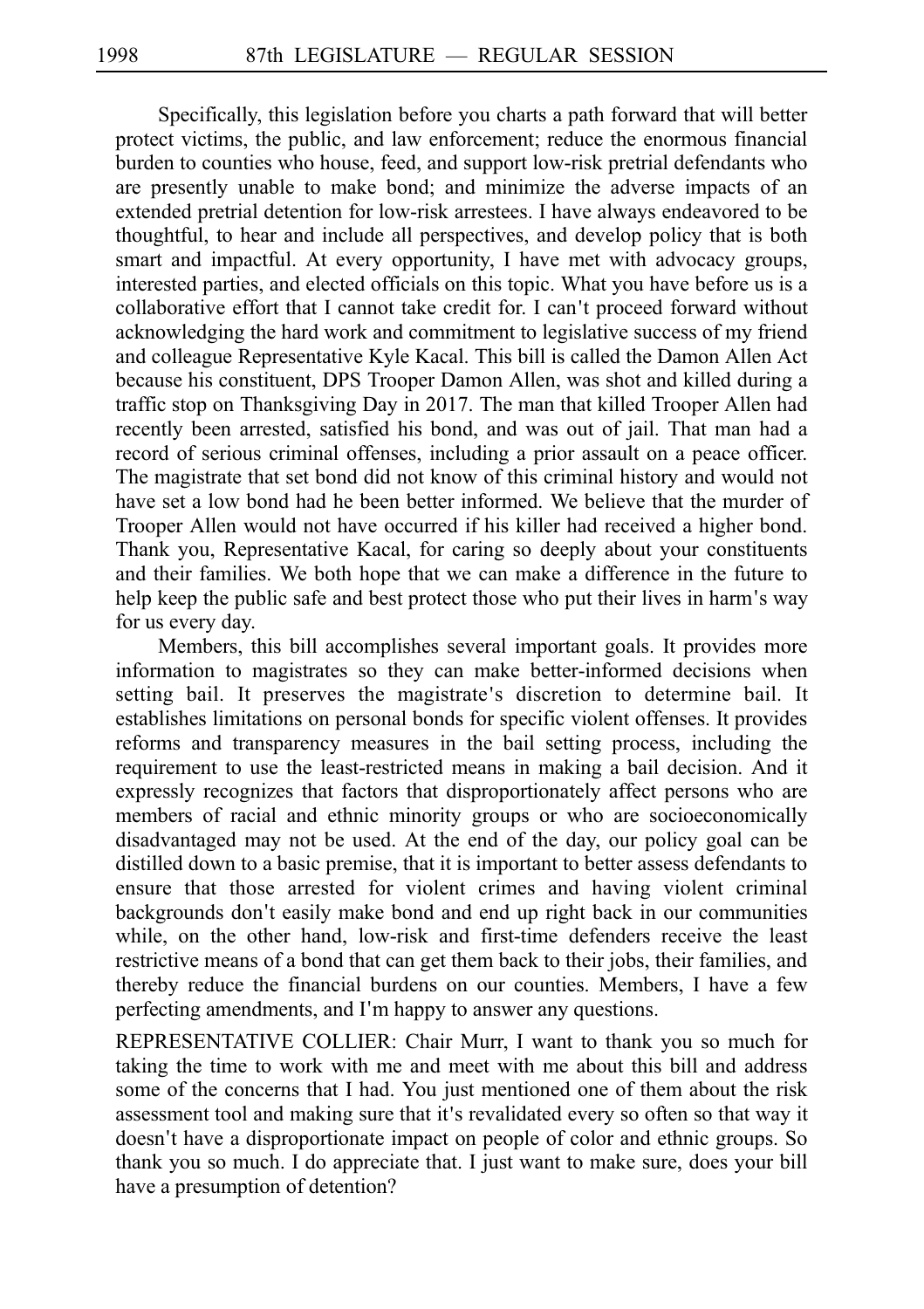Specifically, this legislation before you charts a path forward that will better protect victims, the public, and law enforcement; reduce the enormous financial burden to counties who house, feed, and support low-risk pretrial defendants who are presently unable to make bond; and minimize the adverse impacts of an extended pretrial detention for low-risk arrestees. I have always endeavored to be thoughtful, to hear and include all perspectives, and develop policy that is both smart and impactful. At every opportunity, I have met with advocacy groups, interested parties, and elected officials on this topic. What you have before us is a collaborative effort that I cannot take credit for. I can't proceed forward without acknowledging the hard work and commitment to legislative success of my friend and colleague Representative Kyle Kacal. This bill is called the Damon Allen Act because his constituent, DPS Trooper Damon Allen, was shot and killed during a traffic stop on Thanksgiving Day in 2017. The man that killed Trooper Allen had recently been arrested, satisfied his bond, and was out of jail. That man had a record of serious criminal offenses, including a prior assault on a peace officer. The magistrate that set bond did not know of this criminal history and would not have set a low bond had he been better informed. We believe that the murder of Trooper Allen would not have occurred if his killer had received a higher bond. Thank you, Representative Kacal, for caring so deeply about your constituents and their families. We both hope that we can make a difference in the future to help keep the public safe and best protect those who put their lives in harm's way for us every day.

Members, this bill accomplishes several important goals. It provides more information to magistrates so they can make better-informed decisions when setting bail. It preserves the magistrate's discretion to determine bail. It establishes limitations on personal bonds for specific violent offenses. It provides reforms and transparency measures in the bail setting process, including the requirement to use the least-restricted means in making a bail decision. And it expressly recognizes that factors that disproportionately affect persons who are members of racial and ethnic minority groups or who are socioeconomically disadvantaged may not be used. At the end of the day, our policy goal can be distilled down to a basic premise, that it is important to better assess defendants to ensure that those arrested for violent crimes and having violent criminal backgrounds don't easily make bond and end up right back in our communities while, on the other hand, low-risk and first-time defenders receive the least restrictive means of a bond that can get them back to their jobs, their families, and thereby reduce the financial burdens on our counties. Members, I have a few perfecting amendments, and I'm happy to answer any questions.

REPRESENTATIVE COLLIER: Chair Murr, I want to thank you so much for taking the time to work with me and meet with me about this bill and address some of the concerns that I had. You just mentioned one of them about the risk assessment tool and making sure that it's revalidated every so often so that way it doesn't have a disproportionate impact on people of color and ethnic groups. So thank you so much. I do appreciate that. I just want to make sure, does your bill have a presumption of detention?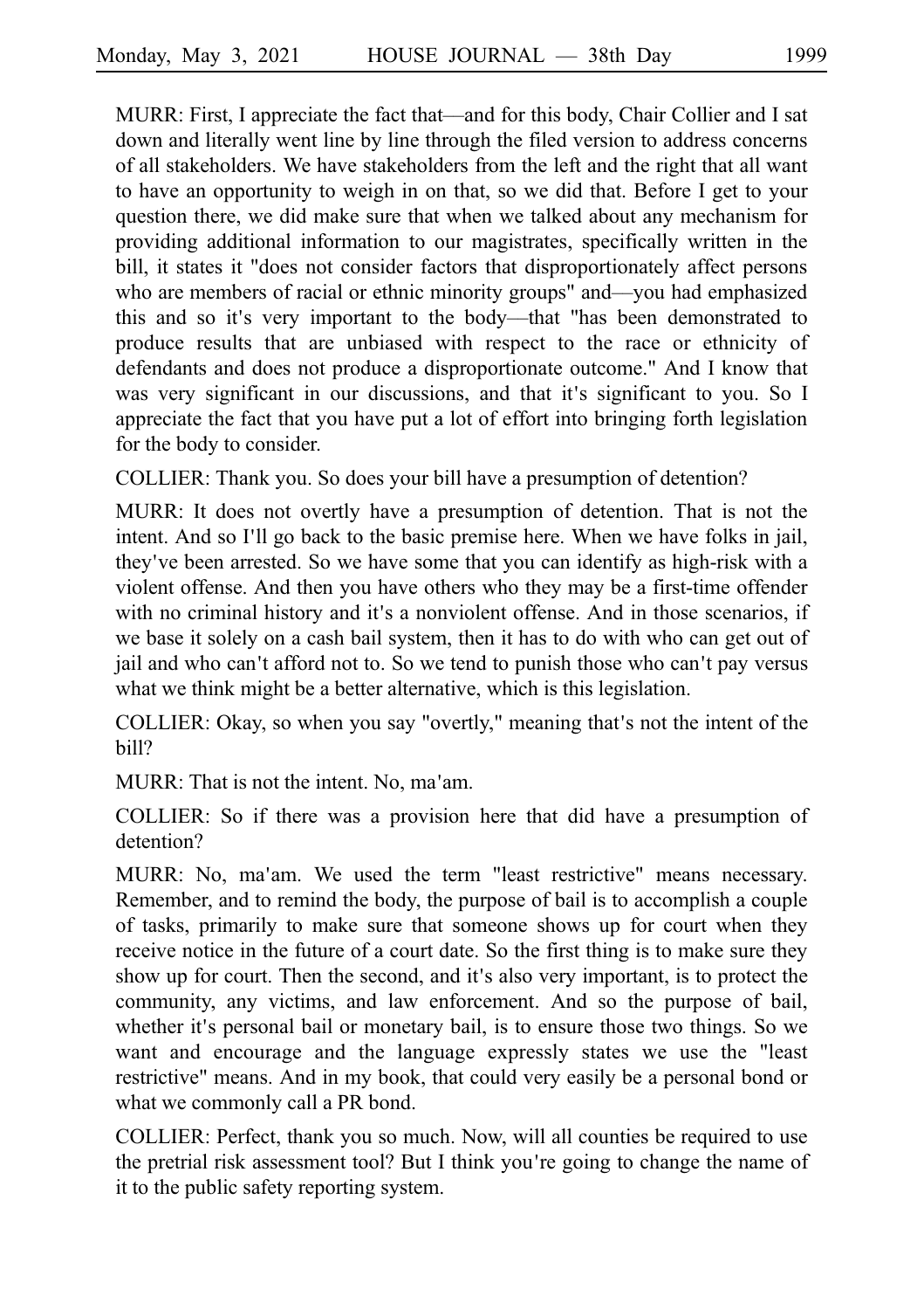MURR: First, I appreciate the fact that—and for this body, Chair Collier and I sat down and literally went line by line through the filed version to address concerns of all stakeholders. We have stakeholders from the left and the right that all want to have an opportunity to weigh in on that, so we did that. Before I get to your question there, we did make sure that when we talked about any mechanism for providing additional information to our magistrates, specifically written in the bill, it states it "does not consider factors that disproportionately affect persons who are members of racial or ethnic minority groups" and—you had emphasized this and so it's very important to the body—that "has been demonstrated to produce results that are unbiased with respect to the race or ethnicity of defendants and does not produce a disproportionate outcome." And I know that was very significant in our discussions, and that it's significant to you. So I appreciate the fact that you have put a lot of effort into bringing forth legislation for the body to consider.

COLLIER: Thank you. So does your bill have a presumption of detention?

MURR: It does not overtly have a presumption of detention. That is not the intent. And so I'll go back to the basic premise here. When we have folks in jail, they've been arrested. So we have some that you can identify as high-risk with a violent offense. And then you have others who they may be a first-time offender with no criminal history and it's a nonviolent offense. And in those scenarios, if we base it solely on a cash bail system, then it has to do with who can get out of jail and who can't afford not to. So we tend to punish those who can't pay versus what we think might be a better alternative, which is this legislation.

COLLIER: Okay, so when you say "overtly," meaning that's not the intent of the bill?

MURR: That is not the intent. No, ma'am.

COLLIER: So if there was a provision here that did have a presumption of detention?

MURR: No, ma'am. We used the term "least restrictive" means necessary. Remember, and to remind the body, the purpose of bail is to accomplish a couple of tasks, primarily to make sure that someone shows up for court when they receive notice in the future of a court date. So the first thing is to make sure they show up for court. Then the second, and it's also very important, is to protect the community, any victims, and law enforcement. And so the purpose of bail, whether it's personal bail or monetary bail, is to ensure those two things. So we want and encourage and the language expressly states we use the "least restrictive" means. And in my book, that could very easily be a personal bond or what we commonly call a PR bond.

COLLIER: Perfect, thank you so much. Now, will all counties be required to use the pretrial risk assessment tool? But I think you're going to change the name of it to the public safety reporting system.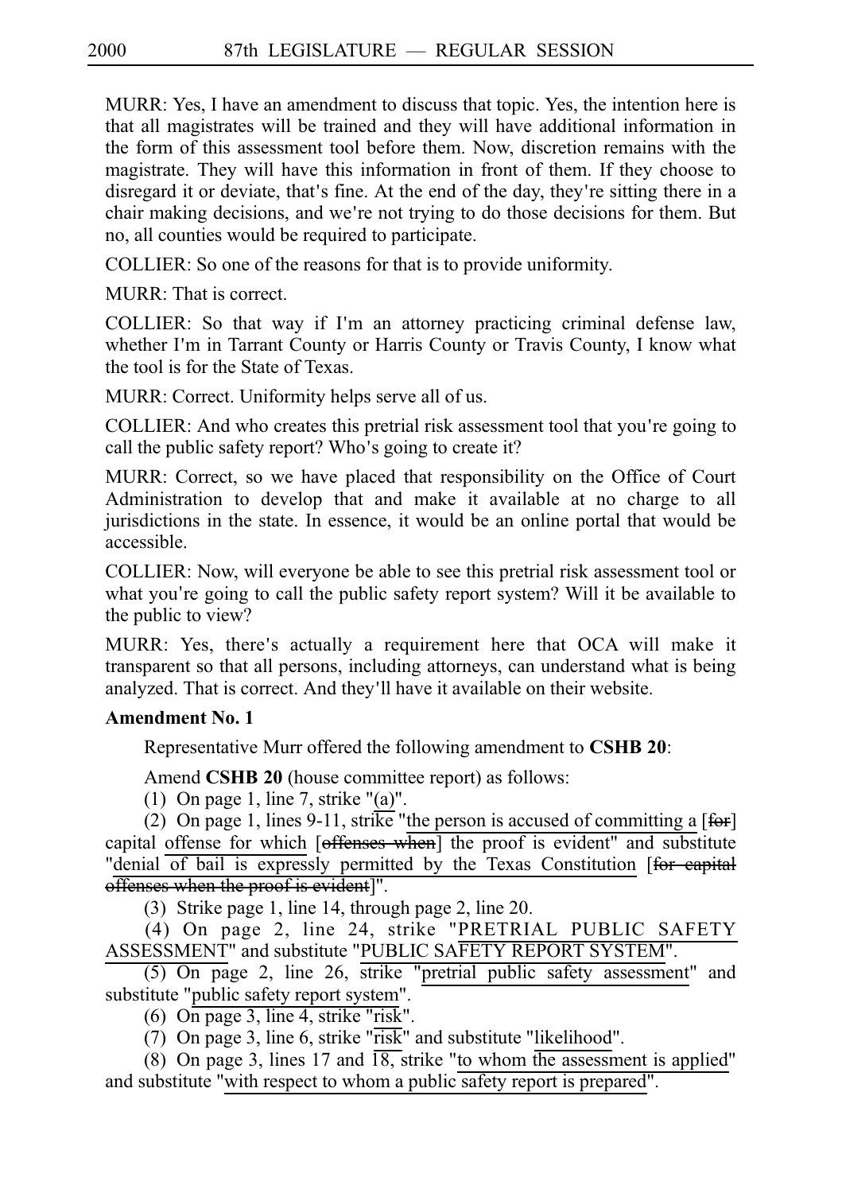MURR: Yes, I have an amendment to discuss that topic. Yes, the intention here is that all magistrates will be trained and they will have additional information in the form of this assessment tool before them. Now, discretion remains with the magistrate. They will have this information in front of them. If they choose to disregard it or deviate, that's fine. At the end of the day, they're sitting there in a chair making decisions, and we're not trying to do those decisions for them. But no, all counties would be required to participate.

COLLIER: So one of the reasons for that is to provide uniformity.

MURR: That is correct.

COLLIER: So that way if I'm an attorney practicing criminal defense law, whether I'm in Tarrant County or Harris County or Travis County, I know what the tool is for the State of Texas.

MURR: Correct. Uniformity helps serve all of us.

COLLIER: And who creates this pretrial risk assessment tool that you're going to call the public safety report? Who's going to create it?

MURR: Correct, so we have placed that responsibility on the Office of Court Administration to develop that and make it available at no charge to all jurisdictions in the state. In essence, it would be an online portal that would be accessible.

COLLIER: Now, will everyone be able to see this pretrial risk assessment tool or what you're going to call the public safety report system? Will it be available to the public to view?

MURR: Yes, there's actually a requirement here that OCA will make it transparent so that all persons, including attorneys, can understand what is being analyzed. That is correct. And they'll have it available on their website.

**Amendment No. 1**

Representative Murr offered the following amendment to **CSHB 20**:

Amend **CSHB 20** (house committee report) as follows:

(1) On page 1, line 7, strike "(a)".

(2) On page 1, lines 9-11, strike "the person is accused of committing a [~~for~~] capital offense for which [~~offenses when~~] the proof is evident" and substitute "denial of bail is expressly permitted by the Texas Constitution [~~for capital offenses when the proof is evident~~]".

(3) Strike page 1, line 14, through page 2, line 20.

(4) On page 2, line 24, strike "PRETRIAL PUBLIC SAFETY ASSESSMENT" and substitute "PUBLIC SAFETY REPORT SYSTEM".

(5) On page 2, line 26, strike "pretrial public safety assessment" and substitute "public safety report system".

(6) On page 3, line 4, strike "risk".

(7) On page 3, line 6, strike "risk" and substitute "likelihood".

(8) On page 3, lines 17 and 18, strike "to whom the assessment is applied" and substitute "with respect to whom a public safety report is prepared".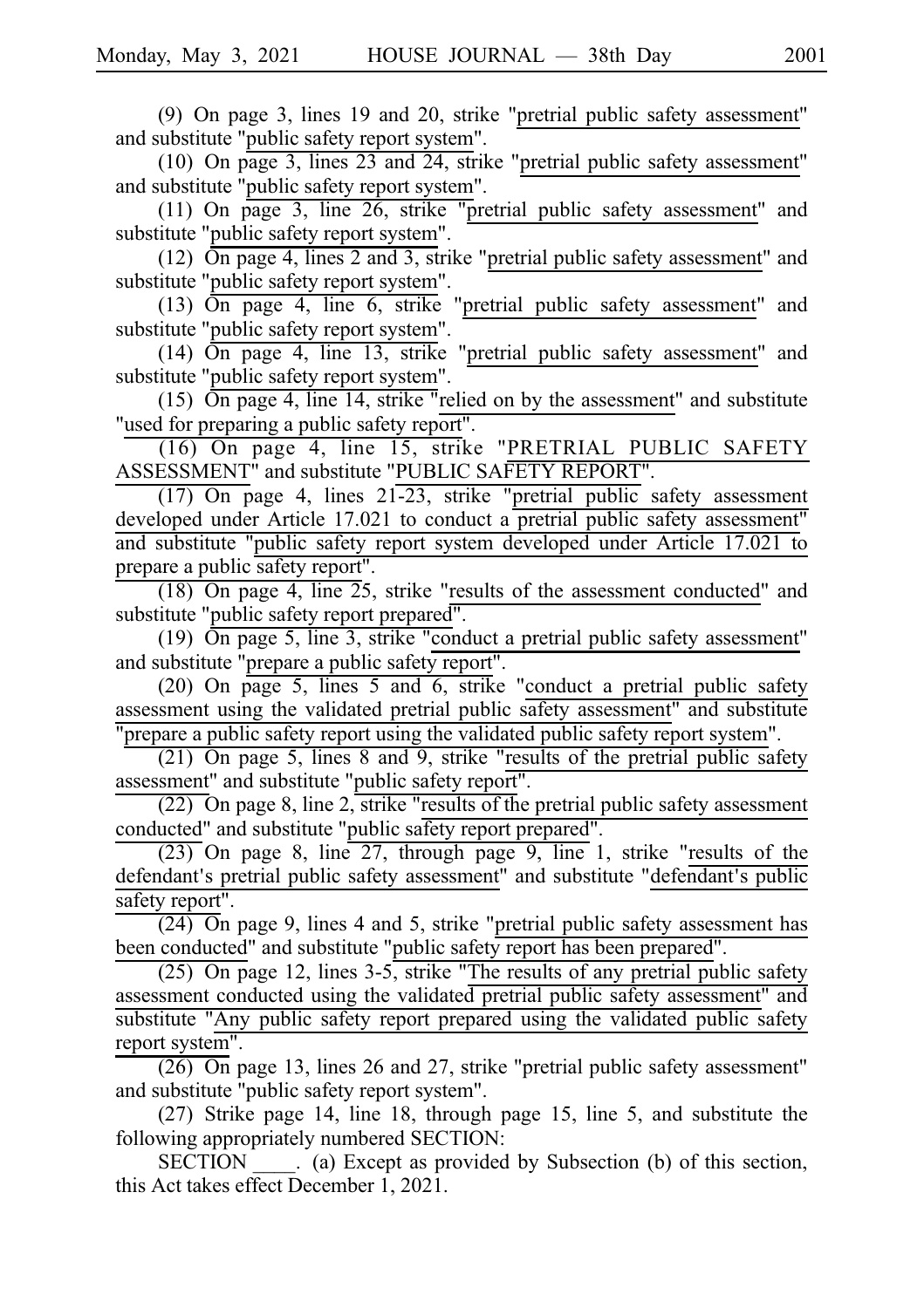(9) On page 3, lines 19 and 20, strike "pretrial public safety assessment" and substitute "public safety report system".

(10) On page 3, lines 23 and 24, strike "pretrial public safety assessment" and substitute "public safety report system".

(11) On page 3, line 26, strike "pretrial public safety assessment" and substitute "public safety report system".

(12) On page 4, lines 2 and 3, strike "pretrial public safety assessment" and substitute "public safety report system".

(13) On page 4, line 6, strike "pretrial public safety assessment" and substitute "public safety report system".

(14) On page 4, line 13, strike "pretrial public safety assessment" and substitute "public safety report system".

(15) On page 4, line 14, strike "relied on by the assessment" and substitute "used for preparing a public safety report".

(16) On page 4, line 15, strike "PRETRIAL PUBLIC SAFETY ASSESSMENT" and substitute "PUBLIC SAFETY REPORT".

(17) On page 4, lines 21-23, strike "pretrial public safety assessment developed under Article 17.021 to conduct a pretrial public safety assessment" and substitute "public safety report system developed under Article 17.021 to prepare a public safety report".

(18) On page 4, line 25, strike "results of the assessment conducted" and substitute "public safety report prepared".

(19) On page 5, line 3, strike "conduct a pretrial public safety assessment" and substitute "prepare a public safety report".

(20) On page 5, lines 5 and 6, strike "conduct a pretrial public safety assessment using the validated pretrial public safety assessment" and substitute "prepare a public safety report using the validated public safety report system".

(21) On page 5, lines 8 and 9, strike "results of the pretrial public safety assessment" and substitute "public safety report".

(22) On page 8, line 2, strike "results of the pretrial public safety assessment conducted" and substitute "public safety report prepared".

(23) On page 8, line 27, through page 9, line 1, strike "results of the defendant's pretrial public safety assessment" and substitute "defendant's public safety report".

(24) On page 9, lines 4 and 5, strike "pretrial public safety assessment has been conducted" and substitute "public safety report has been prepared".

(25) On page 12, lines 3-5, strike "The results of any pretrial public safety assessment conducted using the validated pretrial public safety assessment" and substitute "Any public safety report prepared using the validated public safety report system".

(26) On page 13, lines 26 and 27, strike "pretrial public safety assessment" and substitute "public safety report system".

(27) Strike page 14, line 18, through page 15, line 5, and substitute the following appropriately numbered SECTION:

SECTION ____. (a) Except as provided by Subsection (b) of this section, this Act takes effect December 1, 2021.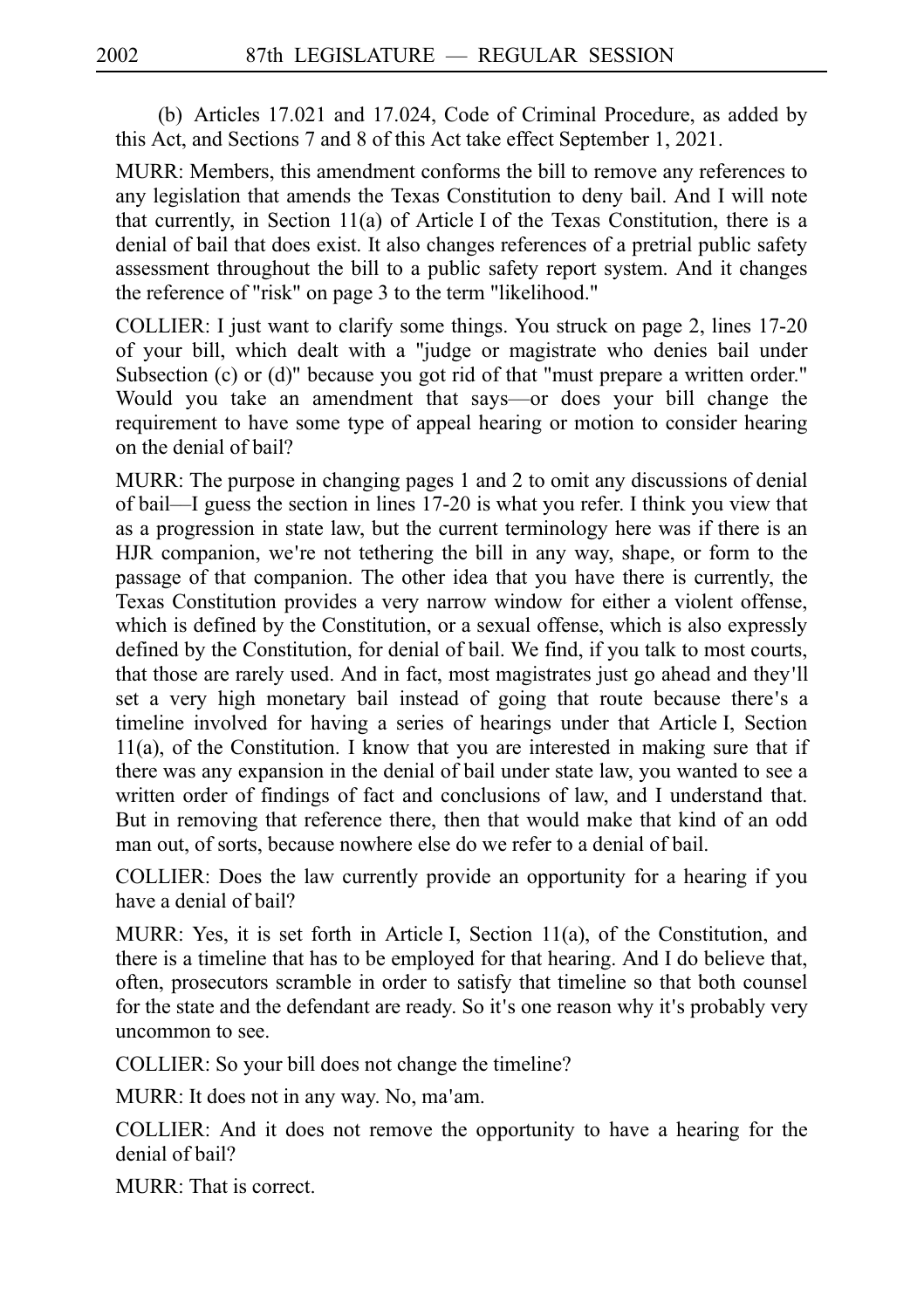(b) Articles 17.021 and 17.024, Code of Criminal Procedure, as added by this Act, and Sections 7 and 8 of this Act take effect September 1, 2021.

MURR: Members, this amendment conforms the bill to remove any references to any legislation that amends the Texas Constitution to deny bail. And I will note that currently, in Section 11(a) of Article I of the Texas Constitution, there is a denial of bail that does exist. It also changes references of a pretrial public safety assessment throughout the bill to a public safety report system. And it changes the reference of "risk" on page 3 to the term "likelihood."

COLLIER: I just want to clarify some things. You struck on page 2, lines 17-20 of your bill, which dealt with a "judge or magistrate who denies bail under Subsection (c) or (d)" because you got rid of that "must prepare a written order." Would you take an amendment that says—or does your bill change the requirement to have some type of appeal hearing or motion to consider hearing on the denial of bail?

MURR: The purpose in changing pages 1 and 2 to omit any discussions of denial of bail—I guess the section in lines 17-20 is what you refer. I think you view that as a progression in state law, but the current terminology here was if there is an HJR companion, we're not tethering the bill in any way, shape, or form to the passage of that companion. The other idea that you have there is currently, the Texas Constitution provides a very narrow window for either a violent offense, which is defined by the Constitution, or a sexual offense, which is also expressly defined by the Constitution, for denial of bail. We find, if you talk to most courts, that those are rarely used. And in fact, most magistrates just go ahead and they'll set a very high monetary bail instead of going that route because there's a timeline involved for having a series of hearings under that Article I, Section 11(a), of the Constitution. I know that you are interested in making sure that if there was any expansion in the denial of bail under state law, you wanted to see a written order of findings of fact and conclusions of law, and I understand that. But in removing that reference there, then that would make that kind of an odd man out, of sorts, because nowhere else do we refer to a denial of bail.

COLLIER: Does the law currently provide an opportunity for a hearing if you have a denial of bail?

MURR: Yes, it is set forth in Article I, Section 11(a), of the Constitution, and there is a timeline that has to be employed for that hearing. And I do believe that, often, prosecutors scramble in order to satisfy that timeline so that both counsel for the state and the defendant are ready. So it's one reason why it's probably very uncommon to see.

COLLIER: So your bill does not change the timeline?

MURR: It does not in any way. No, ma'am.

COLLIER: And it does not remove the opportunity to have a hearing for the denial of bail?

MURR: That is correct.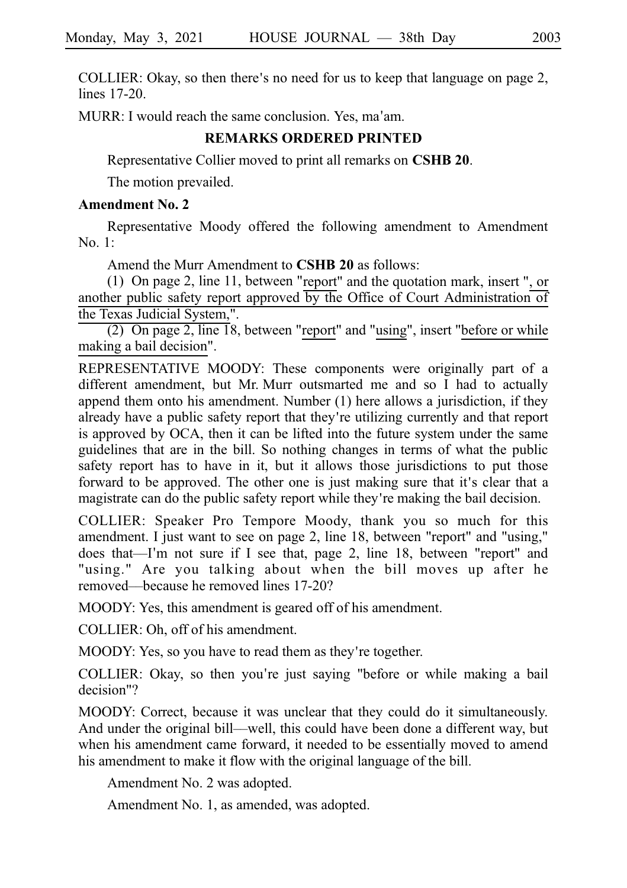COLLIER: Okay, so then there's no need for us to keep that language on page 2, lines 17-20.

MURR: I would reach the same conclusion. Yes, ma'am.

## REMARKS ORDERED PRINTED

Representative Collier moved to print all remarks on **CSHB 20**.

The motion prevailed.

**Amendment No. 2**

Representative Moody offered the following amendment to Amendment No. 1:

Amend the Murr Amendment to **CSHB 20** as follows:

(1) On page 2, line 11, between "report" and the quotation mark, insert ", or another public safety report approved by the Office of Court Administration of the Texas Judicial System,".

(2) On page 2, line 18, between "report" and "using", insert "before or while making a bail decision".

REPRESENTATIVE MOODY: These components were originally part of a different amendment, but Mr. Murr outsmarted me and so I had to actually append them onto his amendment. Number (1) here allows a jurisdiction, if they already have a public safety report that they're utilizing currently and that report is approved by OCA, then it can be lifted into the future system under the same guidelines that are in the bill. So nothing changes in terms of what the public safety report has to have in it, but it allows those jurisdictions to put those forward to be approved. The other one is just making sure that it's clear that a magistrate can do the public safety report while they're making the bail decision.

COLLIER: Speaker Pro Tempore Moody, thank you so much for this amendment. I just want to see on page 2, line 18, between "report" and "using," does that—I'm not sure if I see that, page 2, line 18, between "report" and "using." Are you talking about when the bill moves up after he removed—because he removed lines 17-20?

MOODY: Yes, this amendment is geared off of his amendment.

COLLIER: Oh, off of his amendment.

MOODY: Yes, so you have to read them as they're together.

COLLIER: Okay, so then you're just saying "before or while making a bail decision"?

MOODY: Correct, because it was unclear that they could do it simultaneously. And under the original bill—well, this could have been done a different way, but when his amendment came forward, it needed to be essentially moved to amend his amendment to make it flow with the original language of the bill.

Amendment No. 2 was adopted.

Amendment No. 1, as amended, was adopted.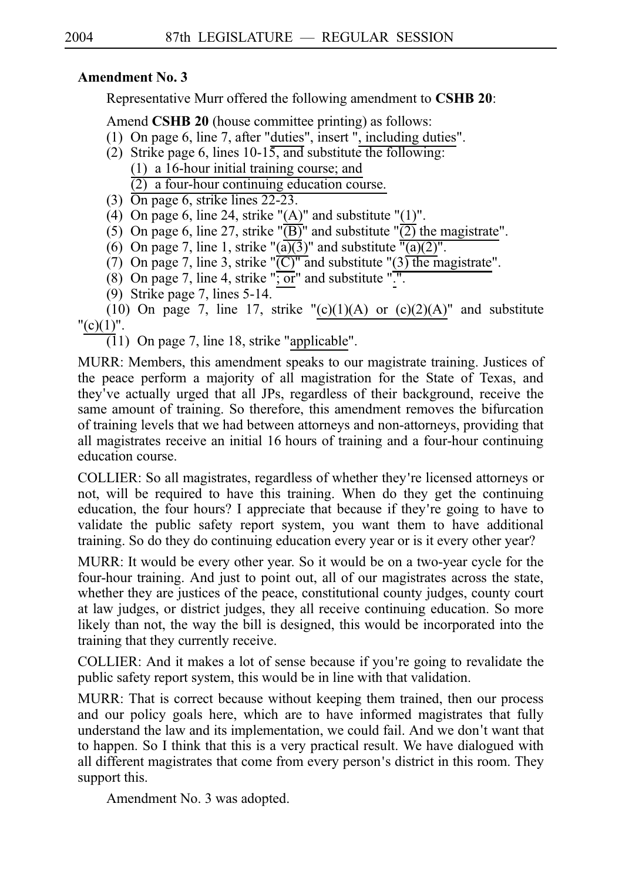**Amendment No. 3**

Representative Murr offered the following amendment to **CSHB 20**:

Amend **CSHB 20** (house committee printing) as follows:

(1) On page 6, line 7, after "duties", insert ", including duties".

(2) Strike page 6, lines 10-15, and substitute the following:

(1) a 16-hour initial training course; and

(2) a four-hour continuing education course.

(3) On page 6, strike lines 22-23.

(4) On page 6, line 24, strike "(A)" and substitute "(1)".

(5) On page 6, line 27, strike "(B)" and substitute "(2) the magistrate".

(6) On page 7, line 1, strike "(a)(3)" and substitute "(a)(2)".

(7) On page 7, line 3, strike "(C)" and substitute "(3) the magistrate".

(8) On page 7, line 4, strike "; or" and substitute ".".

(9) Strike page 7, lines 5-14.

(10) On page 7, line 17, strike "(c)(1)(A) or (c)(2)(A)" and substitute "(c)(1)".

(11) On page 7, line 18, strike "applicable".

MURR: Members, this amendment speaks to our magistrate training. Justices of the peace perform a majority of all magistration for the State of Texas, and they've actually urged that all JPs, regardless of their background, receive the same amount of training. So therefore, this amendment removes the bifurcation of training levels that we had between attorneys and non-attorneys, providing that all magistrates receive an initial 16 hours of training and a four-hour continuing education course.

COLLIER: So all magistrates, regardless of whether they're licensed attorneys or not, will be required to have this training. When do they get the continuing education, the four hours? I appreciate that because if they're going to have to validate the public safety report system, you want them to have additional training. So do they do continuing education every year or is it every other year?

MURR: It would be every other year. So it would be on a two-year cycle for the four-hour training. And just to point out, all of our magistrates across the state, whether they are justices of the peace, constitutional county judges, county court at law judges, or district judges, they all receive continuing education. So more likely than not, the way the bill is designed, this would be incorporated into the training that they currently receive.

COLLIER: And it makes a lot of sense because if you're going to revalidate the public safety report system, this would be in line with that validation.

MURR: That is correct because without keeping them trained, then our process and our policy goals here, which are to have informed magistrates that fully understand the law and its implementation, we could fail. And we don't want that to happen. So I think that this is a very practical result. We have dialogued with all different magistrates that come from every person's district in this room. They support this.

Amendment No. 3 was adopted.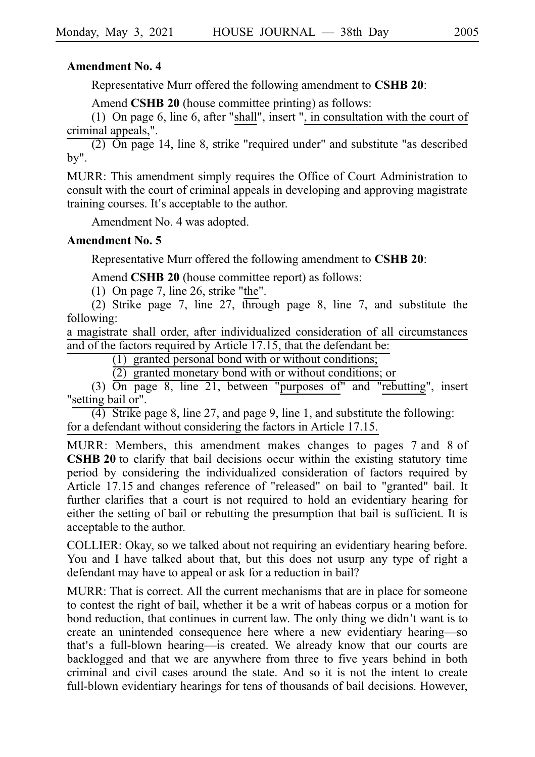**Amendment No. 4**

Representative Murr offered the following amendment to **CSHB 20**:

Amend **CSHB 20** (house committee printing) as follows:

(1) On page 6, line 6, after "shall", insert ", in consultation with the court of criminal appeals,".

(2) On page 14, line 8, strike "required under" and substitute "as described by".

MURR: This amendment simply requires the Office of Court Administration to consult with the court of criminal appeals in developing and approving magistrate training courses. It's acceptable to the author.

Amendment No. 4 was adopted.

**Amendment No. 5**

Representative Murr offered the following amendment to **CSHB 20**:

Amend **CSHB 20** (house committee report) as follows:

(1) On page 7, line 26, strike "the".

(2) Strike page 7, line 27, through page 8, line 7, and substitute the following:

a magistrate shall order, after individualized consideration of all circumstances and of the factors required by Article 17.15, that the defendant be:

(1) granted personal bond with or without conditions;

(2) granted monetary bond with or without conditions; or

(3) On page 8, line 21, between "purposes of" and "rebutting", insert "setting bail or".

(4) Strike page 8, line 27, and page 9, line 1, and substitute the following:

for a defendant without considering the factors in Article 17.15.

MURR: Members, this amendment makes changes to pages 7 and 8 of **CSHB 20** to clarify that bail decisions occur within the existing statutory time period by considering the individualized consideration of factors required by Article 17.15 and changes reference of "released" on bail to "granted" bail. It further clarifies that a court is not required to hold an evidentiary hearing for either the setting of bail or rebutting the presumption that bail is sufficient. It is acceptable to the author.

COLLIER: Okay, so we talked about not requiring an evidentiary hearing before. You and I have talked about that, but this does not usurp any type of right a defendant may have to appeal or ask for a reduction in bail?

MURR: That is correct. All the current mechanisms that are in place for someone to contest the right of bail, whether it be a writ of habeas corpus or a motion for bond reduction, that continues in current law. The only thing we didn't want is to create an unintended consequence here where a new evidentiary hearing—so that's a full-blown hearing—is created. We already know that our courts are backlogged and that we are anywhere from three to five years behind in both criminal and civil cases around the state. And so it is not the intent to create full-blown evidentiary hearings for tens of thousands of bail decisions. However,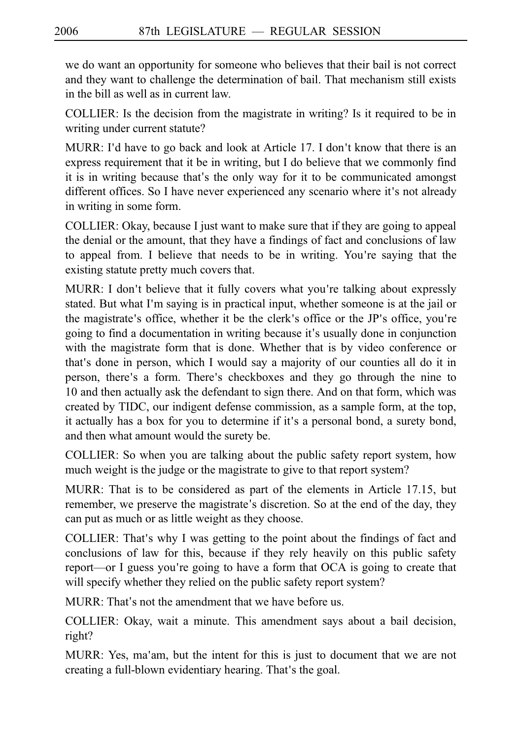we do want an opportunity for someone who believes that their bail is not correct and they want to challenge the determination of bail. That mechanism still exists in the bill as well as in current law.

COLLIER: Is the decision from the magistrate in writing? Is it required to be in writing under current statute?

MURR: I'd have to go back and look at Article 17. I don't know that there is an express requirement that it be in writing, but I do believe that we commonly find it is in writing because that's the only way for it to be communicated amongst different offices. So I have never experienced any scenario where it's not already in writing in some form.

COLLIER: Okay, because I just want to make sure that if they are going to appeal the denial or the amount, that they have a findings of fact and conclusions of law to appeal from. I believe that needs to be in writing. You're saying that the existing statute pretty much covers that.

MURR: I don't believe that it fully covers what you're talking about expressly stated. But what I'm saying is in practical input, whether someone is at the jail or the magistrate's office, whether it be the clerk's office or the JP's office, you're going to find a documentation in writing because it's usually done in conjunction with the magistrate form that is done. Whether that is by video conference or that's done in person, which I would say a majority of our counties all do it in person, there's a form. There's checkboxes and they go through the nine to 10 and then actually ask the defendant to sign there. And on that form, which was created by TIDC, our indigent defense commission, as a sample form, at the top, it actually has a box for you to determine if it's a personal bond, a surety bond, and then what amount would the surety be.

COLLIER: So when you are talking about the public safety report system, how much weight is the judge or the magistrate to give to that report system?

MURR: That is to be considered as part of the elements in Article 17.15, but remember, we preserve the magistrate's discretion. So at the end of the day, they can put as much or as little weight as they choose.

COLLIER: That's why I was getting to the point about the findings of fact and conclusions of law for this, because if they rely heavily on this public safety report—or I guess you're going to have a form that OCA is going to create that will specify whether they relied on the public safety report system?

MURR: That's not the amendment that we have before us.

COLLIER: Okay, wait a minute. This amendment says about a bail decision, right?

MURR: Yes, ma'am, but the intent for this is just to document that we are not creating a full-blown evidentiary hearing. That's the goal.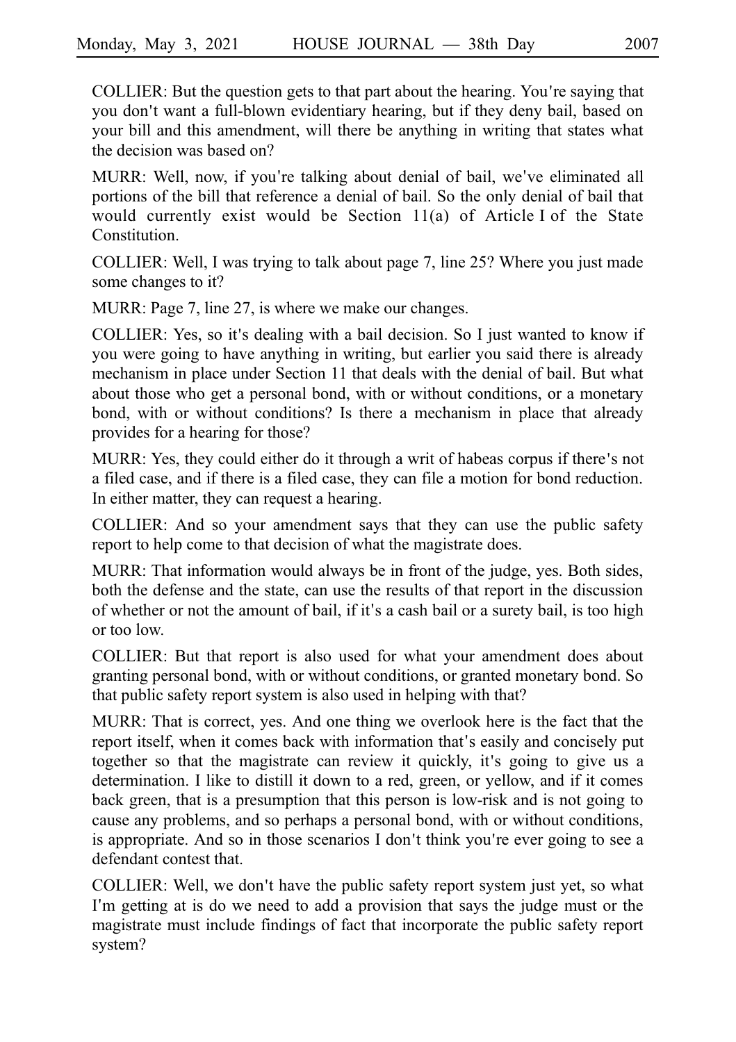COLLIER: But the question gets to that part about the hearing. You're saying that you don't want a full-blown evidentiary hearing, but if they deny bail, based on your bill and this amendment, will there be anything in writing that states what the decision was based on?

MURR: Well, now, if you're talking about denial of bail, we've eliminated all portions of the bill that reference a denial of bail. So the only denial of bail that would currently exist would be Section 11(a) of Article I of the State Constitution.

COLLIER: Well, I was trying to talk about page 7, line 25? Where you just made some changes to it?

MURR: Page 7, line 27, is where we make our changes.

COLLIER: Yes, so it's dealing with a bail decision. So I just wanted to know if you were going to have anything in writing, but earlier you said there is already mechanism in place under Section 11 that deals with the denial of bail. But what about those who get a personal bond, with or without conditions, or a monetary bond, with or without conditions? Is there a mechanism in place that already provides for a hearing for those?

MURR: Yes, they could either do it through a writ of habeas corpus if there's not a filed case, and if there is a filed case, they can file a motion for bond reduction. In either matter, they can request a hearing.

COLLIER: And so your amendment says that they can use the public safety report to help come to that decision of what the magistrate does.

MURR: That information would always be in front of the judge, yes. Both sides, both the defense and the state, can use the results of that report in the discussion of whether or not the amount of bail, if it's a cash bail or a surety bail, is too high or too low.

COLLIER: But that report is also used for what your amendment does about granting personal bond, with or without conditions, or granted monetary bond. So that public safety report system is also used in helping with that?

MURR: That is correct, yes. And one thing we overlook here is the fact that the report itself, when it comes back with information that's easily and concisely put together so that the magistrate can review it quickly, it's going to give us a determination. I like to distill it down to a red, green, or yellow, and if it comes back green, that is a presumption that this person is low-risk and is not going to cause any problems, and so perhaps a personal bond, with or without conditions, is appropriate. And so in those scenarios I don't think you're ever going to see a defendant contest that.

COLLIER: Well, we don't have the public safety report system just yet, so what I'm getting at is do we need to add a provision that says the judge must or the magistrate must include findings of fact that incorporate the public safety report system?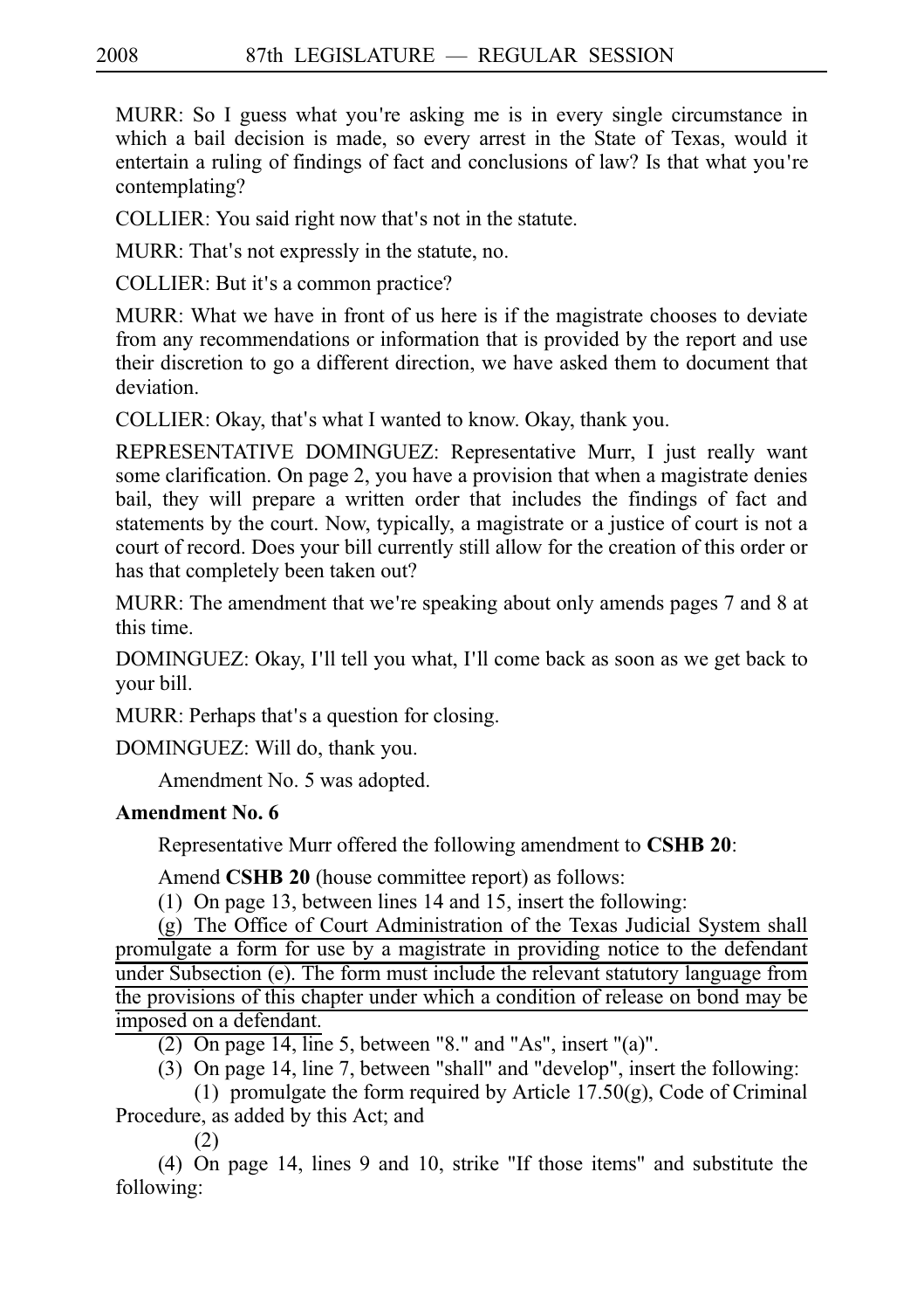MURR: So I guess what you're asking me is in every single circumstance in which a bail decision is made, so every arrest in the State of Texas, would it entertain a ruling of findings of fact and conclusions of law? Is that what you're contemplating?

COLLIER: You said right now that's not in the statute.

MURR: That's not expressly in the statute, no.

COLLIER: But it's a common practice?

MURR: What we have in front of us here is if the magistrate chooses to deviate from any recommendations or information that is provided by the report and use their discretion to go a different direction, we have asked them to document that deviation.

COLLIER: Okay, that's what I wanted to know. Okay, thank you.

REPRESENTATIVE DOMINGUEZ: Representative Murr, I just really want some clarification. On page 2, you have a provision that when a magistrate denies bail, they will prepare a written order that includes the findings of fact and statements by the court. Now, typically, a magistrate or a justice of court is not a court of record. Does your bill currently still allow for the creation of this order or has that completely been taken out?

MURR: The amendment that we're speaking about only amends pages 7 and 8 at this time.

DOMINGUEZ: Okay, I'll tell you what, I'll come back as soon as we get back to your bill.

MURR: Perhaps that's a question for closing.

DOMINGUEZ: Will do, thank you.

Amendment No. 5 was adopted.

**Amendment No. 6**

Representative Murr offered the following amendment to **CSHB 20**:

Amend **CSHB 20** (house committee report) as follows:

(1) On page 13, between lines 14 and 15, insert the following:

<u>(g) The Office of Court Administration of the Texas Judicial System shall promulgate a form for use by a magistrate in providing notice to the defendant under Subsection (e). The form must include the relevant statutory language from the provisions of this chapter under which a condition of release on bond may be imposed on a defendant.</u>

(2) On page 14, line 5, between "8." and "As", insert "(a)".

(3) On page 14, line 7, between "shall" and "develop", insert the following:

(1) promulgate the form required by Article 17.50(g), Code of Criminal Procedure, as added by this Act; and

(2)

(4) On page 14, lines 9 and 10, strike "If those items" and substitute the following: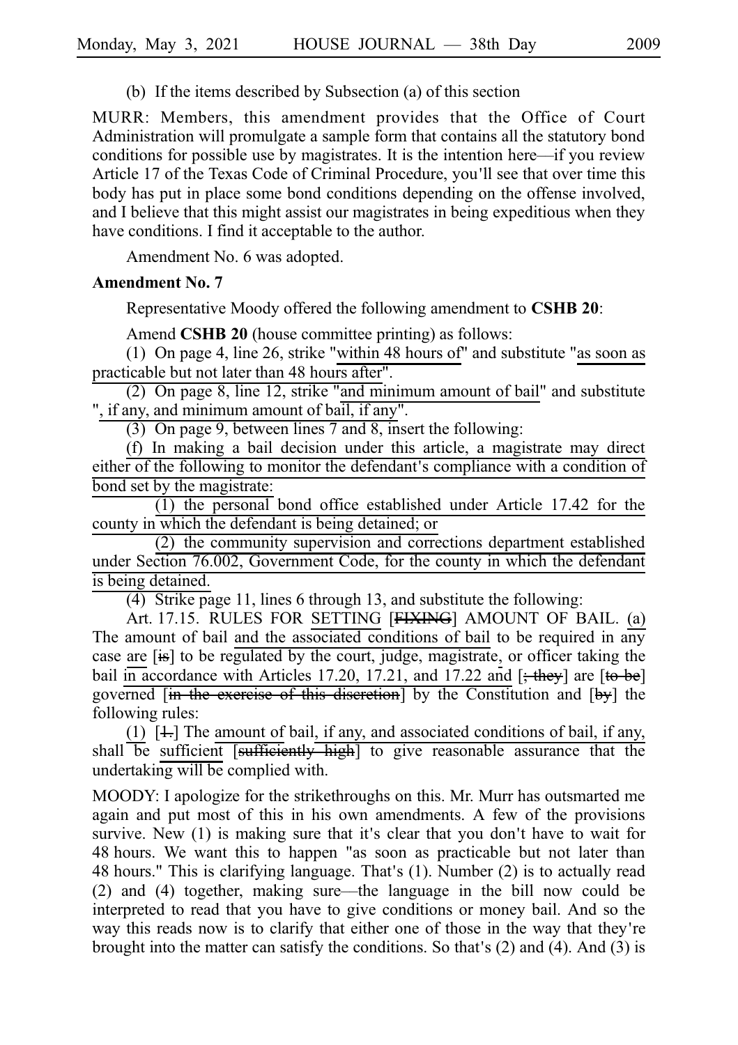(b) If the items described by Subsection (a) of this section

MURR: Members, this amendment provides that the Office of Court Administration will promulgate a sample form that contains all the statutory bond conditions for possible use by magistrates. It is the intention here—if you review Article 17 of the Texas Code of Criminal Procedure, you'll see that over time this body has put in place some bond conditions depending on the offense involved, and I believe that this might assist our magistrates in being expeditious when they have conditions. I find it acceptable to the author.

Amendment No. 6 was adopted.

**Amendment No. 7**

Representative Moody offered the following amendment to **CSHB 20**:

Amend **CSHB 20** (house committee printing) as follows:

(1) On page 4, line 26, strike "within 48 hours of" and substitute "as soon as practicable but not later than 48 hours after".

(2) On page 8, line 12, strike "and minimum amount of bail" and substitute ", if any, and minimum amount of bail, if any".

(3) On page 9, between lines 7 and 8, insert the following:

(f) In making a bail decision under this article, a magistrate may direct either of the following to monitor the defendant's compliance with a condition of bond set by the magistrate:

(1) the personal bond office established under Article 17.42 for the county in which the defendant is being detained; or

(2) the community supervision and corrections department established under Section 76.002, Government Code, for the county in which the defendant is being detained.

(4) Strike page 11, lines 6 through 13, and substitute the following:

Art. 17.15. RULES FOR SETTING [~~FIXING~~] AMOUNT OF BAIL. (a) The amount of bail and the associated conditions of bail to be required in any case are [~~is~~] to be regulated by the court, judge, magistrate, or officer taking the bail in accordance with Articles 17.20, 17.21, and 17.22 and [~~; they~~] are [~~to be~~] governed [~~in the exercise of this discretion~~] by the Constitution and [~~by~~] the following rules:

(1) [~~1.~~] The amount of bail, if any, and associated conditions of bail, if any, shall be sufficient [~~sufficiently high~~] to give reasonable assurance that the undertaking will be complied with.

MOODY: I apologize for the strikethroughs on this. Mr. Murr has outsmarted me again and put most of this in his own amendments. A few of the provisions survive. New (1) is making sure that it's clear that you don't have to wait for 48 hours. We want this to happen "as soon as practicable but not later than 48 hours." This is clarifying language. That's (1). Number (2) is to actually read (2) and (4) together, making sure—the language in the bill now could be interpreted to read that you have to give conditions or money bail. And so the way this reads now is to clarify that either one of those in the way that they're brought into the matter can satisfy the conditions. So that's (2) and (4). And (3) is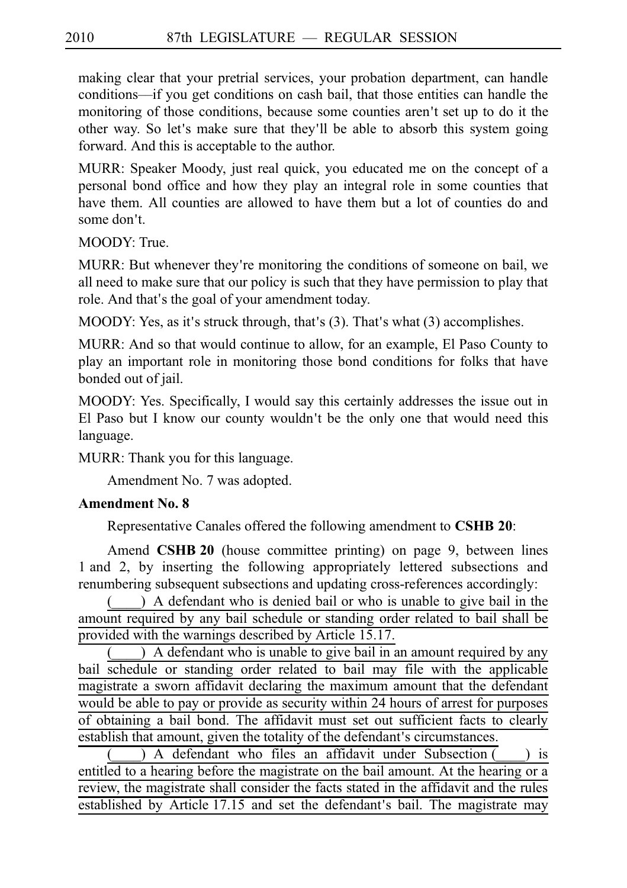making clear that your pretrial services, your probation department, can handle conditions—if you get conditions on cash bail, that those entities can handle the monitoring of those conditions, because some counties aren't set up to do it the other way. So let's make sure that they'll be able to absorb this system going forward. And this is acceptable to the author.

MURR: Speaker Moody, just real quick, you educated me on the concept of a personal bond office and how they play an integral role in some counties that have them. All counties are allowed to have them but a lot of counties do and some don't.

MOODY: True.

MURR: But whenever they're monitoring the conditions of someone on bail, we all need to make sure that our policy is such that they have permission to play that role. And that's the goal of your amendment today.

MOODY: Yes, as it's struck through, that's (3). That's what (3) accomplishes.

MURR: And so that would continue to allow, for an example, El Paso County to play an important role in monitoring those bond conditions for folks that have bonded out of jail.

MOODY: Yes. Specifically, I would say this certainly addresses the issue out in El Paso but I know our county wouldn't be the only one that would need this language.

MURR: Thank you for this language.

Amendment No. 7 was adopted.

**Amendment No. 8**

Representative Canales offered the following amendment to **CSHB 20**:

Amend **CSHB 20** (house committee printing) on page 9, between lines 1 and 2, by inserting the following appropriately lettered subsections and renumbering subsequent subsections and updating cross-references accordingly:

<u>(____) A defendant who is denied bail or who is unable to give bail in the amount required by any bail schedule or standing order related to bail shall be provided with the warnings described by Article 15.17.</u>

<u>(____) A defendant who is unable to give bail in an amount required by any bail schedule or standing order related to bail may file with the applicable magistrate a sworn affidavit declaring the maximum amount that the defendant would be able to pay or provide as security within 24 hours of arrest for purposes of obtaining a bail bond. The affidavit must set out sufficient facts to clearly establish that amount, given the totality of the defendant's circumstances.</u>

<u>(____) A defendant who files an affidavit under Subsection (____) is entitled to a hearing before the magistrate on the bail amount. At the hearing or a review, the magistrate shall consider the facts stated in the affidavit and the rules established by Article 17.15 and set the defendant's bail. The magistrate may</u>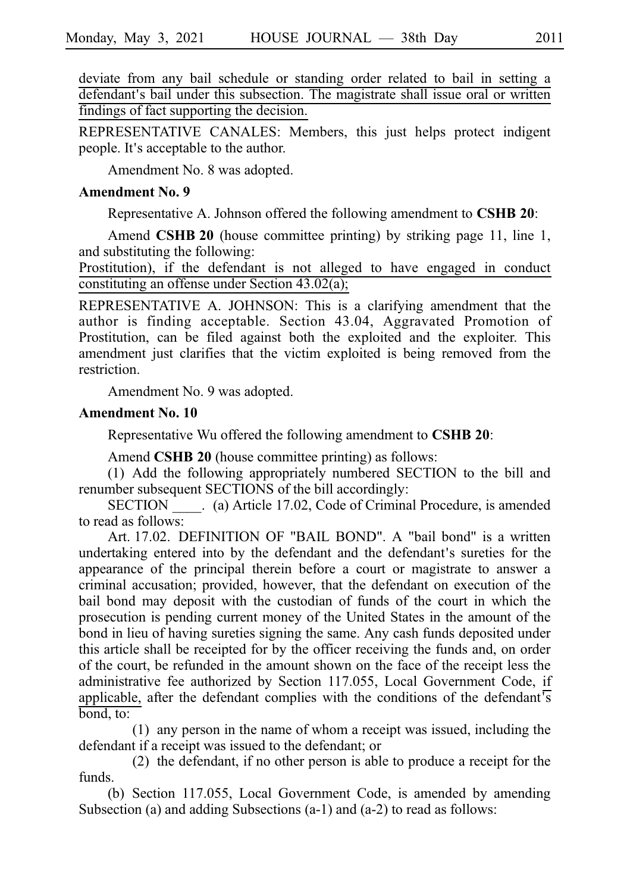deviate from any bail schedule or standing order related to bail in setting a defendant's bail under this subsection. The magistrate shall issue oral or written findings of fact supporting the decision.

REPRESENTATIVE CANALES: Members, this just helps protect indigent people. It's acceptable to the author.

Amendment No. 8 was adopted.

**Amendment No. 9**

Representative A. Johnson offered the following amendment to **CSHB 20**:

Amend **CSHB 20** (house committee printing) by striking page 11, line 1, and substituting the following:

Prostitution), if the defendant is not alleged to have engaged in conduct constituting an offense under Section 43.02(a);

REPRESENTATIVE A. JOHNSON: This is a clarifying amendment that the author is finding acceptable. Section 43.04, Aggravated Promotion of Prostitution, can be filed against both the exploited and the exploiter. This amendment just clarifies that the victim exploited is being removed from the restriction.

Amendment No. 9 was adopted.

**Amendment No. 10**

Representative Wu offered the following amendment to **CSHB 20**:

Amend **CSHB 20** (house committee printing) as follows:

(1) Add the following appropriately numbered SECTION to the bill and renumber subsequent SECTIONS of the bill accordingly:

SECTION ____. (a) Article 17.02, Code of Criminal Procedure, is amended to read as follows:

Art. 17.02. DEFINITION OF "BAIL BOND". A "bail bond" is a written undertaking entered into by the defendant and the defendant's sureties for the appearance of the principal therein before a court or magistrate to answer a criminal accusation; provided, however, that the defendant on execution of the bail bond may deposit with the custodian of funds of the court in which the prosecution is pending current money of the United States in the amount of the bond in lieu of having sureties signing the same. Any cash funds deposited under this article shall be receipted for by the officer receiving the funds and, on order of the court, be refunded in the amount shown on the face of the receipt less the administrative fee authorized by Section 117.055, Local Government Code, if applicable, after the defendant complies with the conditions of the defendant's bond, to:

(1) any person in the name of whom a receipt was issued, including the defendant if a receipt was issued to the defendant; or

(2) the defendant, if no other person is able to produce a receipt for the funds.

(b) Section 117.055, Local Government Code, is amended by amending Subsection (a) and adding Subsections (a-1) and (a-2) to read as follows: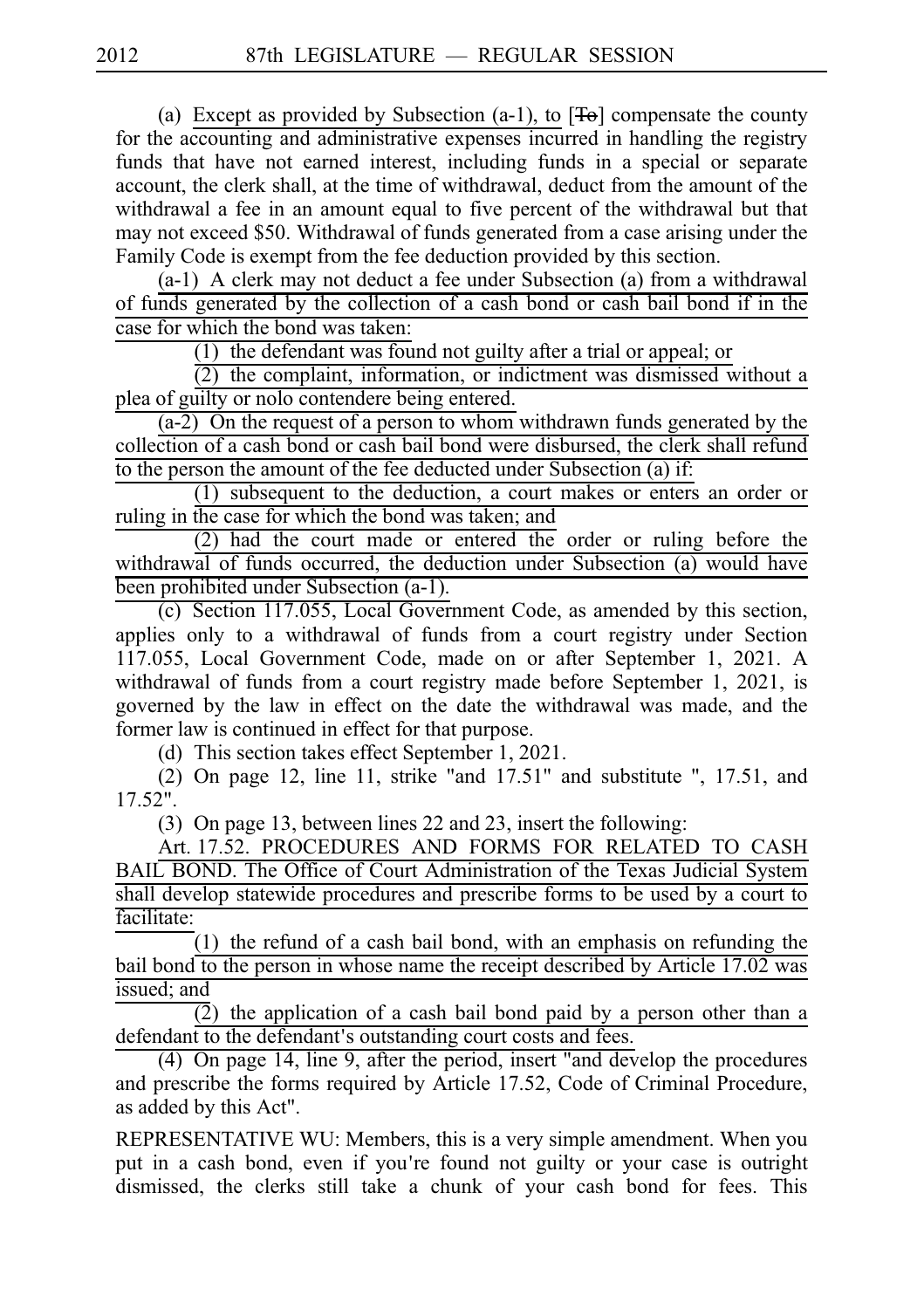(a) Except as provided by Subsection (a-1), to [To] compensate the county for the accounting and administrative expenses incurred in handling the registry funds that have not earned interest, including funds in a special or separate account, the clerk shall, at the time of withdrawal, deduct from the amount of the withdrawal a fee in an amount equal to five percent of the withdrawal but that may not exceed $50. Withdrawal of funds generated from a case arising under the Family Code is exempt from the fee deduction provided by this section.

(a-1) A clerk may not deduct a fee under Subsection (a) from a withdrawal of funds generated by the collection of a cash bond or cash bail bond if in the case for which the bond was taken:

(1) the defendant was found not guilty after a trial or appeal; or

(2) the complaint, information, or indictment was dismissed without a plea of guilty or nolo contendere being entered.

(a-2) On the request of a person to whom withdrawn funds generated by the collection of a cash bond or cash bail bond were disbursed, the clerk shall refund to the person the amount of the fee deducted under Subsection (a) if:

(1) subsequent to the deduction, a court makes or enters an order or ruling in the case for which the bond was taken; and

(2) had the court made or entered the order or ruling before the withdrawal of funds occurred, the deduction under Subsection (a) would have been prohibited under Subsection (a-1).

(c) Section 117.055, Local Government Code, as amended by this section, applies only to a withdrawal of funds from a court registry under Section 117.055, Local Government Code, made on or after September 1, 2021. A withdrawal of funds from a court registry made before September 1, 2021, is governed by the law in effect on the date the withdrawal was made, and the former law is continued in effect for that purpose.

(d) This section takes effect September 1, 2021.

(2) On page 12, line 11, strike "and 17.51" and substitute ", 17.51, and 17.52".

(3) On page 13, between lines 22 and 23, insert the following:

Art. 17.52. PROCEDURES AND FORMS FOR RELATED TO CASH BAIL BOND. The Office of Court Administration of the Texas Judicial System shall develop statewide procedures and prescribe forms to be used by a court to facilitate:

(1) the refund of a cash bail bond, with an emphasis on refunding the bail bond to the person in whose name the receipt described by Article 17.02 was issued; and

(2) the application of a cash bail bond paid by a person other than a defendant to the defendant's outstanding court costs and fees.

(4) On page 14, line 9, after the period, insert "and develop the procedures and prescribe the forms required by Article 17.52, Code of Criminal Procedure, as added by this Act".

REPRESENTATIVE WU: Members, this is a very simple amendment. When you put in a cash bond, even if you're found not guilty or your case is outright dismissed, the clerks still take a chunk of your cash bond for fees. This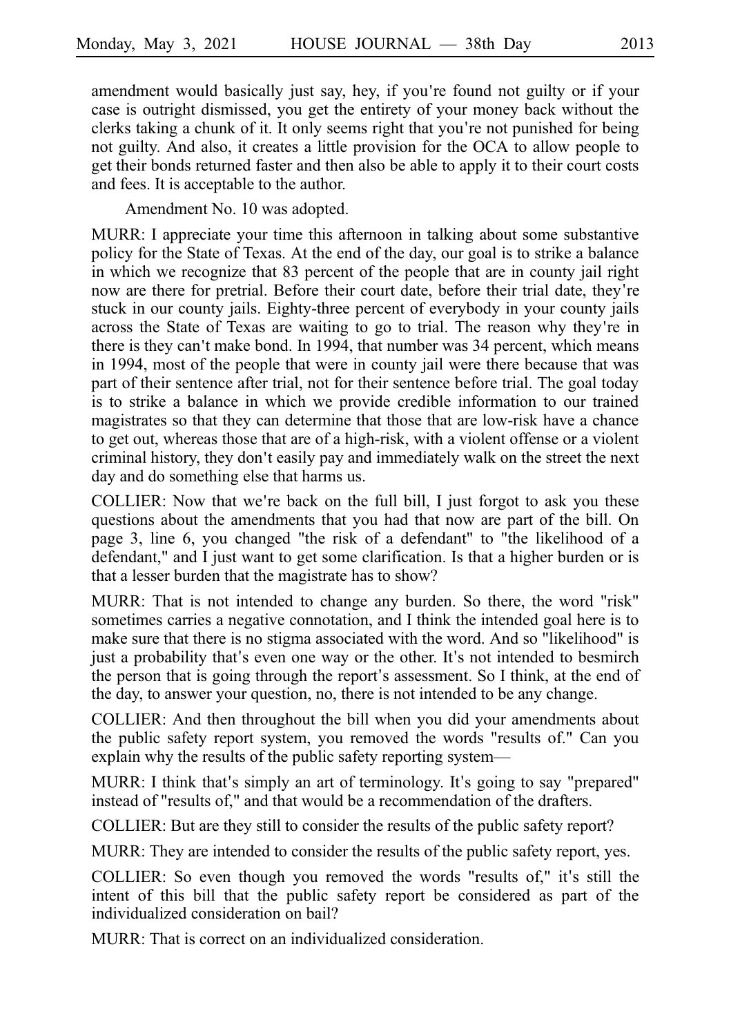amendment would basically just say, hey, if you're found not guilty or if your case is outright dismissed, you get the entirety of your money back without the clerks taking a chunk of it. It only seems right that you're not punished for being not guilty. And also, it creates a little provision for the OCA to allow people to get their bonds returned faster and then also be able to apply it to their court costs and fees. It is acceptable to the author.

Amendment No. 10 was adopted.

MURR: I appreciate your time this afternoon in talking about some substantive policy for the State of Texas. At the end of the day, our goal is to strike a balance in which we recognize that 83 percent of the people that are in county jail right now are there for pretrial. Before their court date, before their trial date, they're stuck in our county jails. Eighty-three percent of everybody in your county jails across the State of Texas are waiting to go to trial. The reason why they're in there is they can't make bond. In 1994, that number was 34 percent, which means in 1994, most of the people that were in county jail were there because that was part of their sentence after trial, not for their sentence before trial. The goal today is to strike a balance in which we provide credible information to our trained magistrates so that they can determine that those that are low-risk have a chance to get out, whereas those that are of a high-risk, with a violent offense or a violent criminal history, they don't easily pay and immediately walk on the street the next day and do something else that harms us.

COLLIER: Now that we're back on the full bill, I just forgot to ask you these questions about the amendments that you had that now are part of the bill. On page 3, line 6, you changed "the risk of a defendant" to "the likelihood of a defendant," and I just want to get some clarification. Is that a higher burden or is that a lesser burden that the magistrate has to show?

MURR: That is not intended to change any burden. So there, the word "risk" sometimes carries a negative connotation, and I think the intended goal here is to make sure that there is no stigma associated with the word. And so "likelihood" is just a probability that's even one way or the other. It's not intended to besmirch the person that is going through the report's assessment. So I think, at the end of the day, to answer your question, no, there is not intended to be any change.

COLLIER: And then throughout the bill when you did your amendments about the public safety report system, you removed the words "results of." Can you explain why the results of the public safety reporting system—

MURR: I think that's simply an art of terminology. It's going to say "prepared" instead of "results of," and that would be a recommendation of the drafters.

COLLIER: But are they still to consider the results of the public safety report?

MURR: They are intended to consider the results of the public safety report, yes.

COLLIER: So even though you removed the words "results of," it's still the intent of this bill that the public safety report be considered as part of the individualized consideration on bail?

MURR: That is correct on an individualized consideration.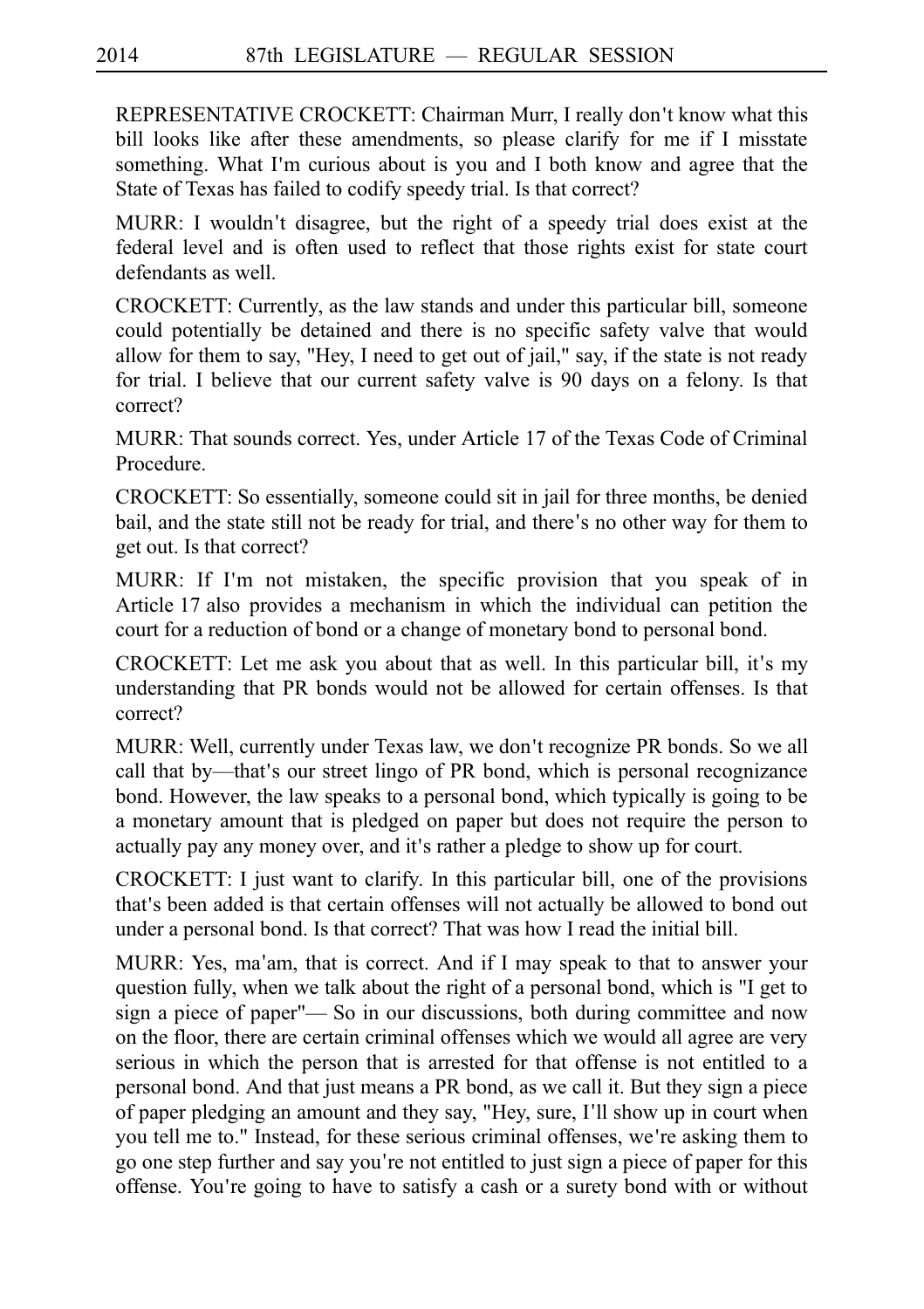REPRESENTATIVE CROCKETT: Chairman Murr, I really don't know what this bill looks like after these amendments, so please clarify for me if I misstate something. What I'm curious about is you and I both know and agree that the State of Texas has failed to codify speedy trial. Is that correct?

MURR: I wouldn't disagree, but the right of a speedy trial does exist at the federal level and is often used to reflect that those rights exist for state court defendants as well.

CROCKETT: Currently, as the law stands and under this particular bill, someone could potentially be detained and there is no specific safety valve that would allow for them to say, "Hey, I need to get out of jail," say, if the state is not ready for trial. I believe that our current safety valve is 90 days on a felony. Is that correct?

MURR: That sounds correct. Yes, under Article 17 of the Texas Code of Criminal Procedure.

CROCKETT: So essentially, someone could sit in jail for three months, be denied bail, and the state still not be ready for trial, and there's no other way for them to get out. Is that correct?

MURR: If I'm not mistaken, the specific provision that you speak of in Article 17 also provides a mechanism in which the individual can petition the court for a reduction of bond or a change of monetary bond to personal bond.

CROCKETT: Let me ask you about that as well. In this particular bill, it's my understanding that PR bonds would not be allowed for certain offenses. Is that correct?

MURR: Well, currently under Texas law, we don't recognize PR bonds. So we all call that by—that's our street lingo of PR bond, which is personal recognizance bond. However, the law speaks to a personal bond, which typically is going to be a monetary amount that is pledged on paper but does not require the person to actually pay any money over, and it's rather a pledge to show up for court.

CROCKETT: I just want to clarify. In this particular bill, one of the provisions that's been added is that certain offenses will not actually be allowed to bond out under a personal bond. Is that correct? That was how I read the initial bill.

MURR: Yes, ma'am, that is correct. And if I may speak to that to answer your question fully, when we talk about the right of a personal bond, which is "I get to sign a piece of paper"— So in our discussions, both during committee and now on the floor, there are certain criminal offenses which we would all agree are very serious in which the person that is arrested for that offense is not entitled to a personal bond. And that just means a PR bond, as we call it. But they sign a piece of paper pledging an amount and they say, "Hey, sure, I'll show up in court when you tell me to." Instead, for these serious criminal offenses, we're asking them to go one step further and say you're not entitled to just sign a piece of paper for this offense. You're going to have to satisfy a cash or a surety bond with or without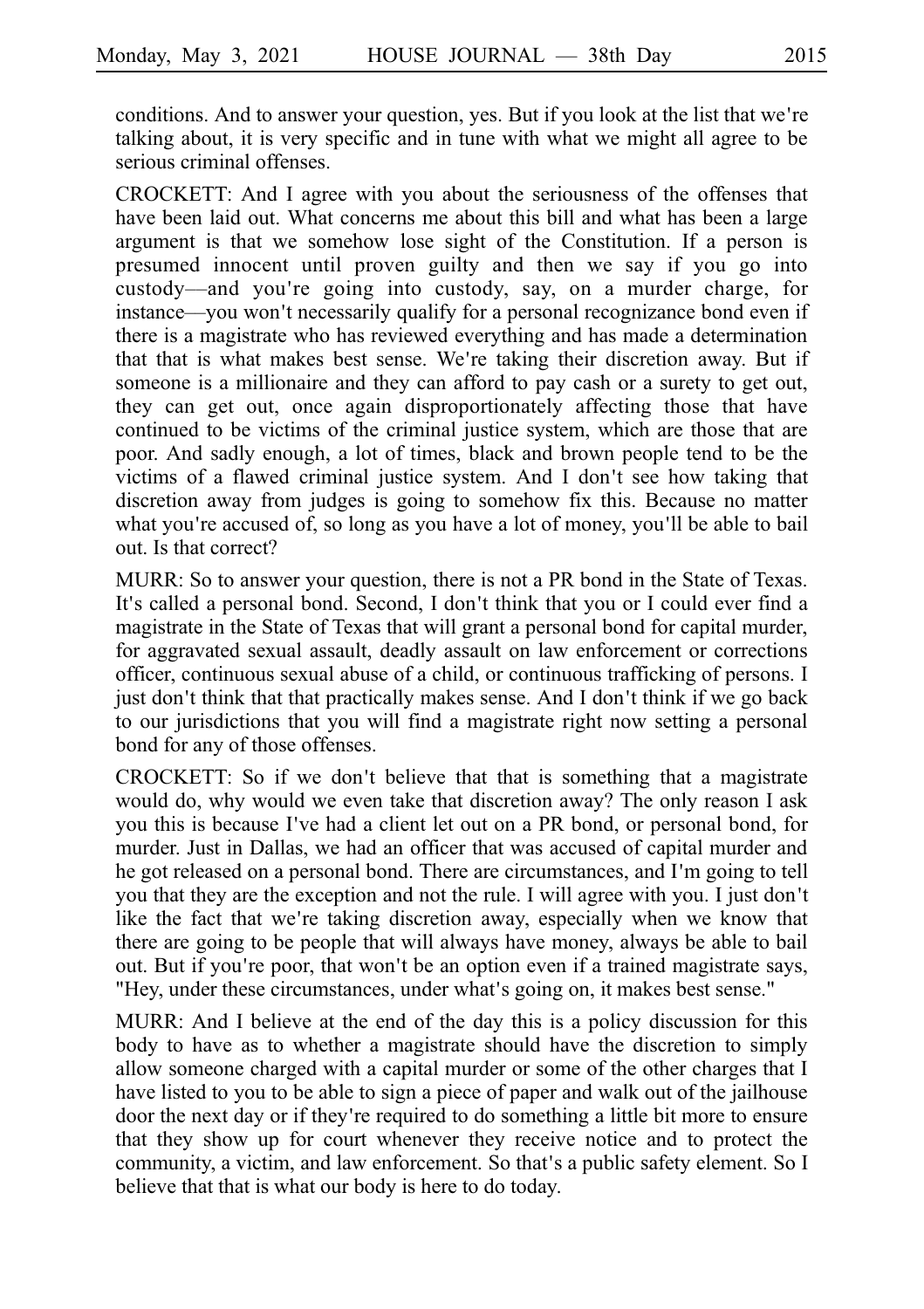conditions. And to answer your question, yes. But if you look at the list that we're talking about, it is very specific and in tune with what we might all agree to be serious criminal offenses.

CROCKETT: And I agree with you about the seriousness of the offenses that have been laid out. What concerns me about this bill and what has been a large argument is that we somehow lose sight of the Constitution. If a person is presumed innocent until proven guilty and then we say if you go into custody—and you're going into custody, say, on a murder charge, for instance—you won't necessarily qualify for a personal recognizance bond even if there is a magistrate who has reviewed everything and has made a determination that that is what makes best sense. We're taking their discretion away. But if someone is a millionaire and they can afford to pay cash or a surety to get out, they can get out, once again disproportionately affecting those that have continued to be victims of the criminal justice system, which are those that are poor. And sadly enough, a lot of times, black and brown people tend to be the victims of a flawed criminal justice system. And I don't see how taking that discretion away from judges is going to somehow fix this. Because no matter what you're accused of, so long as you have a lot of money, you'll be able to bail out. Is that correct?

MURR: So to answer your question, there is not a PR bond in the State of Texas. It's called a personal bond. Second, I don't think that you or I could ever find a magistrate in the State of Texas that will grant a personal bond for capital murder, for aggravated sexual assault, deadly assault on law enforcement or corrections officer, continuous sexual abuse of a child, or continuous trafficking of persons. I just don't think that that practically makes sense. And I don't think if we go back to our jurisdictions that you will find a magistrate right now setting a personal bond for any of those offenses.

CROCKETT: So if we don't believe that that is something that a magistrate would do, why would we even take that discretion away? The only reason I ask you this is because I've had a client let out on a PR bond, or personal bond, for murder. Just in Dallas, we had an officer that was accused of capital murder and he got released on a personal bond. There are circumstances, and I'm going to tell you that they are the exception and not the rule. I will agree with you. I just don't like the fact that we're taking discretion away, especially when we know that there are going to be people that will always have money, always be able to bail out. But if you're poor, that won't be an option even if a trained magistrate says, "Hey, under these circumstances, under what's going on, it makes best sense."

MURR: And I believe at the end of the day this is a policy discussion for this body to have as to whether a magistrate should have the discretion to simply allow someone charged with a capital murder or some of the other charges that I have listed to you to be able to sign a piece of paper and walk out of the jailhouse door the next day or if they're required to do something a little bit more to ensure that they show up for court whenever they receive notice and to protect the community, a victim, and law enforcement. So that's a public safety element. So I believe that that is what our body is here to do today.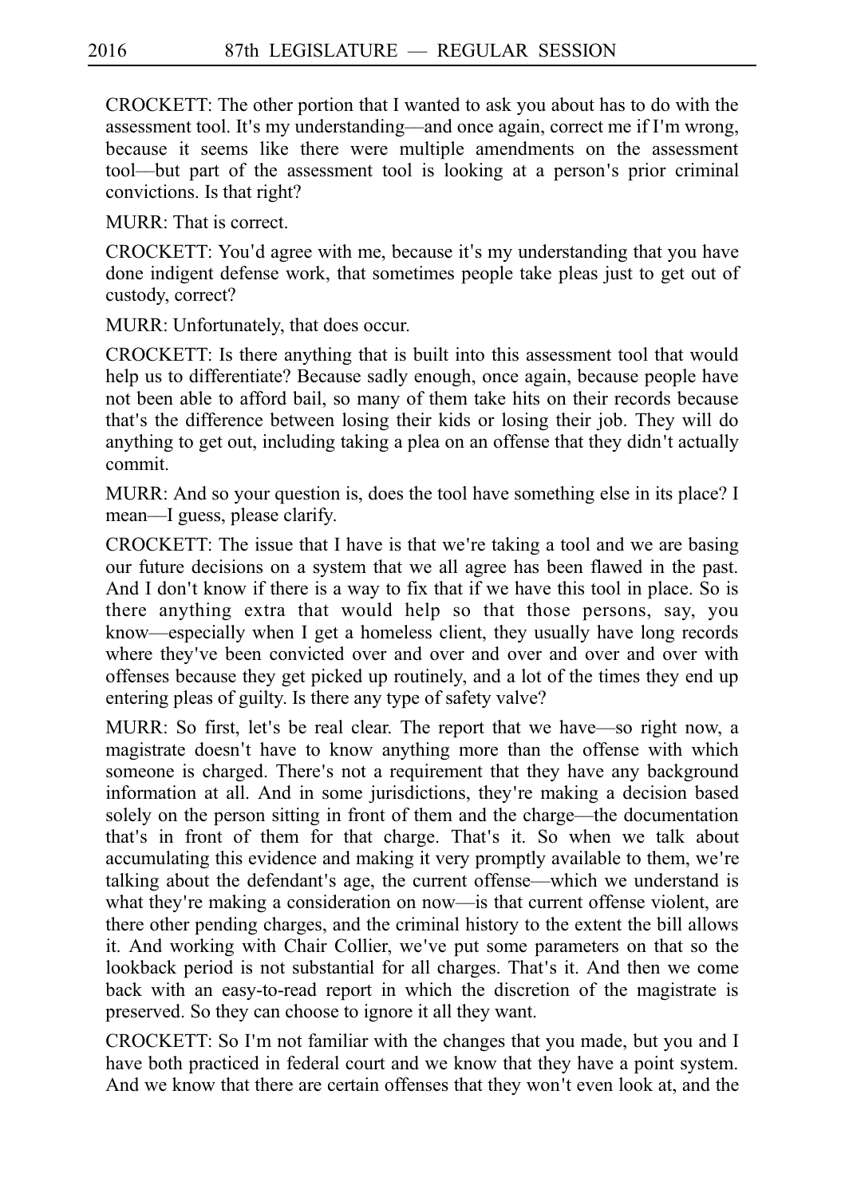CROCKETT: The other portion that I wanted to ask you about has to do with the assessment tool. It's my understanding—and once again, correct me if I'm wrong, because it seems like there were multiple amendments on the assessment tool—but part of the assessment tool is looking at a person's prior criminal convictions. Is that right?

MURR: That is correct.

CROCKETT: You'd agree with me, because it's my understanding that you have done indigent defense work, that sometimes people take pleas just to get out of custody, correct?

MURR: Unfortunately, that does occur.

CROCKETT: Is there anything that is built into this assessment tool that would help us to differentiate? Because sadly enough, once again, because people have not been able to afford bail, so many of them take hits on their records because that's the difference between losing their kids or losing their job. They will do anything to get out, including taking a plea on an offense that they didn't actually commit.

MURR: And so your question is, does the tool have something else in its place? I mean—I guess, please clarify.

CROCKETT: The issue that I have is that we're taking a tool and we are basing our future decisions on a system that we all agree has been flawed in the past. And I don't know if there is a way to fix that if we have this tool in place. So is there anything extra that would help so that those persons, say, you know—especially when I get a homeless client, they usually have long records where they've been convicted over and over and over and over and over with offenses because they get picked up routinely, and a lot of the times they end up entering pleas of guilty. Is there any type of safety valve?

MURR: So first, let's be real clear. The report that we have—so right now, a magistrate doesn't have to know anything more than the offense with which someone is charged. There's not a requirement that they have any background information at all. And in some jurisdictions, they're making a decision based solely on the person sitting in front of them and the charge—the documentation that's in front of them for that charge. That's it. So when we talk about accumulating this evidence and making it very promptly available to them, we're talking about the defendant's age, the current offense—which we understand is what they're making a consideration on now—is that current offense violent, are there other pending charges, and the criminal history to the extent the bill allows it. And working with Chair Collier, we've put some parameters on that so the lookback period is not substantial for all charges. That's it. And then we come back with an easy-to-read report in which the discretion of the magistrate is preserved. So they can choose to ignore it all they want.

CROCKETT: So I'm not familiar with the changes that you made, but you and I have both practiced in federal court and we know that they have a point system. And we know that there are certain offenses that they won't even look at, and the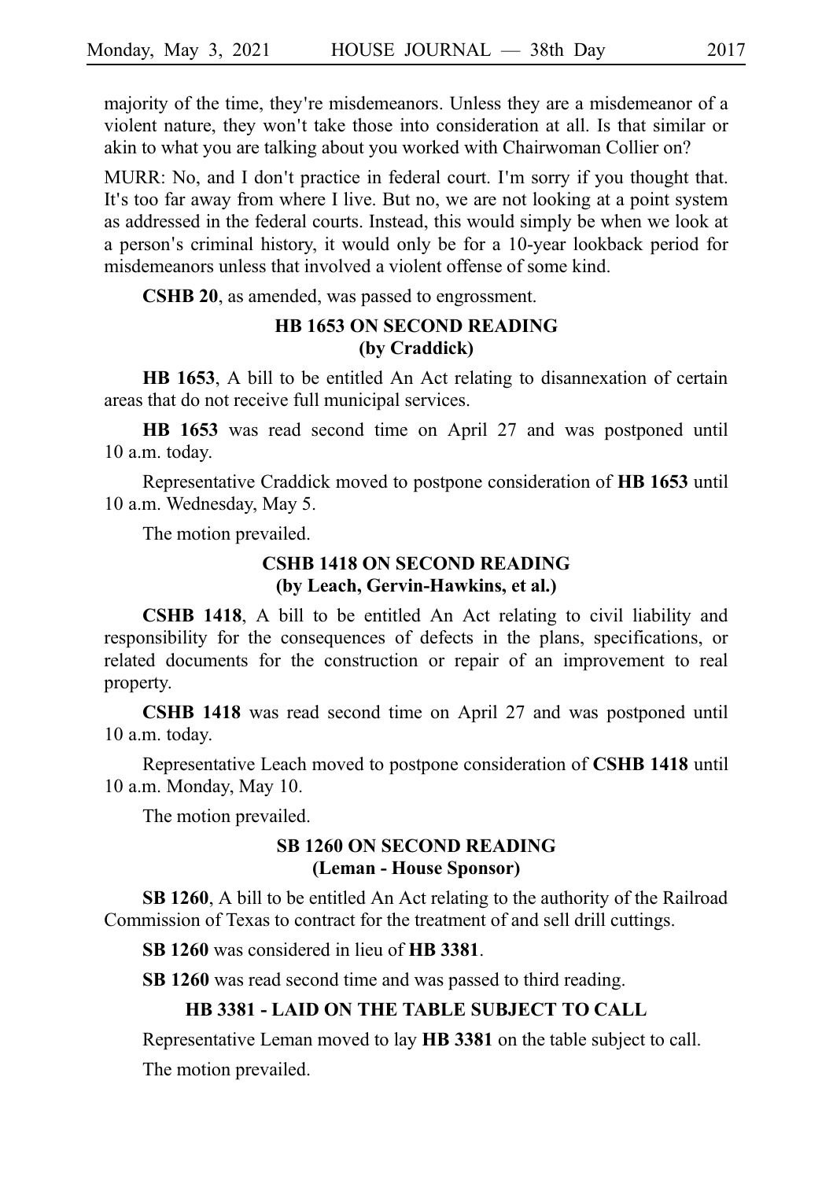majority of the time, they're misdemeanors. Unless they are a misdemeanor of a violent nature, they won't take those into consideration at all. Is that similar or akin to what you are talking about you worked with Chairwoman Collier on?

MURR: No, and I don't practice in federal court. I'm sorry if you thought that. It's too far away from where I live. But no, we are not looking at a point system as addressed in the federal courts. Instead, this would simply be when we look at a person's criminal history, it would only be for a 10-year lookback period for misdemeanors unless that involved a violent offense of some kind.

**CSHB 20**, as amended, was passed to engrossment.

### HB 1653 ON SECOND READING (by Craddick)

**HB 1653**, A bill to be entitled An Act relating to disannexation of certain areas that do not receive full municipal services.

**HB 1653** was read second time on April 27 and was postponed until 10 a.m. today.

Representative Craddick moved to postpone consideration of **HB 1653** until 10 a.m. Wednesday, May 5.

The motion prevailed.

### CSHB 1418 ON SECOND READING (by Leach, Gervin-Hawkins, et al.)

**CSHB 1418**, A bill to be entitled An Act relating to civil liability and responsibility for the consequences of defects in the plans, specifications, or related documents for the construction or repair of an improvement to real property.

**CSHB 1418** was read second time on April 27 and was postponed until 10 a.m. today.

Representative Leach moved to postpone consideration of **CSHB 1418** until 10 a.m. Monday, May 10.

The motion prevailed.

### SB 1260 ON SECOND READING (Leman - House Sponsor)

**SB 1260**, A bill to be entitled An Act relating to the authority of the Railroad Commission of Texas to contract for the treatment of and sell drill cuttings.

**SB 1260** was considered in lieu of **HB 3381**.

**SB 1260** was read second time and was passed to third reading.

### HB 3381 - LAID ON THE TABLE SUBJECT TO CALL

Representative Leman moved to lay **HB 3381** on the table subject to call.

The motion prevailed.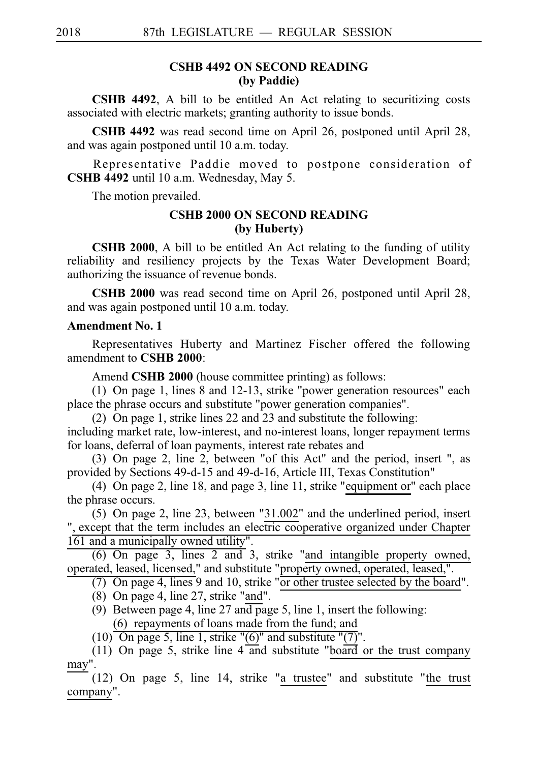### CSHB 4492 ON SECOND READING (by Paddie)

**CSHB 4492**, A bill to be entitled An Act relating to securitizing costs associated with electric markets; granting authority to issue bonds.

**CSHB 4492** was read second time on April 26, postponed until April 28, and was again postponed until 10 a.m. today.

Representative Paddie moved to postpone consideration of **CSHB 4492** until 10 a.m. Wednesday, May 5.

The motion prevailed.

### CSHB 2000 ON SECOND READING (by Huberty)

**CSHB 2000**, A bill to be entitled An Act relating to the funding of utility reliability and resiliency projects by the Texas Water Development Board; authorizing the issuance of revenue bonds.

**CSHB 2000** was read second time on April 26, postponed until April 28, and was again postponed until 10 a.m. today.

**Amendment No. 1**

Representatives Huberty and Martinez Fischer offered the following amendment to **CSHB 2000**:

Amend **CSHB 2000** (house committee printing) as follows:

(1) On page 1, lines 8 and 12-13, strike "power generation resources" each place the phrase occurs and substitute "power generation companies".

(2) On page 1, strike lines 22 and 23 and substitute the following:
including market rate, low-interest, and no-interest loans, longer repayment terms for loans, deferral of loan payments, interest rate rebates and

(3) On page 2, line 2, between "of this Act" and the period, insert ", as provided by Sections 49-d-15 and 49-d-16, Article III, Texas Constitution"

(4) On page 2, line 18, and page 3, line 11, strike "equipment or" each place the phrase occurs.

(5) On page 2, line 23, between "31.002" and the underlined period, insert ", except that the term includes an electric cooperative organized under Chapter 161 and a municipally owned utility".

(6) On page 3, lines 2 and 3, strike "and intangible property owned, operated, leased, licensed," and substitute "property owned, operated, leased,".

(7) On page 4, lines 9 and 10, strike "or other trustee selected by the board".

(8) On page 4, line 27, strike "and".

(9) Between page 4, line 27 and page 5, line 1, insert the following:
(6) repayments of loans made from the fund; and

(10) On page 5, line 1, strike "(6)" and substitute "(7)".

(11) On page 5, strike line 4 and substitute "board or the trust company may".

(12) On page 5, line 14, strike "a trustee" and substitute "the trust company".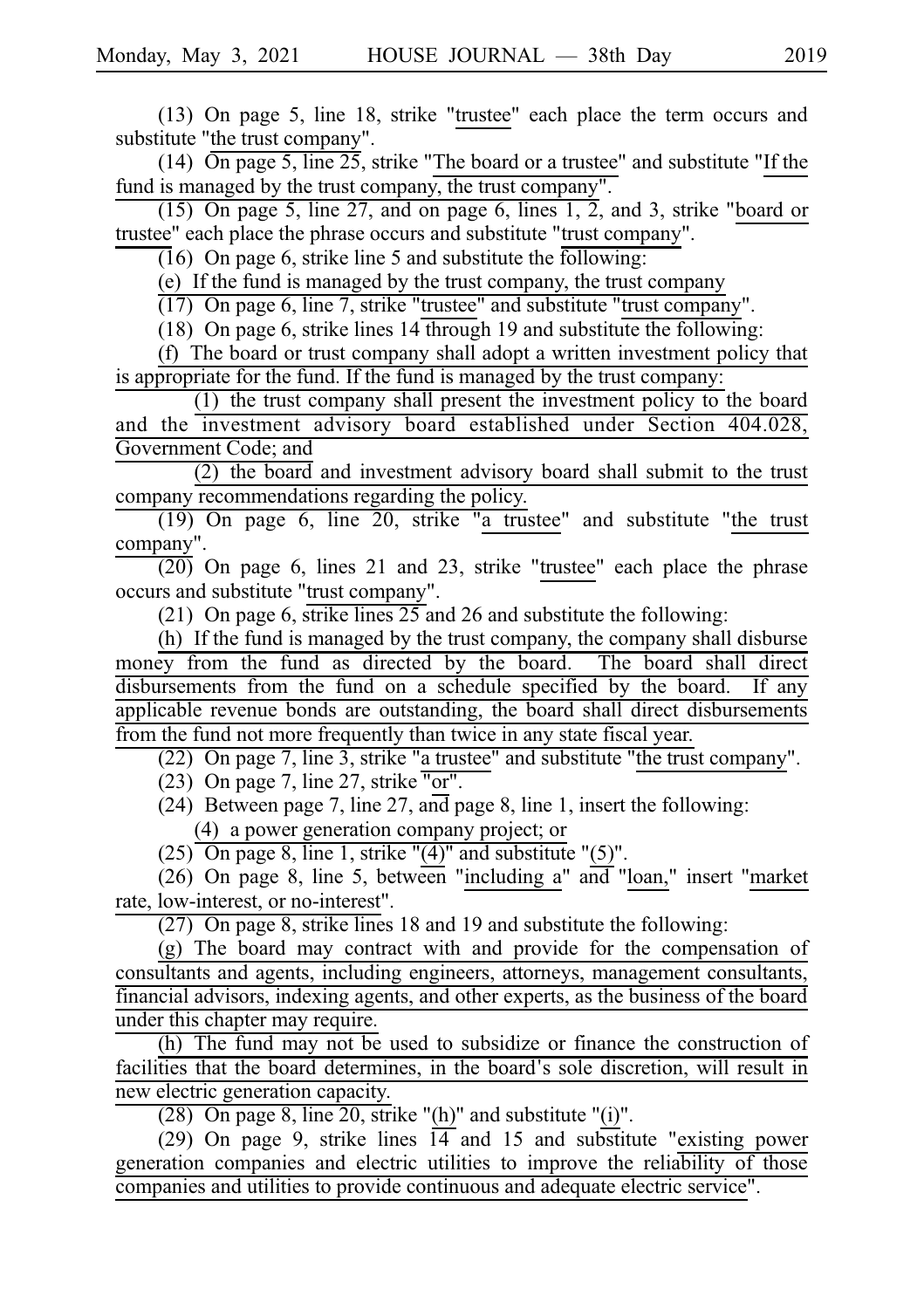(13) On page 5, line 18, strike "trustee" each place the term occurs and substitute "the trust company".

(14) On page 5, line 25, strike "The board or a trustee" and substitute "If the fund is managed by the trust company, the trust company".

(15) On page 5, line 27, and on page 6, lines 1, 2, and 3, strike "board or trustee" each place the phrase occurs and substitute "trust company".

(16) On page 6, strike line 5 and substitute the following:

(e) If the fund is managed by the trust company, the trust company

(17) On page 6, line 7, strike "trustee" and substitute "trust company".

(18) On page 6, strike lines 14 through 19 and substitute the following:

(f) The board or trust company shall adopt a written investment policy that is appropriate for the fund. If the fund is managed by the trust company:

(1) the trust company shall present the investment policy to the board and the investment advisory board established under Section 404.028, Government Code; and

(2) the board and investment advisory board shall submit to the trust company recommendations regarding the policy.

(19) On page 6, line 20, strike "a trustee" and substitute "the trust company".

(20) On page 6, lines 21 and 23, strike "trustee" each place the phrase occurs and substitute "trust company".

(21) On page 6, strike lines 25 and 26 and substitute the following:

(h) If the fund is managed by the trust company, the company shall disburse money from the fund as directed by the board. The board shall direct disbursements from the fund on a schedule specified by the board. If any applicable revenue bonds are outstanding, the board shall direct disbursements from the fund not more frequently than twice in any state fiscal year.

(22) On page 7, line 3, strike "a trustee" and substitute "the trust company".

(23) On page 7, line 27, strike "or".

(24) Between page 7, line 27, and page 8, line 1, insert the following:

(4) a power generation company project; or

(25) On page 8, line 1, strike "(4)" and substitute "(5)".

(26) On page 8, line 5, between "including a" and "loan," insert "market rate, low-interest, or no-interest".

(27) On page 8, strike lines 18 and 19 and substitute the following:

(g) The board may contract with and provide for the compensation of consultants and agents, including engineers, attorneys, management consultants, financial advisors, indexing agents, and other experts, as the business of the board under this chapter may require.

(h) The fund may not be used to subsidize or finance the construction of facilities that the board determines, in the board's sole discretion, will result in new electric generation capacity.

(28) On page 8, line 20, strike "(h)" and substitute "(i)".

(29) On page 9, strike lines 14 and 15 and substitute "existing power generation companies and electric utilities to improve the reliability of those companies and utilities to provide continuous and adequate electric service".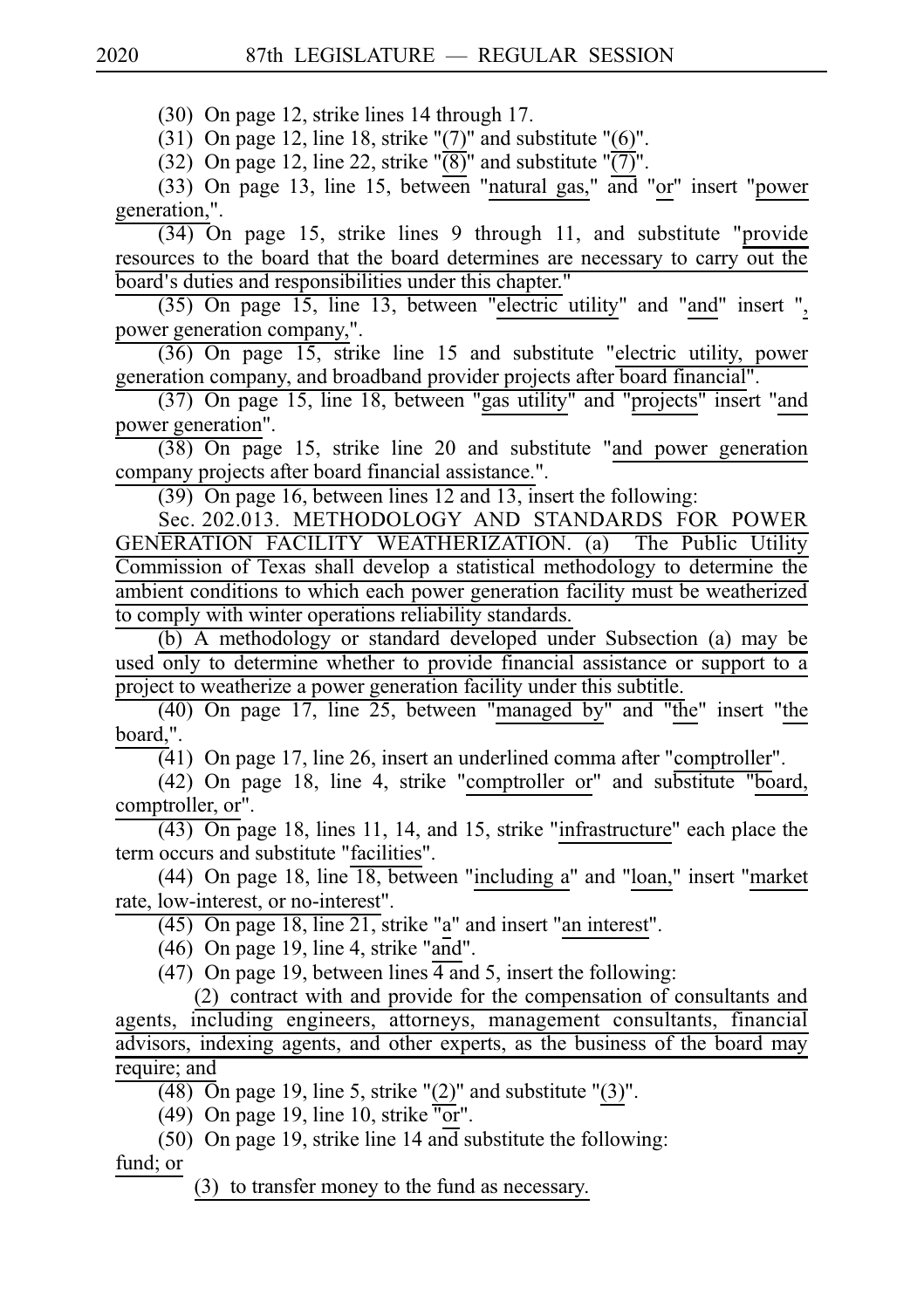(30) On page 12, strike lines 14 through 17.

(31) On page 12, line 18, strike "(7)" and substitute "(6)".

(32) On page 12, line 22, strike "(8)" and substitute "(7)".

(33) On page 13, line 15, between "natural gas," and "or" insert "power generation,".

(34) On page 15, strike lines 9 through 11, and substitute "provide resources to the board that the board determines are necessary to carry out the board's duties and responsibilities under this chapter."

(35) On page 15, line 13, between "electric utility" and "and" insert ", power generation company,".

(36) On page 15, strike line 15 and substitute "electric utility, power generation company, and broadband provider projects after board financial".

(37) On page 15, line 18, between "gas utility" and "projects" insert "and power generation".

(38) On page 15, strike line 20 and substitute "and power generation company projects after board financial assistance.".

(39) On page 16, between lines 12 and 13, insert the following:

Sec. 202.013. METHODOLOGY AND STANDARDS FOR POWER GENERATION FACILITY WEATHERIZATION. (a) The Public Utility Commission of Texas shall develop a statistical methodology to determine the ambient conditions to which each power generation facility must be weatherized to comply with winter operations reliability standards.

(b) A methodology or standard developed under Subsection (a) may be used only to determine whether to provide financial assistance or support to a project to weatherize a power generation facility under this subtitle.

(40) On page 17, line 25, between "managed by" and "the" insert "the board,".

(41) On page 17, line 26, insert an underlined comma after "comptroller".

(42) On page 18, line 4, strike "comptroller or" and substitute "board, comptroller, or".

(43) On page 18, lines 11, 14, and 15, strike "infrastructure" each place the term occurs and substitute "facilities".

(44) On page 18, line 18, between "including a" and "loan," insert "market rate, low-interest, or no-interest".

(45) On page 18, line 21, strike "a" and insert "an interest".

(46) On page 19, line 4, strike "and".

(47) On page 19, between lines 4 and 5, insert the following:

(2) contract with and provide for the compensation of consultants and agents, including engineers, attorneys, management consultants, financial advisors, indexing agents, and other experts, as the business of the board may require; and

(48) On page 19, line 5, strike "(2)" and substitute "(3)".

(49) On page 19, line 10, strike "or".

(50) On page 19, strike line 14 and substitute the following:

fund; or

(3) to transfer money to the fund as necessary.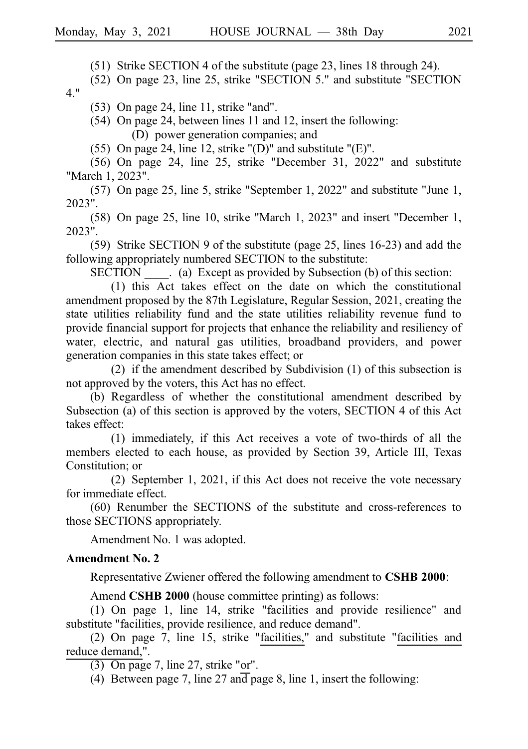(51) Strike SECTION 4 of the substitute (page 23, lines 18 through 24).

(52) On page 23, line 25, strike "SECTION 5." and substitute "SECTION 4."

(53) On page 24, line 11, strike "and".

(54) On page 24, between lines 11 and 12, insert the following:

(D) power generation companies; and

(55) On page 24, line 12, strike "(D)" and substitute "(E)".

(56) On page 24, line 25, strike "December 31, 2022" and substitute "March 1, 2023".

(57) On page 25, line 5, strike "September 1, 2022" and substitute "June 1, 2023".

(58) On page 25, line 10, strike "March 1, 2023" and insert "December 1, 2023".

(59) Strike SECTION 9 of the substitute (page 25, lines 16-23) and add the following appropriately numbered SECTION to the substitute:

SECTION ____. (a) Except as provided by Subsection (b) of this section:

(1) this Act takes effect on the date on which the constitutional amendment proposed by the 87th Legislature, Regular Session, 2021, creating the state utilities reliability fund and the state utilities reliability revenue fund to provide financial support for projects that enhance the reliability and resiliency of water, electric, and natural gas utilities, broadband providers, and power generation companies in this state takes effect; or

(2) if the amendment described by Subdivision (1) of this subsection is not approved by the voters, this Act has no effect.

(b) Regardless of whether the constitutional amendment described by Subsection (a) of this section is approved by the voters, SECTION 4 of this Act takes effect:

(1) immediately, if this Act receives a vote of two-thirds of all the members elected to each house, as provided by Section 39, Article III, Texas Constitution; or

(2) September 1, 2021, if this Act does not receive the vote necessary for immediate effect.

(60) Renumber the SECTIONS of the substitute and cross-references to those SECTIONS appropriately.

Amendment No. 1 was adopted.

**Amendment No. 2**

Representative Zwiener offered the following amendment to **CSHB 2000**:

Amend **CSHB 2000** (house committee printing) as follows:

(1) On page 1, line 14, strike "facilities and provide resilience" and substitute "facilities, provide resilience, and reduce demand".

(2) On page 7, line 15, strike "facilities," and substitute "facilities and reduce demand,".

(3) On page 7, line 27, strike "or".

(4) Between page 7, line 27 and page 8, line 1, insert the following: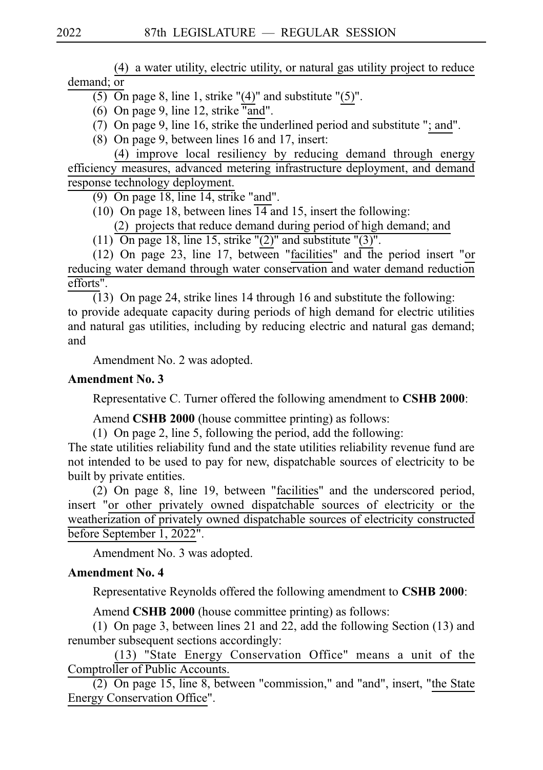(4) a water utility, electric utility, or natural gas utility project to reduce demand; or

(5) On page 8, line 1, strike "(4)" and substitute "(5)".

(6) On page 9, line 12, strike "and".

(7) On page 9, line 16, strike the underlined period and substitute "; and".

(8) On page 9, between lines 16 and 17, insert:

(4) improve local resiliency by reducing demand through energy efficiency measures, advanced metering infrastructure deployment, and demand response technology deployment.

(9) On page 18, line 14, strike "and".

(10) On page 18, between lines 14 and 15, insert the following:

(2) projects that reduce demand during period of high demand; and

(11) On page 18, line 15, strike "(2)" and substitute "(3)".

(12) On page 23, line 17, between "facilities" and the period insert "or reducing water demand through water conservation and water demand reduction efforts".

(13) On page 24, strike lines 14 through 16 and substitute the following:
to provide adequate capacity during periods of high demand for electric utilities and natural gas utilities, including by reducing electric and natural gas demand; and

Amendment No. 2 was adopted.

**Amendment No. 3**

Representative C. Turner offered the following amendment to **CSHB 2000**:

Amend **CSHB 2000** (house committee printing) as follows:

(1) On page 2, line 5, following the period, add the following:
The state utilities reliability fund and the state utilities reliability revenue fund are not intended to be used to pay for new, dispatchable sources of electricity to be built by private entities.

(2) On page 8, line 19, between "facilities" and the underscored period, insert "or other privately owned dispatchable sources of electricity or the weatherization of privately owned dispatchable sources of electricity constructed before September 1, 2022".

Amendment No. 3 was adopted.

**Amendment No. 4**

Representative Reynolds offered the following amendment to **CSHB 2000**:

Amend **CSHB 2000** (house committee printing) as follows:

(1) On page 3, between lines 21 and 22, add the following Section (13) and renumber subsequent sections accordingly:

(13) "State Energy Conservation Office" means a unit of the Comptroller of Public Accounts.

(2) On page 15, line 8, between "commission," and "and", insert, "the State Energy Conservation Office".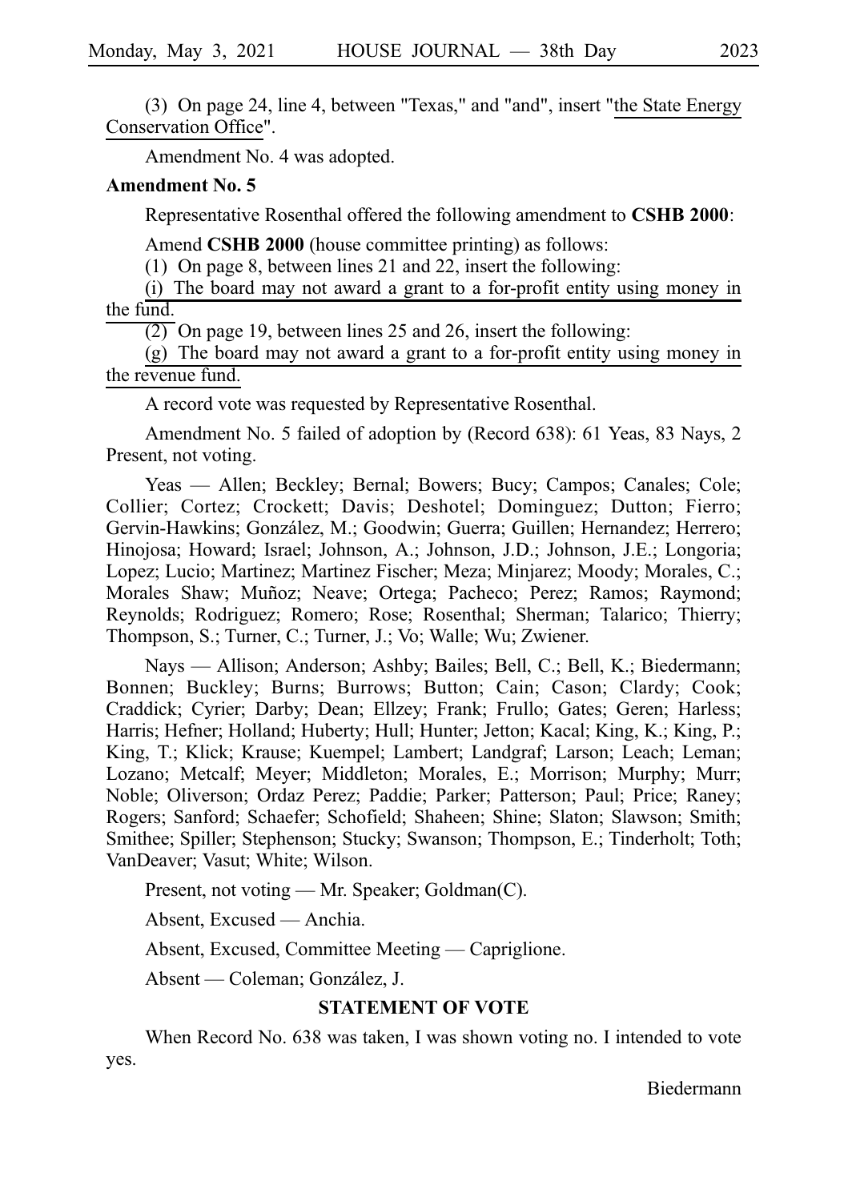(3) On page 24, line 4, between "Texas," and "and", insert "the State Energy Conservation Office".

Amendment No. 4 was adopted.

**Amendment No. 5**

Representative Rosenthal offered the following amendment to **CSHB 2000**:

Amend **CSHB 2000** (house committee printing) as follows:

(1) On page 8, between lines 21 and 22, insert the following:

(i) The board may not award a grant to a for-profit entity using money in the fund.

(2) On page 19, between lines 25 and 26, insert the following:

(g) The board may not award a grant to a for-profit entity using money in the revenue fund.

A record vote was requested by Representative Rosenthal.

Amendment No. 5 failed of adoption by (Record 638): 61 Yeas, 83 Nays, 2 Present, not voting.

Yeas — Allen; Beckley; Bernal; Bowers; Bucy; Campos; Canales; Cole; Collier; Cortez; Crockett; Davis; Deshotel; Dominguez; Dutton; Fierro; Gervin-Hawkins; González, M.; Goodwin; Guerra; Guillen; Hernandez; Herrero; Hinojosa; Howard; Israel; Johnson, A.; Johnson, J.D.; Johnson, J.E.; Longoria; Lopez; Lucio; Martinez; Martinez Fischer; Meza; Minjarez; Moody; Morales, C.; Morales Shaw; Muñoz; Neave; Ortega; Pacheco; Perez; Ramos; Raymond; Reynolds; Rodriguez; Romero; Rose; Rosenthal; Sherman; Talarico; Thierry; Thompson, S.; Turner, C.; Turner, J.; Vo; Walle; Wu; Zwiener.

Nays — Allison; Anderson; Ashby; Bailes; Bell, C.; Bell, K.; Biedermann; Bonnen; Buckley; Burns; Burrows; Button; Cain; Cason; Clardy; Cook; Craddick; Cyrier; Darby; Dean; Ellzey; Frank; Frullo; Gates; Geren; Harless; Harris; Hefner; Holland; Huberty; Hull; Hunter; Jetton; Kacal; King, K.; King, P.; King, T.; Klick; Krause; Kuempel; Lambert; Landgraf; Larson; Leach; Leman; Lozano; Metcalf; Meyer; Middleton; Morales, E.; Morrison; Murphy; Murr; Noble; Oliverson; Ordaz Perez; Paddie; Parker; Patterson; Paul; Price; Raney; Rogers; Sanford; Schaefer; Schofield; Shaheen; Shine; Slaton; Slawson; Smith; Smithee; Spiller; Stephenson; Stucky; Swanson; Thompson, E.; Tinderholt; Toth; VanDeaver; Vasut; White; Wilson.

Present, not voting — Mr. Speaker; Goldman(C).

Absent, Excused — Anchia.

Absent, Excused, Committee Meeting — Capriglione.

Absent — Coleman; González, J.

**STATEMENT OF VOTE**

When Record No. 638 was taken, I was shown voting no. I intended to vote yes.

Biedermann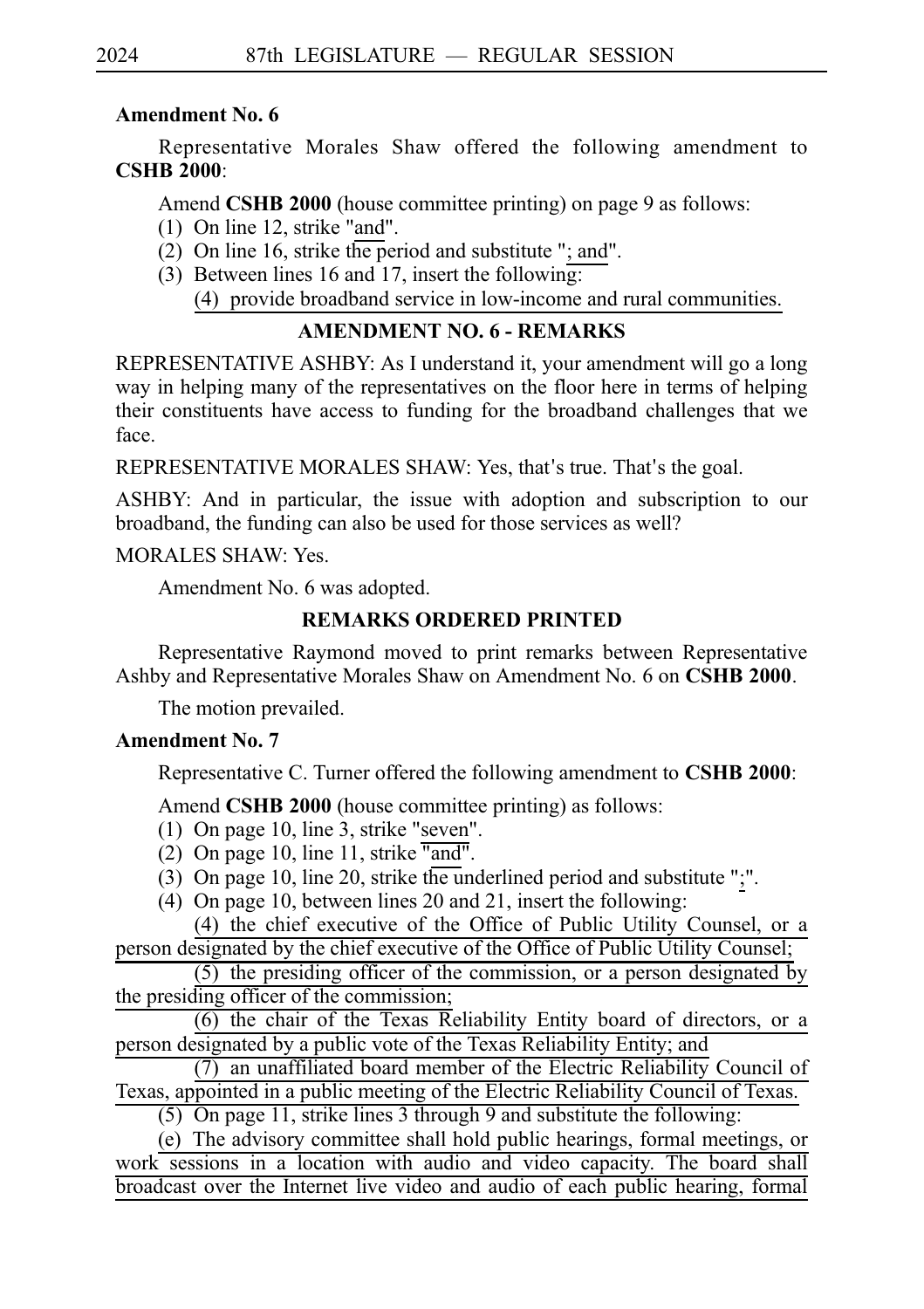**Amendment No. 6**

Representative Morales Shaw offered the following amendment to **CSHB 2000**:

Amend **CSHB 2000** (house committee printing) on page 9 as follows:

(1) On line 12, strike "and".

(2) On line 16, strike the period and substitute "; and".

(3) Between lines 16 and 17, insert the following:

(4) provide broadband service in low-income and rural communities.

**AMENDMENT NO. 6 - REMARKS**

REPRESENTATIVE ASHBY: As I understand it, your amendment will go a long way in helping many of the representatives on the floor here in terms of helping their constituents have access to funding for the broadband challenges that we face.

REPRESENTATIVE MORALES SHAW: Yes, that's true. That's the goal.

ASHBY: And in particular, the issue with adoption and subscription to our broadband, the funding can also be used for those services as well?

MORALES SHAW: Yes.

Amendment No. 6 was adopted.

**REMARKS ORDERED PRINTED**

Representative Raymond moved to print remarks between Representative Ashby and Representative Morales Shaw on Amendment No. 6 on **CSHB 2000**.

The motion prevailed.

**Amendment No. 7**

Representative C. Turner offered the following amendment to **CSHB 2000**:

Amend **CSHB 2000** (house committee printing) as follows:

(1) On page 10, line 3, strike "seven".

(2) On page 10, line 11, strike "and".

(3) On page 10, line 20, strike the underlined period and substitute ";".

(4) On page 10, between lines 20 and 21, insert the following:

(4) the chief executive of the Office of Public Utility Counsel, or a person designated by the chief executive of the Office of Public Utility Counsel;

(5) the presiding officer of the commission, or a person designated by the presiding officer of the commission;

(6) the chair of the Texas Reliability Entity board of directors, or a person designated by a public vote of the Texas Reliability Entity; and

(7) an unaffiliated board member of the Electric Reliability Council of Texas, appointed in a public meeting of the Electric Reliability Council of Texas.

(5) On page 11, strike lines 3 through 9 and substitute the following:

(e) The advisory committee shall hold public hearings, formal meetings, or work sessions in a location with audio and video capacity. The board shall broadcast over the Internet live video and audio of each public hearing, formal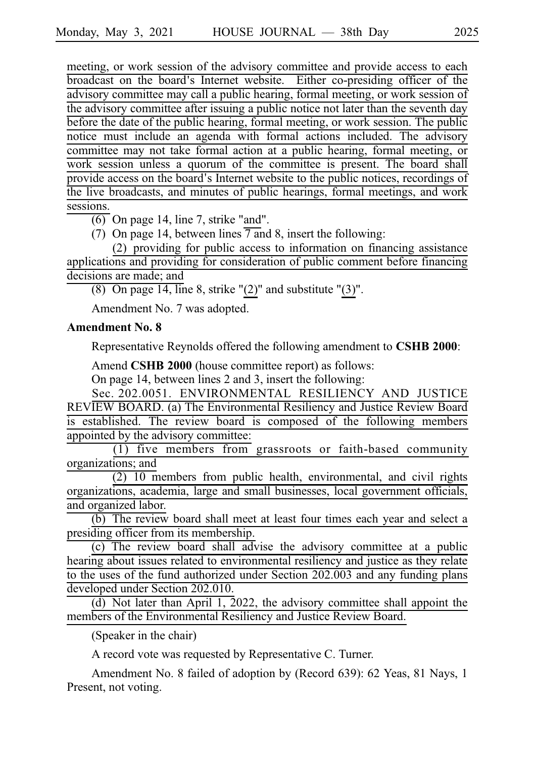meeting, or work session of the advisory committee and provide access to each broadcast on the board's Internet website. Either co-presiding officer of the advisory committee may call a public hearing, formal meeting, or work session of the advisory committee after issuing a public notice not later than the seventh day before the date of the public hearing, formal meeting, or work session. The public notice must include an agenda with formal actions included. The advisory committee may not take formal action at a public hearing, formal meeting, or work session unless a quorum of the committee is present. The board shall provide access on the board's Internet website to the public notices, recordings of the live broadcasts, and minutes of public hearings, formal meetings, and work sessions.

(6) On page 14, line 7, strike "and".

(7) On page 14, between lines 7 and 8, insert the following:

(2) providing for public access to information on financing assistance applications and providing for consideration of public comment before financing decisions are made; and

(8) On page 14, line 8, strike "(2)" and substitute "(3)".

Amendment No. 7 was adopted.

**Amendment No. 8**

Representative Reynolds offered the following amendment to **CSHB 2000**:

Amend **CSHB 2000** (house committee report) as follows:

On page 14, between lines 2 and 3, insert the following:

Sec. 202.0051. ENVIRONMENTAL RESILIENCY AND JUSTICE REVIEW BOARD. (a) The Environmental Resiliency and Justice Review Board is established. The review board is composed of the following members appointed by the advisory committee:

(1) five members from grassroots or faith-based community organizations; and

(2) 10 members from public health, environmental, and civil rights organizations, academia, large and small businesses, local government officials, and organized labor.

(b) The review board shall meet at least four times each year and select a presiding officer from its membership.

(c) The review board shall advise the advisory committee at a public hearing about issues related to environmental resiliency and justice as they relate to the uses of the fund authorized under Section 202.003 and any funding plans developed under Section 202.010.

(d) Not later than April 1, 2022, the advisory committee shall appoint the members of the Environmental Resiliency and Justice Review Board.

(Speaker in the chair)

A record vote was requested by Representative C. Turner.

Amendment No. 8 failed of adoption by (Record 639): 62 Yeas, 81 Nays, 1 Present, not voting.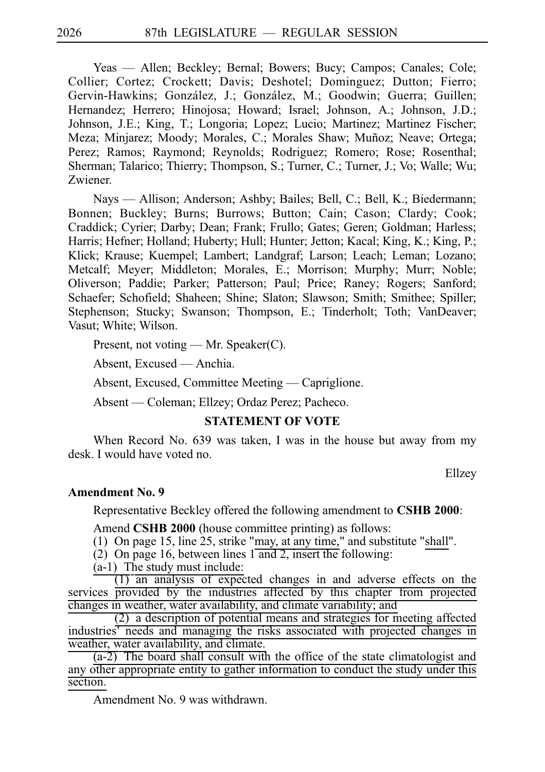Yeas — Allen; Beckley; Bernal; Bowers; Bucy; Campos; Canales; Cole; Collier; Cortez; Crockett; Davis; Deshotel; Dominguez; Dutton; Fierro; Gervin-Hawkins; González, J.; González, M.; Goodwin; Guerra; Guillen; Hernandez; Herrero; Hinojosa; Howard; Israel; Johnson, A.; Johnson, J.D.; Johnson, J.E.; King, T.; Longoria; Lopez; Lucio; Martinez; Martinez Fischer; Meza; Minjarez; Moody; Morales, C.; Morales Shaw; Muñoz; Neave; Ortega; Perez; Ramos; Raymond; Reynolds; Rodriguez; Romero; Rose; Rosenthal; Sherman; Talarico; Thierry; Thompson, S.; Turner, C.; Turner, J.; Vo; Walle; Wu; Zwiener.

Nays — Allison; Anderson; Ashby; Bailes; Bell, C.; Bell, K.; Biedermann; Bonnen; Buckley; Burns; Burrows; Button; Cain; Cason; Clardy; Cook; Craddick; Cyrier; Darby; Dean; Frank; Frullo; Gates; Geren; Goldman; Harless; Harris; Hefner; Holland; Huberty; Hull; Hunter; Jetton; Kacal; King, K.; King, P.; Klick; Krause; Kuempel; Lambert; Landgraf; Larson; Leach; Leman; Lozano; Metcalf; Meyer; Middleton; Morales, E.; Morrison; Murphy; Murr; Noble; Oliverson; Paddie; Parker; Patterson; Paul; Price; Raney; Rogers; Sanford; Schaefer; Schofield; Shaheen; Shine; Slaton; Slawson; Smith; Smithee; Spiller; Stephenson; Stucky; Swanson; Thompson, E.; Tinderholt; Toth; VanDeaver; Vasut; White; Wilson.

Present, not voting — Mr. Speaker(C).

Absent, Excused — Anchia.

Absent, Excused, Committee Meeting — Capriglione.

Absent — Coleman; Ellzey; Ordaz Perez; Pacheco.

**STATEMENT OF VOTE**

When Record No. 639 was taken, I was in the house but away from my desk. I would have voted no.

Ellzey

**Amendment No. 9**

Representative Beckley offered the following amendment to **CSHB 2000**:

Amend **CSHB 2000** (house committee printing) as follows:

(1) On page 15, line 25, strike "may, at any time," and substitute "shall".

(2) On page 16, between lines 1 and 2, insert the following:

(a-1) The study must include:

(1) an analysis of expected changes in and adverse effects on the services provided by the industries affected by this chapter from projected changes in weather, water availability, and climate variability; and

(2) a description of potential means and strategies for meeting affected industries' needs and managing the risks associated with projected changes in weather, water availability, and climate.

(a-2) The board shall consult with the office of the state climatologist and any other appropriate entity to gather information to conduct the study under this section.

Amendment No. 9 was withdrawn.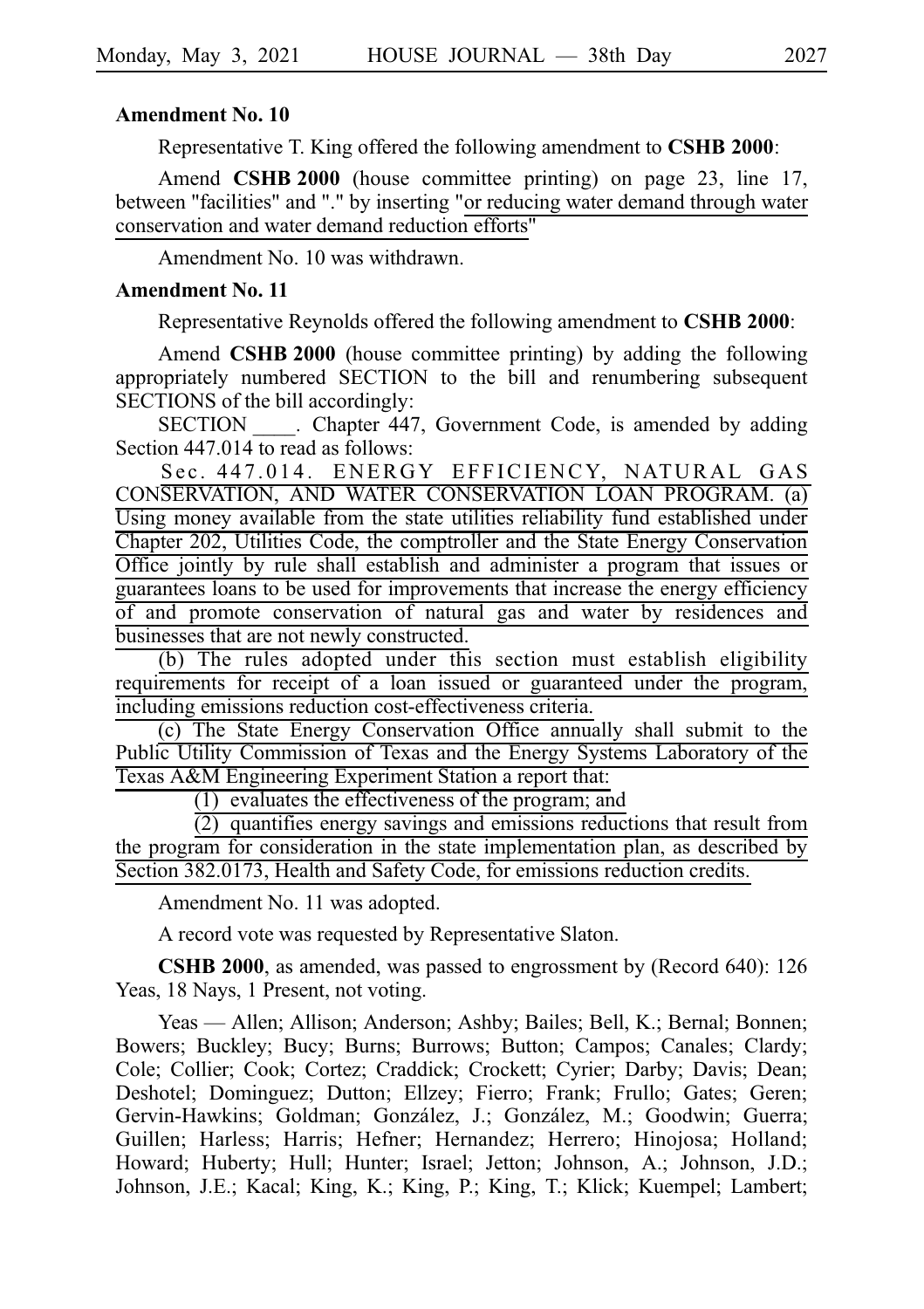**Amendment No. 10**

Representative T. King offered the following amendment to **CSHB 2000**:

Amend **CSHB 2000** (house committee printing) on page 23, line 17, between "facilities" and "." by inserting "or reducing water demand through water conservation and water demand reduction efforts"

Amendment No. 10 was withdrawn.

**Amendment No. 11**

Representative Reynolds offered the following amendment to **CSHB 2000**:

Amend **CSHB 2000** (house committee printing) by adding the following appropriately numbered SECTION to the bill and renumbering subsequent SECTIONS of the bill accordingly:

SECTION ____. Chapter 447, Government Code, is amended by adding Section 447.014 to read as follows:

Sec. 447.014. ENERGY EFFICIENCY, NATURAL GAS CONSERVATION, AND WATER CONSERVATION LOAN PROGRAM. (a) Using money available from the state utilities reliability fund established under Chapter 202, Utilities Code, the comptroller and the State Energy Conservation Office jointly by rule shall establish and administer a program that issues or guarantees loans to be used for improvements that increase the energy efficiency of and promote conservation of natural gas and water by residences and businesses that are not newly constructed.

(b) The rules adopted under this section must establish eligibility requirements for receipt of a loan issued or guaranteed under the program, including emissions reduction cost-effectiveness criteria.

(c) The State Energy Conservation Office annually shall submit to the Public Utility Commission of Texas and the Energy Systems Laboratory of the Texas A&M Engineering Experiment Station a report that:

(1) evaluates the effectiveness of the program; and

(2) quantifies energy savings and emissions reductions that result from the program for consideration in the state implementation plan, as described by Section 382.0173, Health and Safety Code, for emissions reduction credits.

Amendment No. 11 was adopted.

A record vote was requested by Representative Slaton.

**CSHB 2000**, as amended, was passed to engrossment by (Record 640): 126 Yeas, 18 Nays, 1 Present, not voting.

Yeas — Allen; Allison; Anderson; Ashby; Bailes; Bell, K.; Bernal; Bonnen; Bowers; Buckley; Bucy; Burns; Burrows; Button; Campos; Canales; Clardy; Cole; Collier; Cook; Cortez; Craddick; Crockett; Cyrier; Darby; Davis; Dean; Deshotel; Dominguez; Dutton; Ellzey; Fierro; Frank; Frullo; Gates; Geren; Gervin-Hawkins; Goldman; González, J.; González, M.; Goodwin; Guerra; Guillen; Harless; Harris; Hefner; Hernandez; Herrero; Hinojosa; Holland; Howard; Huberty; Hull; Hunter; Israel; Jetton; Johnson, A.; Johnson, J.D.; Johnson, J.E.; Kacal; King, K.; King, P.; King, T.; Klick; Kuempel; Lambert;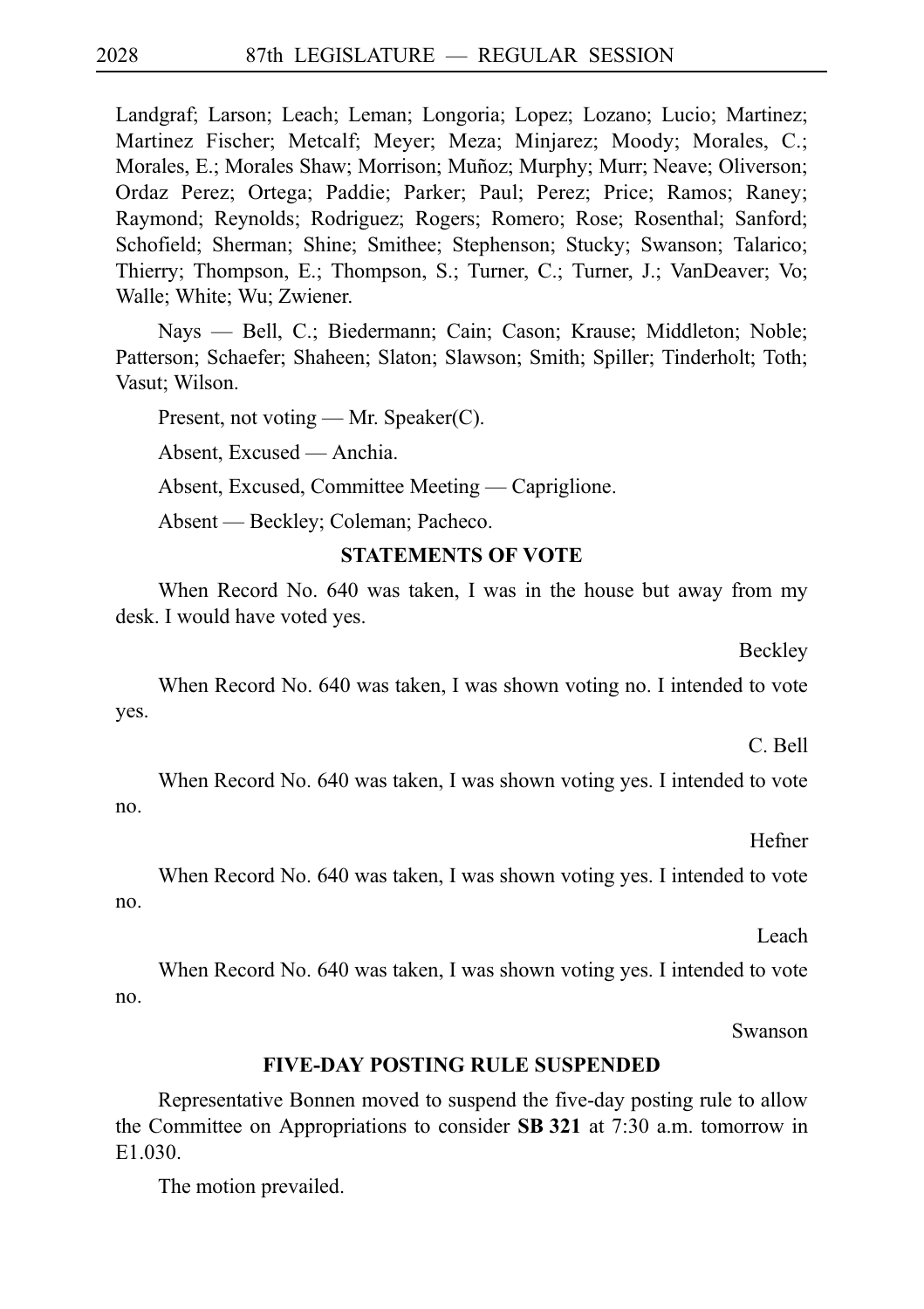Landgraf; Larson; Leach; Leman; Longoria; Lopez; Lozano; Lucio; Martinez; Martinez Fischer; Metcalf; Meyer; Meza; Minjarez; Moody; Morales, C.; Morales, E.; Morales Shaw; Morrison; Muñoz; Murphy; Murr; Neave; Oliverson; Ordaz Perez; Ortega; Paddie; Parker; Paul; Perez; Price; Ramos; Raney; Raymond; Reynolds; Rodriguez; Rogers; Romero; Rose; Rosenthal; Sanford; Schofield; Sherman; Shine; Smithee; Stephenson; Stucky; Swanson; Talarico; Thierry; Thompson, E.; Thompson, S.; Turner, C.; Turner, J.; VanDeaver; Vo; Walle; White; Wu; Zwiener.

Nays — Bell, C.; Biedermann; Cain; Cason; Krause; Middleton; Noble; Patterson; Schaefer; Shaheen; Slaton; Slawson; Smith; Spiller; Tinderholt; Toth; Vasut; Wilson.

Present, not voting — Mr. Speaker(C).

Absent, Excused — Anchia.

Absent, Excused, Committee Meeting — Capriglione.

Absent — Beckley; Coleman; Pacheco.

**STATEMENTS OF VOTE**

When Record No. 640 was taken, I was in the house but away from my desk. I would have voted yes.

Beckley

When Record No. 640 was taken, I was shown voting no. I intended to vote yes.

C. Bell

When Record No. 640 was taken, I was shown voting yes. I intended to vote no.

Hefner

When Record No. 640 was taken, I was shown voting yes. I intended to vote no.

Leach

When Record No. 640 was taken, I was shown voting yes. I intended to vote no.

Swanson

**FIVE-DAY POSTING RULE SUSPENDED**

Representative Bonnen moved to suspend the five-day posting rule to allow the Committee on Appropriations to consider **SB 321** at 7:30 a.m. tomorrow in E1.030.

The motion prevailed.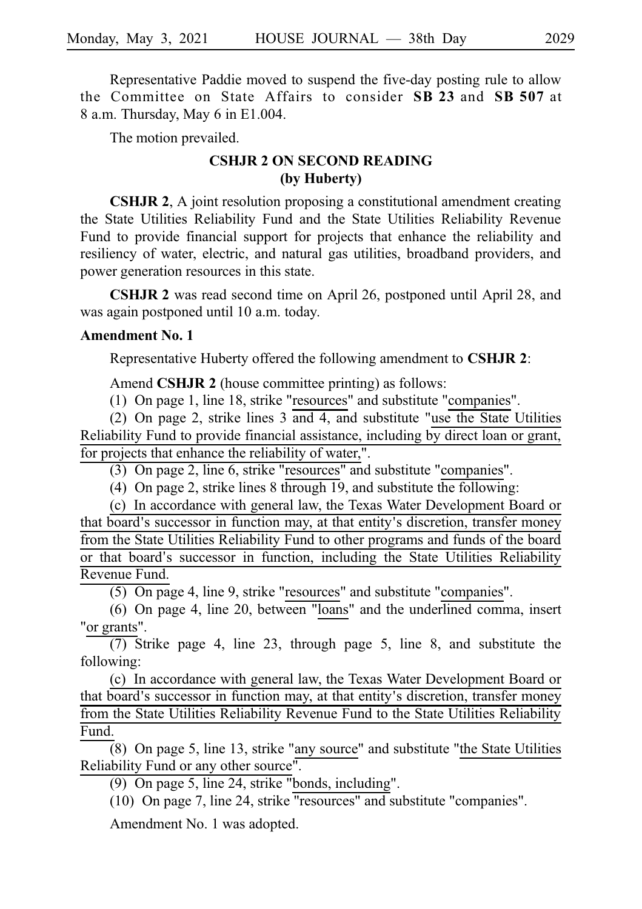Representative Paddie moved to suspend the five-day posting rule to allow the Committee on State Affairs to consider **SB 23** and **SB 507** at 8 a.m. Thursday, May 6 in E1.004.

The motion prevailed.

## CSHJR 2 ON SECOND READING
## (by Huberty)

**CSHJR 2**, A joint resolution proposing a constitutional amendment creating the State Utilities Reliability Fund and the State Utilities Reliability Revenue Fund to provide financial support for projects that enhance the reliability and resiliency of water, electric, and natural gas utilities, broadband providers, and power generation resources in this state.

**CSHJR 2** was read second time on April 26, postponed until April 28, and was again postponed until 10 a.m. today.

**Amendment No. 1**

Representative Huberty offered the following amendment to **CSHJR 2**:

Amend **CSHJR 2** (house committee printing) as follows:

(1) On page 1, line 18, strike "resources" and substitute "companies".

(2) On page 2, strike lines 3 and 4, and substitute "use the State Utilities Reliability Fund to provide financial assistance, including by direct loan or grant, for projects that enhance the reliability of water,".

(3) On page 2, line 6, strike "resources" and substitute "companies".

(4) On page 2, strike lines 8 through 19, and substitute the following:

(c) In accordance with general law, the Texas Water Development Board or that board's successor in function may, at that entity's discretion, transfer money from the State Utilities Reliability Fund to other programs and funds of the board or that board's successor in function, including the State Utilities Reliability Revenue Fund.

(5) On page 4, line 9, strike "resources" and substitute "companies".

(6) On page 4, line 20, between "loans" and the underlined comma, insert "or grants".

(7) Strike page 4, line 23, through page 5, line 8, and substitute the following:

(c) In accordance with general law, the Texas Water Development Board or that board's successor in function may, at that entity's discretion, transfer money from the State Utilities Reliability Revenue Fund to the State Utilities Reliability Fund.

(8) On page 5, line 13, strike "any source" and substitute "the State Utilities Reliability Fund or any other source".

(9) On page 5, line 24, strike "bonds, including".

(10) On page 7, line 24, strike "resources" and substitute "companies".

Amendment No. 1 was adopted.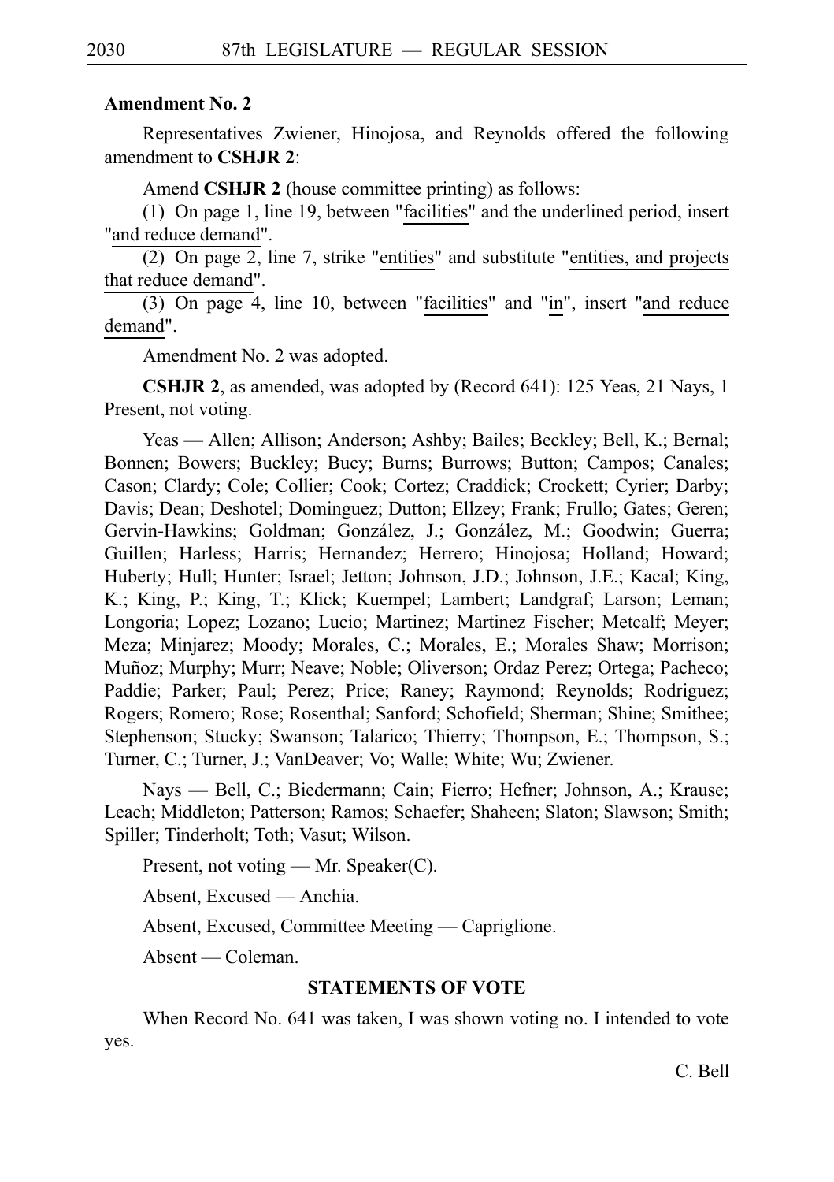**Amendment No. 2**

Representatives Zwiener, Hinojosa, and Reynolds offered the following amendment to **CSHJR 2**:

Amend **CSHJR 2** (house committee printing) as follows:

(1) On page 1, line 19, between "facilities" and the underlined period, insert "and reduce demand".

(2) On page 2, line 7, strike "entities" and substitute "entities, and projects that reduce demand".

(3) On page 4, line 10, between "facilities" and "in", insert "and reduce demand".

Amendment No. 2 was adopted.

**CSHJR 2**, as amended, was adopted by (Record 641): 125 Yeas, 21 Nays, 1 Present, not voting.

Yeas — Allen; Allison; Anderson; Ashby; Bailes; Beckley; Bell, K.; Bernal; Bonnen; Bowers; Buckley; Bucy; Burns; Burrows; Button; Campos; Canales; Cason; Clardy; Cole; Collier; Cook; Cortez; Craddick; Crockett; Cyrier; Darby; Davis; Dean; Deshotel; Dominguez; Dutton; Ellzey; Frank; Frullo; Gates; Geren; Gervin-Hawkins; Goldman; González, J.; González, M.; Goodwin; Guerra; Guillen; Harless; Harris; Hernandez; Herrero; Hinojosa; Holland; Howard; Huberty; Hull; Hunter; Israel; Jetton; Johnson, J.D.; Johnson, J.E.; Kacal; King, K.; King, P.; King, T.; Klick; Kuempel; Lambert; Landgraf; Larson; Leman; Longoria; Lopez; Lozano; Lucio; Martinez; Martinez Fischer; Metcalf; Meyer; Meza; Minjarez; Moody; Morales, C.; Morales, E.; Morales Shaw; Morrison; Muñoz; Murphy; Murr; Neave; Noble; Oliverson; Ordaz Perez; Ortega; Pacheco; Paddie; Parker; Paul; Perez; Price; Raney; Raymond; Reynolds; Rodriguez; Rogers; Romero; Rose; Rosenthal; Sanford; Schofield; Sherman; Shine; Smithee; Stephenson; Stucky; Swanson; Talarico; Thierry; Thompson, E.; Thompson, S.; Turner, C.; Turner, J.; VanDeaver; Vo; Walle; White; Wu; Zwiener.

Nays — Bell, C.; Biedermann; Cain; Fierro; Hefner; Johnson, A.; Krause; Leach; Middleton; Patterson; Ramos; Schaefer; Shaheen; Slaton; Slawson; Smith; Spiller; Tinderholt; Toth; Vasut; Wilson.

Present, not voting — Mr. Speaker(C).

Absent, Excused — Anchia.

Absent, Excused, Committee Meeting — Capriglione.

Absent — Coleman.

**STATEMENTS OF VOTE**

When Record No. 641 was taken, I was shown voting no. I intended to vote yes.

C. Bell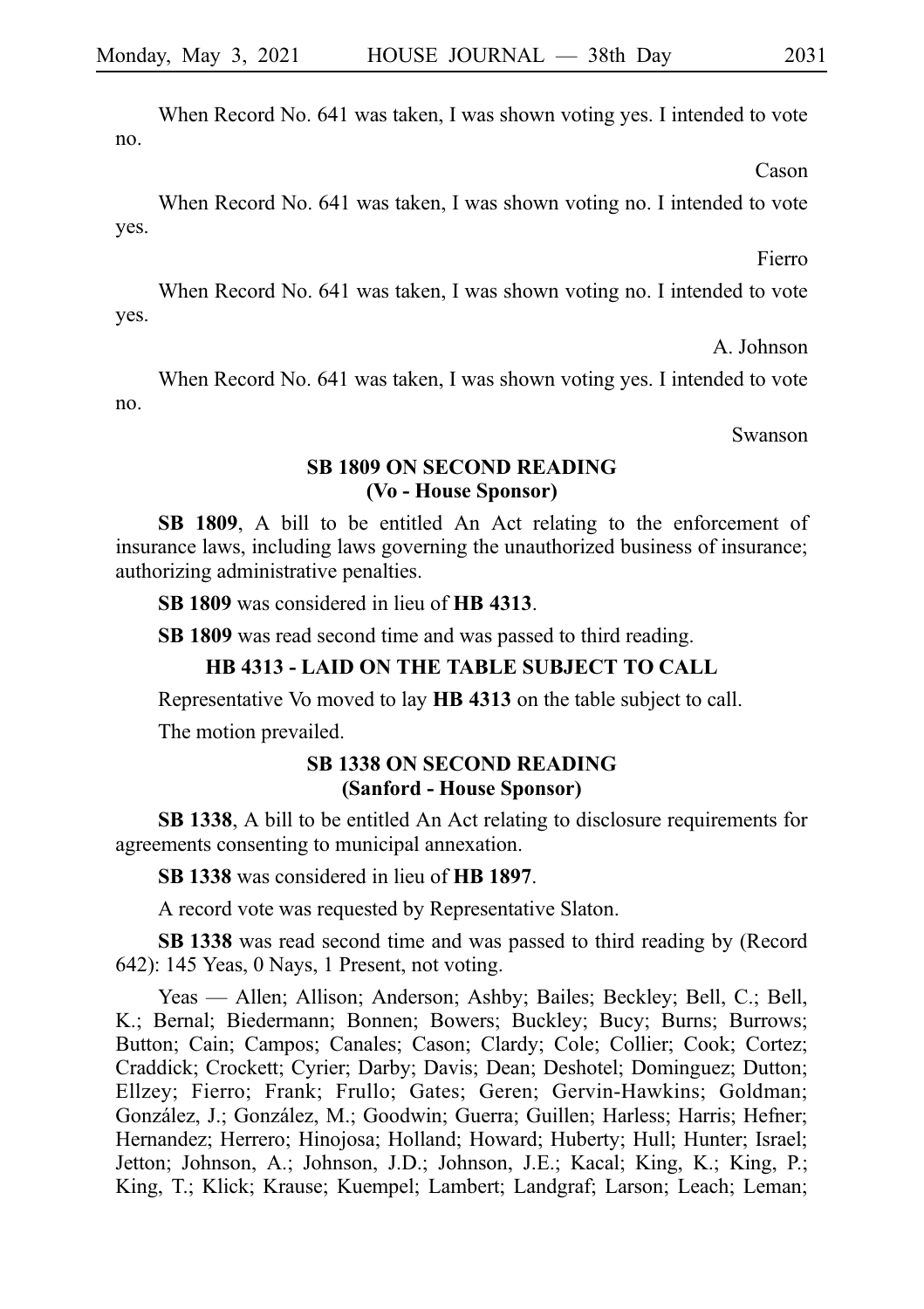When Record No. 641 was taken, I was shown voting yes. I intended to vote no.

Cason

When Record No. 641 was taken, I was shown voting no. I intended to vote yes.

Fierro

When Record No. 641 was taken, I was shown voting no. I intended to vote yes.

A. Johnson

When Record No. 641 was taken, I was shown voting yes. I intended to vote no.

Swanson

## SB 1809 ON SECOND READING (Vo - House Sponsor)

**SB 1809**, A bill to be entitled An Act relating to the enforcement of insurance laws, including laws governing the unauthorized business of insurance; authorizing administrative penalties.

**SB 1809** was considered in lieu of **HB 4313**.

**SB 1809** was read second time and was passed to third reading.

## HB 4313 - LAID ON THE TABLE SUBJECT TO CALL

Representative Vo moved to lay **HB 4313** on the table subject to call.

The motion prevailed.

## SB 1338 ON SECOND READING (Sanford - House Sponsor)

**SB 1338**, A bill to be entitled An Act relating to disclosure requirements for agreements consenting to municipal annexation.

**SB 1338** was considered in lieu of **HB 1897**.

A record vote was requested by Representative Slaton.

**SB 1338** was read second time and was passed to third reading by (Record 642): 145 Yeas, 0 Nays, 1 Present, not voting.

Yeas — Allen; Allison; Anderson; Ashby; Bailes; Beckley; Bell, C.; Bell, K.; Bernal; Biedermann; Bonnen; Bowers; Buckley; Bucy; Burns; Burrows; Button; Cain; Campos; Canales; Cason; Clardy; Cole; Collier; Cook; Cortez; Craddick; Crockett; Cyrier; Darby; Davis; Dean; Deshotel; Dominguez; Dutton; Ellzey; Fierro; Frank; Frullo; Gates; Geren; Gervin-Hawkins; Goldman; González, J.; González, M.; Goodwin; Guerra; Guillen; Harless; Harris; Hefner; Hernandez; Herrero; Hinojosa; Holland; Howard; Huberty; Hull; Hunter; Israel; Jetton; Johnson, A.; Johnson, J.D.; Johnson, J.E.; Kacal; King, K.; King, P.; King, T.; Klick; Krause; Kuempel; Lambert; Landgraf; Larson; Leach; Leman;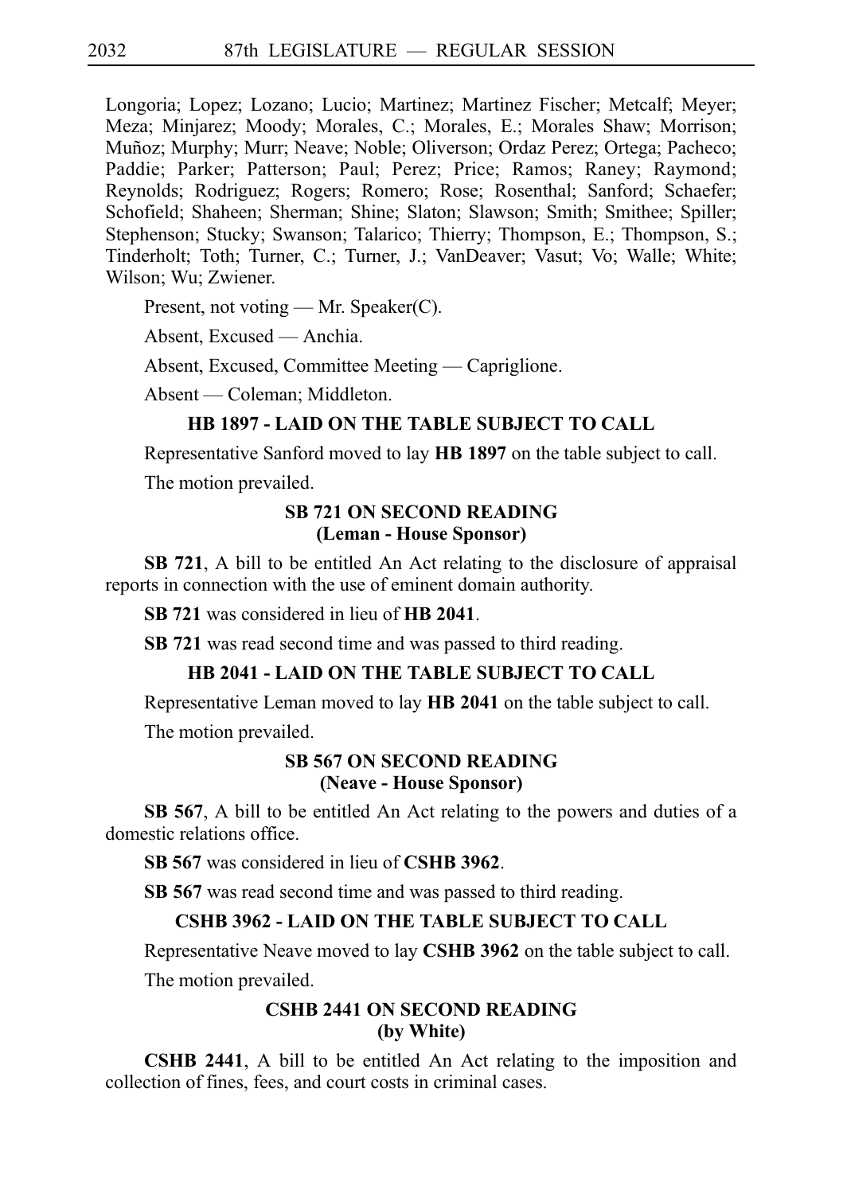Longoria; Lopez; Lozano; Lucio; Martinez; Martinez Fischer; Metcalf; Meyer; Meza; Minjarez; Moody; Morales, C.; Morales, E.; Morales Shaw; Morrison; Muñoz; Murphy; Murr; Neave; Noble; Oliverson; Ordaz Perez; Ortega; Pacheco; Paddie; Parker; Patterson; Paul; Perez; Price; Ramos; Raney; Raymond; Reynolds; Rodriguez; Rogers; Romero; Rose; Rosenthal; Sanford; Schaefer; Schofield; Shaheen; Sherman; Shine; Slaton; Slawson; Smith; Smithee; Spiller; Stephenson; Stucky; Swanson; Talarico; Thierry; Thompson, E.; Thompson, S.; Tinderholt; Toth; Turner, C.; Turner, J.; VanDeaver; Vasut; Vo; Walle; White; Wilson; Wu; Zwiener.

Present, not voting — Mr. Speaker(C).

Absent, Excused — Anchia.

Absent, Excused, Committee Meeting — Capriglione.

Absent — Coleman; Middleton.

### HB 1897 - LAID ON THE TABLE SUBJECT TO CALL

Representative Sanford moved to lay **HB 1897** on the table subject to call.

The motion prevailed.

### SB 721 ON SECOND READING (Leman - House Sponsor)

**SB 721**, A bill to be entitled An Act relating to the disclosure of appraisal reports in connection with the use of eminent domain authority.

**SB 721** was considered in lieu of **HB 2041**.

**SB 721** was read second time and was passed to third reading.

### HB 2041 - LAID ON THE TABLE SUBJECT TO CALL

Representative Leman moved to lay **HB 2041** on the table subject to call.

The motion prevailed.

### SB 567 ON SECOND READING (Neave - House Sponsor)

**SB 567**, A bill to be entitled An Act relating to the powers and duties of a domestic relations office.

**SB 567** was considered in lieu of **CSHB 3962**.

**SB 567** was read second time and was passed to third reading.

### CSHB 3962 - LAID ON THE TABLE SUBJECT TO CALL

Representative Neave moved to lay **CSHB 3962** on the table subject to call.

The motion prevailed.

### CSHB 2441 ON SECOND READING (by White)

**CSHB 2441**, A bill to be entitled An Act relating to the imposition and collection of fines, fees, and court costs in criminal cases.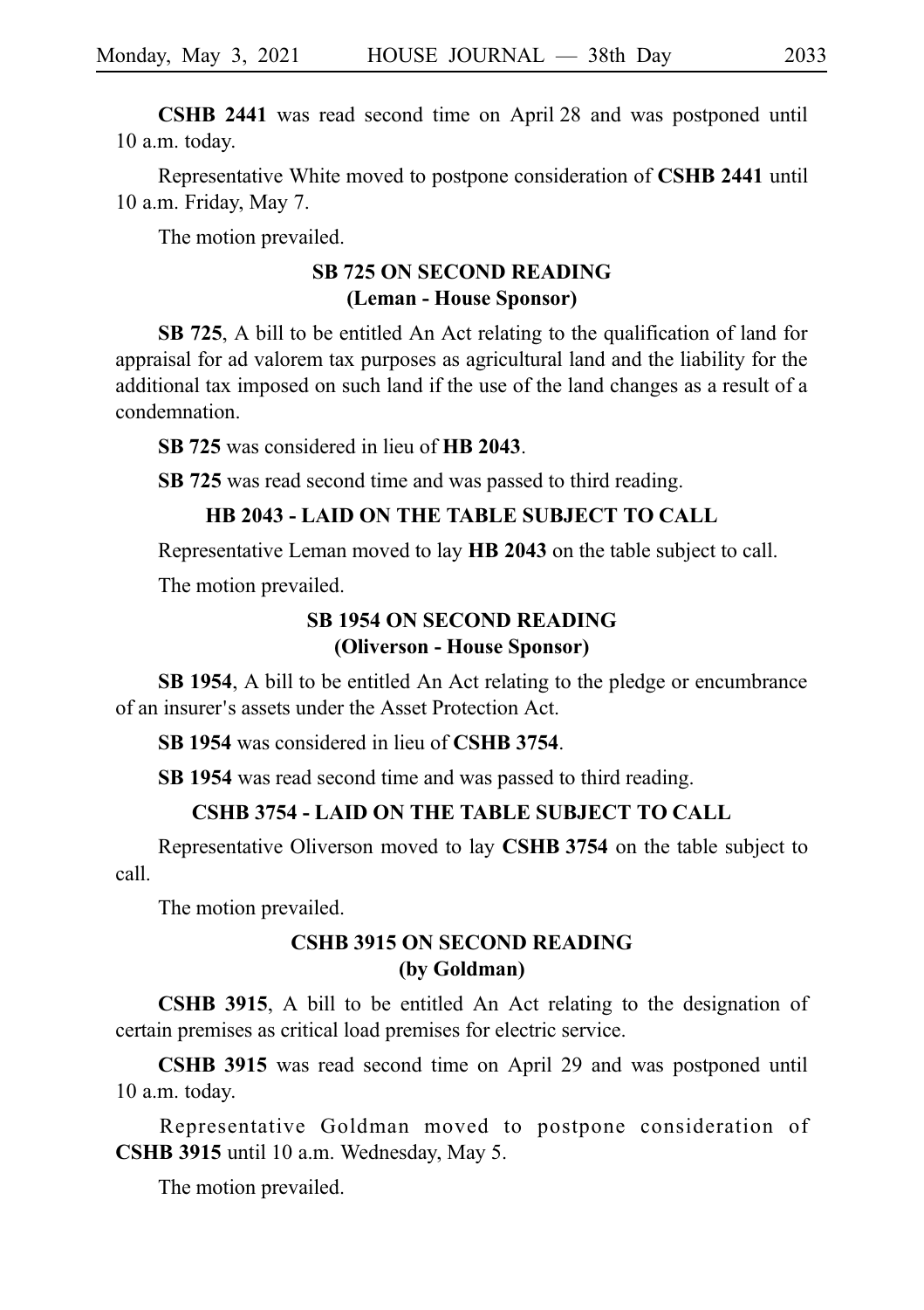**CSHB 2441** was read second time on April 28 and was postponed until 10 a.m. today.

Representative White moved to postpone consideration of **CSHB 2441** until 10 a.m. Friday, May 7.

The motion prevailed.

### SB 725 ON SECOND READING
### (Leman - House Sponsor)

**SB 725**, A bill to be entitled An Act relating to the qualification of land for appraisal for ad valorem tax purposes as agricultural land and the liability for the additional tax imposed on such land if the use of the land changes as a result of a condemnation.

**SB 725** was considered in lieu of **HB 2043**.

**SB 725** was read second time and was passed to third reading.

### HB 2043 - LAID ON THE TABLE SUBJECT TO CALL

Representative Leman moved to lay **HB 2043** on the table subject to call.

The motion prevailed.

### SB 1954 ON SECOND READING
### (Oliverson - House Sponsor)

**SB 1954**, A bill to be entitled An Act relating to the pledge or encumbrance of an insurer's assets under the Asset Protection Act.

**SB 1954** was considered in lieu of **CSHB 3754**.

**SB 1954** was read second time and was passed to third reading.

### CSHB 3754 - LAID ON THE TABLE SUBJECT TO CALL

Representative Oliverson moved to lay **CSHB 3754** on the table subject to call.

The motion prevailed.

### CSHB 3915 ON SECOND READING
### (by Goldman)

**CSHB 3915**, A bill to be entitled An Act relating to the designation of certain premises as critical load premises for electric service.

**CSHB 3915** was read second time on April 29 and was postponed until 10 a.m. today.

Representative Goldman moved to postpone consideration of **CSHB 3915** until 10 a.m. Wednesday, May 5.

The motion prevailed.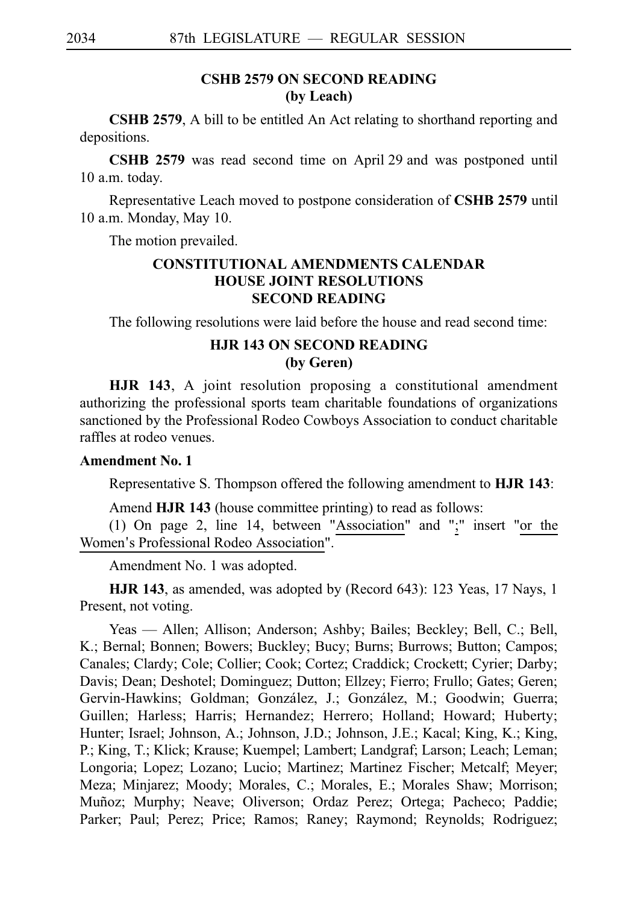**CSHB 2579 ON SECOND READING**
**(by Leach)**

**CSHB 2579**, A bill to be entitled An Act relating to shorthand reporting and depositions.

**CSHB 2579** was read second time on April 29 and was postponed until 10 a.m. today.

Representative Leach moved to postpone consideration of **CSHB 2579** until 10 a.m. Monday, May 10.

The motion prevailed.

**CONSTITUTIONAL AMENDMENTS CALENDAR**
**HOUSE JOINT RESOLUTIONS**
**SECOND READING**

The following resolutions were laid before the house and read second time:

**HJR 143 ON SECOND READING**
**(by Geren)**

**HJR 143**, A joint resolution proposing a constitutional amendment authorizing the professional sports team charitable foundations of organizations sanctioned by the Professional Rodeo Cowboys Association to conduct charitable raffles at rodeo venues.

**Amendment No. 1**

Representative S. Thompson offered the following amendment to **HJR 143**:

Amend **HJR 143** (house committee printing) to read as follows:

(1) On page 2, line 14, between "Association" and ";" insert "or the Women's Professional Rodeo Association".

Amendment No. 1 was adopted.

**HJR 143**, as amended, was adopted by (Record 643): 123 Yeas, 17 Nays, 1 Present, not voting.

Yeas — Allen; Allison; Anderson; Ashby; Bailes; Beckley; Bell, C.; Bell, K.; Bernal; Bonnen; Bowers; Buckley; Bucy; Burns; Burrows; Button; Campos; Canales; Clardy; Cole; Collier; Cook; Cortez; Craddick; Crockett; Cyrier; Darby; Davis; Dean; Deshotel; Dominguez; Dutton; Ellzey; Fierro; Frullo; Gates; Geren; Gervin-Hawkins; Goldman; González, J.; González, M.; Goodwin; Guerra; Guillen; Harless; Harris; Hernandez; Herrero; Holland; Howard; Huberty; Hunter; Israel; Johnson, A.; Johnson, J.D.; Johnson, J.E.; Kacal; King, K.; King, P.; King, T.; Klick; Krause; Kuempel; Lambert; Landgraf; Larson; Leach; Leman; Longoria; Lopez; Lozano; Lucio; Martinez; Martinez Fischer; Metcalf; Meyer; Meza; Minjarez; Moody; Morales, C.; Morales, E.; Morales Shaw; Morrison; Muñoz; Murphy; Neave; Oliverson; Ordaz Perez; Ortega; Pacheco; Paddie; Parker; Paul; Perez; Price; Ramos; Raney; Raymond; Reynolds; Rodriguez;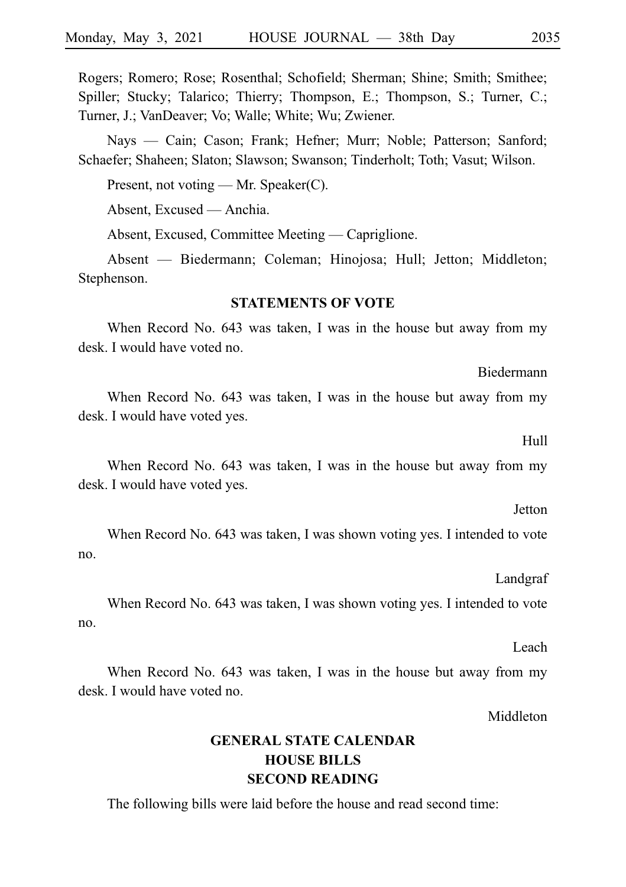Rogers; Romero; Rose; Rosenthal; Schofield; Sherman; Shine; Smith; Smithee; Spiller; Stucky; Talarico; Thierry; Thompson, E.; Thompson, S.; Turner, C.; Turner, J.; VanDeaver; Vo; Walle; White; Wu; Zwiener.

Nays — Cain; Cason; Frank; Hefner; Murr; Noble; Patterson; Sanford; Schaefer; Shaheen; Slaton; Slawson; Swanson; Tinderholt; Toth; Vasut; Wilson.

Present, not voting — Mr. Speaker(C).

Absent, Excused — Anchia.

Absent, Excused, Committee Meeting — Capriglione.

Absent — Biedermann; Coleman; Hinojosa; Hull; Jetton; Middleton; Stephenson.

**STATEMENTS OF VOTE**

When Record No. 643 was taken, I was in the house but away from my desk. I would have voted no.

Biedermann

When Record No. 643 was taken, I was in the house but away from my desk. I would have voted yes.

Hull

When Record No. 643 was taken, I was in the house but away from my desk. I would have voted yes.

Jetton

When Record No. 643 was taken, I was shown voting yes. I intended to vote no.

Landgraf

When Record No. 643 was taken, I was shown voting yes. I intended to vote no.

Leach

When Record No. 643 was taken, I was in the house but away from my desk. I would have voted no.

Middleton

**GENERAL STATE CALENDAR**
**HOUSE BILLS**
**SECOND READING**

The following bills were laid before the house and read second time: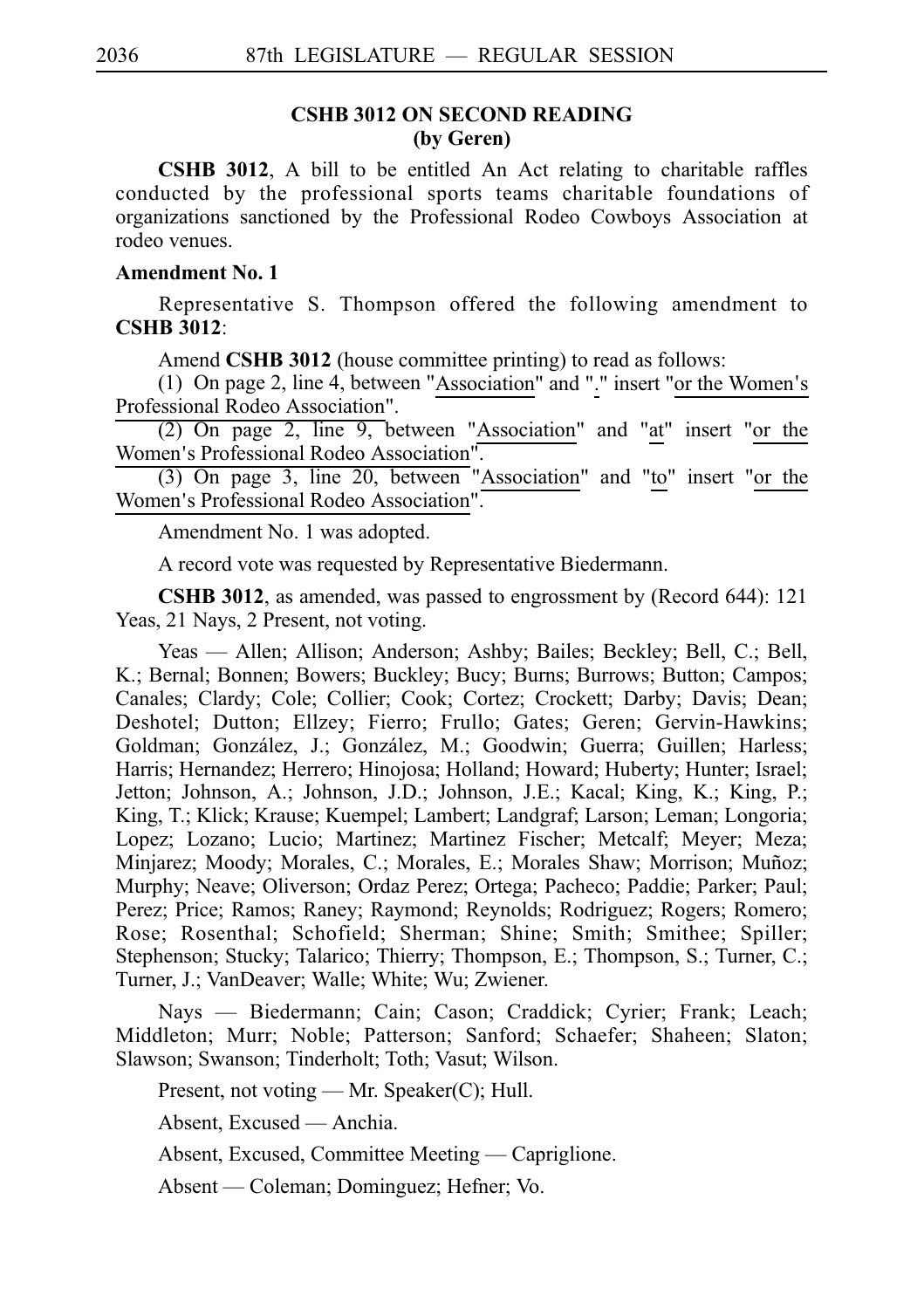## CSHB 3012 ON SECOND READING
### (by Geren)

**CSHB 3012**, A bill to be entitled An Act relating to charitable raffles conducted by the professional sports teams charitable foundations of organizations sanctioned by the Professional Rodeo Cowboys Association at rodeo venues.

**Amendment No. 1**

Representative S. Thompson offered the following amendment to **CSHB 3012**:

Amend **CSHB 3012** (house committee printing) to read as follows:

(1) On page 2, line 4, between "Association" and "." insert "or the Women's Professional Rodeo Association".

(2) On page 2, line 9, between "Association" and "at" insert "or the Women's Professional Rodeo Association".

(3) On page 3, line 20, between "Association" and "to" insert "or the Women's Professional Rodeo Association".

Amendment No. 1 was adopted.

A record vote was requested by Representative Biedermann.

**CSHB 3012**, as amended, was passed to engrossment by (Record 644): 121 Yeas, 21 Nays, 2 Present, not voting.

Yeas — Allen; Allison; Anderson; Ashby; Bailes; Beckley; Bell, C.; Bell, K.; Bernal; Bonnen; Bowers; Buckley; Bucy; Burns; Burrows; Button; Campos; Canales; Clardy; Cole; Collier; Cook; Cortez; Crockett; Darby; Davis; Dean; Deshotel; Dutton; Ellzey; Fierro; Frullo; Gates; Geren; Gervin-Hawkins; Goldman; González, J.; González, M.; Goodwin; Guerra; Guillen; Harless; Harris; Hernandez; Herrero; Hinojosa; Holland; Howard; Huberty; Hunter; Israel; Jetton; Johnson, A.; Johnson, J.D.; Johnson, J.E.; Kacal; King, K.; King, P.; King, T.; Klick; Krause; Kuempel; Lambert; Landgraf; Larson; Leman; Longoria; Lopez; Lozano; Lucio; Martinez; Martinez Fischer; Metcalf; Meyer; Meza; Minjarez; Moody; Morales, C.; Morales, E.; Morales Shaw; Morrison; Muñoz; Murphy; Neave; Oliverson; Ordaz Perez; Ortega; Pacheco; Paddie; Parker; Paul; Perez; Price; Ramos; Raney; Raymond; Reynolds; Rodriguez; Rogers; Romero; Rose; Rosenthal; Schofield; Sherman; Shine; Smith; Smithee; Spiller; Stephenson; Stucky; Talarico; Thierry; Thompson, E.; Thompson, S.; Turner, C.; Turner, J.; VanDeaver; Walle; White; Wu; Zwiener.

Nays — Biedermann; Cain; Cason; Craddick; Cyrier; Frank; Leach; Middleton; Murr; Noble; Patterson; Sanford; Schaefer; Shaheen; Slaton; Slawson; Swanson; Tinderholt; Toth; Vasut; Wilson.

Present, not voting — Mr. Speaker(C); Hull.

Absent, Excused — Anchia.

Absent, Excused, Committee Meeting — Capriglione.

Absent — Coleman; Dominguez; Hefner; Vo.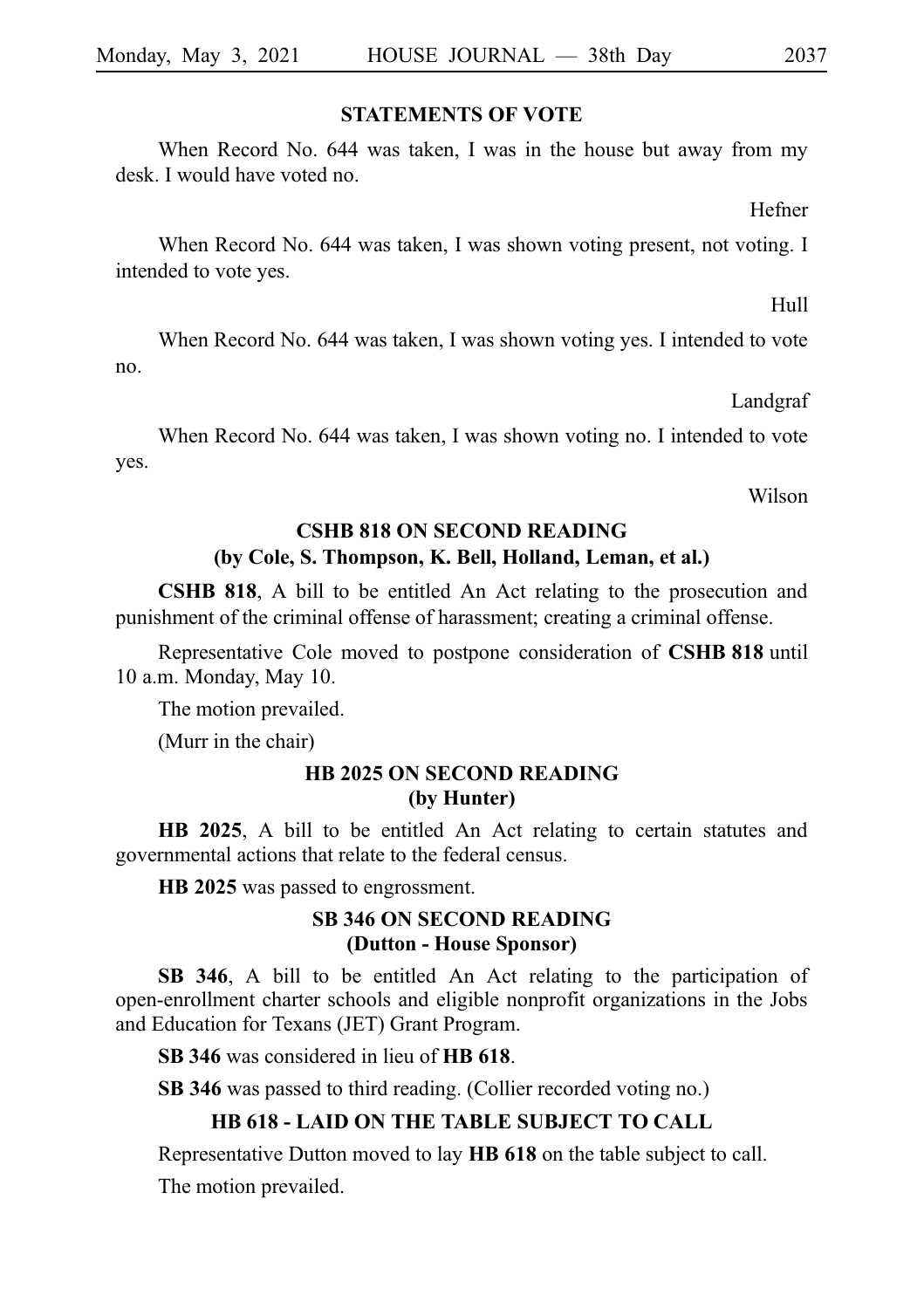## STATEMENTS OF VOTE

When Record No. 644 was taken, I was in the house but away from my desk. I would have voted no.

Hefner

When Record No. 644 was taken, I was shown voting present, not voting. I intended to vote yes.

Hull

When Record No. 644 was taken, I was shown voting yes. I intended to vote no.

Landgraf

When Record No. 644 was taken, I was shown voting no. I intended to vote yes.

Wilson

## CSHB 818 ON SECOND READING
## (by Cole, S. Thompson, K. Bell, Holland, Leman, et al.)

**CSHB 818**, A bill to be entitled An Act relating to the prosecution and punishment of the criminal offense of harassment; creating a criminal offense.

Representative Cole moved to postpone consideration of **CSHB 818** until 10 a.m. Monday, May 10.

The motion prevailed.

(Murr in the chair)

## HB 2025 ON SECOND READING
## (by Hunter)

**HB 2025**, A bill to be entitled An Act relating to certain statutes and governmental actions that relate to the federal census.

**HB 2025** was passed to engrossment.

## SB 346 ON SECOND READING
## (Dutton - House Sponsor)

**SB 346**, A bill to be entitled An Act relating to the participation of open-enrollment charter schools and eligible nonprofit organizations in the Jobs and Education for Texans (JET) Grant Program.

**SB 346** was considered in lieu of **HB 618**.

**SB 346** was passed to third reading. (Collier recorded voting no.)

## HB 618 - LAID ON THE TABLE SUBJECT TO CALL

Representative Dutton moved to lay **HB 618** on the table subject to call.

The motion prevailed.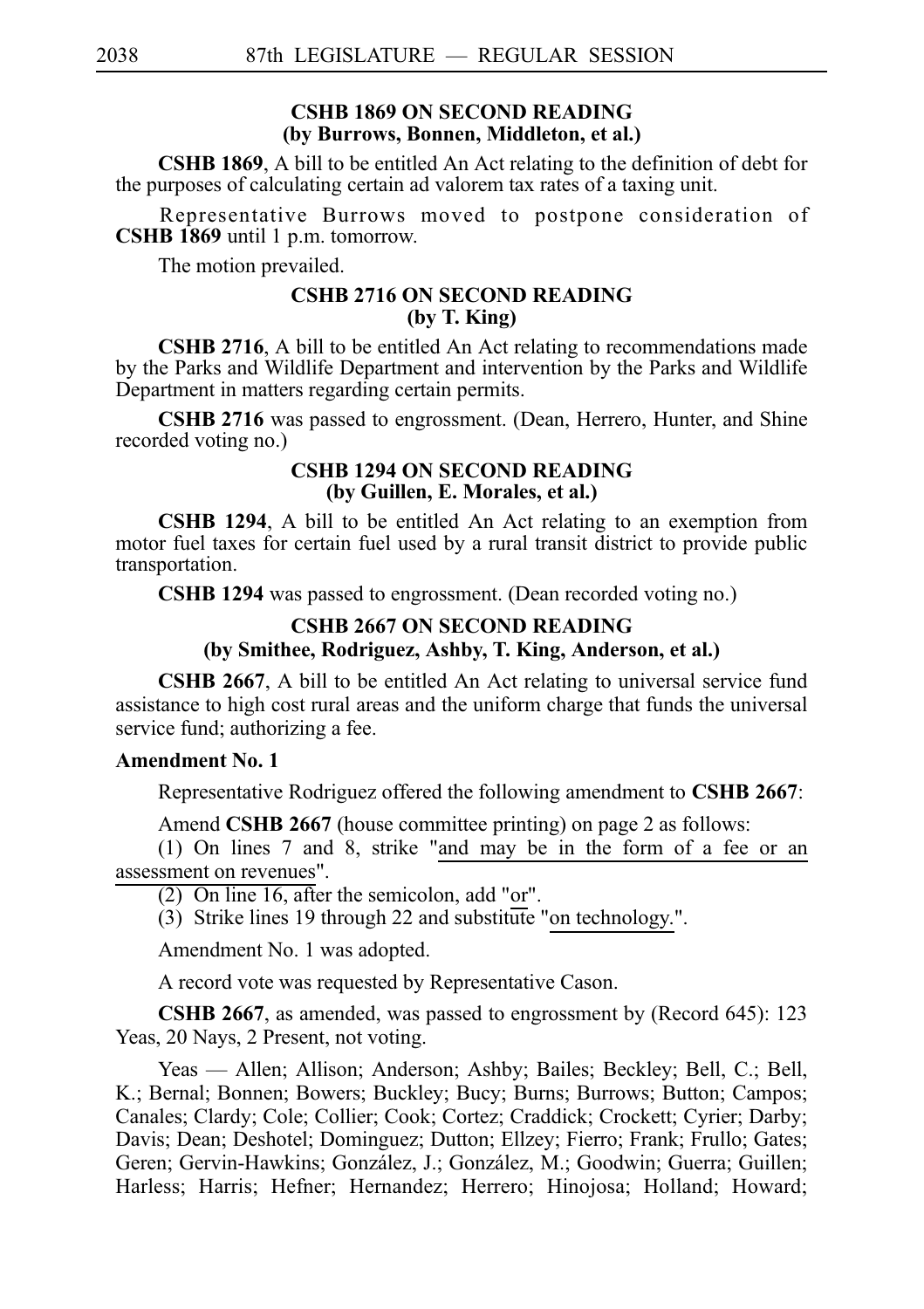### CSHB 1869 ON SECOND READING (by Burrows, Bonnen, Middleton, et al.)

**CSHB 1869**, A bill to be entitled An Act relating to the definition of debt for the purposes of calculating certain ad valorem tax rates of a taxing unit.

Representative Burrows moved to postpone consideration of **CSHB 1869** until 1 p.m. tomorrow.

The motion prevailed.

### CSHB 2716 ON SECOND READING (by T. King)

**CSHB 2716**, A bill to be entitled An Act relating to recommendations made by the Parks and Wildlife Department and intervention by the Parks and Wildlife Department in matters regarding certain permits.

**CSHB 2716** was passed to engrossment. (Dean, Herrero, Hunter, and Shine recorded voting no.)

### CSHB 1294 ON SECOND READING (by Guillen, E. Morales, et al.)

**CSHB 1294**, A bill to be entitled An Act relating to an exemption from motor fuel taxes for certain fuel used by a rural transit district to provide public transportation.

**CSHB 1294** was passed to engrossment. (Dean recorded voting no.)

### CSHB 2667 ON SECOND READING (by Smithee, Rodriguez, Ashby, T. King, Anderson, et al.)

**CSHB 2667**, A bill to be entitled An Act relating to universal service fund assistance to high cost rural areas and the uniform charge that funds the universal service fund; authorizing a fee.

**Amendment No. 1**

Representative Rodriguez offered the following amendment to **CSHB 2667**:

Amend **CSHB 2667** (house committee printing) on page 2 as follows:

(1) On lines 7 and 8, strike "and may be in the form of a fee or an assessment on revenues".

(2) On line 16, after the semicolon, add "or".

(3) Strike lines 19 through 22 and substitute "on technology.".

Amendment No. 1 was adopted.

A record vote was requested by Representative Cason.

**CSHB 2667**, as amended, was passed to engrossment by (Record 645): 123 Yeas, 20 Nays, 2 Present, not voting.

Yeas — Allen; Allison; Anderson; Ashby; Bailes; Beckley; Bell, C.; Bell, K.; Bernal; Bonnen; Bowers; Buckley; Bucy; Burns; Burrows; Button; Campos; Canales; Clardy; Cole; Collier; Cook; Cortez; Craddick; Crockett; Cyrier; Darby; Davis; Dean; Deshotel; Dominguez; Dutton; Ellzey; Fierro; Frank; Frullo; Gates; Geren; Gervin-Hawkins; González, J.; González, M.; Goodwin; Guerra; Guillen; Harless; Harris; Hefner; Hernandez; Herrero; Hinojosa; Holland; Howard;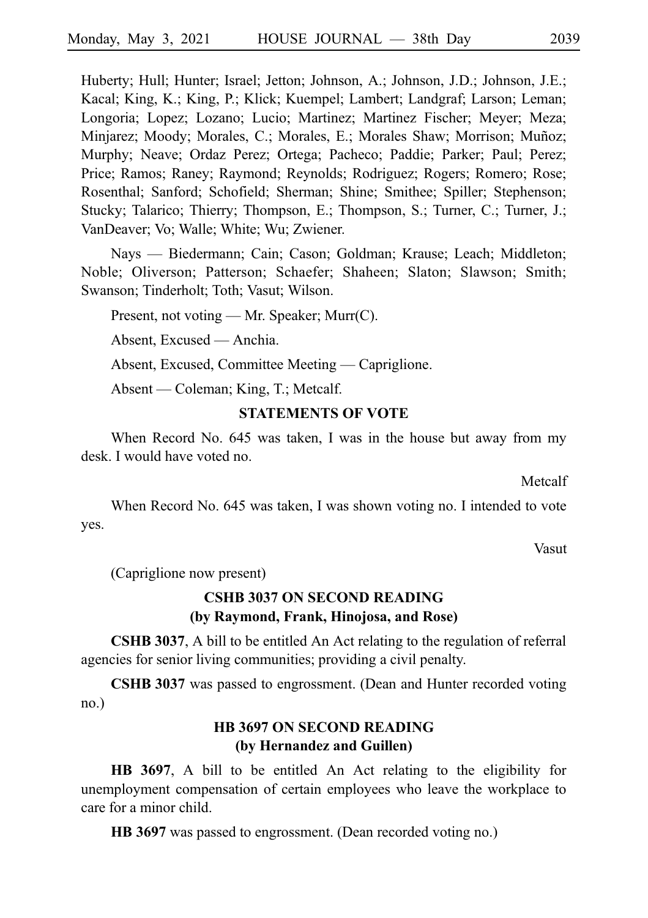Huberty; Hull; Hunter; Israel; Jetton; Johnson, A.; Johnson, J.D.; Johnson, J.E.; Kacal; King, K.; King, P.; Klick; Kuempel; Lambert; Landgraf; Larson; Leman; Longoria; Lopez; Lozano; Lucio; Martinez; Martinez Fischer; Meyer; Meza; Minjarez; Moody; Morales, C.; Morales, E.; Morales Shaw; Morrison; Muñoz; Murphy; Neave; Ordaz Perez; Ortega; Pacheco; Paddie; Parker; Paul; Perez; Price; Ramos; Raney; Raymond; Reynolds; Rodriguez; Rogers; Romero; Rose; Rosenthal; Sanford; Schofield; Sherman; Shine; Smithee; Spiller; Stephenson; Stucky; Talarico; Thierry; Thompson, E.; Thompson, S.; Turner, C.; Turner, J.; VanDeaver; Vo; Walle; White; Wu; Zwiener.

Nays — Biedermann; Cain; Cason; Goldman; Krause; Leach; Middleton; Noble; Oliverson; Patterson; Schaefer; Shaheen; Slaton; Slawson; Smith; Swanson; Tinderholt; Toth; Vasut; Wilson.

Present, not voting — Mr. Speaker; Murr(C).

Absent, Excused — Anchia.

Absent, Excused, Committee Meeting — Capriglione.

Absent — Coleman; King, T.; Metcalf.

### STATEMENTS OF VOTE

When Record No. 645 was taken, I was in the house but away from my desk. I would have voted no.

Metcalf

When Record No. 645 was taken, I was shown voting no. I intended to vote yes.

Vasut

(Capriglione now present)

### CSHB 3037 ON SECOND READING (by Raymond, Frank, Hinojosa, and Rose)

**CSHB 3037**, A bill to be entitled An Act relating to the regulation of referral agencies for senior living communities; providing a civil penalty.

**CSHB 3037** was passed to engrossment. (Dean and Hunter recorded voting no.)

### HB 3697 ON SECOND READING (by Hernandez and Guillen)

**HB 3697**, A bill to be entitled An Act relating to the eligibility for unemployment compensation of certain employees who leave the workplace to care for a minor child.

**HB 3697** was passed to engrossment. (Dean recorded voting no.)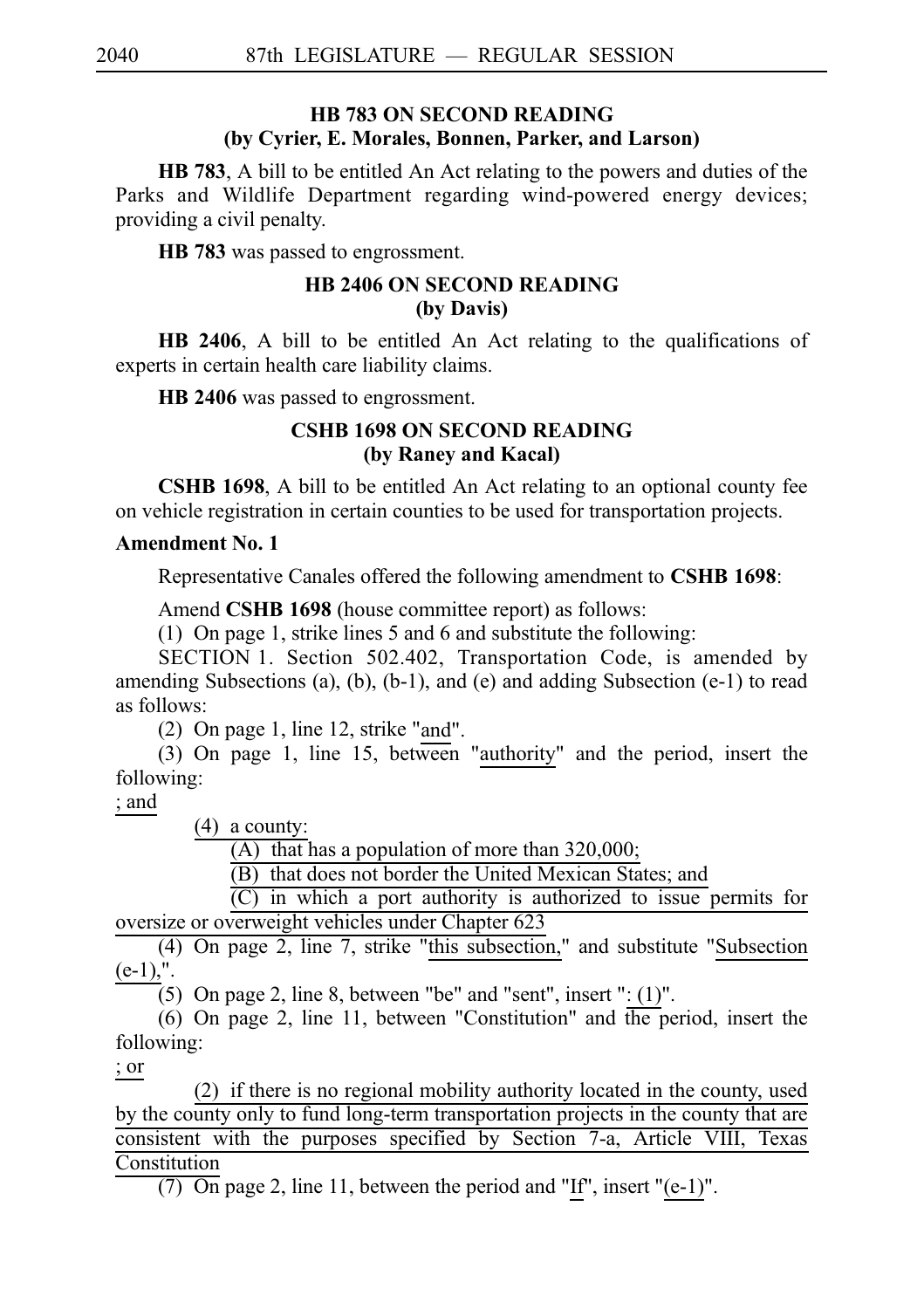### HB 783 ON SECOND READING
### (by Cyrier, E. Morales, Bonnen, Parker, and Larson)

**HB 783**, A bill to be entitled An Act relating to the powers and duties of the Parks and Wildlife Department regarding wind-powered energy devices; providing a civil penalty.

**HB 783** was passed to engrossment.

### HB 2406 ON SECOND READING
### (by Davis)

**HB 2406**, A bill to be entitled An Act relating to the qualifications of experts in certain health care liability claims.

**HB 2406** was passed to engrossment.

### CSHB 1698 ON SECOND READING
### (by Raney and Kacal)

**CSHB 1698**, A bill to be entitled An Act relating to an optional county fee on vehicle registration in certain counties to be used for transportation projects.

**Amendment No. 1**

Representative Canales offered the following amendment to **CSHB 1698**:

Amend **CSHB 1698** (house committee report) as follows:

(1) On page 1, strike lines 5 and 6 and substitute the following:

SECTION 1. Section 502.402, Transportation Code, is amended by amending Subsections (a), (b), (b-1), and (e) and adding Subsection (e-1) to read as follows:

(2) On page 1, line 12, strike "and".

(3) On page 1, line 15, between "authority" and the period, insert the following:

; and

(4) a county:

(A) that has a population of more than 320,000;

(B) that does not border the United Mexican States; and

(C) in which a port authority is authorized to issue permits for oversize or overweight vehicles under Chapter 623

(4) On page 2, line 7, strike "this subsection," and substitute "Subsection (e-1),".

(5) On page 2, line 8, between "be" and "sent", insert ": (1)".

(6) On page 2, line 11, between "Constitution" and the period, insert the following:

; or

(2) if there is no regional mobility authority located in the county, used by the county only to fund long-term transportation projects in the county that are consistent with the purposes specified by Section 7-a, Article VIII, Texas Constitution

(7) On page 2, line 11, between the period and "If", insert "(e-1)".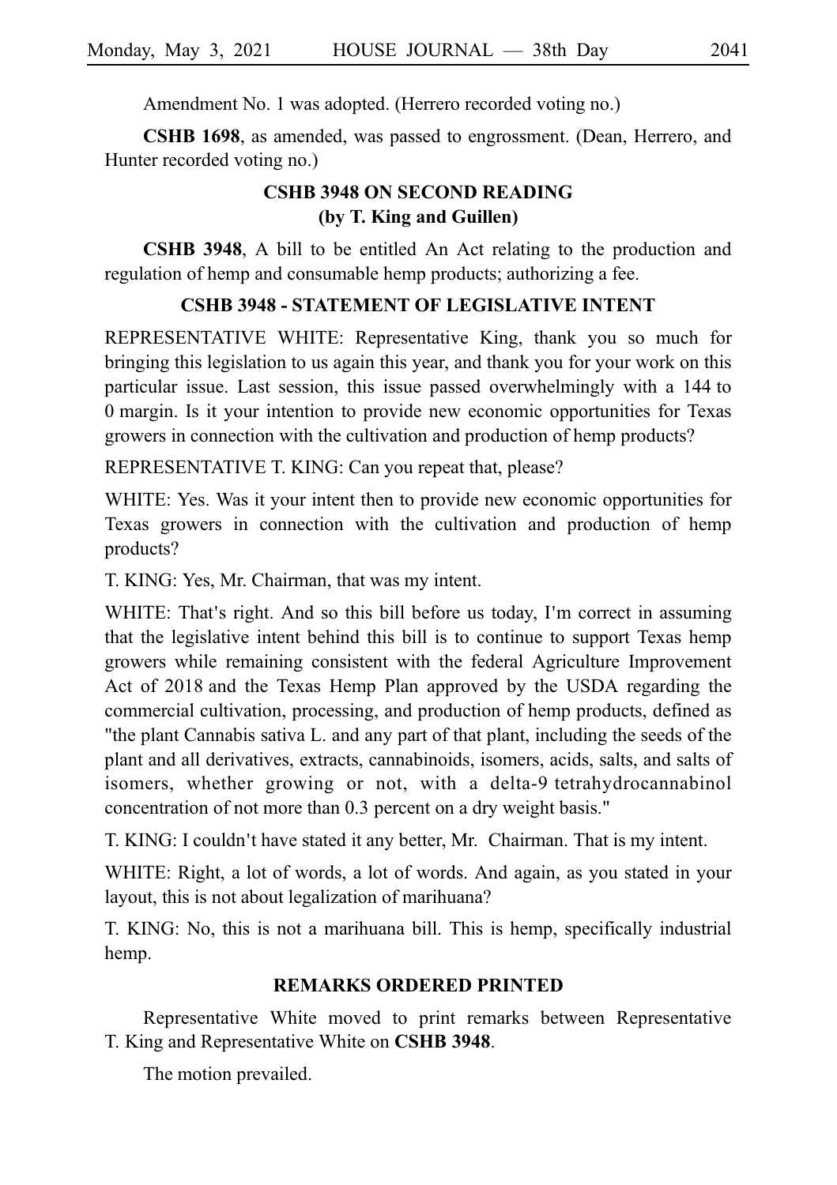Amendment No. 1 was adopted. (Herrero recorded voting no.)

**CSHB 1698**, as amended, was passed to engrossment. (Dean, Herrero, and Hunter recorded voting no.)

## CSHB 3948 ON SECOND READING
## (by T. King and Guillen)

**CSHB 3948**, A bill to be entitled An Act relating to the production and regulation of hemp and consumable hemp products; authorizing a fee.

### CSHB 3948 - STATEMENT OF LEGISLATIVE INTENT

REPRESENTATIVE WHITE: Representative King, thank you so much for bringing this legislation to us again this year, and thank you for your work on this particular issue. Last session, this issue passed overwhelmingly with a 144 to 0 margin. Is it your intention to provide new economic opportunities for Texas growers in connection with the cultivation and production of hemp products?

REPRESENTATIVE T. KING: Can you repeat that, please?

WHITE: Yes. Was it your intent then to provide new economic opportunities for Texas growers in connection with the cultivation and production of hemp products?

T. KING: Yes, Mr. Chairman, that was my intent.

WHITE: That's right. And so this bill before us today, I'm correct in assuming that the legislative intent behind this bill is to continue to support Texas hemp growers while remaining consistent with the federal Agriculture Improvement Act of 2018 and the Texas Hemp Plan approved by the USDA regarding the commercial cultivation, processing, and production of hemp products, defined as "the plant Cannabis sativa L. and any part of that plant, including the seeds of the plant and all derivatives, extracts, cannabinoids, isomers, acids, salts, and salts of isomers, whether growing or not, with a delta-9 tetrahydrocannabinol concentration of not more than 0.3 percent on a dry weight basis."

T. KING: I couldn't have stated it any better, Mr. Chairman. That is my intent.

WHITE: Right, a lot of words, a lot of words. And again, as you stated in your layout, this is not about legalization of marihuana?

T. KING: No, this is not a marihuana bill. This is hemp, specifically industrial hemp.

### REMARKS ORDERED PRINTED

Representative White moved to print remarks between Representative T. King and Representative White on **CSHB 3948**.

The motion prevailed.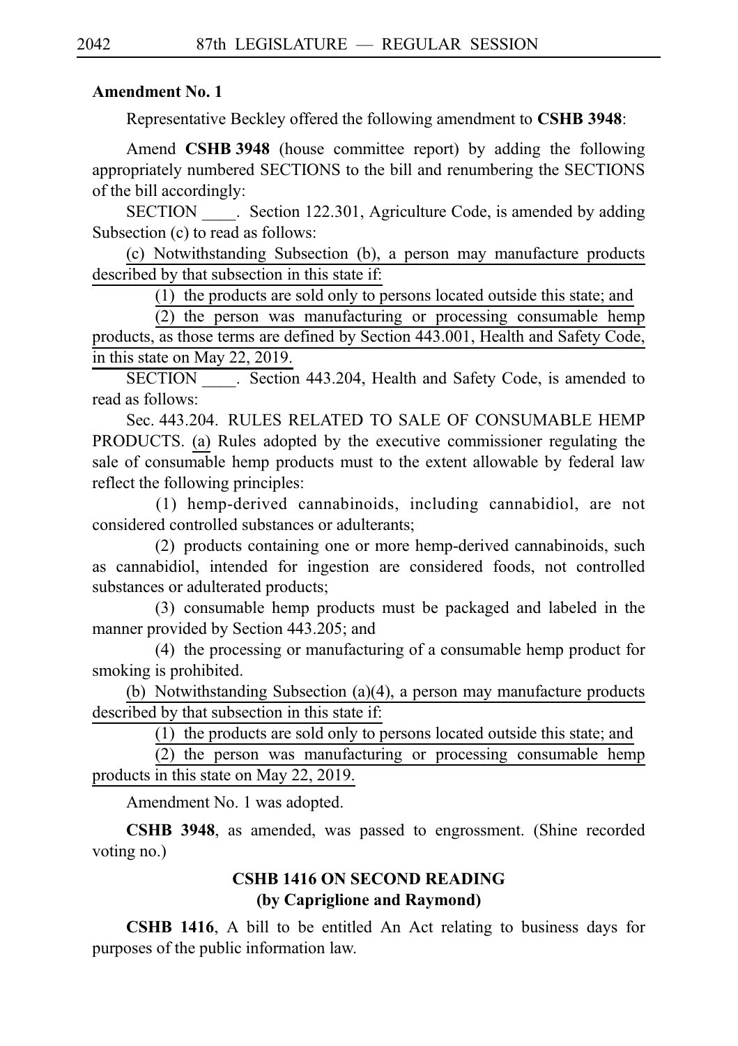**Amendment No. 1**

Representative Beckley offered the following amendment to **CSHB 3948**:

Amend **CSHB 3948** (house committee report) by adding the following appropriately numbered SECTIONS to the bill and renumbering the SECTIONS of the bill accordingly:

SECTION ____. Section 122.301, Agriculture Code, is amended by adding Subsection (c) to read as follows:

(c) Notwithstanding Subsection (b), a person may manufacture products described by that subsection in this state if:

(1) the products are sold only to persons located outside this state; and

(2) the person was manufacturing or processing consumable hemp products, as those terms are defined by Section 443.001, Health and Safety Code, in this state on May 22, 2019.

SECTION ____. Section 443.204, Health and Safety Code, is amended to read as follows:

Sec. 443.204. RULES RELATED TO SALE OF CONSUMABLE HEMP PRODUCTS. (a) Rules adopted by the executive commissioner regulating the sale of consumable hemp products must to the extent allowable by federal law reflect the following principles:

(1) hemp-derived cannabinoids, including cannabidiol, are not considered controlled substances or adulterants;

(2) products containing one or more hemp-derived cannabinoids, such as cannabidiol, intended for ingestion are considered foods, not controlled substances or adulterated products;

(3) consumable hemp products must be packaged and labeled in the manner provided by Section 443.205; and

(4) the processing or manufacturing of a consumable hemp product for smoking is prohibited.

(b) Notwithstanding Subsection (a)(4), a person may manufacture products described by that subsection in this state if:

(1) the products are sold only to persons located outside this state; and

(2) the person was manufacturing or processing consumable hemp products in this state on May 22, 2019.

Amendment No. 1 was adopted.

**CSHB 3948**, as amended, was passed to engrossment. (Shine recorded voting no.)

## CSHB 1416 ON SECOND READING (by Capriglione and Raymond)

**CSHB 1416**, A bill to be entitled An Act relating to business days for purposes of the public information law.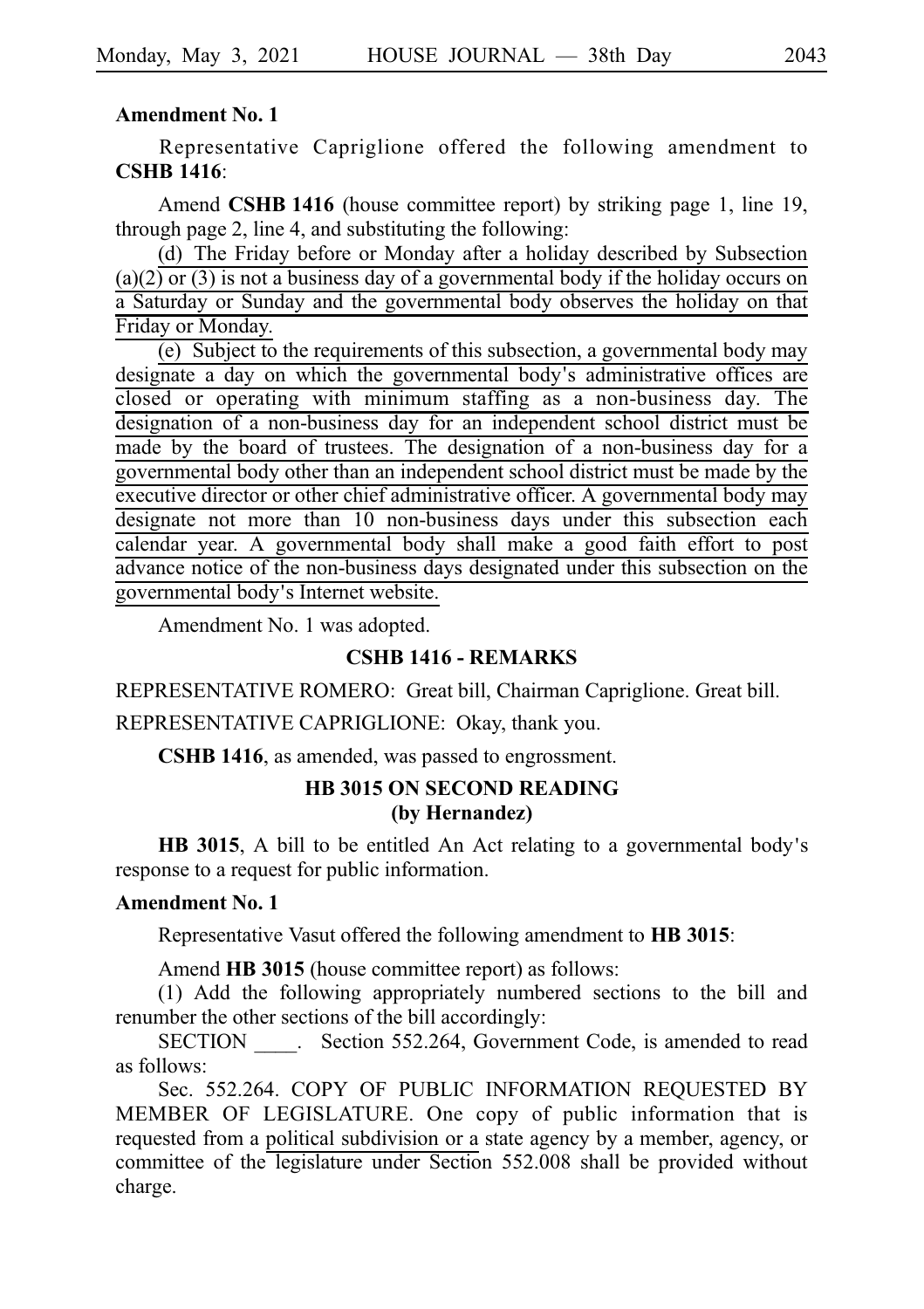**Amendment No. 1**

Representative Capriglione offered the following amendment to **CSHB 1416**:

Amend **CSHB 1416** (house committee report) by striking page 1, line 19, through page 2, line 4, and substituting the following:

(d) The Friday before or Monday after a holiday described by Subsection (a)(2) or (3) is not a business day of a governmental body if the holiday occurs on a Saturday or Sunday and the governmental body observes the holiday on that Friday or Monday.

(e) Subject to the requirements of this subsection, a governmental body may designate a day on which the governmental body's administrative offices are closed or operating with minimum staffing as a non-business day. The designation of a non-business day for an independent school district must be made by the board of trustees. The designation of a non-business day for a governmental body other than an independent school district must be made by the executive director or other chief administrative officer. A governmental body may designate not more than 10 non-business days under this subsection each calendar year. A governmental body shall make a good faith effort to post advance notice of the non-business days designated under this subsection on the governmental body's Internet website.

Amendment No. 1 was adopted.

### CSHB 1416 - REMARKS

REPRESENTATIVE ROMERO: Great bill, Chairman Capriglione. Great bill.

REPRESENTATIVE CAPRIGLIONE: Okay, thank you.

**CSHB 1416**, as amended, was passed to engrossment.

### HB 3015 ON SECOND READING
### (by Hernandez)

**HB 3015**, A bill to be entitled An Act relating to a governmental body's response to a request for public information.

**Amendment No. 1**

Representative Vasut offered the following amendment to **HB 3015**:

Amend **HB 3015** (house committee report) as follows:

(1) Add the following appropriately numbered sections to the bill and renumber the other sections of the bill accordingly:

SECTION ____. Section 552.264, Government Code, is amended to read as follows:

Sec. 552.264. COPY OF PUBLIC INFORMATION REQUESTED BY MEMBER OF LEGISLATURE. One copy of public information that is requested from a political subdivision or a state agency by a member, agency, or committee of the legislature under Section 552.008 shall be provided without charge.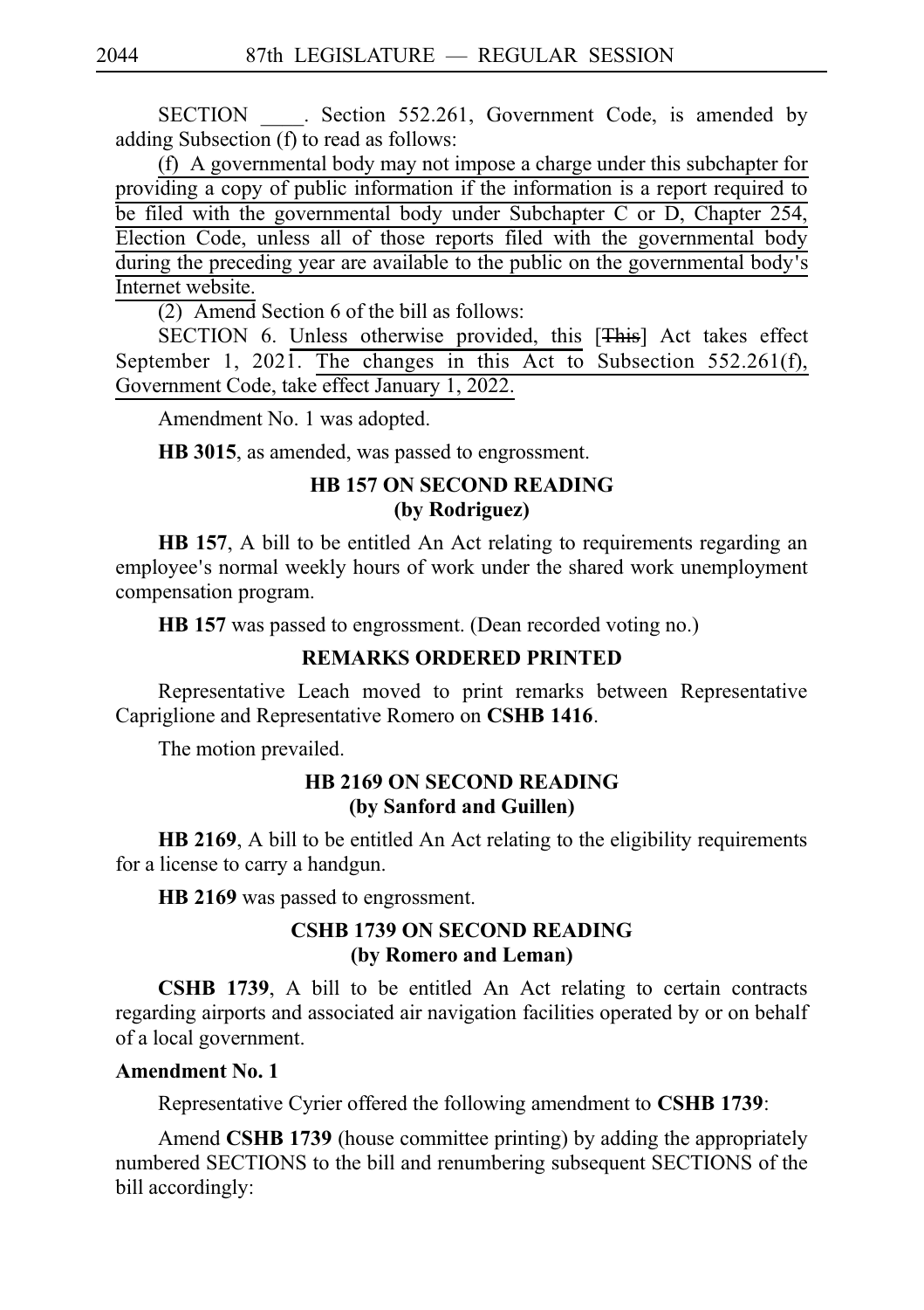SECTION ____. Section 552.261, Government Code, is amended by adding Subsection (f) to read as follows:

(f) A governmental body may not impose a charge under this subchapter for providing a copy of public information if the information is a report required to be filed with the governmental body under Subchapter C or D, Chapter 254, Election Code, unless all of those reports filed with the governmental body during the preceding year are available to the public on the governmental body's Internet website.

(2) Amend Section 6 of the bill as follows:

SECTION 6. Unless otherwise provided, this [~~This~~] Act takes effect September 1, 2021. The changes in this Act to Subsection 552.261(f), Government Code, take effect January 1, 2022.

Amendment No. 1 was adopted.

**HB 3015**, as amended, was passed to engrossment.

### HB 157 ON SECOND READING (by Rodriguez)

**HB 157**, A bill to be entitled An Act relating to requirements regarding an employee's normal weekly hours of work under the shared work unemployment compensation program.

**HB 157** was passed to engrossment. (Dean recorded voting no.)

### REMARKS ORDERED PRINTED

Representative Leach moved to print remarks between Representative Capriglione and Representative Romero on **CSHB 1416**.

The motion prevailed.

### HB 2169 ON SECOND READING (by Sanford and Guillen)

**HB 2169**, A bill to be entitled An Act relating to the eligibility requirements for a license to carry a handgun.

**HB 2169** was passed to engrossment.

### CSHB 1739 ON SECOND READING (by Romero and Leman)

**CSHB 1739**, A bill to be entitled An Act relating to certain contracts regarding airports and associated air navigation facilities operated by or on behalf of a local government.

**Amendment No. 1**

Representative Cyrier offered the following amendment to **CSHB 1739**:

Amend **CSHB 1739** (house committee printing) by adding the appropriately numbered SECTIONS to the bill and renumbering subsequent SECTIONS of the bill accordingly: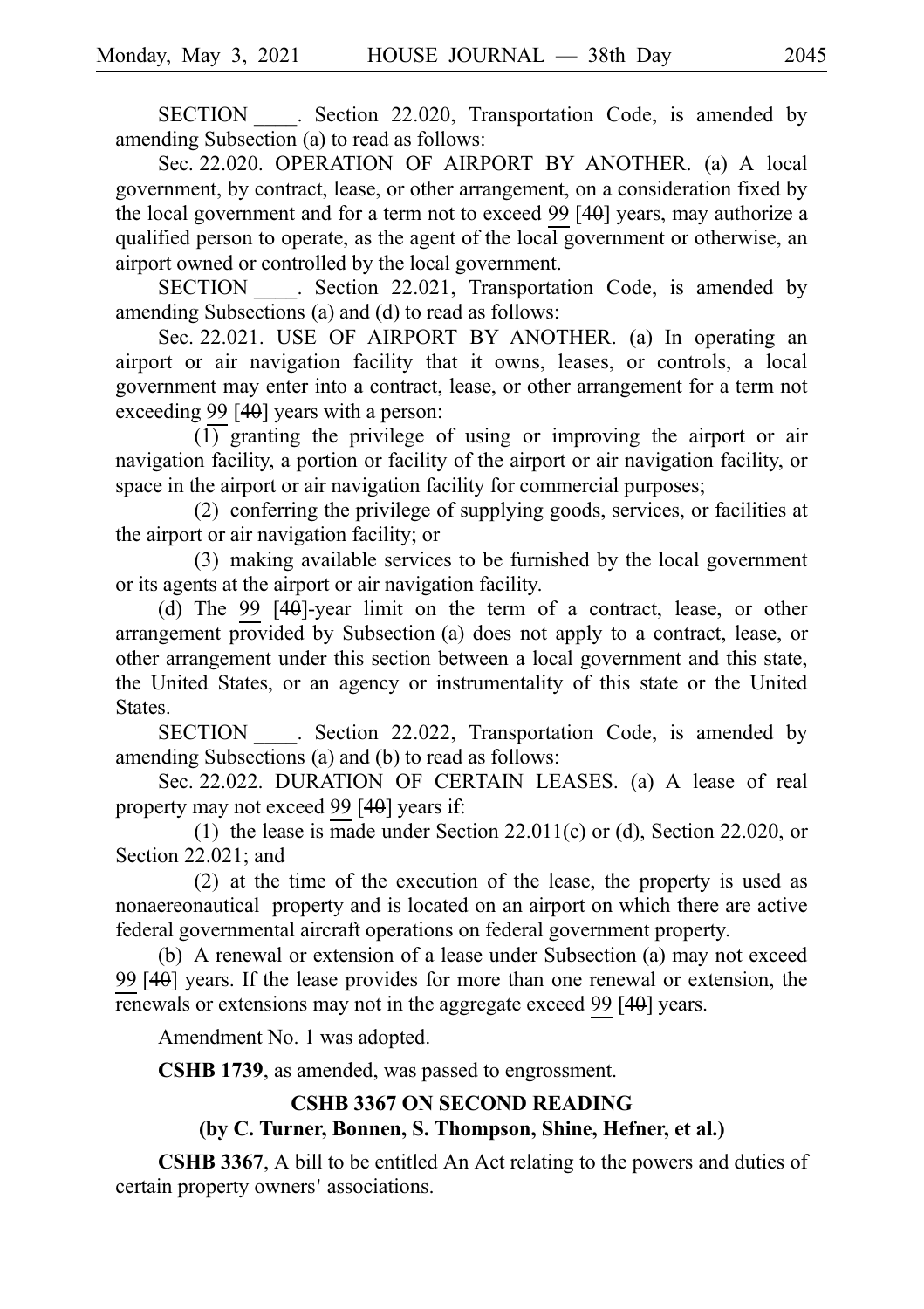SECTION ____. Section 22.020, Transportation Code, is amended by amending Subsection (a) to read as follows:

Sec. 22.020. OPERATION OF AIRPORT BY ANOTHER. (a) A local government, by contract, lease, or other arrangement, on a consideration fixed by the local government and for a term not to exceed 99 [~~40~~] years, may authorize a qualified person to operate, as the agent of the local government or otherwise, an airport owned or controlled by the local government.

SECTION ____. Section 22.021, Transportation Code, is amended by amending Subsections (a) and (d) to read as follows:

Sec. 22.021. USE OF AIRPORT BY ANOTHER. (a) In operating an airport or air navigation facility that it owns, leases, or controls, a local government may enter into a contract, lease, or other arrangement for a term not exceeding 99 [~~40~~] years with a person:

(1) granting the privilege of using or improving the airport or air navigation facility, a portion or facility of the airport or air navigation facility, or space in the airport or air navigation facility for commercial purposes;

(2) conferring the privilege of supplying goods, services, or facilities at the airport or air navigation facility; or

(3) making available services to be furnished by the local government or its agents at the airport or air navigation facility.

(d) The 99 [~~40~~]-year limit on the term of a contract, lease, or other arrangement provided by Subsection (a) does not apply to a contract, lease, or other arrangement under this section between a local government and this state, the United States, or an agency or instrumentality of this state or the United States.

SECTION ____. Section 22.022, Transportation Code, is amended by amending Subsections (a) and (b) to read as follows:

Sec. 22.022. DURATION OF CERTAIN LEASES. (a) A lease of real property may not exceed 99 [~~40~~] years if:

(1) the lease is made under Section 22.011(c) or (d), Section 22.020, or Section 22.021; and

(2) at the time of the execution of the lease, the property is used as nonaereonautical property and is located on an airport on which there are active federal governmental aircraft operations on federal government property.

(b) A renewal or extension of a lease under Subsection (a) may not exceed 99 [~~40~~] years. If the lease provides for more than one renewal or extension, the renewals or extensions may not in the aggregate exceed 99 [~~40~~] years.

Amendment No. 1 was adopted.

**CSHB 1739**, as amended, was passed to engrossment.

## CSHB 3367 ON SECOND READING
### (by C. Turner, Bonnen, S. Thompson, Shine, Hefner, et al.)

**CSHB 3367**, A bill to be entitled An Act relating to the powers and duties of certain property owners' associations.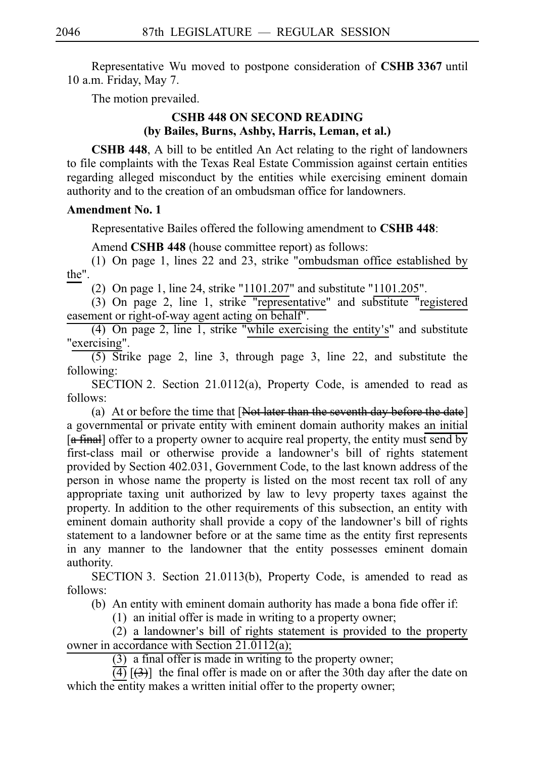Representative Wu moved to postpone consideration of **CSHB 3367** until 10 a.m. Friday, May 7.

The motion prevailed.

### CSHB 448 ON SECOND READING
### (by Bailes, Burns, Ashby, Harris, Leman, et al.)

**CSHB 448**, A bill to be entitled An Act relating to the right of landowners to file complaints with the Texas Real Estate Commission against certain entities regarding alleged misconduct by the entities while exercising eminent domain authority and to the creation of an ombudsman office for landowners.

**Amendment No. 1**

Representative Bailes offered the following amendment to **CSHB 448**:

Amend **CSHB 448** (house committee report) as follows:

(1) On page 1, lines 22 and 23, strike "ombudsman office established by the".

(2) On page 1, line 24, strike "1101.207" and substitute "1101.205".

(3) On page 2, line 1, strike "representative" and substitute "registered easement or right-of-way agent acting on behalf".

(4) On page 2, line 1, strike "while exercising the entity's" and substitute "exercising".

(5) Strike page 2, line 3, through page 3, line 22, and substitute the following:

SECTION 2. Section 21.0112(a), Property Code, is amended to read as follows:

(a) At or before the time that [~~Not later than the seventh day before the date~~] a governmental or private entity with eminent domain authority makes an initial [~~a final~~] offer to a property owner to acquire real property, the entity must send by first-class mail or otherwise provide a landowner's bill of rights statement provided by Section 402.031, Government Code, to the last known address of the person in whose name the property is listed on the most recent tax roll of any appropriate taxing unit authorized by law to levy property taxes against the property. In addition to the other requirements of this subsection, an entity with eminent domain authority shall provide a copy of the landowner's bill of rights statement to a landowner before or at the same time as the entity first represents in any manner to the landowner that the entity possesses eminent domain authority.

SECTION 3. Section 21.0113(b), Property Code, is amended to read as follows:

(b) An entity with eminent domain authority has made a bona fide offer if:

(1) an initial offer is made in writing to a property owner;

(2) a landowner's bill of rights statement is provided to the property owner in accordance with Section 21.0112(a);

(3) a final offer is made in writing to the property owner;

(4) [~~(3)~~] the final offer is made on or after the 30th day after the date on which the entity makes a written initial offer to the property owner;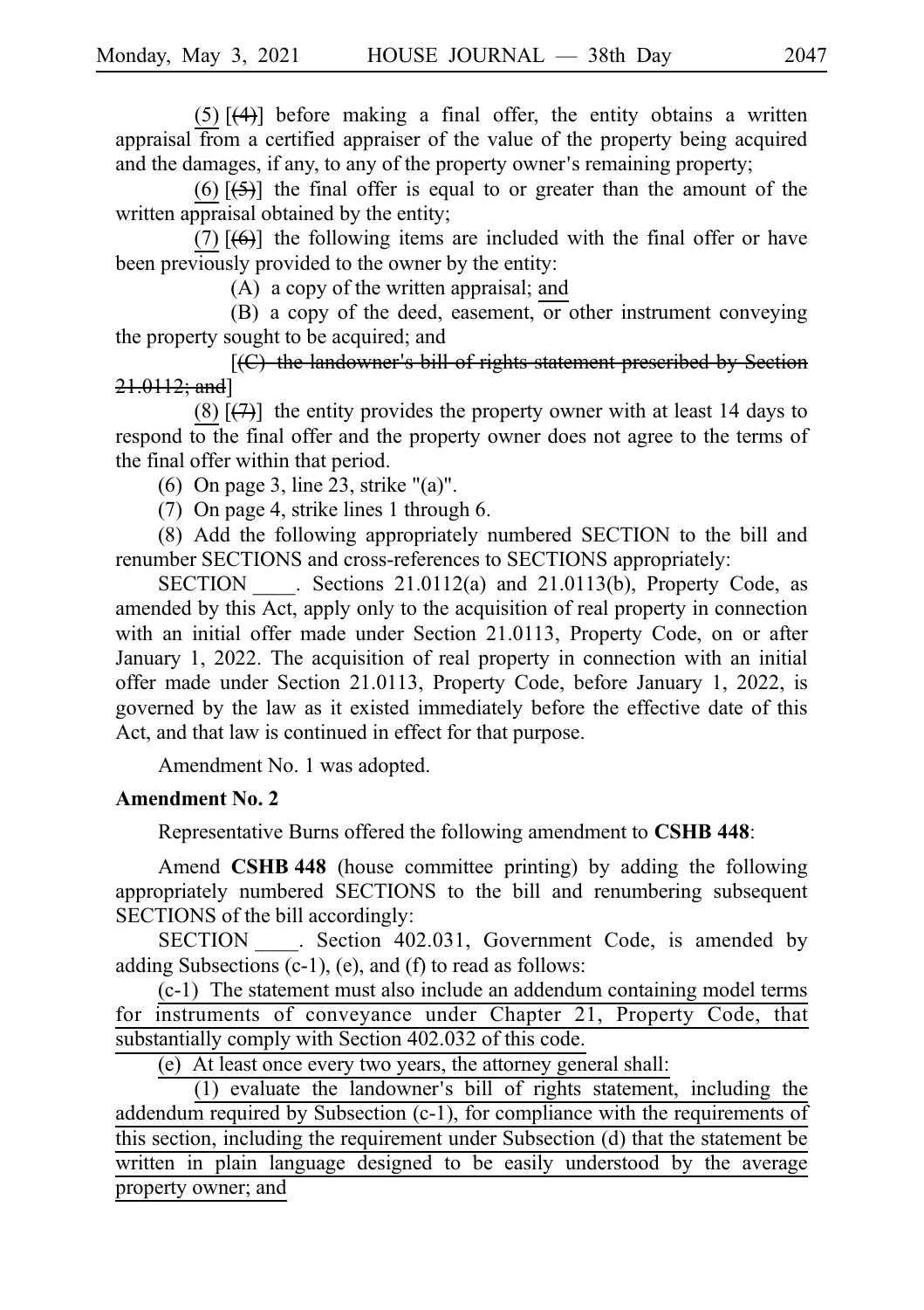(5) [(4)] before making a final offer, the entity obtains a written appraisal from a certified appraiser of the value of the property being acquired and the damages, if any, to any of the property owner's remaining property;

(6) [(5)] the final offer is equal to or greater than the amount of the written appraisal obtained by the entity;

(7) [(6)] the following items are included with the final offer or have been previously provided to the owner by the entity:

(A) a copy of the written appraisal; and

(B) a copy of the deed, easement, or other instrument conveying the property sought to be acquired; and

[~~(C) the landowner's bill of rights statement prescribed by Section 21.0112; and~~]

(8) [(7)] the entity provides the property owner with at least 14 days to respond to the final offer and the property owner does not agree to the terms of the final offer within that period.

(6) On page 3, line 23, strike "(a)".

(7) On page 4, strike lines 1 through 6.

(8) Add the following appropriately numbered SECTION to the bill and renumber SECTIONS and cross-references to SECTIONS appropriately:

SECTION ____. Sections 21.0112(a) and 21.0113(b), Property Code, as amended by this Act, apply only to the acquisition of real property in connection with an initial offer made under Section 21.0113, Property Code, on or after January 1, 2022. The acquisition of real property in connection with an initial offer made under Section 21.0113, Property Code, before January 1, 2022, is governed by the law as it existed immediately before the effective date of this Act, and that law is continued in effect for that purpose.

Amendment No. 1 was adopted.

**Amendment No. 2**

Representative Burns offered the following amendment to **CSHB 448**:

Amend **CSHB 448** (house committee printing) by adding the following appropriately numbered SECTIONS to the bill and renumbering subsequent SECTIONS of the bill accordingly:

SECTION ____. Section 402.031, Government Code, is amended by adding Subsections (c-1), (e), and (f) to read as follows:

(c-1) The statement must also include an addendum containing model terms for instruments of conveyance under Chapter 21, Property Code, that substantially comply with Section 402.032 of this code.

(e) At least once every two years, the attorney general shall:

(1) evaluate the landowner's bill of rights statement, including the addendum required by Subsection (c-1), for compliance with the requirements of this section, including the requirement under Subsection (d) that the statement be written in plain language designed to be easily understood by the average property owner; and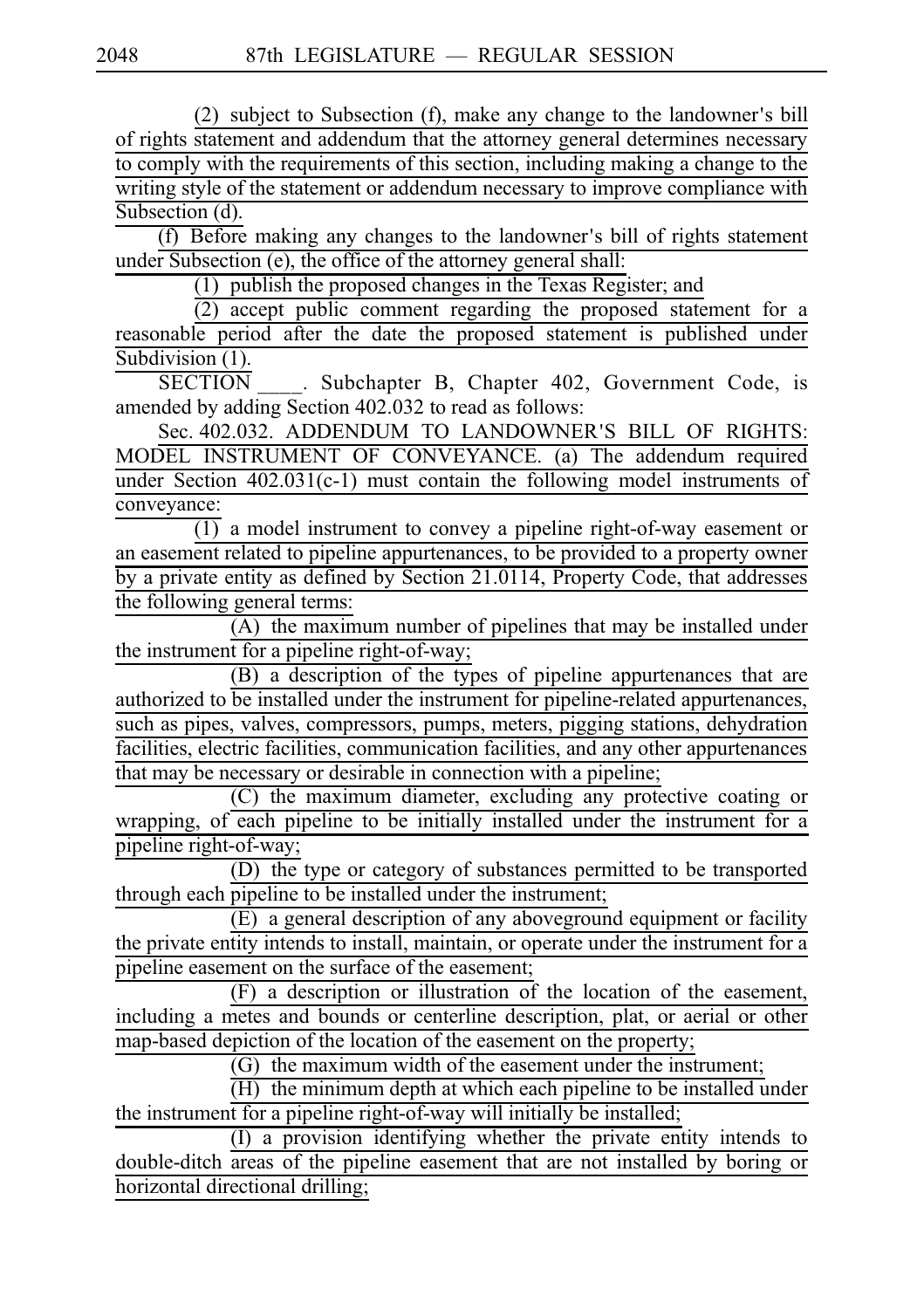(2) subject to Subsection (f), make any change to the landowner's bill of rights statement and addendum that the attorney general determines necessary to comply with the requirements of this section, including making a change to the writing style of the statement or addendum necessary to improve compliance with Subsection (d).

(f) Before making any changes to the landowner's bill of rights statement under Subsection (e), the office of the attorney general shall:

(1) publish the proposed changes in the Texas Register; and

(2) accept public comment regarding the proposed statement for a reasonable period after the date the proposed statement is published under Subdivision (1).

SECTION ____. Subchapter B, Chapter 402, Government Code, is amended by adding Section 402.032 to read as follows:

Sec. 402.032. ADDENDUM TO LANDOWNER'S BILL OF RIGHTS: MODEL INSTRUMENT OF CONVEYANCE. (a) The addendum required under Section 402.031(c-1) must contain the following model instruments of conveyance:

(1) a model instrument to convey a pipeline right-of-way easement or an easement related to pipeline appurtenances, to be provided to a property owner by a private entity as defined by Section 21.0114, Property Code, that addresses the following general terms:

(A) the maximum number of pipelines that may be installed under the instrument for a pipeline right-of-way;

(B) a description of the types of pipeline appurtenances that are authorized to be installed under the instrument for pipeline-related appurtenances, such as pipes, valves, compressors, pumps, meters, pigging stations, dehydration facilities, electric facilities, communication facilities, and any other appurtenances that may be necessary or desirable in connection with a pipeline;

(C) the maximum diameter, excluding any protective coating or wrapping, of each pipeline to be initially installed under the instrument for a pipeline right-of-way;

(D) the type or category of substances permitted to be transported through each pipeline to be installed under the instrument;

(E) a general description of any aboveground equipment or facility the private entity intends to install, maintain, or operate under the instrument for a pipeline easement on the surface of the easement;

(F) a description or illustration of the location of the easement, including a metes and bounds or centerline description, plat, or aerial or other map-based depiction of the location of the easement on the property;

(G) the maximum width of the easement under the instrument;

(H) the minimum depth at which each pipeline to be installed under the instrument for a pipeline right-of-way will initially be installed;

(I) a provision identifying whether the private entity intends to double-ditch areas of the pipeline easement that are not installed by boring or horizontal directional drilling;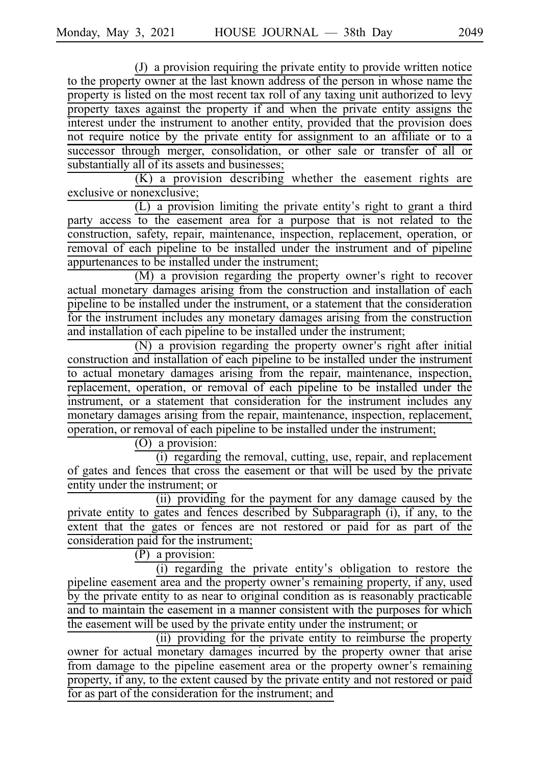(J) a provision requiring the private entity to provide written notice to the property owner at the last known address of the person in whose name the property is listed on the most recent tax roll of any taxing unit authorized to levy property taxes against the property if and when the private entity assigns the interest under the instrument to another entity, provided that the provision does not require notice by the private entity for assignment to an affiliate or to a successor through merger, consolidation, or other sale or transfer of all or substantially all of its assets and businesses;

(K) a provision describing whether the easement rights are exclusive or nonexclusive;

(L) a provision limiting the private entity's right to grant a third party access to the easement area for a purpose that is not related to the construction, safety, repair, maintenance, inspection, replacement, operation, or removal of each pipeline to be installed under the instrument and of pipeline appurtenances to be installed under the instrument;

(M) a provision regarding the property owner's right to recover actual monetary damages arising from the construction and installation of each pipeline to be installed under the instrument, or a statement that the consideration for the instrument includes any monetary damages arising from the construction and installation of each pipeline to be installed under the instrument;

(N) a provision regarding the property owner's right after initial construction and installation of each pipeline to be installed under the instrument to actual monetary damages arising from the repair, maintenance, inspection, replacement, operation, or removal of each pipeline to be installed under the instrument, or a statement that consideration for the instrument includes any monetary damages arising from the repair, maintenance, inspection, replacement, operation, or removal of each pipeline to be installed under the instrument;

(O) a provision:

(i) regarding the removal, cutting, use, repair, and replacement of gates and fences that cross the easement or that will be used by the private entity under the instrument; or

(ii) providing for the payment for any damage caused by the private entity to gates and fences described by Subparagraph (i), if any, to the extent that the gates or fences are not restored or paid for as part of the consideration paid for the instrument;

(P) a provision:

(i) regarding the private entity's obligation to restore the pipeline easement area and the property owner's remaining property, if any, used by the private entity to as near to original condition as is reasonably practicable and to maintain the easement in a manner consistent with the purposes for which the easement will be used by the private entity under the instrument; or

(ii) providing for the private entity to reimburse the property owner for actual monetary damages incurred by the property owner that arise from damage to the pipeline easement area or the property owner's remaining property, if any, to the extent caused by the private entity and not restored or paid for as part of the consideration for the instrument; and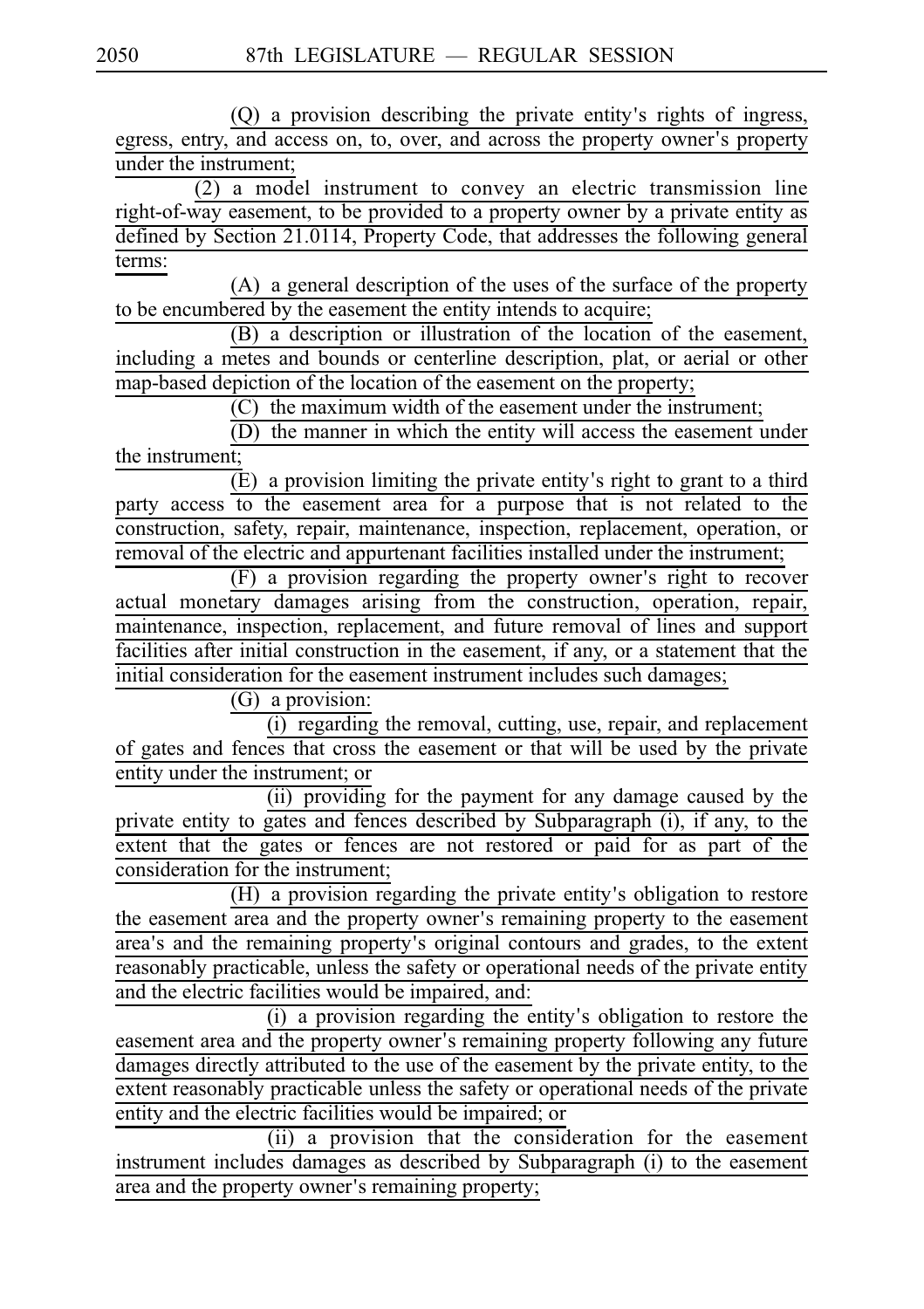(Q) a provision describing the private entity's rights of ingress, egress, entry, and access on, to, over, and across the property owner's property under the instrument;

(2) a model instrument to convey an electric transmission line right-of-way easement, to be provided to a property owner by a private entity as defined by Section 21.0114, Property Code, that addresses the following general terms:

(A) a general description of the uses of the surface of the property to be encumbered by the easement the entity intends to acquire;

(B) a description or illustration of the location of the easement, including a metes and bounds or centerline description, plat, or aerial or other map-based depiction of the location of the easement on the property;

(C) the maximum width of the easement under the instrument;

(D) the manner in which the entity will access the easement under the instrument;

(E) a provision limiting the private entity's right to grant to a third party access to the easement area for a purpose that is not related to the construction, safety, repair, maintenance, inspection, replacement, operation, or removal of the electric and appurtenant facilities installed under the instrument;

(F) a provision regarding the property owner's right to recover actual monetary damages arising from the construction, operation, repair, maintenance, inspection, replacement, and future removal of lines and support facilities after initial construction in the easement, if any, or a statement that the initial consideration for the easement instrument includes such damages;

(G) a provision:

(i) regarding the removal, cutting, use, repair, and replacement of gates and fences that cross the easement or that will be used by the private entity under the instrument; or

(ii) providing for the payment for any damage caused by the private entity to gates and fences described by Subparagraph (i), if any, to the extent that the gates or fences are not restored or paid for as part of the consideration for the instrument;

(H) a provision regarding the private entity's obligation to restore the easement area and the property owner's remaining property to the easement area's and the remaining property's original contours and grades, to the extent reasonably practicable, unless the safety or operational needs of the private entity and the electric facilities would be impaired, and:

(i) a provision regarding the entity's obligation to restore the easement area and the property owner's remaining property following any future damages directly attributed to the use of the easement by the private entity, to the extent reasonably practicable unless the safety or operational needs of the private entity and the electric facilities would be impaired; or

(ii) a provision that the consideration for the easement instrument includes damages as described by Subparagraph (i) to the easement area and the property owner's remaining property;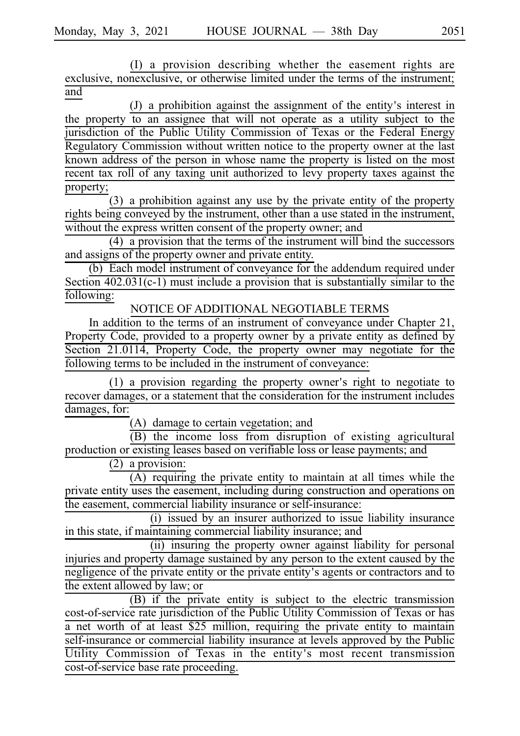(I) a provision describing whether the easement rights are exclusive, nonexclusive, or otherwise limited under the terms of the instrument; and

(J) a prohibition against the assignment of the entity's interest in the property to an assignee that will not operate as a utility subject to the jurisdiction of the Public Utility Commission of Texas or the Federal Energy Regulatory Commission without written notice to the property owner at the last known address of the person in whose name the property is listed on the most recent tax roll of any taxing unit authorized to levy property taxes against the property;

(3) a prohibition against any use by the private entity of the property rights being conveyed by the instrument, other than a use stated in the instrument, without the express written consent of the property owner; and

(4) a provision that the terms of the instrument will bind the successors and assigns of the property owner and private entity.

(b) Each model instrument of conveyance for the addendum required under Section 402.031(c-1) must include a provision that is substantially similar to the following:

NOTICE OF ADDITIONAL NEGOTIABLE TERMS

In addition to the terms of an instrument of conveyance under Chapter 21, Property Code, provided to a property owner by a private entity as defined by Section 21.0114, Property Code, the property owner may negotiate for the following terms to be included in the instrument of conveyance:

(1) a provision regarding the property owner's right to negotiate to recover damages, or a statement that the consideration for the instrument includes damages, for:

(A) damage to certain vegetation; and

(B) the income loss from disruption of existing agricultural production or existing leases based on verifiable loss or lease payments; and

(2) a provision:

(A) requiring the private entity to maintain at all times while the private entity uses the easement, including during construction and operations on the easement, commercial liability insurance or self-insurance:

(i) issued by an insurer authorized to issue liability insurance in this state, if maintaining commercial liability insurance; and

(ii) insuring the property owner against liability for personal injuries and property damage sustained by any person to the extent caused by the negligence of the private entity or the private entity's agents or contractors and to the extent allowed by law; or

(B) if the private entity is subject to the electric transmission cost-of-service rate jurisdiction of the Public Utility Commission of Texas or has a net worth of at least $25 million, requiring the private entity to maintain self-insurance or commercial liability insurance at levels approved by the Public Utility Commission of Texas in the entity's most recent transmission cost-of-service base rate proceeding.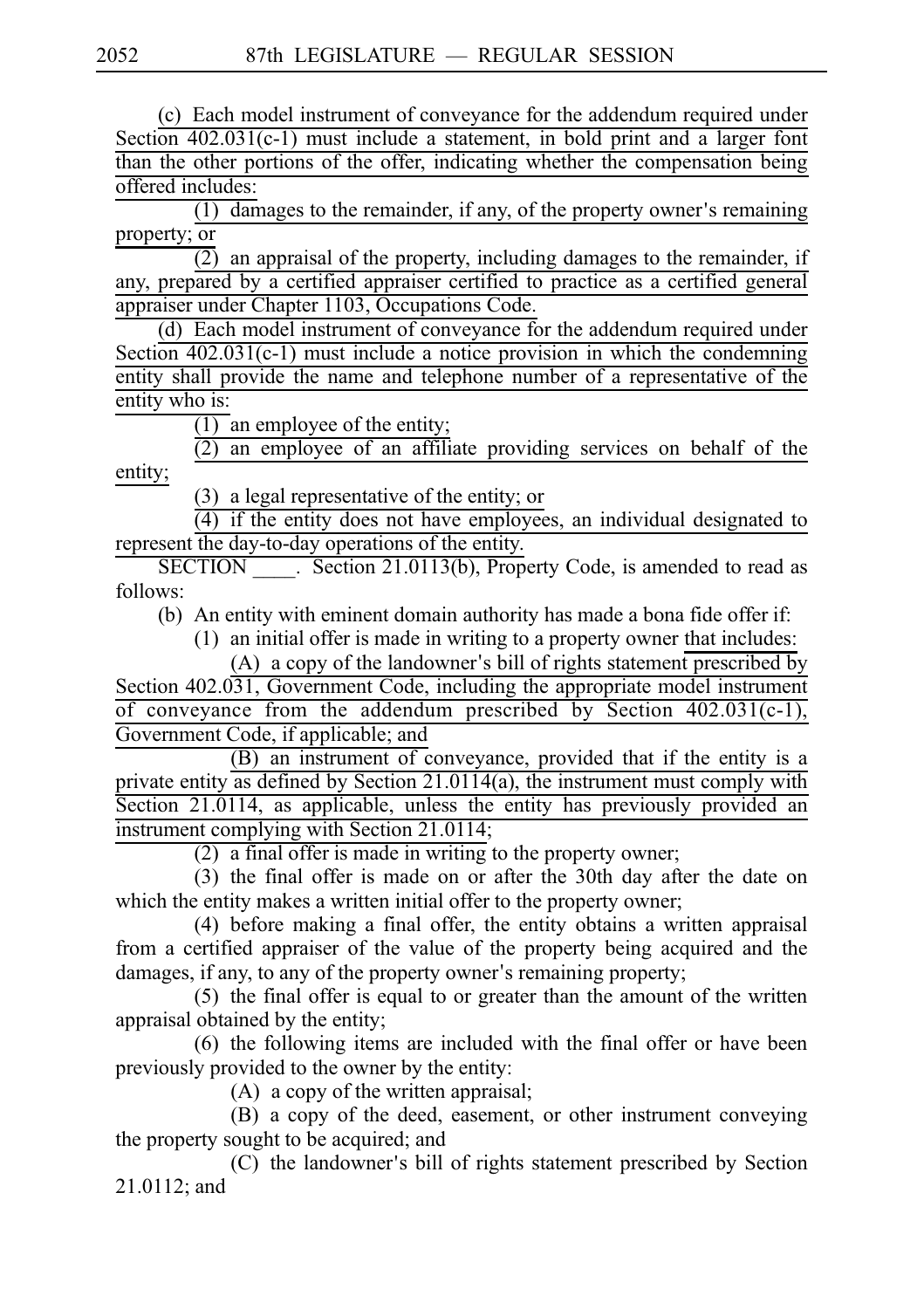(c) Each model instrument of conveyance for the addendum required under Section 402.031(c-1) must include a statement, in bold print and a larger font than the other portions of the offer, indicating whether the compensation being offered includes:

(1) damages to the remainder, if any, of the property owner's remaining property; or

(2) an appraisal of the property, including damages to the remainder, if any, prepared by a certified appraiser certified to practice as a certified general appraiser under Chapter 1103, Occupations Code.

(d) Each model instrument of conveyance for the addendum required under Section 402.031(c-1) must include a notice provision in which the condemning entity shall provide the name and telephone number of a representative of the entity who is:

(1) an employee of the entity;

(2) an employee of an affiliate providing services on behalf of the entity;

(3) a legal representative of the entity; or

(4) if the entity does not have employees, an individual designated to represent the day-to-day operations of the entity.

SECTION ____. Section 21.0113(b), Property Code, is amended to read as follows:

(b) An entity with eminent domain authority has made a bona fide offer if:

(1) an initial offer is made in writing to a property owner that includes:

(A) a copy of the landowner's bill of rights statement prescribed by Section 402.031, Government Code, including the appropriate model instrument of conveyance from the addendum prescribed by Section 402.031(c-1), Government Code, if applicable; and

(B) an instrument of conveyance, provided that if the entity is a private entity as defined by Section 21.0114(a), the instrument must comply with Section 21.0114, as applicable, unless the entity has previously provided an instrument complying with Section 21.0114;

(2) a final offer is made in writing to the property owner;

(3) the final offer is made on or after the 30th day after the date on which the entity makes a written initial offer to the property owner;

(4) before making a final offer, the entity obtains a written appraisal from a certified appraiser of the value of the property being acquired and the damages, if any, to any of the property owner's remaining property;

(5) the final offer is equal to or greater than the amount of the written appraisal obtained by the entity;

(6) the following items are included with the final offer or have been previously provided to the owner by the entity:

(A) a copy of the written appraisal;

(B) a copy of the deed, easement, or other instrument conveying the property sought to be acquired; and

(C) the landowner's bill of rights statement prescribed by Section 21.0112; and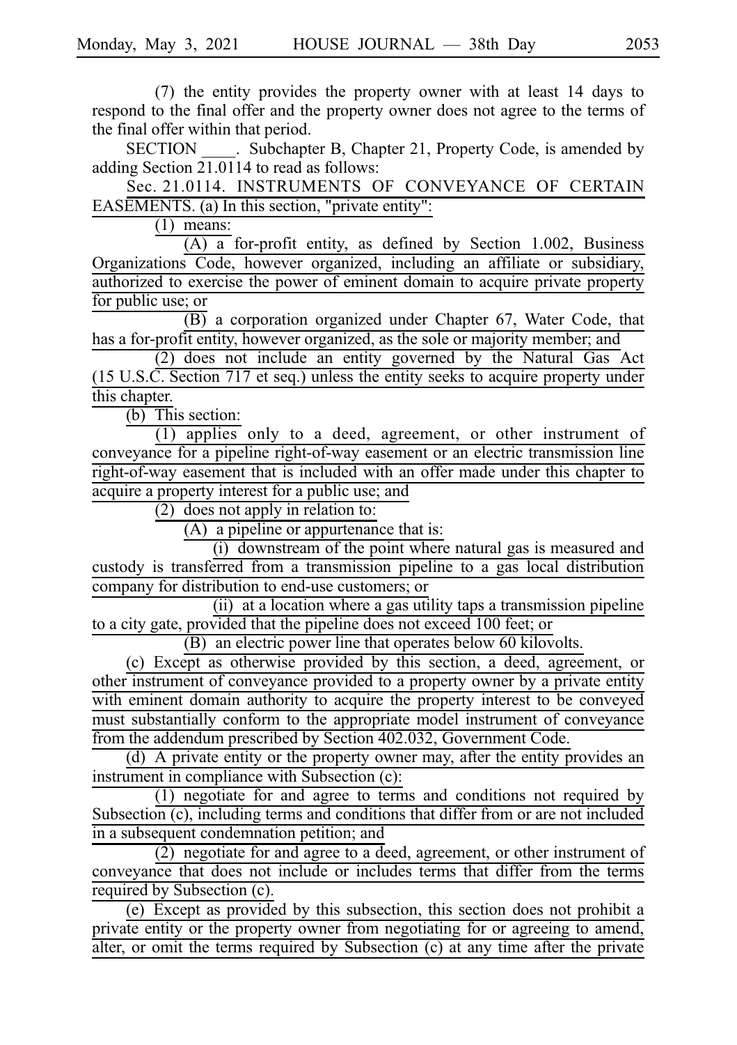(7) the entity provides the property owner with at least 14 days to respond to the final offer and the property owner does not agree to the terms of the final offer within that period.

SECTION \_\_\_\_. Subchapter B, Chapter 21, Property Code, is amended by adding Section 21.0114 to read as follows:

Sec. 21.0114. INSTRUMENTS OF CONVEYANCE OF CERTAIN EASEMENTS. (a) In this section, "private entity":

(1) means:

(A) a for-profit entity, as defined by Section 1.002, Business Organizations Code, however organized, including an affiliate or subsidiary, authorized to exercise the power of eminent domain to acquire private property for public use; or

(B) a corporation organized under Chapter 67, Water Code, that has a for-profit entity, however organized, as the sole or majority member; and

(2) does not include an entity governed by the Natural Gas Act (15 U.S.C. Section 717 et seq.) unless the entity seeks to acquire property under this chapter.

(b) This section:

(1) applies only to a deed, agreement, or other instrument of conveyance for a pipeline right-of-way easement or an electric transmission line right-of-way easement that is included with an offer made under this chapter to acquire a property interest for a public use; and

(2) does not apply in relation to:

(A) a pipeline or appurtenance that is:

(i) downstream of the point where natural gas is measured and custody is transferred from a transmission pipeline to a gas local distribution company for distribution to end-use customers; or

(ii) at a location where a gas utility taps a transmission pipeline to a city gate, provided that the pipeline does not exceed 100 feet; or

(B) an electric power line that operates below 60 kilovolts.

(c) Except as otherwise provided by this section, a deed, agreement, or other instrument of conveyance provided to a property owner by a private entity with eminent domain authority to acquire the property interest to be conveyed must substantially conform to the appropriate model instrument of conveyance from the addendum prescribed by Section 402.032, Government Code.

(d) A private entity or the property owner may, after the entity provides an instrument in compliance with Subsection (c):

(1) negotiate for and agree to terms and conditions not required by Subsection (c), including terms and conditions that differ from or are not included in a subsequent condemnation petition; and

(2) negotiate for and agree to a deed, agreement, or other instrument of conveyance that does not include or includes terms that differ from the terms required by Subsection (c).

(e) Except as provided by this subsection, this section does not prohibit a private entity or the property owner from negotiating for or agreeing to amend, alter, or omit the terms required by Subsection (c) at any time after the private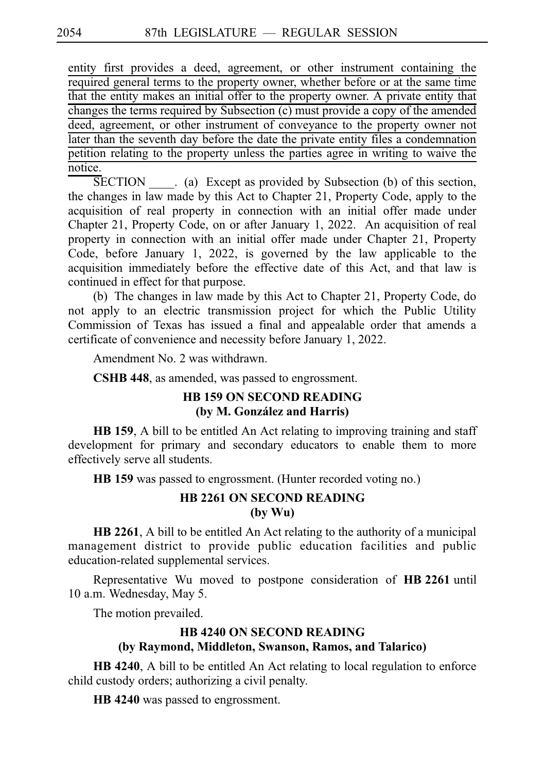entity first provides a deed, agreement, or other instrument containing the required general terms to the property owner, whether before or at the same time that the entity makes an initial offer to the property owner. A private entity that changes the terms required by Subsection (c) must provide a copy of the amended deed, agreement, or other instrument of conveyance to the property owner not later than the seventh day before the date the private entity files a condemnation petition relating to the property unless the parties agree in writing to waive the notice.

SECTION \_\_\_\_. (a) Except as provided by Subsection (b) of this section, the changes in law made by this Act to Chapter 21, Property Code, apply to the acquisition of real property in connection with an initial offer made under Chapter 21, Property Code, on or after January 1, 2022. An acquisition of real property in connection with an initial offer made under Chapter 21, Property Code, before January 1, 2022, is governed by the law applicable to the acquisition immediately before the effective date of this Act, and that law is continued in effect for that purpose.

(b) The changes in law made by this Act to Chapter 21, Property Code, do not apply to an electric transmission project for which the Public Utility Commission of Texas has issued a final and appealable order that amends a certificate of convenience and necessity before January 1, 2022.

Amendment No. 2 was withdrawn.

**CSHB 448**, as amended, was passed to engrossment.

### HB 159 ON SECOND READING (by M. González and Harris)

**HB 159**, A bill to be entitled An Act relating to improving training and staff development for primary and secondary educators to enable them to more effectively serve all students.

**HB 159** was passed to engrossment. (Hunter recorded voting no.)

### HB 2261 ON SECOND READING (by Wu)

**HB 2261**, A bill to be entitled An Act relating to the authority of a municipal management district to provide public education facilities and public education-related supplemental services.

Representative Wu moved to postpone consideration of **HB 2261** until 10 a.m. Wednesday, May 5.

The motion prevailed.

### HB 4240 ON SECOND READING (by Raymond, Middleton, Swanson, Ramos, and Talarico)

**HB 4240**, A bill to be entitled An Act relating to local regulation to enforce child custody orders; authorizing a civil penalty.

**HB 4240** was passed to engrossment.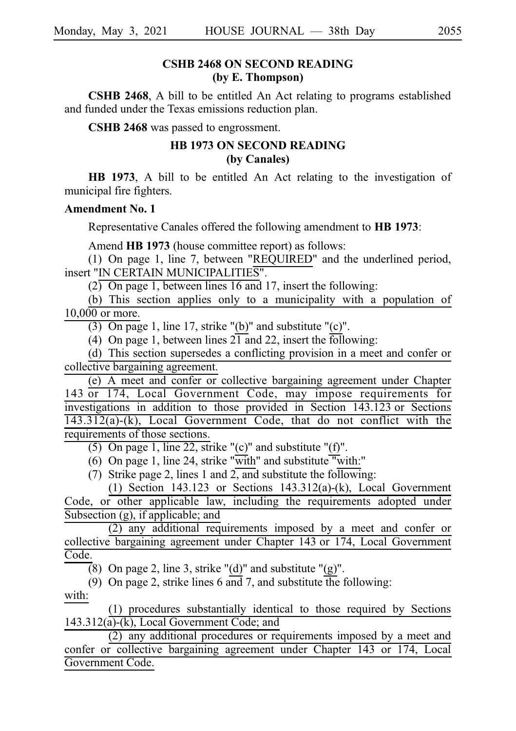## CSHB 2468 ON SECOND READING
### (by E. Thompson)

**CSHB 2468**, A bill to be entitled An Act relating to programs established and funded under the Texas emissions reduction plan.

**CSHB 2468** was passed to engrossment.

## HB 1973 ON SECOND READING
### (by Canales)

**HB 1973**, A bill to be entitled An Act relating to the investigation of municipal fire fighters.

**Amendment No. 1**

Representative Canales offered the following amendment to **HB 1973**:

Amend **HB 1973** (house committee report) as follows:

(1) On page 1, line 7, between "REQUIRED" and the underlined period, insert "IN CERTAIN MUNICIPALITIES".

(2) On page 1, between lines 16 and 17, insert the following:

(b) This section applies only to a municipality with a population of 10,000 or more.

(3) On page 1, line 17, strike "(b)" and substitute "(c)".

(4) On page 1, between lines 21 and 22, insert the following:

(d) This section supersedes a conflicting provision in a meet and confer or collective bargaining agreement.

(e) A meet and confer or collective bargaining agreement under Chapter 143 or 174, Local Government Code, may impose requirements for investigations in addition to those provided in Section 143.123 or Sections 143.312(a)-(k), Local Government Code, that do not conflict with the requirements of those sections.

(5) On page 1, line 22, strike "(c)" and substitute "(f)".

(6) On page 1, line 24, strike "with" and substitute "with:"

(7) Strike page 2, lines 1 and 2, and substitute the following:

(1) Section 143.123 or Sections 143.312(a)-(k), Local Government Code, or other applicable law, including the requirements adopted under Subsection (g), if applicable; and

(2) any additional requirements imposed by a meet and confer or collective bargaining agreement under Chapter 143 or 174, Local Government Code.

(8) On page 2, line 3, strike "(d)" and substitute "(g)".

(9) On page 2, strike lines 6 and 7, and substitute the following:

with:

(1) procedures substantially identical to those required by Sections 143.312(a)-(k), Local Government Code; and

(2) any additional procedures or requirements imposed by a meet and confer or collective bargaining agreement under Chapter 143 or 174, Local Government Code.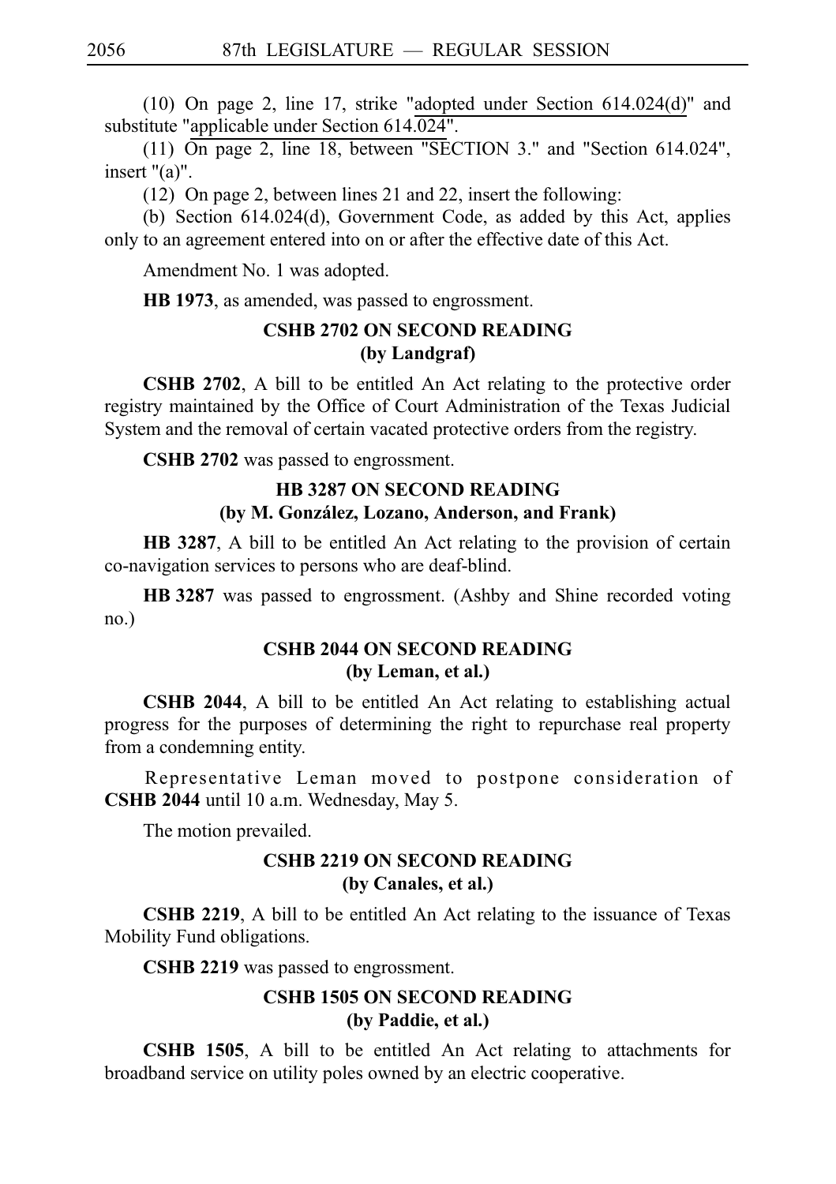(10) On page 2, line 17, strike "adopted under Section 614.024(d)" and substitute "applicable under Section 614.024".

(11) On page 2, line 18, between "SECTION 3." and "Section 614.024", insert "(a)".

(12) On page 2, between lines 21 and 22, insert the following:

(b) Section 614.024(d), Government Code, as added by this Act, applies only to an agreement entered into on or after the effective date of this Act.

Amendment No. 1 was adopted.

**HB 1973**, as amended, was passed to engrossment.

### CSHB 2702 ON SECOND READING (by Landgraf)

**CSHB 2702**, A bill to be entitled An Act relating to the protective order registry maintained by the Office of Court Administration of the Texas Judicial System and the removal of certain vacated protective orders from the registry.

**CSHB 2702** was passed to engrossment.

### HB 3287 ON SECOND READING (by M. González, Lozano, Anderson, and Frank)

**HB 3287**, A bill to be entitled An Act relating to the provision of certain co-navigation services to persons who are deaf-blind.

**HB 3287** was passed to engrossment. (Ashby and Shine recorded voting no.)

### CSHB 2044 ON SECOND READING (by Leman, et al.)

**CSHB 2044**, A bill to be entitled An Act relating to establishing actual progress for the purposes of determining the right to repurchase real property from a condemning entity.

Representative Leman moved to postpone consideration of **CSHB 2044** until 10 a.m. Wednesday, May 5.

The motion prevailed.

### CSHB 2219 ON SECOND READING (by Canales, et al.)

**CSHB 2219**, A bill to be entitled An Act relating to the issuance of Texas Mobility Fund obligations.

**CSHB 2219** was passed to engrossment.

### CSHB 1505 ON SECOND READING (by Paddie, et al.)

**CSHB 1505**, A bill to be entitled An Act relating to attachments for broadband service on utility poles owned by an electric cooperative.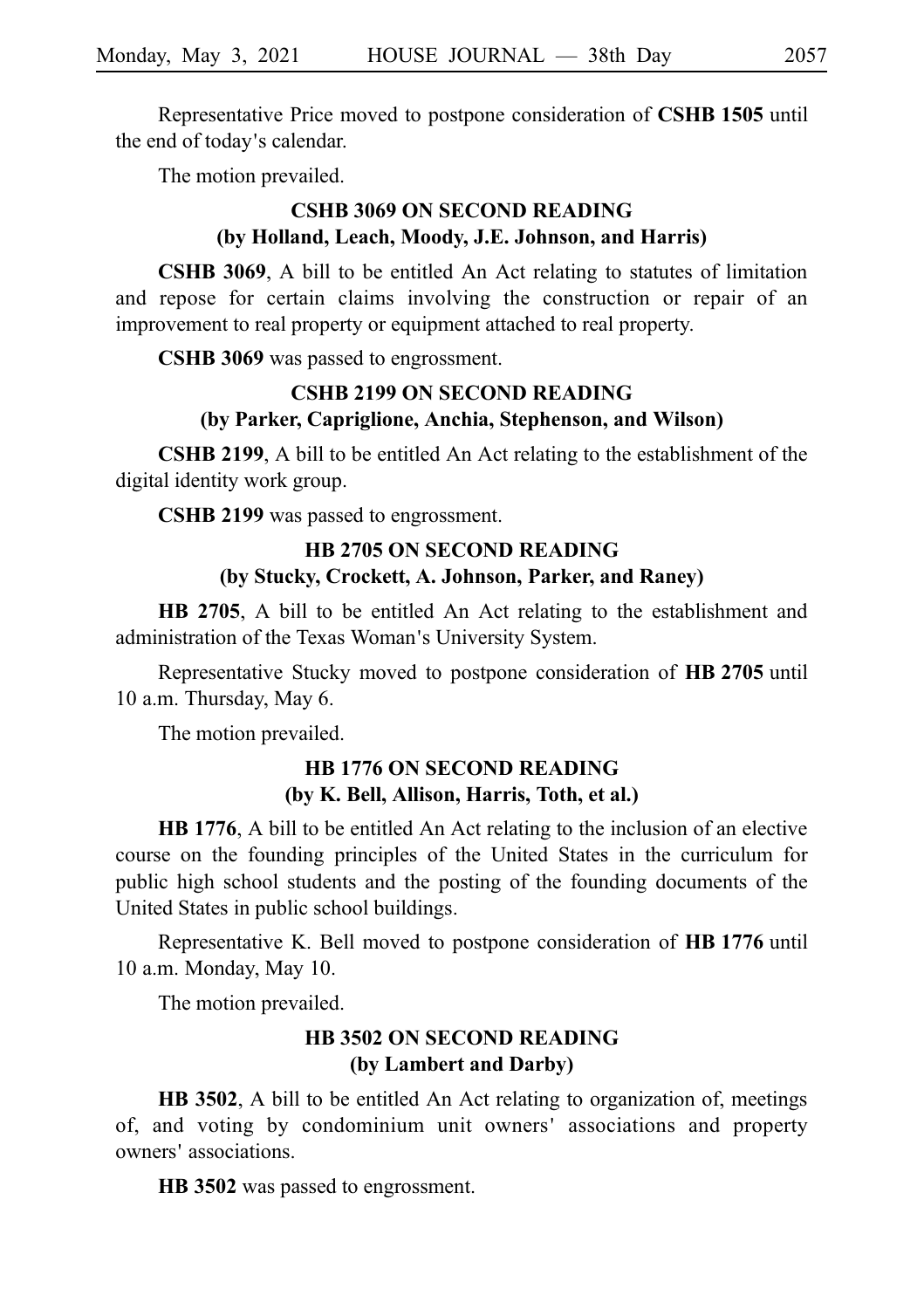Representative Price moved to postpone consideration of **CSHB 1505** until the end of today's calendar.

The motion prevailed.

### CSHB 3069 ON SECOND READING
### (by Holland, Leach, Moody, J.E. Johnson, and Harris)

**CSHB 3069**, A bill to be entitled An Act relating to statutes of limitation and repose for certain claims involving the construction or repair of an improvement to real property or equipment attached to real property.

**CSHB 3069** was passed to engrossment.

### CSHB 2199 ON SECOND READING
### (by Parker, Capriglione, Anchia, Stephenson, and Wilson)

**CSHB 2199**, A bill to be entitled An Act relating to the establishment of the digital identity work group.

**CSHB 2199** was passed to engrossment.

### HB 2705 ON SECOND READING
### (by Stucky, Crockett, A. Johnson, Parker, and Raney)

**HB 2705**, A bill to be entitled An Act relating to the establishment and administration of the Texas Woman's University System.

Representative Stucky moved to postpone consideration of **HB 2705** until 10 a.m. Thursday, May 6.

The motion prevailed.

### HB 1776 ON SECOND READING
### (by K. Bell, Allison, Harris, Toth, et al.)

**HB 1776**, A bill to be entitled An Act relating to the inclusion of an elective course on the founding principles of the United States in the curriculum for public high school students and the posting of the founding documents of the United States in public school buildings.

Representative K. Bell moved to postpone consideration of **HB 1776** until 10 a.m. Monday, May 10.

The motion prevailed.

### HB 3502 ON SECOND READING
### (by Lambert and Darby)

**HB 3502**, A bill to be entitled An Act relating to organization of, meetings of, and voting by condominium unit owners' associations and property owners' associations.

**HB 3502** was passed to engrossment.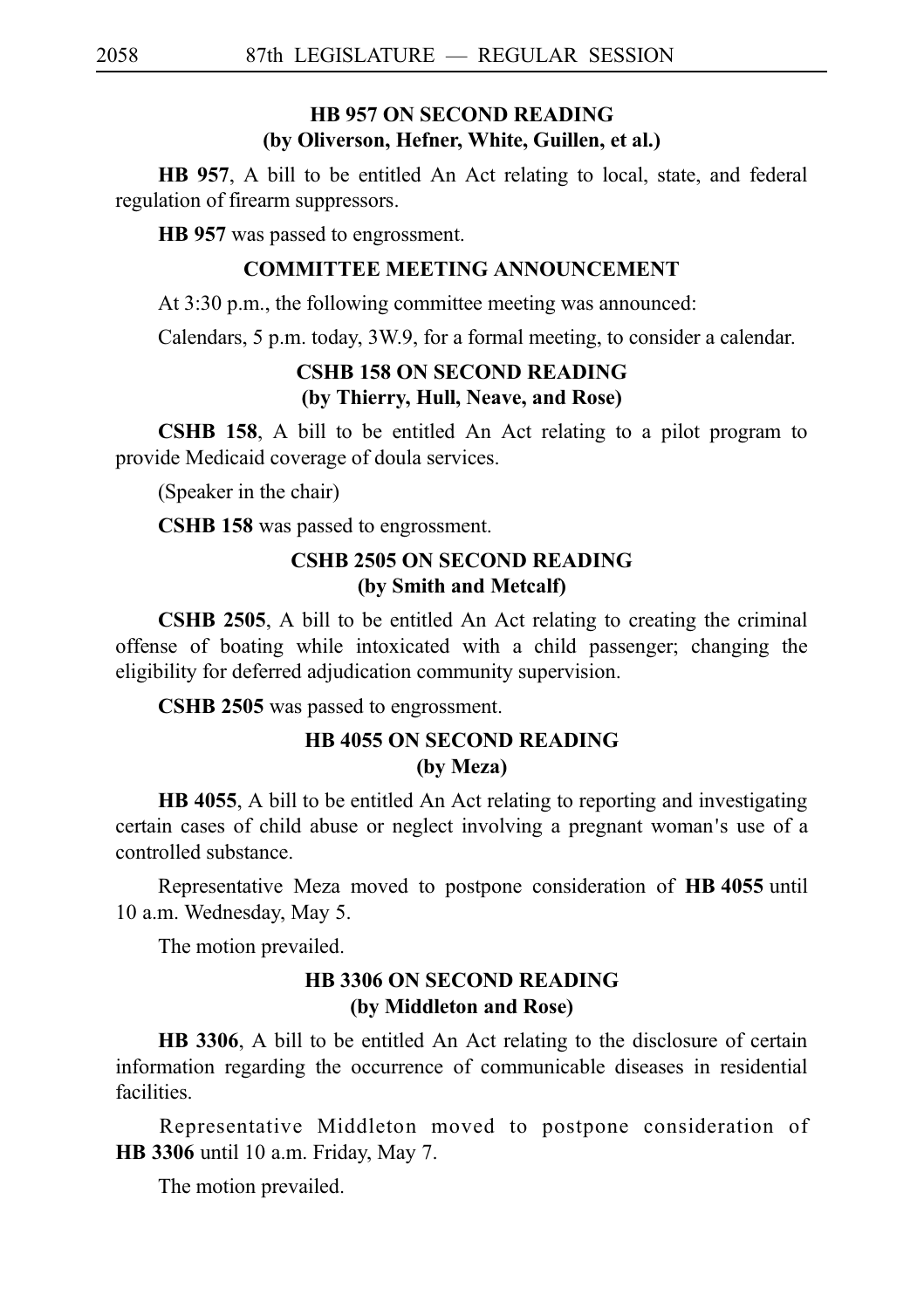## HB 957 ON SECOND READING
### (by Oliverson, Hefner, White, Guillen, et al.)

**HB 957**, A bill to be entitled An Act relating to local, state, and federal regulation of firearm suppressors.

**HB 957** was passed to engrossment.

## COMMITTEE MEETING ANNOUNCEMENT

At 3:30 p.m., the following committee meeting was announced:

Calendars, 5 p.m. today, 3W.9, for a formal meeting, to consider a calendar.

## CSHB 158 ON SECOND READING
### (by Thierry, Hull, Neave, and Rose)

**CSHB 158**, A bill to be entitled An Act relating to a pilot program to provide Medicaid coverage of doula services.

(Speaker in the chair)

**CSHB 158** was passed to engrossment.

## CSHB 2505 ON SECOND READING
### (by Smith and Metcalf)

**CSHB 2505**, A bill to be entitled An Act relating to creating the criminal offense of boating while intoxicated with a child passenger; changing the eligibility for deferred adjudication community supervision.

**CSHB 2505** was passed to engrossment.

## HB 4055 ON SECOND READING
### (by Meza)

**HB 4055**, A bill to be entitled An Act relating to reporting and investigating certain cases of child abuse or neglect involving a pregnant woman's use of a controlled substance.

Representative Meza moved to postpone consideration of **HB 4055** until 10 a.m. Wednesday, May 5.

The motion prevailed.

## HB 3306 ON SECOND READING
### (by Middleton and Rose)

**HB 3306**, A bill to be entitled An Act relating to the disclosure of certain information regarding the occurrence of communicable diseases in residential facilities.

Representative Middleton moved to postpone consideration of **HB 3306** until 10 a.m. Friday, May 7.

The motion prevailed.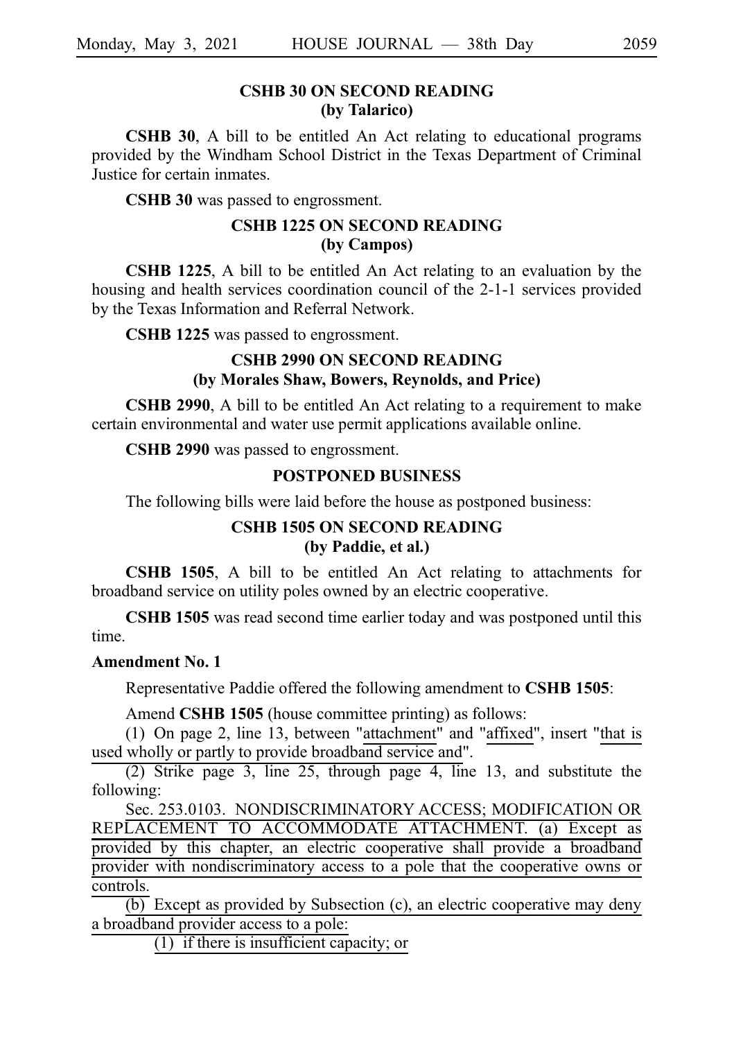### CSHB 30 ON SECOND READING (by Talarico)

**CSHB 30**, A bill to be entitled An Act relating to educational programs provided by the Windham School District in the Texas Department of Criminal Justice for certain inmates.

**CSHB 30** was passed to engrossment.

### CSHB 1225 ON SECOND READING (by Campos)

**CSHB 1225**, A bill to be entitled An Act relating to an evaluation by the housing and health services coordination council of the 2-1-1 services provided by the Texas Information and Referral Network.

**CSHB 1225** was passed to engrossment.

### CSHB 2990 ON SECOND READING (by Morales Shaw, Bowers, Reynolds, and Price)

**CSHB 2990**, A bill to be entitled An Act relating to a requirement to make certain environmental and water use permit applications available online.

**CSHB 2990** was passed to engrossment.

### POSTPONED BUSINESS

The following bills were laid before the house as postponed business:

### CSHB 1505 ON SECOND READING (by Paddie, et al.)

**CSHB 1505**, A bill to be entitled An Act relating to attachments for broadband service on utility poles owned by an electric cooperative.

**CSHB 1505** was read second time earlier today and was postponed until this time.

**Amendment No. 1**

Representative Paddie offered the following amendment to **CSHB 1505**:

Amend **CSHB 1505** (house committee printing) as follows:

(1) On page 2, line 13, between "attachment" and "affixed", insert "that is used wholly or partly to provide broadband service and".

(2) Strike page 3, line 25, through page 4, line 13, and substitute the following:

Sec. 253.0103. NONDISCRIMINATORY ACCESS; MODIFICATION OR REPLACEMENT TO ACCOMMODATE ATTACHMENT. (a) Except as provided by this chapter, an electric cooperative shall provide a broadband provider with nondiscriminatory access to a pole that the cooperative owns or controls.

(b) Except as provided by Subsection (c), an electric cooperative may deny a broadband provider access to a pole:

(1) if there is insufficient capacity; or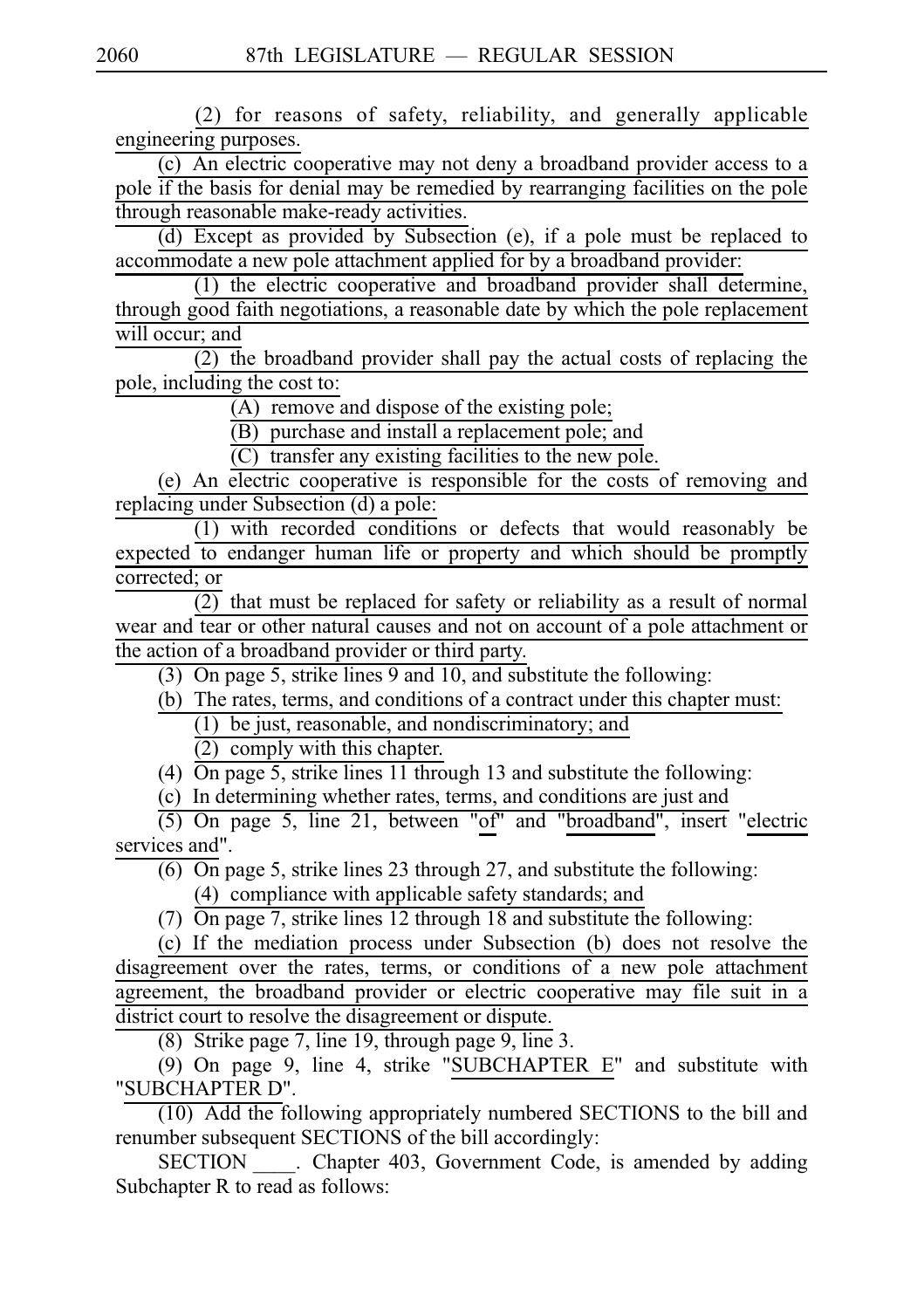(2) for reasons of safety, reliability, and generally applicable engineering purposes.

(c) An electric cooperative may not deny a broadband provider access to a pole if the basis for denial may be remedied by rearranging facilities on the pole through reasonable make-ready activities.

(d) Except as provided by Subsection (e), if a pole must be replaced to accommodate a new pole attachment applied for by a broadband provider:

(1) the electric cooperative and broadband provider shall determine, through good faith negotiations, a reasonable date by which the pole replacement will occur; and

(2) the broadband provider shall pay the actual costs of replacing the pole, including the cost to:

(A) remove and dispose of the existing pole;

(B) purchase and install a replacement pole; and

(C) transfer any existing facilities to the new pole.

(e) An electric cooperative is responsible for the costs of removing and replacing under Subsection (d) a pole:

(1) with recorded conditions or defects that would reasonably be expected to endanger human life or property and which should be promptly corrected; or

(2) that must be replaced for safety or reliability as a result of normal wear and tear or other natural causes and not on account of a pole attachment or the action of a broadband provider or third party.

(3) On page 5, strike lines 9 and 10, and substitute the following:

(b) The rates, terms, and conditions of a contract under this chapter must:

(1) be just, reasonable, and nondiscriminatory; and

(2) comply with this chapter.

(4) On page 5, strike lines 11 through 13 and substitute the following:

(c) In determining whether rates, terms, and conditions are just and

(5) On page 5, line 21, between "of" and "broadband", insert "electric services and".

(6) On page 5, strike lines 23 through 27, and substitute the following:

(4) compliance with applicable safety standards; and

(7) On page 7, strike lines 12 through 18 and substitute the following:

(c) If the mediation process under Subsection (b) does not resolve the disagreement over the rates, terms, or conditions of a new pole attachment agreement, the broadband provider or electric cooperative may file suit in a district court to resolve the disagreement or dispute.

(8) Strike page 7, line 19, through page 9, line 3.

(9) On page 9, line 4, strike "SUBCHAPTER E" and substitute with "SUBCHAPTER D".

(10) Add the following appropriately numbered SECTIONS to the bill and renumber subsequent SECTIONS of the bill accordingly:

SECTION \_\_\_\_. Chapter 403, Government Code, is amended by adding Subchapter R to read as follows: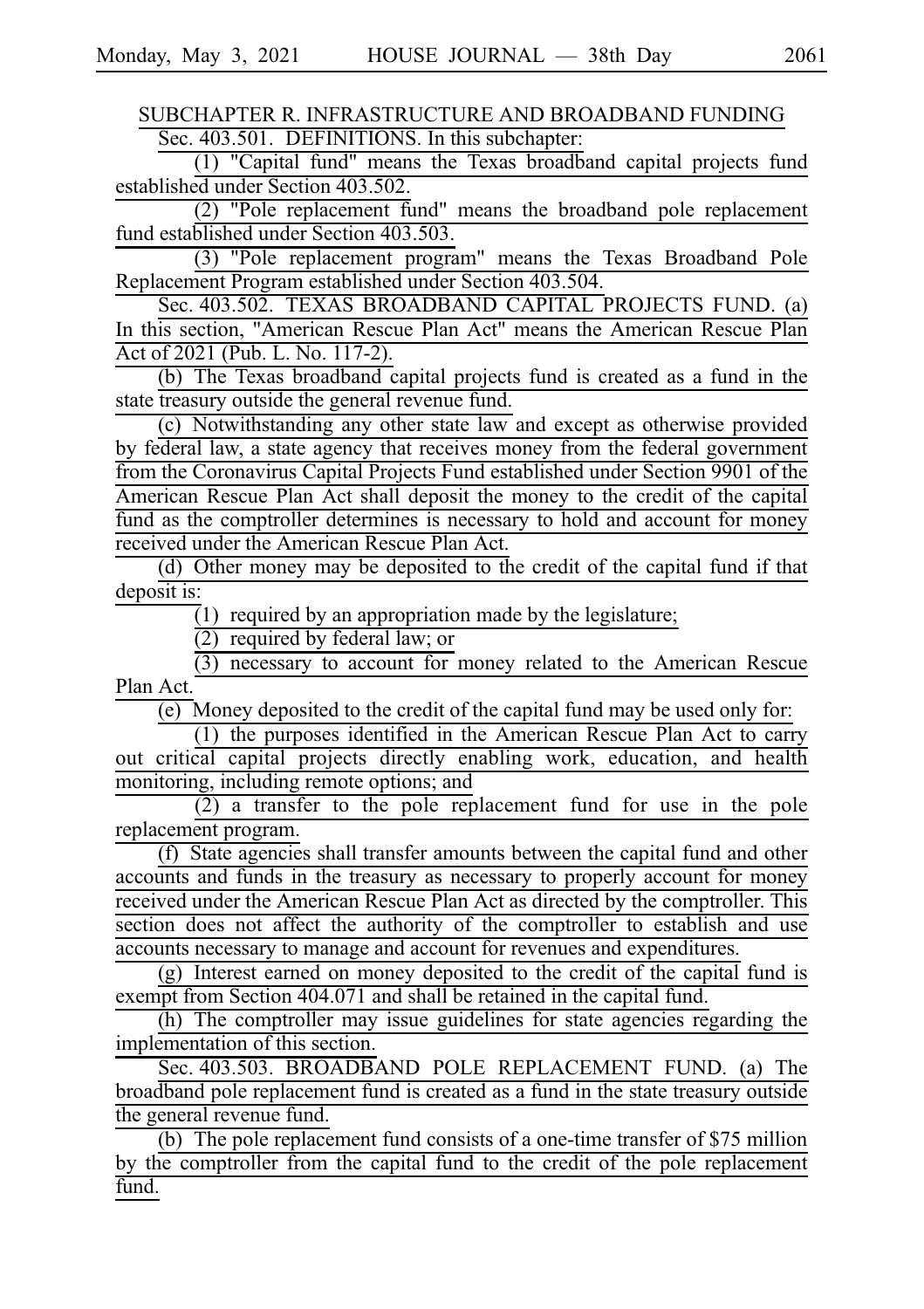SUBCHAPTER R. INFRASTRUCTURE AND BROADBAND FUNDING

Sec. 403.501. DEFINITIONS. In this subchapter:

(1) "Capital fund" means the Texas broadband capital projects fund established under Section 403.502.

(2) "Pole replacement fund" means the broadband pole replacement fund established under Section 403.503.

(3) "Pole replacement program" means the Texas Broadband Pole Replacement Program established under Section 403.504.

Sec. 403.502. TEXAS BROADBAND CAPITAL PROJECTS FUND. (a) In this section, "American Rescue Plan Act" means the American Rescue Plan Act of 2021 (Pub. L. No. 117-2).

(b) The Texas broadband capital projects fund is created as a fund in the state treasury outside the general revenue fund.

(c) Notwithstanding any other state law and except as otherwise provided by federal law, a state agency that receives money from the federal government from the Coronavirus Capital Projects Fund established under Section 9901 of the American Rescue Plan Act shall deposit the money to the credit of the capital fund as the comptroller determines is necessary to hold and account for money received under the American Rescue Plan Act.

(d) Other money may be deposited to the credit of the capital fund if that deposit is:

(1) required by an appropriation made by the legislature;

(2) required by federal law; or

(3) necessary to account for money related to the American Rescue Plan Act.

(e) Money deposited to the credit of the capital fund may be used only for:

(1) the purposes identified in the American Rescue Plan Act to carry out critical capital projects directly enabling work, education, and health monitoring, including remote options; and

(2) a transfer to the pole replacement fund for use in the pole replacement program.

(f) State agencies shall transfer amounts between the capital fund and other accounts and funds in the treasury as necessary to properly account for money received under the American Rescue Plan Act as directed by the comptroller. This section does not affect the authority of the comptroller to establish and use accounts necessary to manage and account for revenues and expenditures.

(g) Interest earned on money deposited to the credit of the capital fund is exempt from Section 404.071 and shall be retained in the capital fund.

(h) The comptroller may issue guidelines for state agencies regarding the implementation of this section.

Sec. 403.503. BROADBAND POLE REPLACEMENT FUND. (a) The broadband pole replacement fund is created as a fund in the state treasury outside the general revenue fund.

(b) The pole replacement fund consists of a one-time transfer of $75 million by the comptroller from the capital fund to the credit of the pole replacement fund.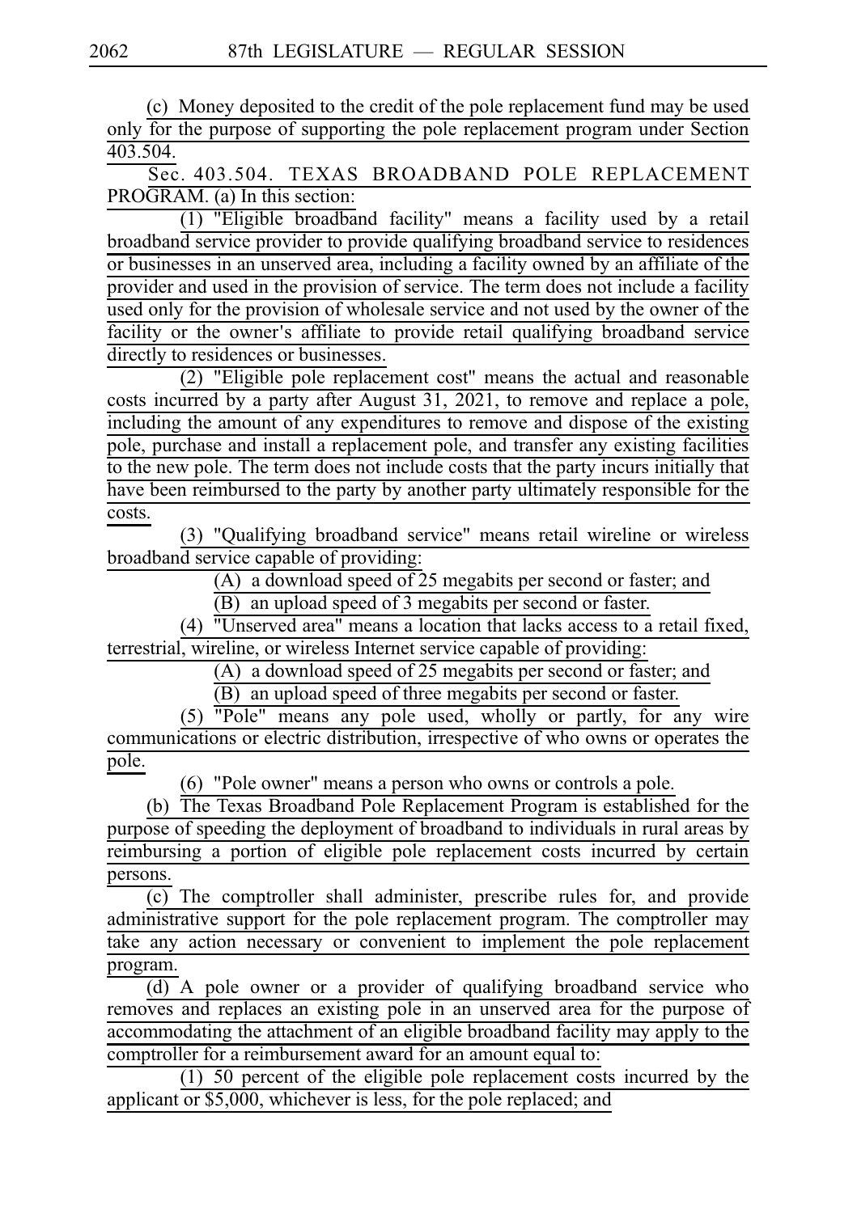(c) Money deposited to the credit of the pole replacement fund may be used only for the purpose of supporting the pole replacement program under Section 403.504.

Sec. 403.504. TEXAS BROADBAND POLE REPLACEMENT PROGRAM. (a) In this section:

(1) "Eligible broadband facility" means a facility used by a retail broadband service provider to provide qualifying broadband service to residences or businesses in an unserved area, including a facility owned by an affiliate of the provider and used in the provision of service. The term does not include a facility used only for the provision of wholesale service and not used by the owner of the facility or the owner's affiliate to provide retail qualifying broadband service directly to residences or businesses.

(2) "Eligible pole replacement cost" means the actual and reasonable costs incurred by a party after August 31, 2021, to remove and replace a pole, including the amount of any expenditures to remove and dispose of the existing pole, purchase and install a replacement pole, and transfer any existing facilities to the new pole. The term does not include costs that the party incurs initially that have been reimbursed to the party by another party ultimately responsible for the costs.

(3) "Qualifying broadband service" means retail wireline or wireless broadband service capable of providing:

(A) a download speed of 25 megabits per second or faster; and

(B) an upload speed of 3 megabits per second or faster.

(4) "Unserved area" means a location that lacks access to a retail fixed, terrestrial, wireline, or wireless Internet service capable of providing:

(A) a download speed of 25 megabits per second or faster; and

(B) an upload speed of three megabits per second or faster.

(5) "Pole" means any pole used, wholly or partly, for any wire communications or electric distribution, irrespective of who owns or operates the pole.

(6) "Pole owner" means a person who owns or controls a pole.

(b) The Texas Broadband Pole Replacement Program is established for the purpose of speeding the deployment of broadband to individuals in rural areas by reimbursing a portion of eligible pole replacement costs incurred by certain persons.

(c) The comptroller shall administer, prescribe rules for, and provide administrative support for the pole replacement program. The comptroller may take any action necessary or convenient to implement the pole replacement program.

(d) A pole owner or a provider of qualifying broadband service who removes and replaces an existing pole in an unserved area for the purpose of accommodating the attachment of an eligible broadband facility may apply to the comptroller for a reimbursement award for an amount equal to:

(1) 50 percent of the eligible pole replacement costs incurred by the applicant or $5,000, whichever is less, for the pole replaced; and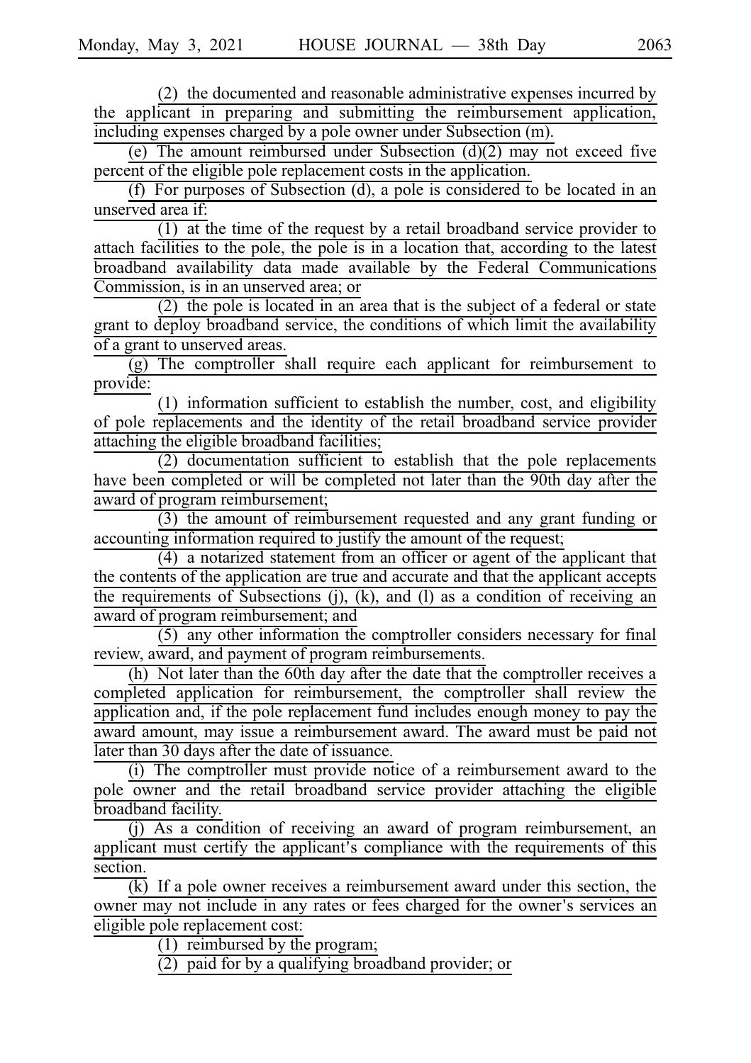(2) the documented and reasonable administrative expenses incurred by the applicant in preparing and submitting the reimbursement application, including expenses charged by a pole owner under Subsection (m).

(e) The amount reimbursed under Subsection (d)(2) may not exceed five percent of the eligible pole replacement costs in the application.

(f) For purposes of Subsection (d), a pole is considered to be located in an unserved area if:

(1) at the time of the request by a retail broadband service provider to attach facilities to the pole, the pole is in a location that, according to the latest broadband availability data made available by the Federal Communications Commission, is in an unserved area; or

(2) the pole is located in an area that is the subject of a federal or state grant to deploy broadband service, the conditions of which limit the availability of a grant to unserved areas.

(g) The comptroller shall require each applicant for reimbursement to provide:

(1) information sufficient to establish the number, cost, and eligibility of pole replacements and the identity of the retail broadband service provider attaching the eligible broadband facilities;

(2) documentation sufficient to establish that the pole replacements have been completed or will be completed not later than the 90th day after the award of program reimbursement;

(3) the amount of reimbursement requested and any grant funding or accounting information required to justify the amount of the request;

(4) a notarized statement from an officer or agent of the applicant that the contents of the application are true and accurate and that the applicant accepts the requirements of Subsections (j), (k), and (l) as a condition of receiving an award of program reimbursement; and

(5) any other information the comptroller considers necessary for final review, award, and payment of program reimbursements.

(h) Not later than the 60th day after the date that the comptroller receives a completed application for reimbursement, the comptroller shall review the application and, if the pole replacement fund includes enough money to pay the award amount, may issue a reimbursement award. The award must be paid not later than 30 days after the date of issuance.

(i) The comptroller must provide notice of a reimbursement award to the pole owner and the retail broadband service provider attaching the eligible broadband facility.

(j) As a condition of receiving an award of program reimbursement, an applicant must certify the applicant's compliance with the requirements of this section.

(k) If a pole owner receives a reimbursement award under this section, the owner may not include in any rates or fees charged for the owner's services an eligible pole replacement cost:

(1) reimbursed by the program;

(2) paid for by a qualifying broadband provider; or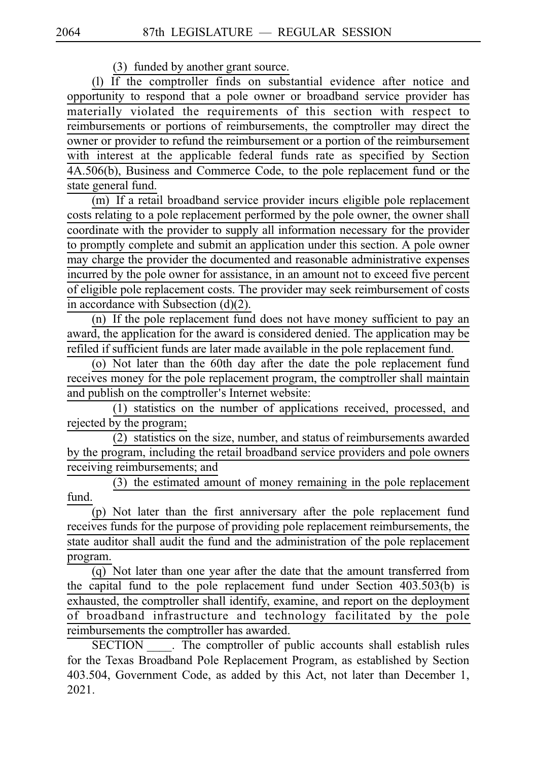(3) funded by another grant source.

(l) If the comptroller finds on substantial evidence after notice and opportunity to respond that a pole owner or broadband service provider has materially violated the requirements of this section with respect to reimbursements or portions of reimbursements, the comptroller may direct the owner or provider to refund the reimbursement or a portion of the reimbursement with interest at the applicable federal funds rate as specified by Section 4A.506(b), Business and Commerce Code, to the pole replacement fund or the state general fund.

(m) If a retail broadband service provider incurs eligible pole replacement costs relating to a pole replacement performed by the pole owner, the owner shall coordinate with the provider to supply all information necessary for the provider to promptly complete and submit an application under this section. A pole owner may charge the provider the documented and reasonable administrative expenses incurred by the pole owner for assistance, in an amount not to exceed five percent of eligible pole replacement costs. The provider may seek reimbursement of costs in accordance with Subsection (d)(2).

(n) If the pole replacement fund does not have money sufficient to pay an award, the application for the award is considered denied. The application may be refiled if sufficient funds are later made available in the pole replacement fund.

(o) Not later than the 60th day after the date the pole replacement fund receives money for the pole replacement program, the comptroller shall maintain and publish on the comptroller's Internet website:

(1) statistics on the number of applications received, processed, and rejected by the program;

(2) statistics on the size, number, and status of reimbursements awarded by the program, including the retail broadband service providers and pole owners receiving reimbursements; and

(3) the estimated amount of money remaining in the pole replacement fund.

(p) Not later than the first anniversary after the pole replacement fund receives funds for the purpose of providing pole replacement reimbursements, the state auditor shall audit the fund and the administration of the pole replacement program.

(q) Not later than one year after the date that the amount transferred from the capital fund to the pole replacement fund under Section 403.503(b) is exhausted, the comptroller shall identify, examine, and report on the deployment of broadband infrastructure and technology facilitated by the pole reimbursements the comptroller has awarded.

SECTION ____. The comptroller of public accounts shall establish rules for the Texas Broadband Pole Replacement Program, as established by Section 403.504, Government Code, as added by this Act, not later than December 1, 2021.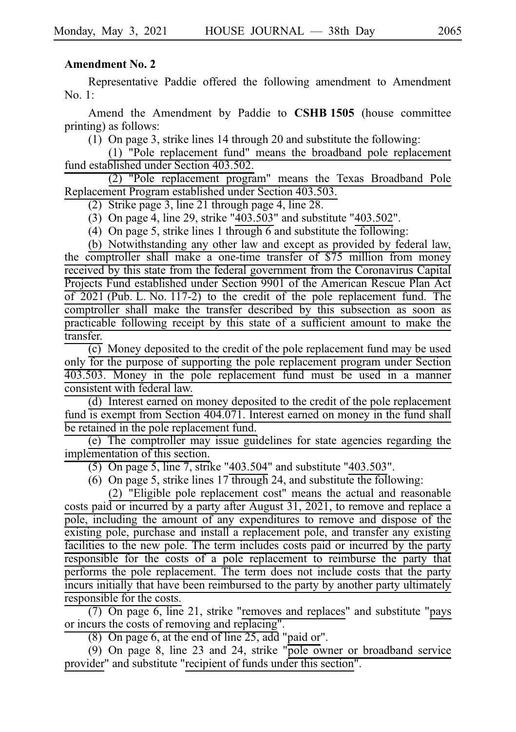**Amendment No. 2**

Representative Paddie offered the following amendment to Amendment No. 1:

Amend the Amendment by Paddie to **CSHB 1505** (house committee printing) as follows:

(1) On page 3, strike lines 14 through 20 and substitute the following:

(1) "Pole replacement fund" means the broadband pole replacement fund established under Section 403.502.

(2) "Pole replacement program" means the Texas Broadband Pole Replacement Program established under Section 403.503.

(2) Strike page 3, line 21 through page 4, line 28.

(3) On page 4, line 29, strike "403.503" and substitute "403.502".

(4) On page 5, strike lines 1 through 6 and substitute the following:

(b) Notwithstanding any other law and except as provided by federal law, the comptroller shall make a one-time transfer of $75 million from money received by this state from the federal government from the Coronavirus Capital Projects Fund established under Section 9901 of the American Rescue Plan Act of 2021 (Pub. L. No. 117-2) to the credit of the pole replacement fund. The comptroller shall make the transfer described by this subsection as soon as practicable following receipt by this state of a sufficient amount to make the transfer.

(c) Money deposited to the credit of the pole replacement fund may be used only for the purpose of supporting the pole replacement program under Section 403.503. Money in the pole replacement fund must be used in a manner consistent with federal law.

(d) Interest earned on money deposited to the credit of the pole replacement fund is exempt from Section 404.071. Interest earned on money in the fund shall be retained in the pole replacement fund.

(e) The comptroller may issue guidelines for state agencies regarding the implementation of this section.

(5) On page 5, line 7, strike "403.504" and substitute "403.503".

(6) On page 5, strike lines 17 through 24, and substitute the following:

(2) "Eligible pole replacement cost" means the actual and reasonable costs paid or incurred by a party after August 31, 2021, to remove and replace a pole, including the amount of any expenditures to remove and dispose of the existing pole, purchase and install a replacement pole, and transfer any existing facilities to the new pole. The term includes costs paid or incurred by the party responsible for the costs of a pole replacement to reimburse the party that performs the pole replacement. The term does not include costs that the party incurs initially that have been reimbursed to the party by another party ultimately responsible for the costs.

(7) On page 6, line 21, strike "removes and replaces" and substitute "pays or incurs the costs of removing and replacing".

(8) On page 6, at the end of line 25, add "paid or".

(9) On page 8, line 23 and 24, strike "pole owner or broadband service provider" and substitute "recipient of funds under this section".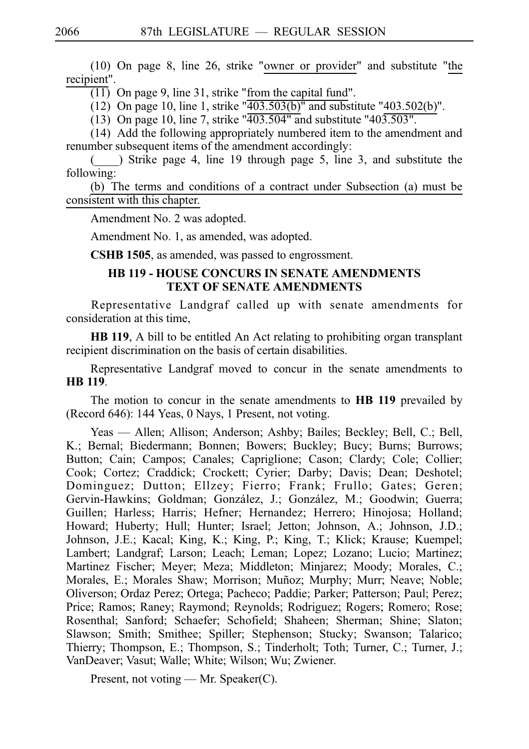(10) On page 8, line 26, strike "owner or provider" and substitute "the recipient".

(11) On page 9, line 31, strike "from the capital fund".

(12) On page 10, line 1, strike "403.503(b)" and substitute "403.502(b)".

(13) On page 10, line 7, strike "403.504" and substitute "403.503".

(14) Add the following appropriately numbered item to the amendment and renumber subsequent items of the amendment accordingly:

(____) Strike page 4, line 19 through page 5, line 3, and substitute the following:

(b) The terms and conditions of a contract under Subsection (a) must be consistent with this chapter.

Amendment No. 2 was adopted.

Amendment No. 1, as amended, was adopted.

**CSHB 1505**, as amended, was passed to engrossment.

### HB 119 - HOUSE CONCURS IN SENATE AMENDMENTS TEXT OF SENATE AMENDMENTS

Representative Landgraf called up with senate amendments for consideration at this time,

**HB 119**, A bill to be entitled An Act relating to prohibiting organ transplant recipient discrimination on the basis of certain disabilities.

Representative Landgraf moved to concur in the senate amendments to **HB 119**.

The motion to concur in the senate amendments to **HB 119** prevailed by (Record 646): 144 Yeas, 0 Nays, 1 Present, not voting.

Yeas — Allen; Allison; Anderson; Ashby; Bailes; Beckley; Bell, C.; Bell, K.; Bernal; Biedermann; Bonnen; Bowers; Buckley; Bucy; Burns; Burrows; Button; Cain; Campos; Canales; Capriglione; Cason; Clardy; Cole; Collier; Cook; Cortez; Craddick; Crockett; Cyrier; Darby; Davis; Dean; Deshotel; Dominguez; Dutton; Ellzey; Fierro; Frank; Frullo; Gates; Geren; Gervin-Hawkins; Goldman; González, J.; González, M.; Goodwin; Guerra; Guillen; Harless; Harris; Hefner; Hernandez; Herrero; Hinojosa; Holland; Howard; Huberty; Hull; Hunter; Israel; Jetton; Johnson, A.; Johnson, J.D.; Johnson, J.E.; Kacal; King, K.; King, P.; King, T.; Klick; Krause; Kuempel; Lambert; Landgraf; Larson; Leach; Leman; Lopez; Lozano; Lucio; Martinez; Martinez Fischer; Meyer; Meza; Middleton; Minjarez; Moody; Morales, C.; Morales, E.; Morales Shaw; Morrison; Muñoz; Murphy; Murr; Neave; Noble; Oliverson; Ordaz Perez; Ortega; Pacheco; Paddie; Parker; Patterson; Paul; Perez; Price; Ramos; Raney; Raymond; Reynolds; Rodriguez; Rogers; Romero; Rose; Rosenthal; Sanford; Schaefer; Schofield; Shaheen; Sherman; Shine; Slaton; Slawson; Smith; Smithee; Spiller; Stephenson; Stucky; Swanson; Talarico; Thierry; Thompson, E.; Thompson, S.; Tinderholt; Toth; Turner, C.; Turner, J.; VanDeaver; Vasut; Walle; White; Wilson; Wu; Zwiener.

Present, not voting — Mr. Speaker(C).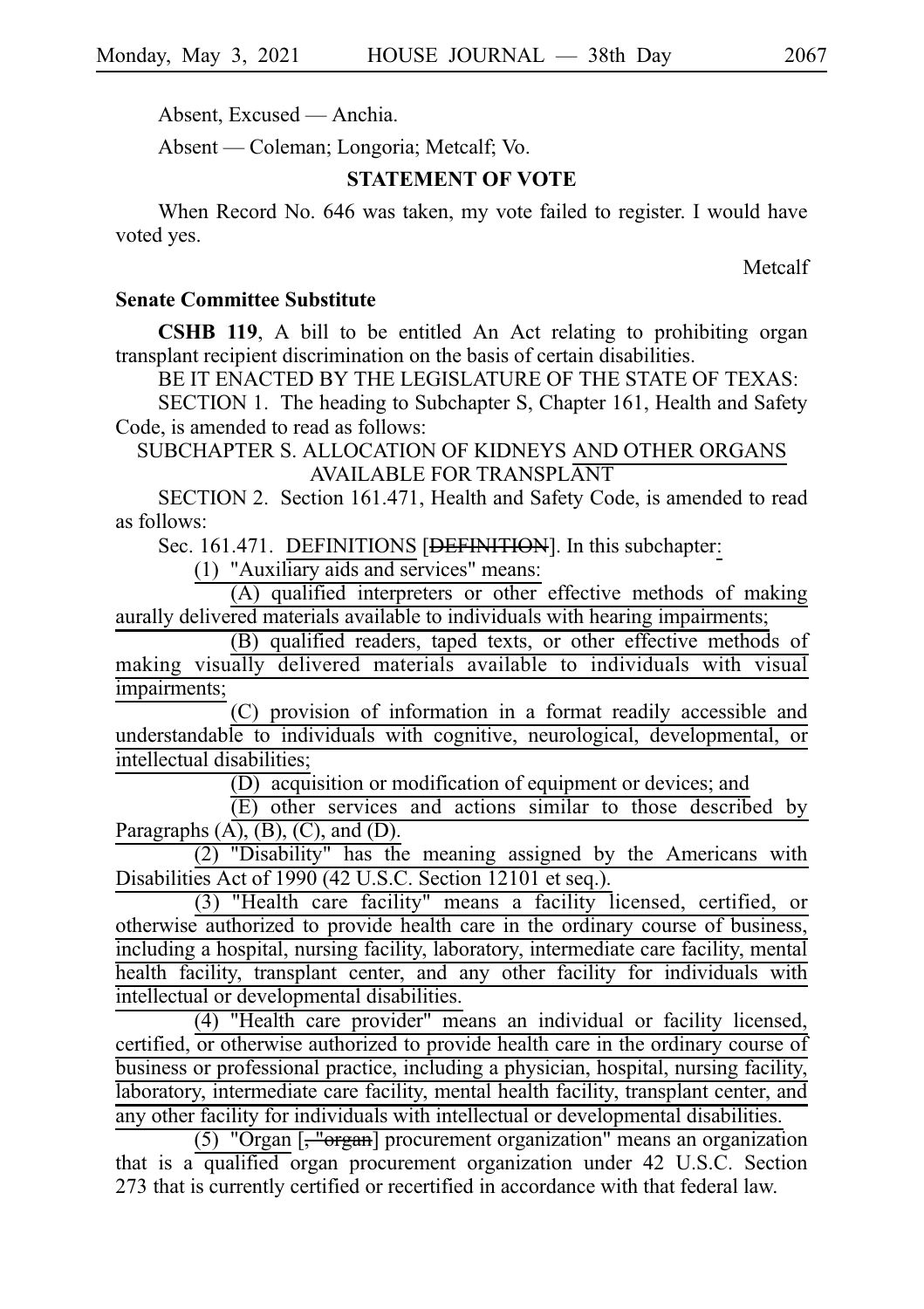Absent, Excused — Anchia.

Absent — Coleman; Longoria; Metcalf; Vo.

**STATEMENT OF VOTE**

When Record No. 646 was taken, my vote failed to register. I would have voted yes.

Metcalf

**Senate Committee Substitute**

**CSHB 119**, A bill to be entitled An Act relating to prohibiting organ transplant recipient discrimination on the basis of certain disabilities.

BE IT ENACTED BY THE LEGISLATURE OF THE STATE OF TEXAS:

SECTION 1. The heading to Subchapter S, Chapter 161, Health and Safety Code, is amended to read as follows:

SUBCHAPTER S. ALLOCATION OF KIDNEYS AND OTHER ORGANS AVAILABLE FOR TRANSPLANT

SECTION 2. Section 161.471, Health and Safety Code, is amended to read as follows:

Sec. 161.471. DEFINITIONS [~~DEFINITION~~]. In this subchapter:

(1) "Auxiliary aids and services" means:

(A) qualified interpreters or other effective methods of making aurally delivered materials available to individuals with hearing impairments;

(B) qualified readers, taped texts, or other effective methods of making visually delivered materials available to individuals with visual impairments;

(C) provision of information in a format readily accessible and understandable to individuals with cognitive, neurological, developmental, or intellectual disabilities;

(D) acquisition or modification of equipment or devices; and

(E) other services and actions similar to those described by Paragraphs (A), (B), (C), and (D).

(2) "Disability" has the meaning assigned by the Americans with Disabilities Act of 1990 (42 U.S.C. Section 12101 et seq.).

(3) "Health care facility" means a facility licensed, certified, or otherwise authorized to provide health care in the ordinary course of business, including a hospital, nursing facility, laboratory, intermediate care facility, mental health facility, transplant center, and any other facility for individuals with intellectual or developmental disabilities.

(4) "Health care provider" means an individual or facility licensed, certified, or otherwise authorized to provide health care in the ordinary course of business or professional practice, including a physician, hospital, nursing facility, laboratory, intermediate care facility, mental health facility, transplant center, and any other facility for individuals with intellectual or developmental disabilities.

(5) "Organ [~~, "organ~~] procurement organization" means an organization that is a qualified organ procurement organization under 42 U.S.C. Section 273 that is currently certified or recertified in accordance with that federal law.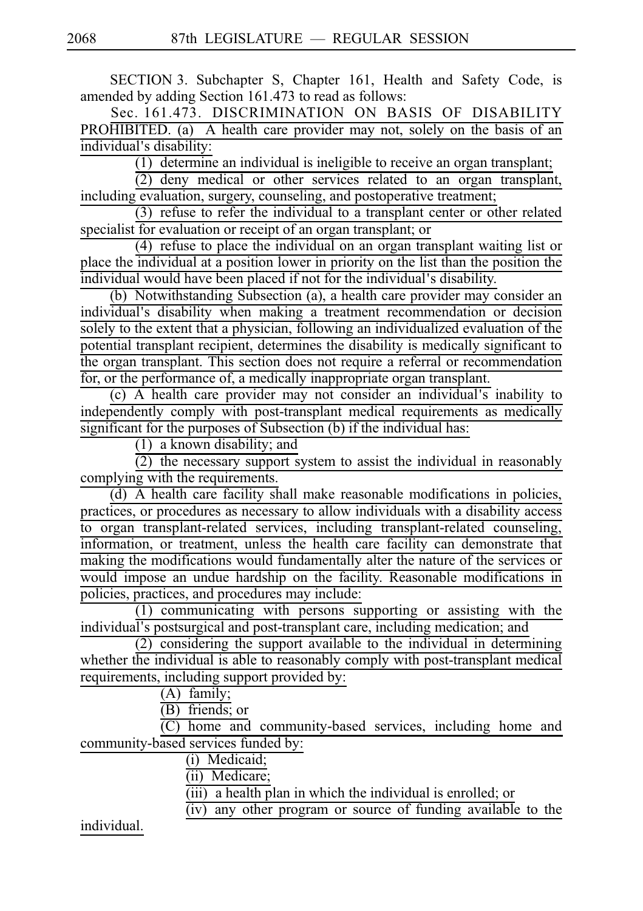SECTION 3. Subchapter S, Chapter 161, Health and Safety Code, is amended by adding Section 161.473 to read as follows:

Sec. 161.473. DISCRIMINATION ON BASIS OF DISABILITY PROHIBITED. (a) A health care provider may not, solely on the basis of an individual's disability:

(1) determine an individual is ineligible to receive an organ transplant;

(2) deny medical or other services related to an organ transplant, including evaluation, surgery, counseling, and postoperative treatment;

(3) refuse to refer the individual to a transplant center or other related specialist for evaluation or receipt of an organ transplant; or

(4) refuse to place the individual on an organ transplant waiting list or place the individual at a position lower in priority on the list than the position the individual would have been placed if not for the individual's disability.

(b) Notwithstanding Subsection (a), a health care provider may consider an individual's disability when making a treatment recommendation or decision solely to the extent that a physician, following an individualized evaluation of the potential transplant recipient, determines the disability is medically significant to the organ transplant. This section does not require a referral or recommendation for, or the performance of, a medically inappropriate organ transplant.

(c) A health care provider may not consider an individual's inability to independently comply with post-transplant medical requirements as medically significant for the purposes of Subsection (b) if the individual has:

(1) a known disability; and

(2) the necessary support system to assist the individual in reasonably complying with the requirements.

(d) A health care facility shall make reasonable modifications in policies, practices, or procedures as necessary to allow individuals with a disability access to organ transplant-related services, including transplant-related counseling, information, or treatment, unless the health care facility can demonstrate that making the modifications would fundamentally alter the nature of the services or would impose an undue hardship on the facility. Reasonable modifications in policies, practices, and procedures may include:

(1) communicating with persons supporting or assisting with the individual's postsurgical and post-transplant care, including medication; and

(2) considering the support available to the individual in determining whether the individual is able to reasonably comply with post-transplant medical requirements, including support provided by:

(A) family;

(B) friends; or

(C) home and community-based services, including home and community-based services funded by:

(i) Medicaid;

(ii) Medicare;

(iii) a health plan in which the individual is enrolled; or

(iv) any other program or source of funding available to the individual.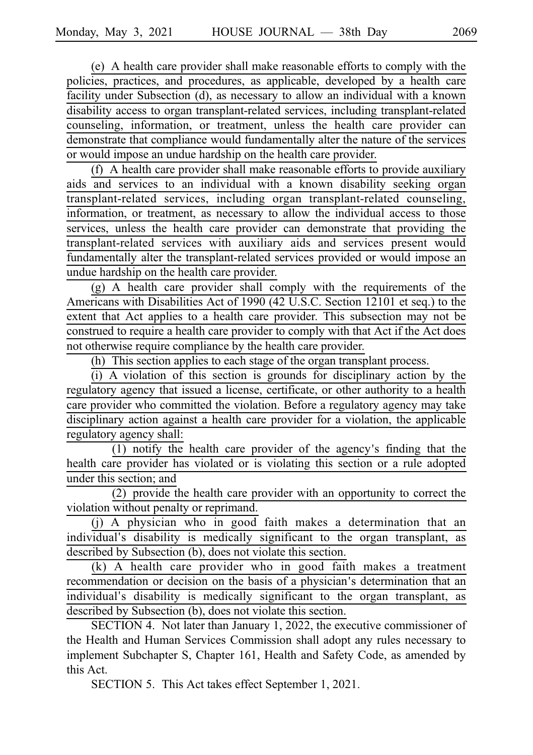(e) A health care provider shall make reasonable efforts to comply with the policies, practices, and procedures, as applicable, developed by a health care facility under Subsection (d), as necessary to allow an individual with a known disability access to organ transplant-related services, including transplant-related counseling, information, or treatment, unless the health care provider can demonstrate that compliance would fundamentally alter the nature of the services or would impose an undue hardship on the health care provider.

(f) A health care provider shall make reasonable efforts to provide auxiliary aids and services to an individual with a known disability seeking organ transplant-related services, including organ transplant-related counseling, information, or treatment, as necessary to allow the individual access to those services, unless the health care provider can demonstrate that providing the transplant-related services with auxiliary aids and services present would fundamentally alter the transplant-related services provided or would impose an undue hardship on the health care provider.

(g) A health care provider shall comply with the requirements of the Americans with Disabilities Act of 1990 (42 U.S.C. Section 12101 et seq.) to the extent that Act applies to a health care provider. This subsection may not be construed to require a health care provider to comply with that Act if the Act does not otherwise require compliance by the health care provider.

(h) This section applies to each stage of the organ transplant process.

(i) A violation of this section is grounds for disciplinary action by the regulatory agency that issued a license, certificate, or other authority to a health care provider who committed the violation. Before a regulatory agency may take disciplinary action against a health care provider for a violation, the applicable regulatory agency shall:

(1) notify the health care provider of the agency's finding that the health care provider has violated or is violating this section or a rule adopted under this section; and

(2) provide the health care provider with an opportunity to correct the violation without penalty or reprimand.

(j) A physician who in good faith makes a determination that an individual's disability is medically significant to the organ transplant, as described by Subsection (b), does not violate this section.

(k) A health care provider who in good faith makes a treatment recommendation or decision on the basis of a physician's determination that an individual's disability is medically significant to the organ transplant, as described by Subsection (b), does not violate this section.

SECTION 4. Not later than January 1, 2022, the executive commissioner of the Health and Human Services Commission shall adopt any rules necessary to implement Subchapter S, Chapter 161, Health and Safety Code, as amended by this Act.

SECTION 5. This Act takes effect September 1, 2021.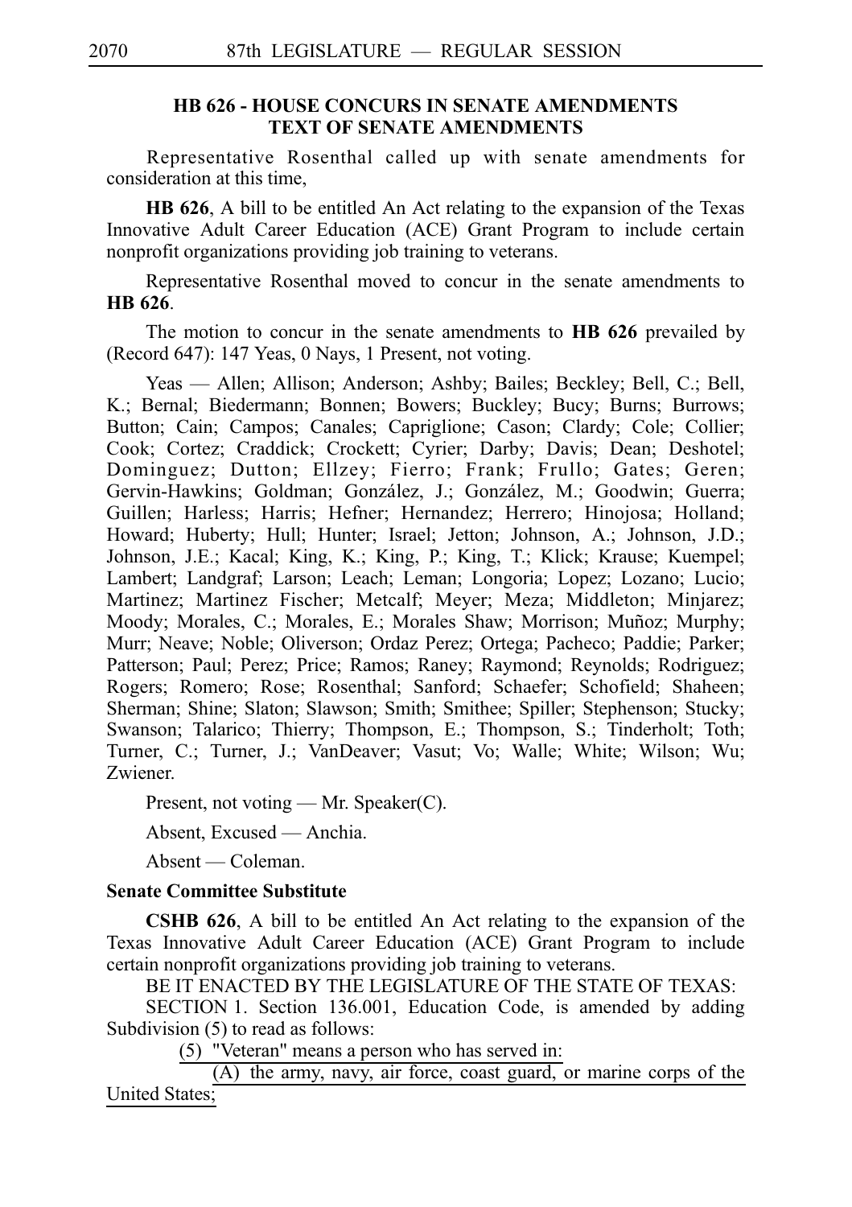**HB 626 - HOUSE CONCURS IN SENATE AMENDMENTS**
**TEXT OF SENATE AMENDMENTS**

Representative Rosenthal called up with senate amendments for consideration at this time,

**HB 626**, A bill to be entitled An Act relating to the expansion of the Texas Innovative Adult Career Education (ACE) Grant Program to include certain nonprofit organizations providing job training to veterans.

Representative Rosenthal moved to concur in the senate amendments to **HB 626**.

The motion to concur in the senate amendments to **HB 626** prevailed by (Record 647): 147 Yeas, 0 Nays, 1 Present, not voting.

Yeas — Allen; Allison; Anderson; Ashby; Bailes; Beckley; Bell, C.; Bell, K.; Bernal; Biedermann; Bonnen; Bowers; Buckley; Bucy; Burns; Burrows; Button; Cain; Campos; Canales; Capriglione; Cason; Clardy; Cole; Collier; Cook; Cortez; Craddick; Crockett; Cyrier; Darby; Davis; Dean; Deshotel; Dominguez; Dutton; Ellzey; Fierro; Frank; Frullo; Gates; Geren; Gervin-Hawkins; Goldman; González, J.; González, M.; Goodwin; Guerra; Guillen; Harless; Harris; Hefner; Hernandez; Herrero; Hinojosa; Holland; Howard; Huberty; Hull; Hunter; Israel; Jetton; Johnson, A.; Johnson, J.D.; Johnson, J.E.; Kacal; King, K.; King, P.; King, T.; Klick; Krause; Kuempel; Lambert; Landgraf; Larson; Leach; Leman; Longoria; Lopez; Lozano; Lucio; Martinez; Martinez Fischer; Metcalf; Meyer; Meza; Middleton; Minjarez; Moody; Morales, C.; Morales, E.; Morales Shaw; Morrison; Muñoz; Murphy; Murr; Neave; Noble; Oliverson; Ordaz Perez; Ortega; Pacheco; Paddie; Parker; Patterson; Paul; Perez; Price; Ramos; Raney; Raymond; Reynolds; Rodriguez; Rogers; Romero; Rose; Rosenthal; Sanford; Schaefer; Schofield; Shaheen; Sherman; Shine; Slaton; Slawson; Smith; Smithee; Spiller; Stephenson; Stucky; Swanson; Talarico; Thierry; Thompson, E.; Thompson, S.; Tinderholt; Toth; Turner, C.; Turner, J.; VanDeaver; Vasut; Vo; Walle; White; Wilson; Wu; Zwiener.

Present, not voting — Mr. Speaker(C).

Absent, Excused — Anchia.

Absent — Coleman.

**Senate Committee Substitute**

**CSHB 626**, A bill to be entitled An Act relating to the expansion of the Texas Innovative Adult Career Education (ACE) Grant Program to include certain nonprofit organizations providing job training to veterans.

BE IT ENACTED BY THE LEGISLATURE OF THE STATE OF TEXAS:

SECTION 1. Section 136.001, Education Code, is amended by adding Subdivision (5) to read as follows:

(5) "Veteran" means a person who has served in:

(A) the army, navy, air force, coast guard, or marine corps of the United States;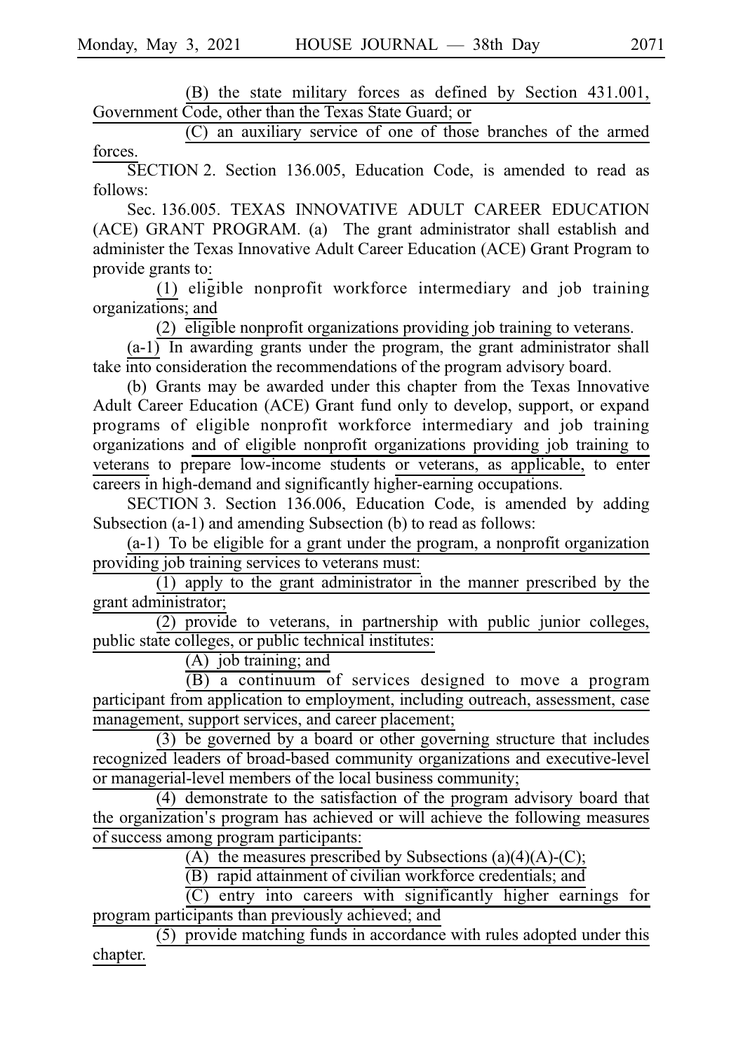(B) the state military forces as defined by Section 431.001, Government Code, other than the Texas State Guard; or

(C) an auxiliary service of one of those branches of the armed forces.

SECTION 2. Section 136.005, Education Code, is amended to read as follows:

Sec. 136.005. TEXAS INNOVATIVE ADULT CAREER EDUCATION (ACE) GRANT PROGRAM. (a) The grant administrator shall establish and administer the Texas Innovative Adult Career Education (ACE) Grant Program to provide grants to:

(1) eligible nonprofit workforce intermediary and job training organizations; and

(2) eligible nonprofit organizations providing job training to veterans.

(a-1) In awarding grants under the program, the grant administrator shall take into consideration the recommendations of the program advisory board.

(b) Grants may be awarded under this chapter from the Texas Innovative Adult Career Education (ACE) Grant fund only to develop, support, or expand programs of eligible nonprofit workforce intermediary and job training organizations and of eligible nonprofit organizations providing job training to veterans to prepare low-income students or veterans, as applicable, to enter careers in high-demand and significantly higher-earning occupations.

SECTION 3. Section 136.006, Education Code, is amended by adding Subsection (a-1) and amending Subsection (b) to read as follows:

(a-1) To be eligible for a grant under the program, a nonprofit organization providing job training services to veterans must:

(1) apply to the grant administrator in the manner prescribed by the grant administrator;

(2) provide to veterans, in partnership with public junior colleges, public state colleges, or public technical institutes:

(A) job training; and

(B) a continuum of services designed to move a program participant from application to employment, including outreach, assessment, case management, support services, and career placement;

(3) be governed by a board or other governing structure that includes recognized leaders of broad-based community organizations and executive-level or managerial-level members of the local business community;

(4) demonstrate to the satisfaction of the program advisory board that the organization's program has achieved or will achieve the following measures of success among program participants:

(A) the measures prescribed by Subsections (a)(4)(A)-(C);

(B) rapid attainment of civilian workforce credentials; and

(C) entry into careers with significantly higher earnings for program participants than previously achieved; and

(5) provide matching funds in accordance with rules adopted under this chapter.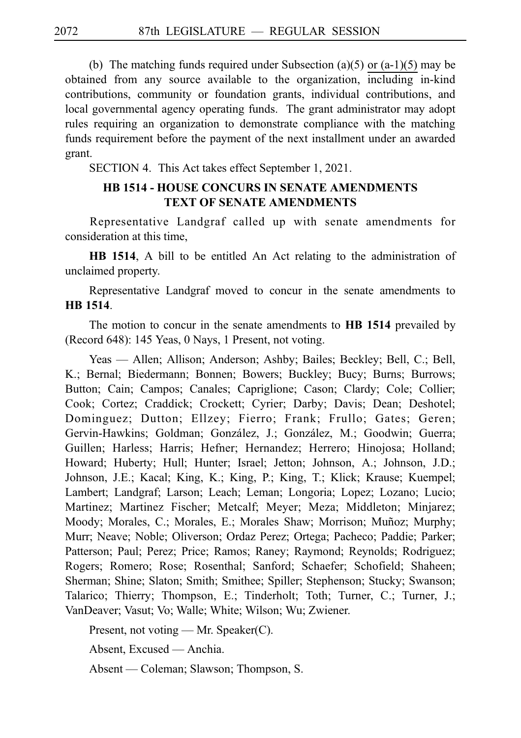(b) The matching funds required under Subsection (a)(5) or (a-1)(5) may be obtained from any source available to the organization, including in-kind contributions, community or foundation grants, individual contributions, and local governmental agency operating funds. The grant administrator may adopt rules requiring an organization to demonstrate compliance with the matching funds requirement before the payment of the next installment under an awarded grant.

SECTION 4. This Act takes effect September 1, 2021.

## HB 1514 - HOUSE CONCURS IN SENATE AMENDMENTS TEXT OF SENATE AMENDMENTS

Representative Landgraf called up with senate amendments for consideration at this time,

**HB 1514**, A bill to be entitled An Act relating to the administration of unclaimed property.

Representative Landgraf moved to concur in the senate amendments to **HB 1514**.

The motion to concur in the senate amendments to **HB 1514** prevailed by (Record 648): 145 Yeas, 0 Nays, 1 Present, not voting.

Yeas — Allen; Allison; Anderson; Ashby; Bailes; Beckley; Bell, C.; Bell, K.; Bernal; Biedermann; Bonnen; Bowers; Buckley; Bucy; Burns; Burrows; Button; Cain; Campos; Canales; Capriglione; Cason; Clardy; Cole; Collier; Cook; Cortez; Craddick; Crockett; Cyrier; Darby; Davis; Dean; Deshotel; Dominguez; Dutton; Ellzey; Fierro; Frank; Frullo; Gates; Geren; Gervin-Hawkins; Goldman; González, J.; González, M.; Goodwin; Guerra; Guillen; Harless; Harris; Hefner; Hernandez; Herrero; Hinojosa; Holland; Howard; Huberty; Hull; Hunter; Israel; Jetton; Johnson, A.; Johnson, J.D.; Johnson, J.E.; Kacal; King, K.; King, P.; King, T.; Klick; Krause; Kuempel; Lambert; Landgraf; Larson; Leach; Leman; Longoria; Lopez; Lozano; Lucio; Martinez; Martinez Fischer; Metcalf; Meyer; Meza; Middleton; Minjarez; Moody; Morales, C.; Morales, E.; Morales Shaw; Morrison; Muñoz; Murphy; Murr; Neave; Noble; Oliverson; Ordaz Perez; Ortega; Pacheco; Paddie; Parker; Patterson; Paul; Perez; Price; Ramos; Raney; Raymond; Reynolds; Rodriguez; Rogers; Romero; Rose; Rosenthal; Sanford; Schaefer; Schofield; Shaheen; Sherman; Shine; Slaton; Smith; Smithee; Spiller; Stephenson; Stucky; Swanson; Talarico; Thierry; Thompson, E.; Tinderholt; Toth; Turner, C.; Turner, J.; VanDeaver; Vasut; Vo; Walle; White; Wilson; Wu; Zwiener.

Present, not voting — Mr. Speaker(C).

Absent, Excused — Anchia.

Absent — Coleman; Slawson; Thompson, S.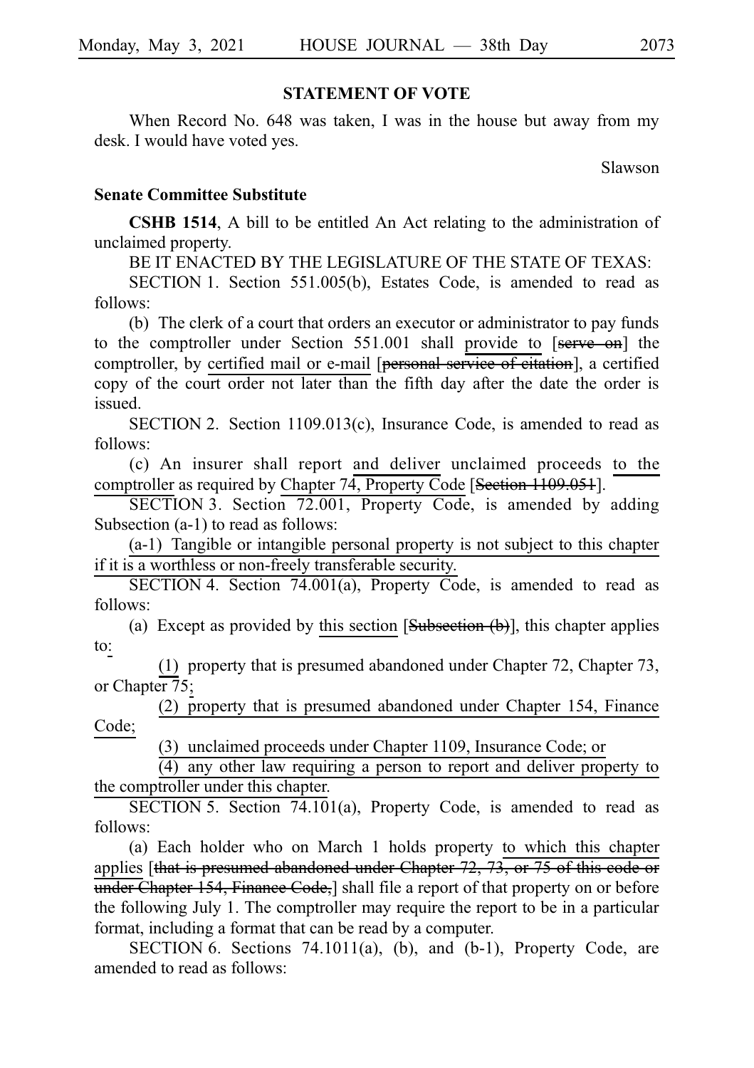**STATEMENT OF VOTE**

When Record No. 648 was taken, I was in the house but away from my desk. I would have voted yes.

Slawson

**Senate Committee Substitute**

**CSHB 1514**, A bill to be entitled An Act relating to the administration of unclaimed property.

BE IT ENACTED BY THE LEGISLATURE OF THE STATE OF TEXAS:

SECTION 1. Section 551.005(b), Estates Code, is amended to read as follows:

(b) The clerk of a court that orders an executor or administrator to pay funds to the comptroller under Section 551.001 shall provide to [~~serve on~~] the comptroller, by certified mail or e-mail [~~personal service of citation~~], a certified copy of the court order not later than the fifth day after the date the order is issued.

SECTION 2. Section 1109.013(c), Insurance Code, is amended to read as follows:

(c) An insurer shall report and deliver unclaimed proceeds to the comptroller as required by Chapter 74, Property Code [~~Section 1109.051~~].

SECTION 3. Section 72.001, Property Code, is amended by adding Subsection (a-1) to read as follows:

(a-1) Tangible or intangible personal property is not subject to this chapter if it is a worthless or non-freely transferable security.

SECTION 4. Section 74.001(a), Property Code, is amended to read as follows:

(a) Except as provided by this section [~~Subsection (b)~~], this chapter applies to:

(1) property that is presumed abandoned under Chapter 72, Chapter 73, or Chapter 75;

(2) property that is presumed abandoned under Chapter 154, Finance Code;

(3) unclaimed proceeds under Chapter 1109, Insurance Code; or

(4) any other law requiring a person to report and deliver property to the comptroller under this chapter.

SECTION 5. Section 74.101(a), Property Code, is amended to read as follows:

(a) Each holder who on March 1 holds property to which this chapter applies [~~that is presumed abandoned under Chapter 72, 73, or 75 of this code or under Chapter 154, Finance Code,~~] shall file a report of that property on or before the following July 1. The comptroller may require the report to be in a particular format, including a format that can be read by a computer.

SECTION 6. Sections 74.1011(a), (b), and (b-1), Property Code, are amended to read as follows: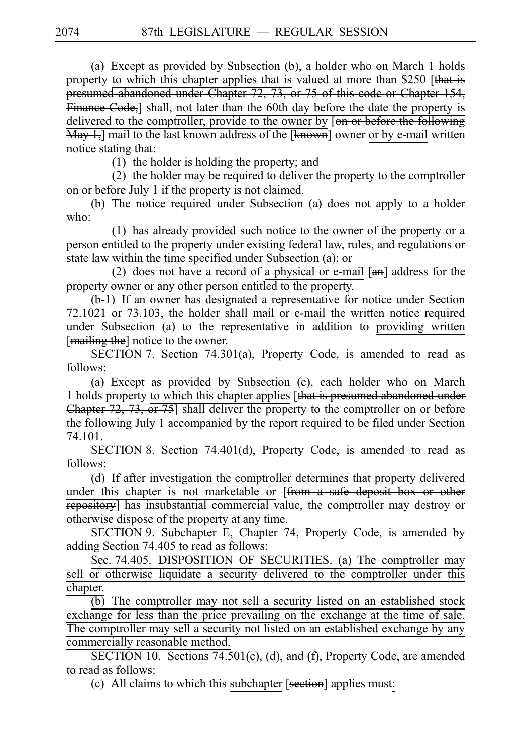(a) Except as provided by Subsection (b), a holder who on March 1 holds property to which this chapter applies that is valued at more than $250 [that is presumed abandoned under Chapter 72, 73, or 75 of this code or Chapter 154, Finance Code,] shall, not later than the 60th day before the date the property is delivered to the comptroller, provide to the owner by [on or before the following May 1,] mail to the last known address of the [known] owner or by e-mail written notice stating that:

(1) the holder is holding the property; and

(2) the holder may be required to deliver the property to the comptroller on or before July 1 if the property is not claimed.

(b) The notice required under Subsection (a) does not apply to a holder who:

(1) has already provided such notice to the owner of the property or a person entitled to the property under existing federal law, rules, and regulations or state law within the time specified under Subsection (a); or

(2) does not have a record of a physical or e-mail [an] address for the property owner or any other person entitled to the property.

(b-1) If an owner has designated a representative for notice under Section 72.1021 or 73.103, the holder shall mail or e-mail the written notice required under Subsection (a) to the representative in addition to providing written [mailing the] notice to the owner.

SECTION 7. Section 74.301(a), Property Code, is amended to read as follows:

(a) Except as provided by Subsection (c), each holder who on March 1 holds property to which this chapter applies [that is presumed abandoned under Chapter 72, 73, or 75] shall deliver the property to the comptroller on or before the following July 1 accompanied by the report required to be filed under Section 74.101.

SECTION 8. Section 74.401(d), Property Code, is amended to read as follows:

(d) If after investigation the comptroller determines that property delivered under this chapter is not marketable or [from a safe deposit box or other repository] has insubstantial commercial value, the comptroller may destroy or otherwise dispose of the property at any time.

SECTION 9. Subchapter E, Chapter 74, Property Code, is amended by adding Section 74.405 to read as follows:

Sec. 74.405. DISPOSITION OF SECURITIES. (a) The comptroller may sell or otherwise liquidate a security delivered to the comptroller under this chapter.

(b) The comptroller may not sell a security listed on an established stock exchange for less than the price prevailing on the exchange at the time of sale. The comptroller may sell a security not listed on an established exchange by any commercially reasonable method.

SECTION 10. Sections 74.501(c), (d), and (f), Property Code, are amended to read as follows:

(c) All claims to which this subchapter [section] applies must: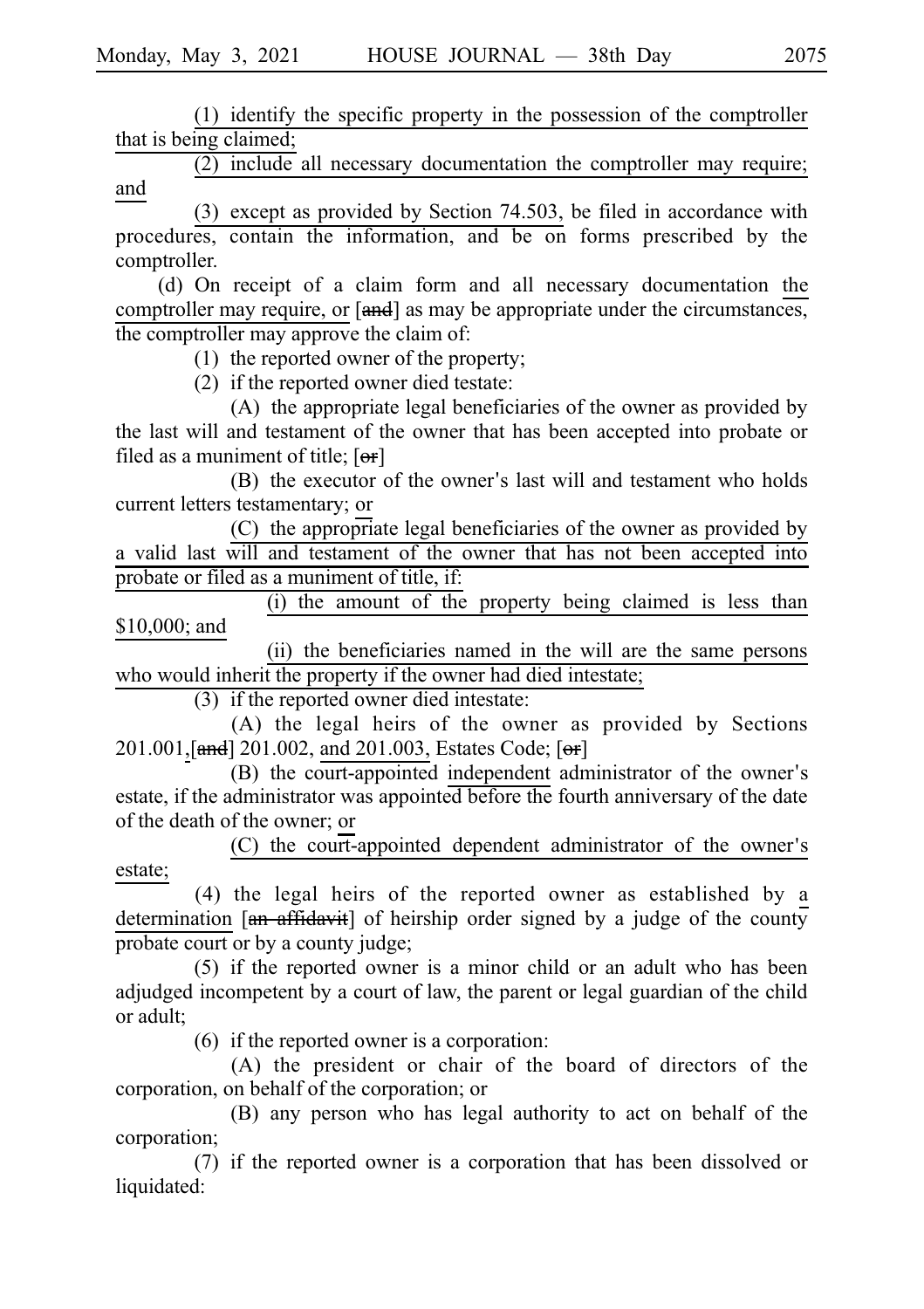(1) identify the specific property in the possession of the comptroller that is being claimed;

(2) include all necessary documentation the comptroller may require; and

(3) except as provided by Section 74.503, be filed in accordance with procedures, contain the information, and be on forms prescribed by the comptroller.

(d) On receipt of a claim form and all necessary documentation the comptroller may require, or [and] as may be appropriate under the circumstances, the comptroller may approve the claim of:

(1) the reported owner of the property;

(2) if the reported owner died testate:

(A) the appropriate legal beneficiaries of the owner as provided by the last will and testament of the owner that has been accepted into probate or filed as a muniment of title; [or]

(B) the executor of the owner's last will and testament who holds current letters testamentary; or

(C) the appropriate legal beneficiaries of the owner as provided by a valid last will and testament of the owner that has not been accepted into probate or filed as a muniment of title, if:

(i) the amount of the property being claimed is less than $10,000; and

(ii) the beneficiaries named in the will are the same persons who would inherit the property if the owner had died intestate;

(3) if the reported owner died intestate:

(A) the legal heirs of the owner as provided by Sections 201.001,[and] 201.002, and 201.003, Estates Code; [or]

(B) the court-appointed independent administrator of the owner's estate, if the administrator was appointed before the fourth anniversary of the date of the death of the owner; or

(C) the court-appointed dependent administrator of the owner's estate;

(4) the legal heirs of the reported owner as established by a determination [an affidavit] of heirship order signed by a judge of the county probate court or by a county judge;

(5) if the reported owner is a minor child or an adult who has been adjudged incompetent by a court of law, the parent or legal guardian of the child or adult;

(6) if the reported owner is a corporation:

(A) the president or chair of the board of directors of the corporation, on behalf of the corporation; or

(B) any person who has legal authority to act on behalf of the corporation;

(7) if the reported owner is a corporation that has been dissolved or liquidated: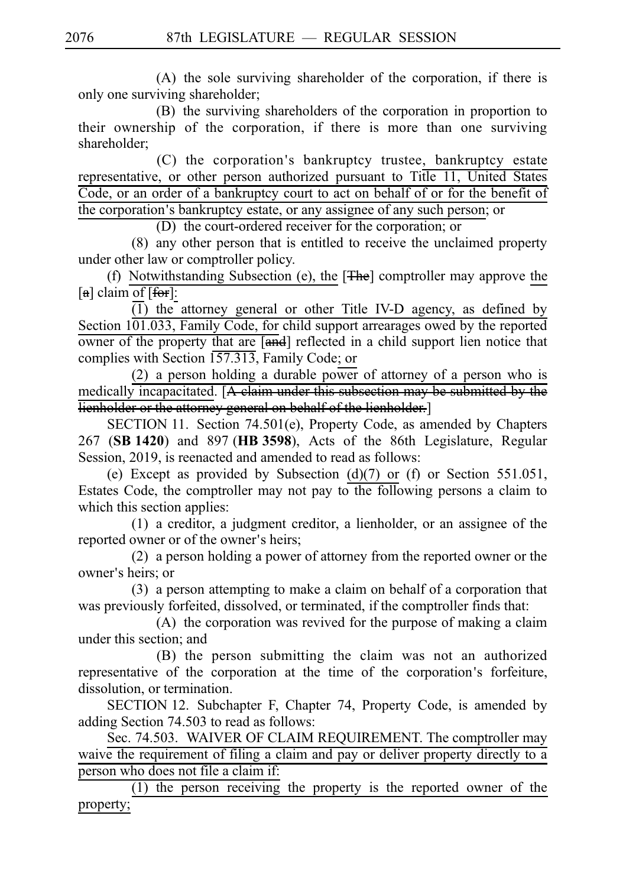(A) the sole surviving shareholder of the corporation, if there is only one surviving shareholder;

(B) the surviving shareholders of the corporation in proportion to their ownership of the corporation, if there is more than one surviving shareholder;

(C) the corporation's bankruptcy trustee, bankruptcy estate representative, or other person authorized pursuant to Title 11, United States Code, or an order of a bankruptcy court to act on behalf of or for the benefit of the corporation's bankruptcy estate, or any assignee of any such person; or

(D) the court-ordered receiver for the corporation; or

(8) any other person that is entitled to receive the unclaimed property under other law or comptroller policy.

(f) Notwithstanding Subsection (e), the [The] comptroller may approve the [a] claim of [for]:

(1) the attorney general or other Title IV-D agency, as defined by Section 101.033, Family Code, for child support arrearages owed by the reported owner of the property that are [and] reflected in a child support lien notice that complies with Section 157.313, Family Code; or

(2) a person holding a durable power of attorney of a person who is medically incapacitated. [A claim under this subsection may be submitted by the lienholder or the attorney general on behalf of the lienholder.]

SECTION 11. Section 74.501(e), Property Code, as amended by Chapters 267 (**SB 1420**) and 897 (**HB 3598**), Acts of the 86th Legislature, Regular Session, 2019, is reenacted and amended to read as follows:

(e) Except as provided by Subsection (d)(7) or (f) or Section 551.051, Estates Code, the comptroller may not pay to the following persons a claim to which this section applies:

(1) a creditor, a judgment creditor, a lienholder, or an assignee of the reported owner or of the owner's heirs;

(2) a person holding a power of attorney from the reported owner or the owner's heirs; or

(3) a person attempting to make a claim on behalf of a corporation that was previously forfeited, dissolved, or terminated, if the comptroller finds that:

(A) the corporation was revived for the purpose of making a claim under this section; and

(B) the person submitting the claim was not an authorized representative of the corporation at the time of the corporation's forfeiture, dissolution, or termination.

SECTION 12. Subchapter F, Chapter 74, Property Code, is amended by adding Section 74.503 to read as follows:

Sec. 74.503. WAIVER OF CLAIM REQUIREMENT. The comptroller may waive the requirement of filing a claim and pay or deliver property directly to a person who does not file a claim if:

(1) the person receiving the property is the reported owner of the property;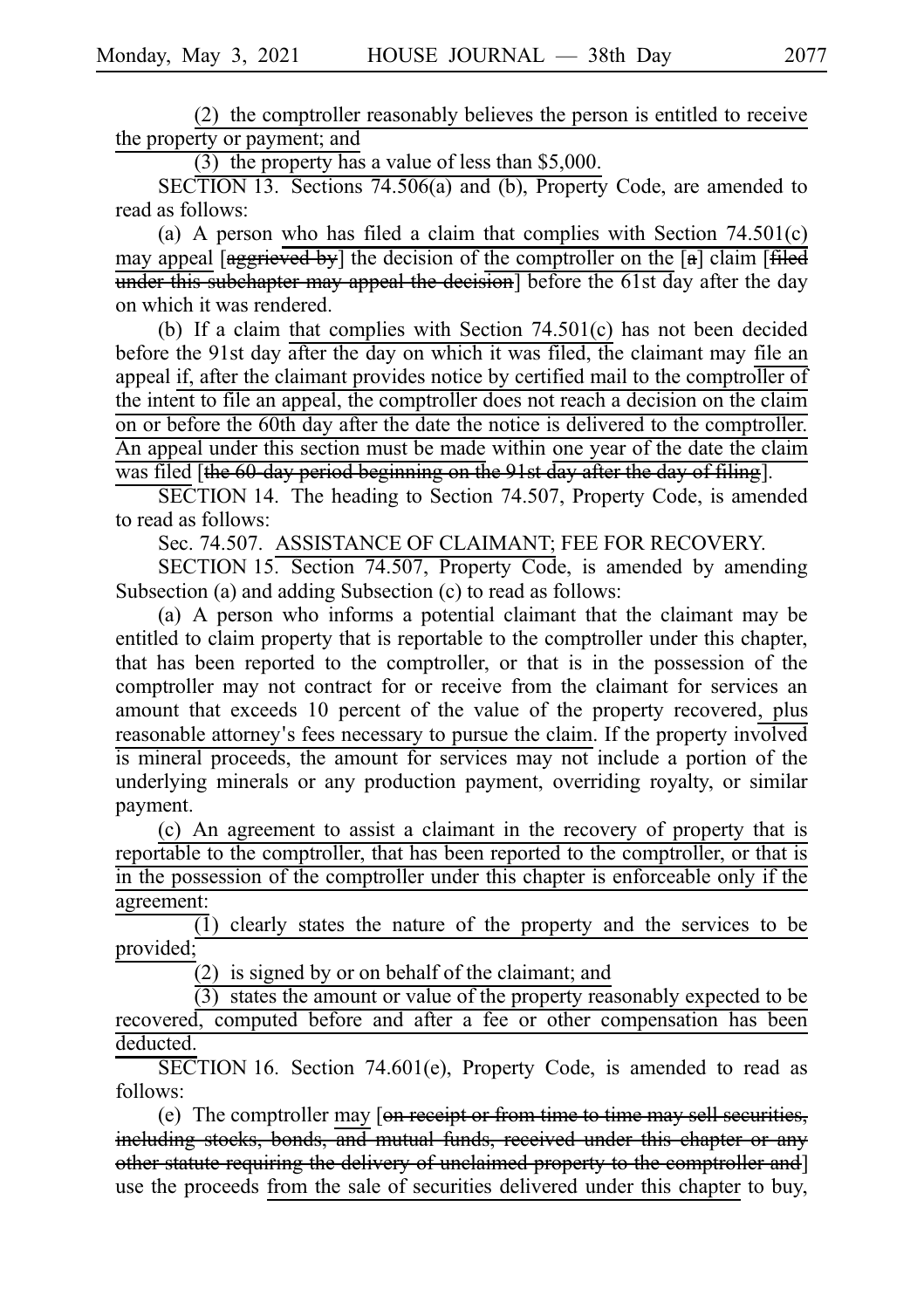(2) the comptroller reasonably believes the person is entitled to receive the property or payment; and

(3) the property has a value of less than $5,000.

SECTION 13. Sections 74.506(a) and (b), Property Code, are amended to read as follows:

(a) A person who has filed a claim that complies with Section 74.501(c) may appeal [~~aggrieved by~~] the decision of the comptroller on the [~~a~~] claim [~~filed under this subchapter may appeal the decision~~] before the 61st day after the day on which it was rendered.

(b) If a claim that complies with Section 74.501(c) has not been decided before the 91st day after the day on which it was filed, the claimant may file an appeal if, after the claimant provides notice by certified mail to the comptroller of the intent to file an appeal, the comptroller does not reach a decision on the claim on or before the 60th day after the date the notice is delivered to the comptroller. An appeal under this section must be made within one year of the date the claim was filed [~~the 60-day period beginning on the 91st day after the day of filing~~].

SECTION 14. The heading to Section 74.507, Property Code, is amended to read as follows:

Sec. 74.507. ASSISTANCE OF CLAIMANT; FEE FOR RECOVERY.

SECTION 15. Section 74.507, Property Code, is amended by amending Subsection (a) and adding Subsection (c) to read as follows:

(a) A person who informs a potential claimant that the claimant may be entitled to claim property that is reportable to the comptroller under this chapter, that has been reported to the comptroller, or that is in the possession of the comptroller may not contract for or receive from the claimant for services an amount that exceeds 10 percent of the value of the property recovered, plus reasonable attorney's fees necessary to pursue the claim. If the property involved is mineral proceeds, the amount for services may not include a portion of the underlying minerals or any production payment, overriding royalty, or similar payment.

(c) An agreement to assist a claimant in the recovery of property that is reportable to the comptroller, that has been reported to the comptroller, or that is in the possession of the comptroller under this chapter is enforceable only if the agreement:

(1) clearly states the nature of the property and the services to be provided;

(2) is signed by or on behalf of the claimant; and

(3) states the amount or value of the property reasonably expected to be recovered, computed before and after a fee or other compensation has been deducted.

SECTION 16. Section 74.601(e), Property Code, is amended to read as follows:

(e) The comptroller may [~~on receipt or from time to time may sell securities, including stocks, bonds, and mutual funds, received under this chapter or any other statute requiring the delivery of unclaimed property to the comptroller and~~] use the proceeds from the sale of securities delivered under this chapter to buy,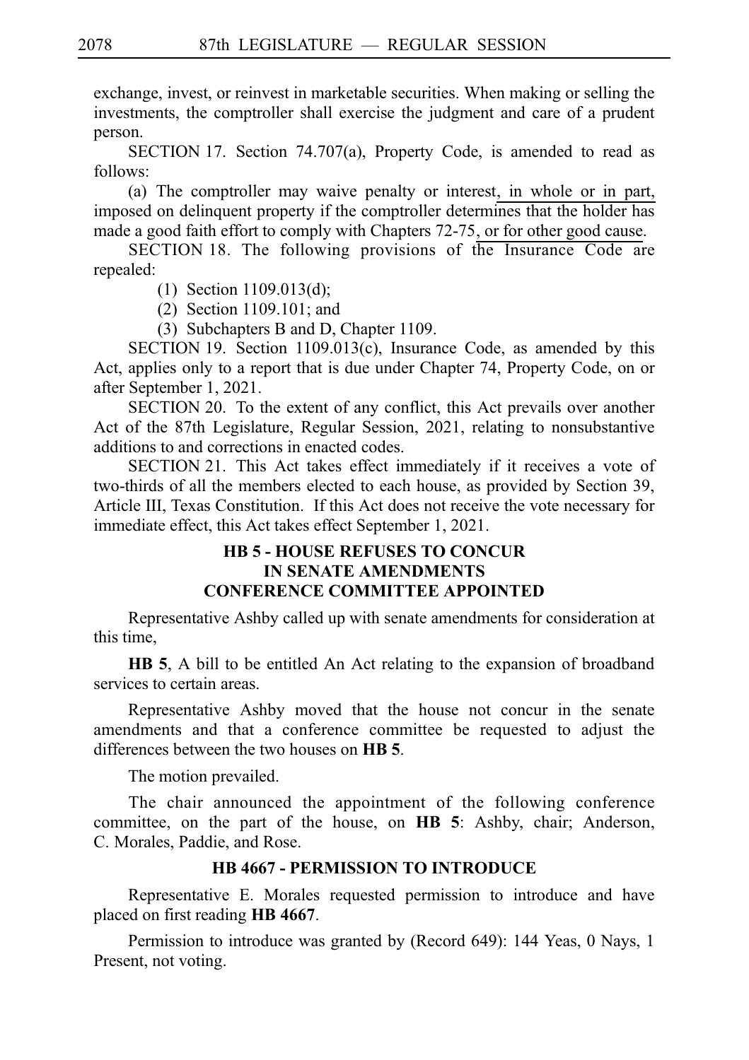exchange, invest, or reinvest in marketable securities. When making or selling the investments, the comptroller shall exercise the judgment and care of a prudent person.

SECTION 17. Section 74.707(a), Property Code, is amended to read as follows:

(a) The comptroller may waive penalty or interest, in whole or in part, imposed on delinquent property if the comptroller determines that the holder has made a good faith effort to comply with Chapters 72-75, or for other good cause.

SECTION 18. The following provisions of the Insurance Code are repealed:

(1) Section 1109.013(d);

(2) Section 1109.101; and

(3) Subchapters B and D, Chapter 1109.

SECTION 19. Section 1109.013(c), Insurance Code, as amended by this Act, applies only to a report that is due under Chapter 74, Property Code, on or after September 1, 2021.

SECTION 20. To the extent of any conflict, this Act prevails over another Act of the 87th Legislature, Regular Session, 2021, relating to nonsubstantive additions to and corrections in enacted codes.

SECTION 21. This Act takes effect immediately if it receives a vote of two-thirds of all the members elected to each house, as provided by Section 39, Article III, Texas Constitution. If this Act does not receive the vote necessary for immediate effect, this Act takes effect September 1, 2021.

## HB 5 - HOUSE REFUSES TO CONCUR IN SENATE AMENDMENTS CONFERENCE COMMITTEE APPOINTED

Representative Ashby called up with senate amendments for consideration at this time,

**HB 5**, A bill to be entitled An Act relating to the expansion of broadband services to certain areas.

Representative Ashby moved that the house not concur in the senate amendments and that a conference committee be requested to adjust the differences between the two houses on **HB 5**.

The motion prevailed.

The chair announced the appointment of the following conference committee, on the part of the house, on **HB 5**: Ashby, chair; Anderson, C. Morales, Paddie, and Rose.

## HB 4667 - PERMISSION TO INTRODUCE

Representative E. Morales requested permission to introduce and have placed on first reading **HB 4667**.

Permission to introduce was granted by (Record 649): 144 Yeas, 0 Nays, 1 Present, not voting.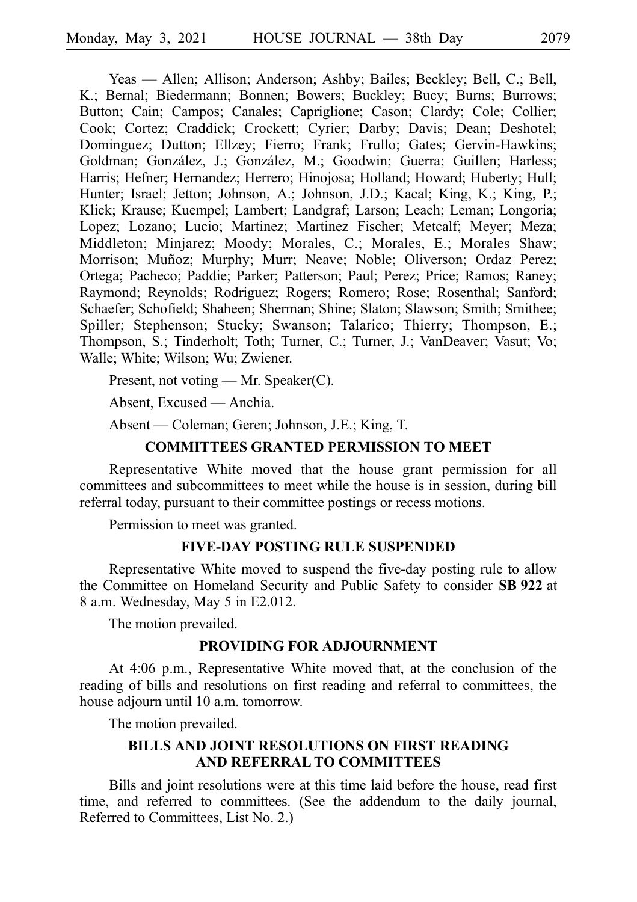Yeas — Allen; Allison; Anderson; Ashby; Bailes; Beckley; Bell, C.; Bell, K.; Bernal; Biedermann; Bonnen; Bowers; Buckley; Bucy; Burns; Burrows; Button; Cain; Campos; Canales; Capriglione; Cason; Clardy; Cole; Collier; Cook; Cortez; Craddick; Crockett; Cyrier; Darby; Davis; Dean; Deshotel; Dominguez; Dutton; Ellzey; Fierro; Frank; Frullo; Gates; Gervin-Hawkins; Goldman; González, J.; González, M.; Goodwin; Guerra; Guillen; Harless; Harris; Hefner; Hernandez; Herrero; Hinojosa; Holland; Howard; Huberty; Hull; Hunter; Israel; Jetton; Johnson, A.; Johnson, J.D.; Kacal; King, K.; King, P.; Klick; Krause; Kuempel; Lambert; Landgraf; Larson; Leach; Leman; Longoria; Lopez; Lozano; Lucio; Martinez; Martinez Fischer; Metcalf; Meyer; Meza; Middleton; Minjarez; Moody; Morales, C.; Morales, E.; Morales Shaw; Morrison; Muñoz; Murphy; Murr; Neave; Noble; Oliverson; Ordaz Perez; Ortega; Pacheco; Paddie; Parker; Patterson; Paul; Perez; Price; Ramos; Raney; Raymond; Reynolds; Rodriguez; Rogers; Romero; Rose; Rosenthal; Sanford; Schaefer; Schofield; Shaheen; Sherman; Shine; Slaton; Slawson; Smith; Smithee; Spiller; Stephenson; Stucky; Swanson; Talarico; Thierry; Thompson, E.; Thompson, S.; Tinderholt; Toth; Turner, C.; Turner, J.; VanDeaver; Vasut; Vo; Walle; White; Wilson; Wu; Zwiener.

Present, not voting — Mr. Speaker(C).

Absent, Excused — Anchia.

Absent — Coleman; Geren; Johnson, J.E.; King, T.

## COMMITTEES GRANTED PERMISSION TO MEET

Representative White moved that the house grant permission for all committees and subcommittees to meet while the house is in session, during bill referral today, pursuant to their committee postings or recess motions.

Permission to meet was granted.

## FIVE-DAY POSTING RULE SUSPENDED

Representative White moved to suspend the five-day posting rule to allow the Committee on Homeland Security and Public Safety to consider **SB 922** at 8 a.m. Wednesday, May 5 in E2.012.

The motion prevailed.

## PROVIDING FOR ADJOURNMENT

At 4:06 p.m., Representative White moved that, at the conclusion of the reading of bills and resolutions on first reading and referral to committees, the house adjourn until 10 a.m. tomorrow.

The motion prevailed.

## BILLS AND JOINT RESOLUTIONS ON FIRST READING AND REFERRAL TO COMMITTEES

Bills and joint resolutions were at this time laid before the house, read first time, and referred to committees. (See the addendum to the daily journal, Referred to Committees, List No. 2.)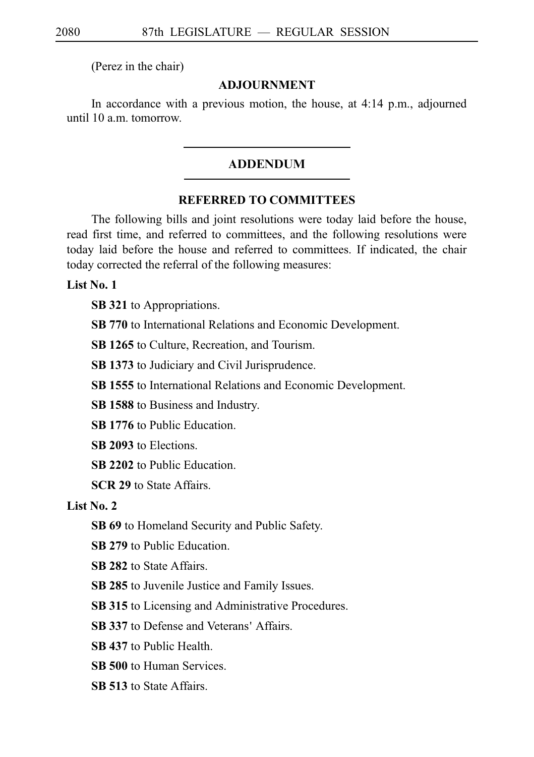(Perez in the chair)

## ADJOURNMENT

In accordance with a previous motion, the house, at 4:14 p.m., adjourned until 10 a.m. tomorrow.

---

## ADDENDUM

---

### REFERRED TO COMMITTEES

The following bills and joint resolutions were today laid before the house, read first time, and referred to committees, and the following resolutions were today laid before the house and referred to committees. If indicated, the chair today corrected the referral of the following measures:

**List No. 1**

**SB 321** to Appropriations.

**SB 770** to International Relations and Economic Development.

**SB 1265** to Culture, Recreation, and Tourism.

**SB 1373** to Judiciary and Civil Jurisprudence.

**SB 1555** to International Relations and Economic Development.

**SB 1588** to Business and Industry.

**SB 1776** to Public Education.

**SB 2093** to Elections.

**SB 2202** to Public Education.

**SCR 29** to State Affairs.

**List No. 2**

**SB 69** to Homeland Security and Public Safety.

**SB 279** to Public Education.

**SB 282** to State Affairs.

**SB 285** to Juvenile Justice and Family Issues.

**SB 315** to Licensing and Administrative Procedures.

**SB 337** to Defense and Veterans' Affairs.

**SB 437** to Public Health.

**SB 500** to Human Services.

**SB 513** to State Affairs.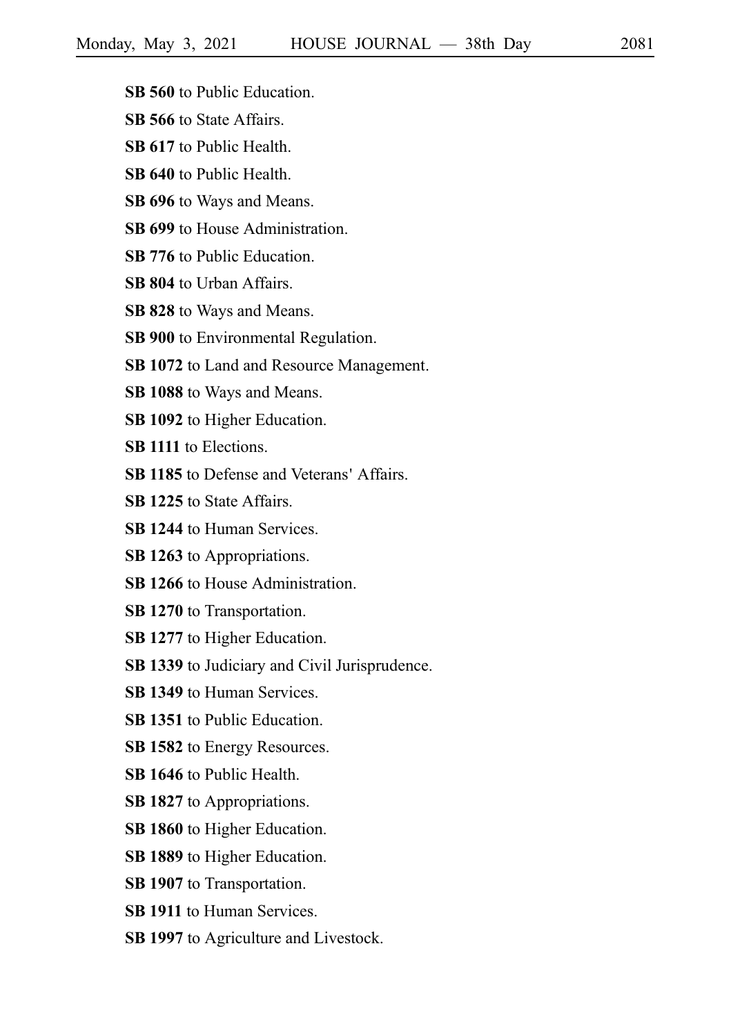**SB 560** to Public Education.

**SB 566** to State Affairs.

**SB 617** to Public Health.

**SB 640** to Public Health.

**SB 696** to Ways and Means.

**SB 699** to House Administration.

**SB 776** to Public Education.

**SB 804** to Urban Affairs.

**SB 828** to Ways and Means.

**SB 900** to Environmental Regulation.

**SB 1072** to Land and Resource Management.

**SB 1088** to Ways and Means.

**SB 1092** to Higher Education.

**SB 1111** to Elections.

**SB 1185** to Defense and Veterans' Affairs.

**SB 1225** to State Affairs.

**SB 1244** to Human Services.

**SB 1263** to Appropriations.

**SB 1266** to House Administration.

**SB 1270** to Transportation.

**SB 1277** to Higher Education.

**SB 1339** to Judiciary and Civil Jurisprudence.

**SB 1349** to Human Services.

**SB 1351** to Public Education.

**SB 1582** to Energy Resources.

**SB 1646** to Public Health.

**SB 1827** to Appropriations.

**SB 1860** to Higher Education.

**SB 1889** to Higher Education.

**SB 1907** to Transportation.

**SB 1911** to Human Services.

**SB 1997** to Agriculture and Livestock.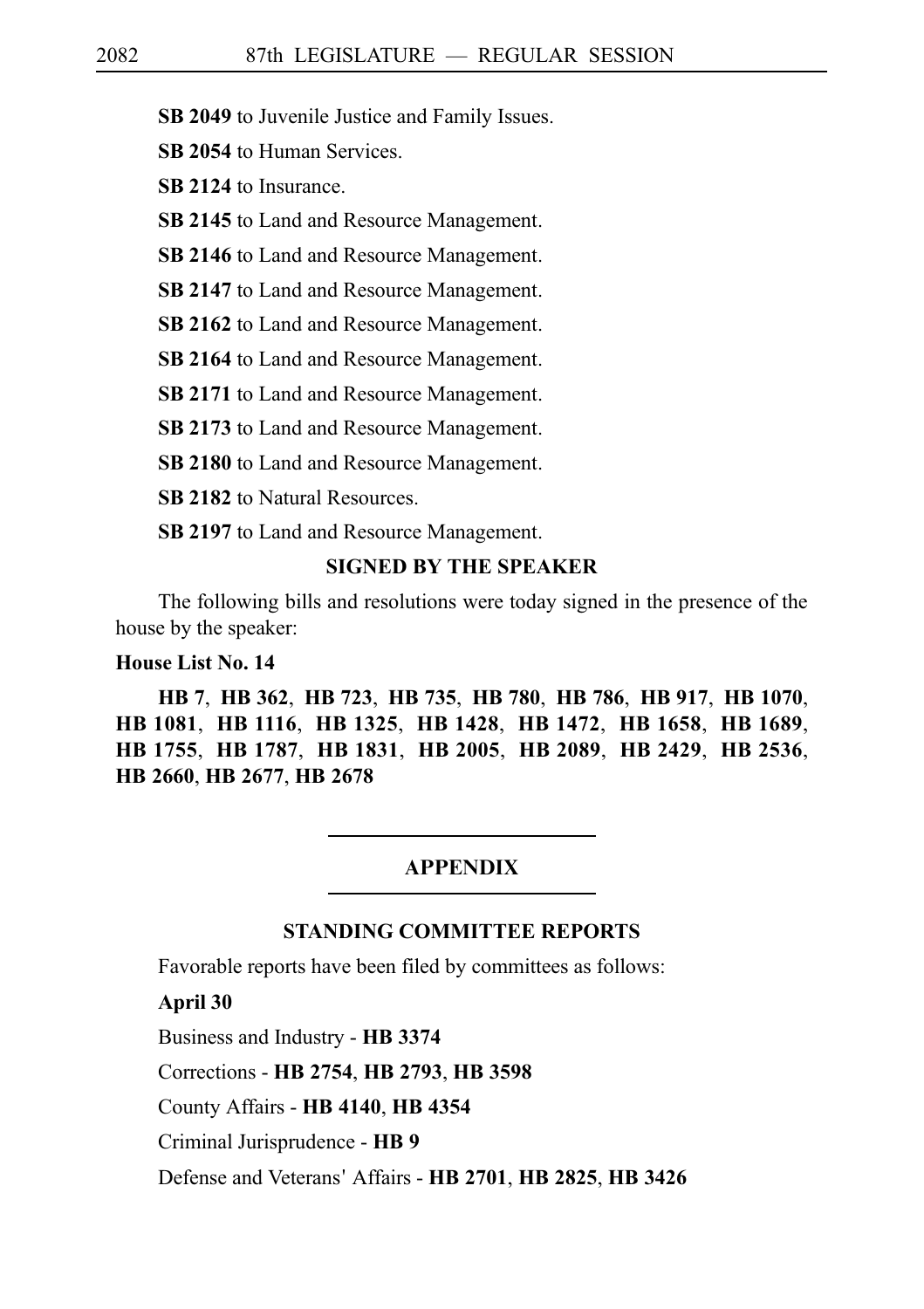**SB 2049** to Juvenile Justice and Family Issues.

**SB 2054** to Human Services.

**SB 2124** to Insurance.

**SB 2145** to Land and Resource Management.

**SB 2146** to Land and Resource Management.

**SB 2147** to Land and Resource Management.

**SB 2162** to Land and Resource Management.

**SB 2164** to Land and Resource Management.

**SB 2171** to Land and Resource Management.

**SB 2173** to Land and Resource Management.

**SB 2180** to Land and Resource Management.

**SB 2182** to Natural Resources.

**SB 2197** to Land and Resource Management.

### SIGNED BY THE SPEAKER

The following bills and resolutions were today signed in the presence of the house by the speaker:

**House List No. 14**

**HB 7**, **HB 362**, **HB 723**, **HB 735**, **HB 780**, **HB 786**, **HB 917**, **HB 1070**, **HB 1081**, **HB 1116**, **HB 1325**, **HB 1428**, **HB 1472**, **HB 1658**, **HB 1689**, **HB 1755**, **HB 1787**, **HB 1831**, **HB 2005**, **HB 2089**, **HB 2429**, **HB 2536**, **HB 2660**, **HB 2677**, **HB 2678**

---

## APPENDIX

---

### STANDING COMMITTEE REPORTS

Favorable reports have been filed by committees as follows:

**April 30**

Business and Industry - **HB 3374**

Corrections - **HB 2754**, **HB 2793**, **HB 3598**

County Affairs - **HB 4140**, **HB 4354**

Criminal Jurisprudence - **HB 9**

Defense and Veterans' Affairs - **HB 2701**, **HB 2825**, **HB 3426**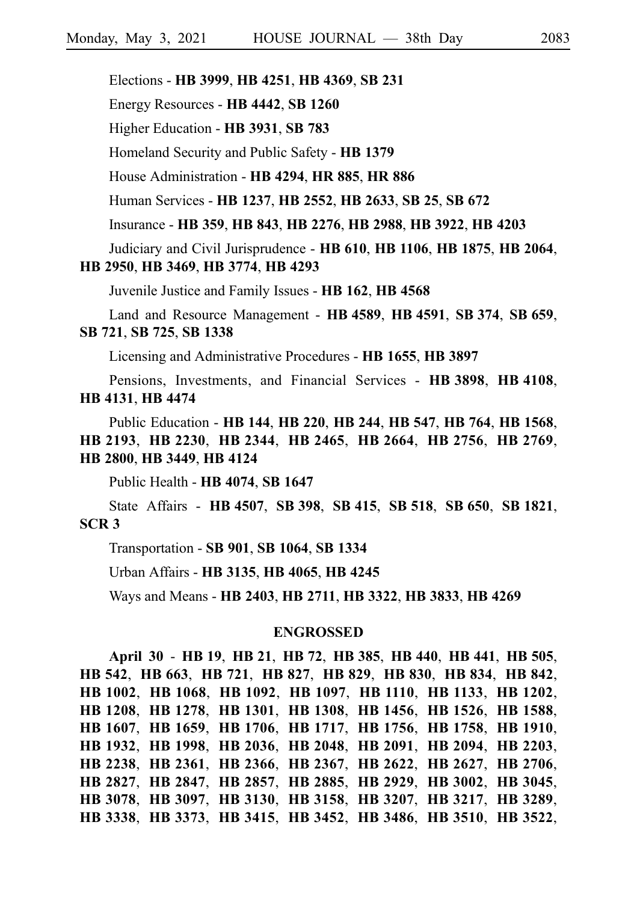Elections - **HB 3999**, **HB 4251**, **HB 4369**, **SB 231**

Energy Resources - **HB 4442**, **SB 1260**

Higher Education - **HB 3931**, **SB 783**

Homeland Security and Public Safety - **HB 1379**

House Administration - **HB 4294**, **HR 885**, **HR 886**

Human Services - **HB 1237**, **HB 2552**, **HB 2633**, **SB 25**, **SB 672**

Insurance - **HB 359**, **HB 843**, **HB 2276**, **HB 2988**, **HB 3922**, **HB 4203**

Judiciary and Civil Jurisprudence - **HB 610**, **HB 1106**, **HB 1875**, **HB 2064**, **HB 2950**, **HB 3469**, **HB 3774**, **HB 4293**

Juvenile Justice and Family Issues - **HB 162**, **HB 4568**

Land and Resource Management - **HB 4589**, **HB 4591**, **SB 374**, **SB 659**, **SB 721**, **SB 725**, **SB 1338**

Licensing and Administrative Procedures - **HB 1655**, **HB 3897**

Pensions, Investments, and Financial Services - **HB 3898**, **HB 4108**, **HB 4131**, **HB 4474**

Public Education - **HB 144**, **HB 220**, **HB 244**, **HB 547**, **HB 764**, **HB 1568**, **HB 2193**, **HB 2230**, **HB 2344**, **HB 2465**, **HB 2664**, **HB 2756**, **HB 2769**, **HB 2800**, **HB 3449**, **HB 4124**

Public Health - **HB 4074**, **SB 1647**

State Affairs - **HB 4507**, **SB 398**, **SB 415**, **SB 518**, **SB 650**, **SB 1821**, **SCR 3**

Transportation - **SB 901**, **SB 1064**, **SB 1334**

Urban Affairs - **HB 3135**, **HB 4065**, **HB 4245**

Ways and Means - **HB 2403**, **HB 2711**, **HB 3322**, **HB 3833**, **HB 4269**

## ENGROSSED

**April 30** - **HB 19**, **HB 21**, **HB 72**, **HB 385**, **HB 440**, **HB 441**, **HB 505**, **HB 542**, **HB 663**, **HB 721**, **HB 827**, **HB 829**, **HB 830**, **HB 834**, **HB 842**, **HB 1002**, **HB 1068**, **HB 1092**, **HB 1097**, **HB 1110**, **HB 1133**, **HB 1202**, **HB 1208**, **HB 1278**, **HB 1301**, **HB 1308**, **HB 1456**, **HB 1526**, **HB 1588**, **HB 1607**, **HB 1659**, **HB 1706**, **HB 1717**, **HB 1756**, **HB 1758**, **HB 1910**, **HB 1932**, **HB 1998**, **HB 2036**, **HB 2048**, **HB 2091**, **HB 2094**, **HB 2203**, **HB 2238**, **HB 2361**, **HB 2366**, **HB 2367**, **HB 2622**, **HB 2627**, **HB 2706**, **HB 2827**, **HB 2847**, **HB 2857**, **HB 2885**, **HB 2929**, **HB 3002**, **HB 3045**, **HB 3078**, **HB 3097**, **HB 3130**, **HB 3158**, **HB 3207**, **HB 3217**, **HB 3289**, **HB 3338**, **HB 3373**, **HB 3415**, **HB 3452**, **HB 3486**, **HB 3510**, **HB 3522**,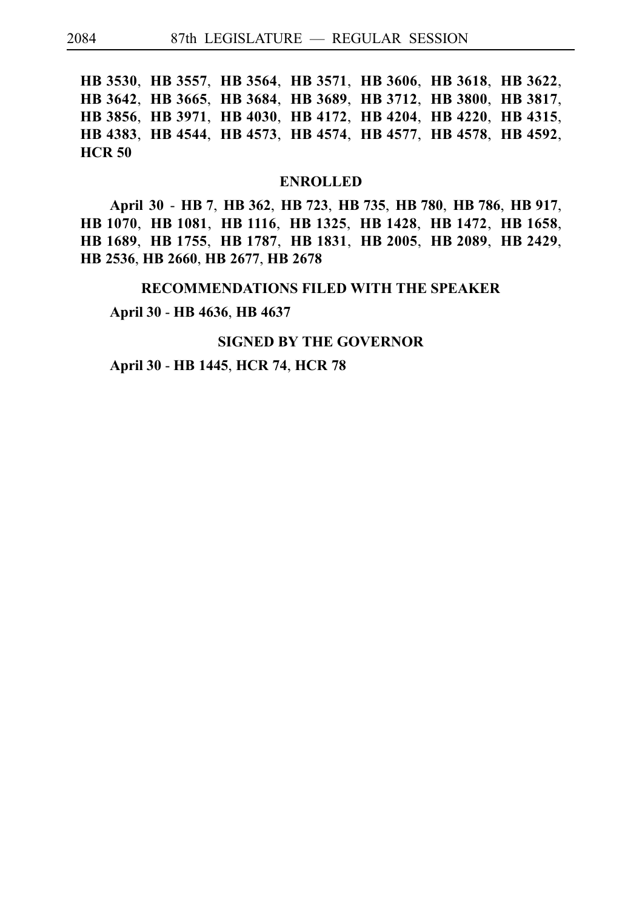**HB 3530**, **HB 3557**, **HB 3564**, **HB 3571**, **HB 3606**, **HB 3618**, **HB 3622**, **HB 3642**, **HB 3665**, **HB 3684**, **HB 3689**, **HB 3712**, **HB 3800**, **HB 3817**, **HB 3856**, **HB 3971**, **HB 4030**, **HB 4172**, **HB 4204**, **HB 4220**, **HB 4315**, **HB 4383**, **HB 4544**, **HB 4573**, **HB 4574**, **HB 4577**, **HB 4578**, **HB 4592**, **HCR 50**

## ENROLLED

**April 30** - **HB 7**, **HB 362**, **HB 723**, **HB 735**, **HB 780**, **HB 786**, **HB 917**, **HB 1070**, **HB 1081**, **HB 1116**, **HB 1325**, **HB 1428**, **HB 1472**, **HB 1658**, **HB 1689**, **HB 1755**, **HB 1787**, **HB 1831**, **HB 2005**, **HB 2089**, **HB 2429**, **HB 2536**, **HB 2660**, **HB 2677**, **HB 2678**

## RECOMMENDATIONS FILED WITH THE SPEAKER

**April 30** - **HB 4636**, **HB 4637**

## SIGNED BY THE GOVERNOR

**April 30** - **HB 1445**, **HCR 74**, **HCR 78**